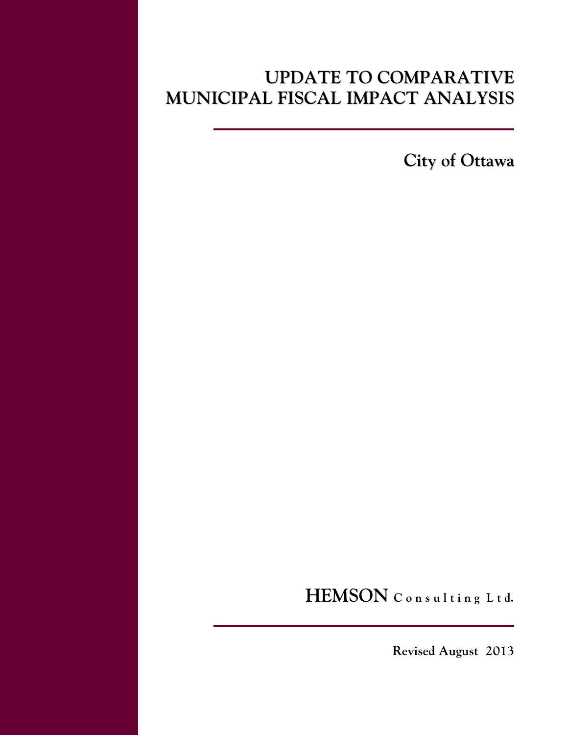# UPDATE TO COMPARATIVE MUNICIPAL FISCAL IMPACT ANALYSIS

## City of Ottawa

**HEMSON Consulting Ltd.**

**Revised August 2013**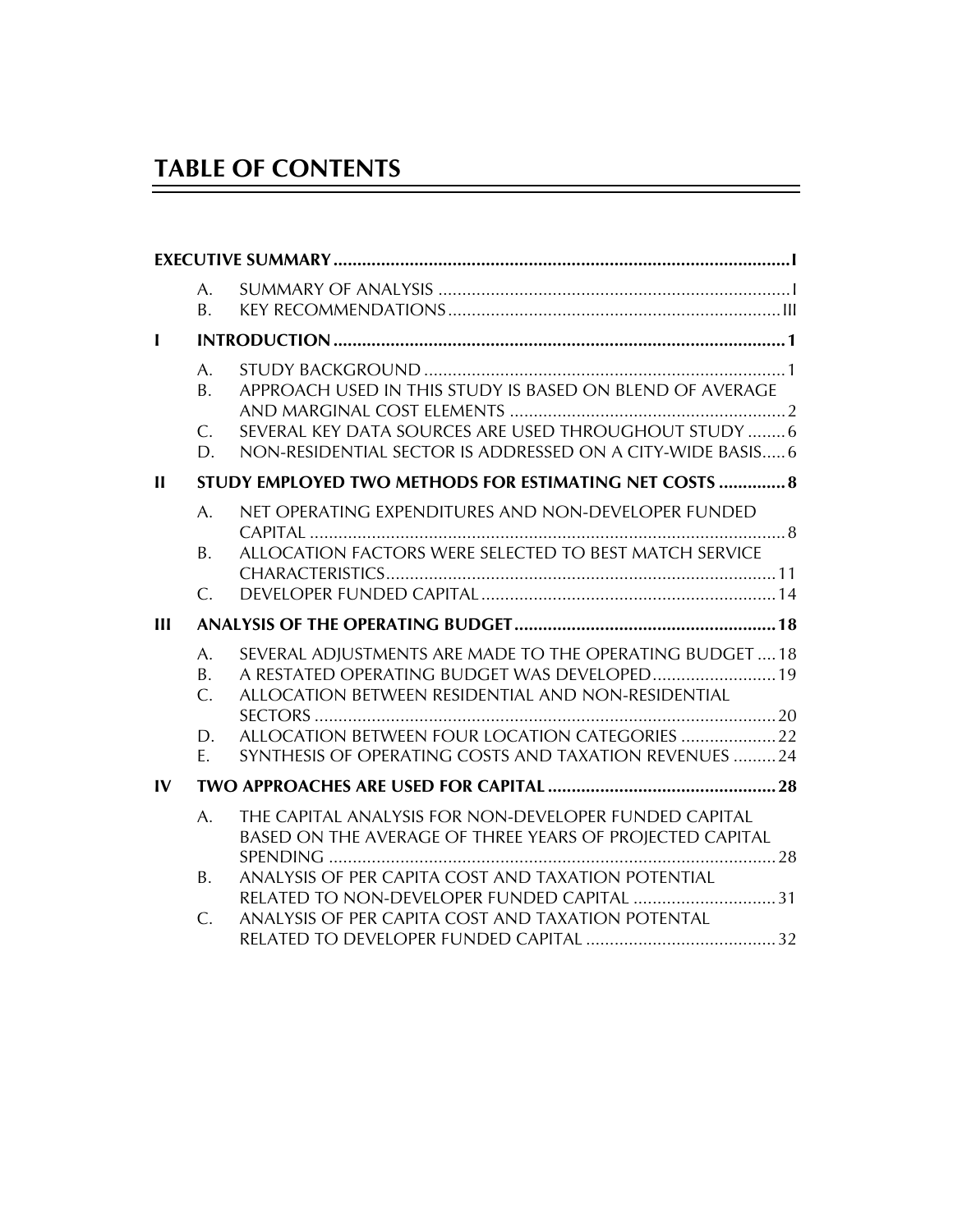# TABLE OF CONTENTS

| | | | |
|---|---|---|---|
| **EXECUTIVE SUMMARY** | | | **I** |
| | A. | SUMMARY OF ANALYSIS | I |
| | B. | KEY RECOMMENDATIONS | III |
| **I** | **INTRODUCTION** | | **1** |
| | A. | STUDY BACKGROUND | 1 |
| | B. | APPROACH USED IN THIS STUDY IS BASED ON BLEND OF AVERAGE AND MARGINAL COST ELEMENTS | 2 |
| | C. | SEVERAL KEY DATA SOURCES ARE USED THROUGHOUT STUDY | 6 |
| | D. | NON-RESIDENTIAL SECTOR IS ADDRESSED ON A CITY-WIDE BASIS | 6 |
| **II** | **STUDY EMPLOYED TWO METHODS FOR ESTIMATING NET COSTS** | | **8** |
| | A. | NET OPERATING EXPENDITURES AND NON-DEVELOPER FUNDED CAPITAL | 8 |
| | B. | ALLOCATION FACTORS WERE SELECTED TO BEST MATCH SERVICE CHARACTERISTICS | 11 |
| | C. | DEVELOPER FUNDED CAPITAL | 14 |
| **III** | **ANALYSIS OF THE OPERATING BUDGET** | | **18** |
| | A. | SEVERAL ADJUSTMENTS ARE MADE TO THE OPERATING BUDGET | 18 |
| | B. | A RESTATED OPERATING BUDGET WAS DEVELOPED | 19 |
| | C. | ALLOCATION BETWEEN RESIDENTIAL AND NON-RESIDENTIAL SECTORS | 20 |
| | D. | ALLOCATION BETWEEN FOUR LOCATION CATEGORIES | 22 |
| | E. | SYNTHESIS OF OPERATING COSTS AND TAXATION REVENUES | 24 |
| **IV** | **TWO APPROACHES ARE USED FOR CAPITAL** | | **28** |
| | A. | THE CAPITAL ANALYSIS FOR NON-DEVELOPER FUNDED CAPITAL BASED ON THE AVERAGE OF THREE YEARS OF PROJECTED CAPITAL SPENDING | 28 |
| | B. | ANALYSIS OF PER CAPITA COST AND TAXATION POTENTIAL RELATED TO NON-DEVELOPER FUNDED CAPITAL | 31 |
| | C. | ANALYSIS OF PER CAPITA COST AND TAXATION POTENTAL RELATED TO DEVELOPER FUNDED CAPITAL | 32 |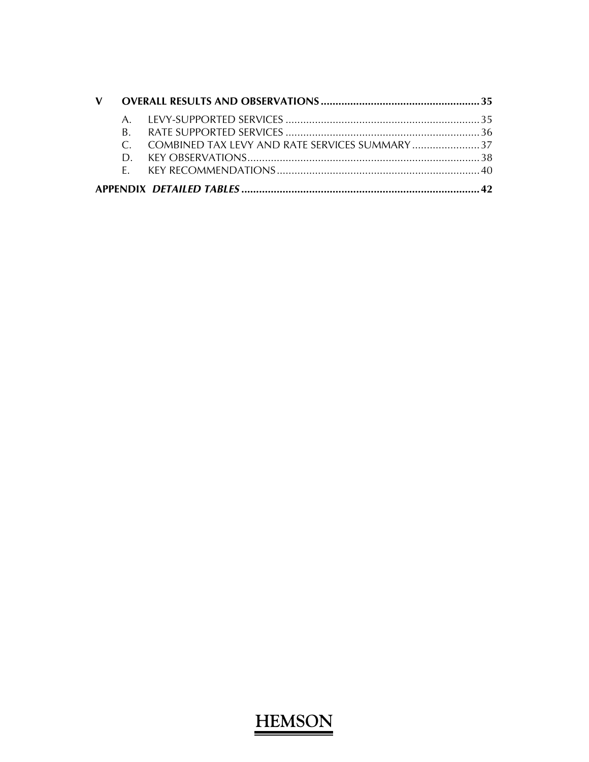**V OVERALL RESULTS AND OBSERVATIONS .......... 35**

- A. LEVY-SUPPORTED SERVICES .......... 35
- B. RATE SUPPORTED SERVICES .......... 36
- C. COMBINED TAX LEVY AND RATE SERVICES SUMMARY .......... 37
- D. KEY OBSERVATIONS .......... 38
- E. KEY RECOMMENDATIONS .......... 40

**APPENDIX *DETAILED TABLES* .......... 42**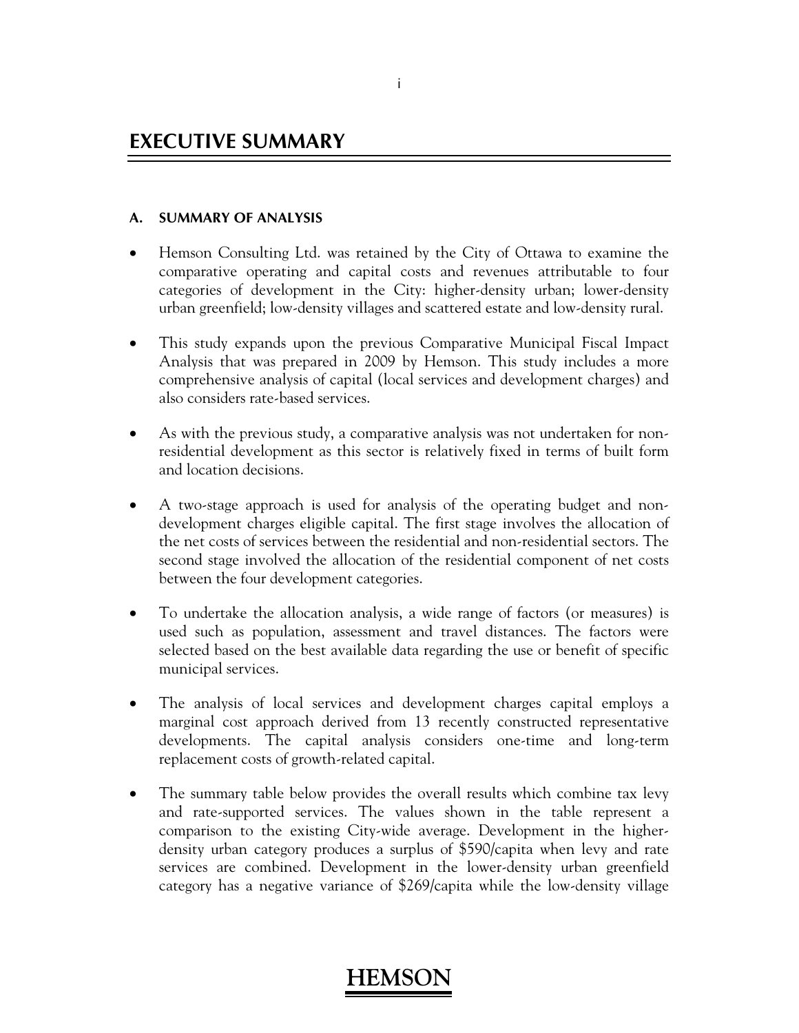# EXECUTIVE SUMMARY

### A. SUMMARY OF ANALYSIS

- Hemson Consulting Ltd. was retained by the City of Ottawa to examine the comparative operating and capital costs and revenues attributable to four categories of development in the City: higher-density urban; lower-density urban greenfield; low-density villages and scattered estate and low-density rural.

- This study expands upon the previous Comparative Municipal Fiscal Impact Analysis that was prepared in 2009 by Hemson. This study includes a more comprehensive analysis of capital (local services and development charges) and also considers rate-based services.

- As with the previous study, a comparative analysis was not undertaken for non-residential development as this sector is relatively fixed in terms of built form and location decisions.

- A two-stage approach is used for analysis of the operating budget and non-development charges eligible capital. The first stage involves the allocation of the net costs of services between the residential and non-residential sectors. The second stage involved the allocation of the residential component of net costs between the four development categories.

- To undertake the allocation analysis, a wide range of factors (or measures) is used such as population, assessment and travel distances. The factors were selected based on the best available data regarding the use or benefit of specific municipal services.

- The analysis of local services and development charges capital employs a marginal cost approach derived from 13 recently constructed representative developments. The capital analysis considers one-time and long-term replacement costs of growth-related capital.

- The summary table below provides the overall results which combine tax levy and rate-supported services. The values shown in the table represent a comparison to the existing City-wide average. Development in the higher-density urban category produces a surplus of $590/capita when levy and rate services are combined. Development in the lower-density urban greenfield category has a negative variance of $269/capita while the low-density village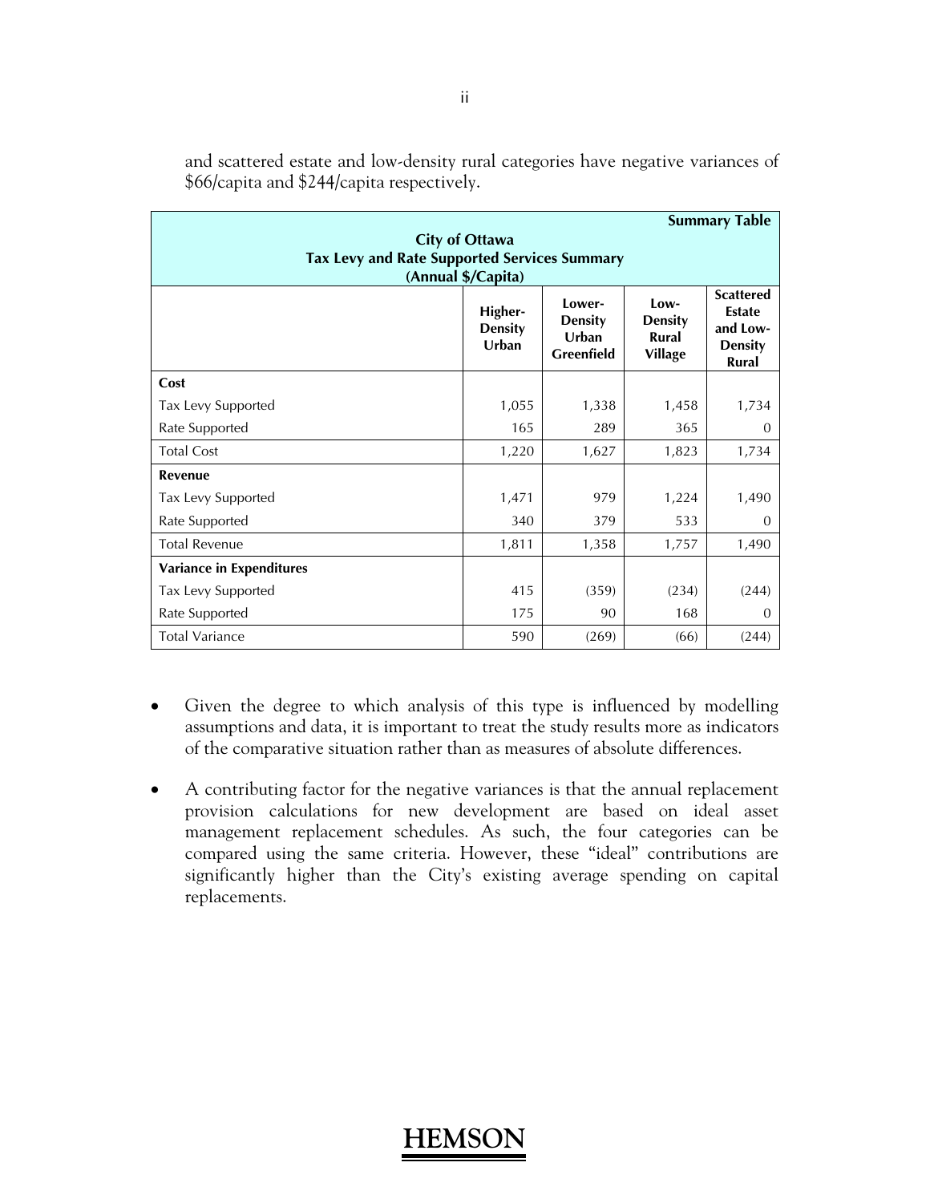and scattered estate and low-density rural categories have negative variances of $66/capita and $244/capita respectively.

| **City of Ottawa**<br>**Tax Levy and Rate Supported Services Summary**<br>**(Annual $/Capita)** | | | | **Summary Table** |
|---|---|---|---|---|
| | **Higher-Density Urban** | **Lower-Density Urban Greenfield** | **Low-Density Rural Village** | **Scattered Estate and Low-Density Rural** |
| **Cost** | | | | |
| Tax Levy Supported | 1,055 | 1,338 | 1,458 | 1,734 |
| Rate Supported | 165 | 289 | 365 | 0 |
| Total Cost | 1,220 | 1,627 | 1,823 | 1,734 |
| **Revenue** | | | | |
| Tax Levy Supported | 1,471 | 979 | 1,224 | 1,490 |
| Rate Supported | 340 | 379 | 533 | 0 |
| Total Revenue | 1,811 | 1,358 | 1,757 | 1,490 |
| **Variance in Expenditures** | | | | |
| Tax Levy Supported | 415 | (359) | (234) | (244) |
| Rate Supported | 175 | 90 | 168 | 0 |
| Total Variance | 590 | (269) | (66) | (244) |

- Given the degree to which analysis of this type is influenced by modelling assumptions and data, it is important to treat the study results more as indicators of the comparative situation rather than as measures of absolute differences.

- A contributing factor for the negative variances is that the annual replacement provision calculations for new development are based on ideal asset management replacement schedules. As such, the four categories can be compared using the same criteria. However, these "ideal" contributions are significantly higher than the City's existing average spending on capital replacements.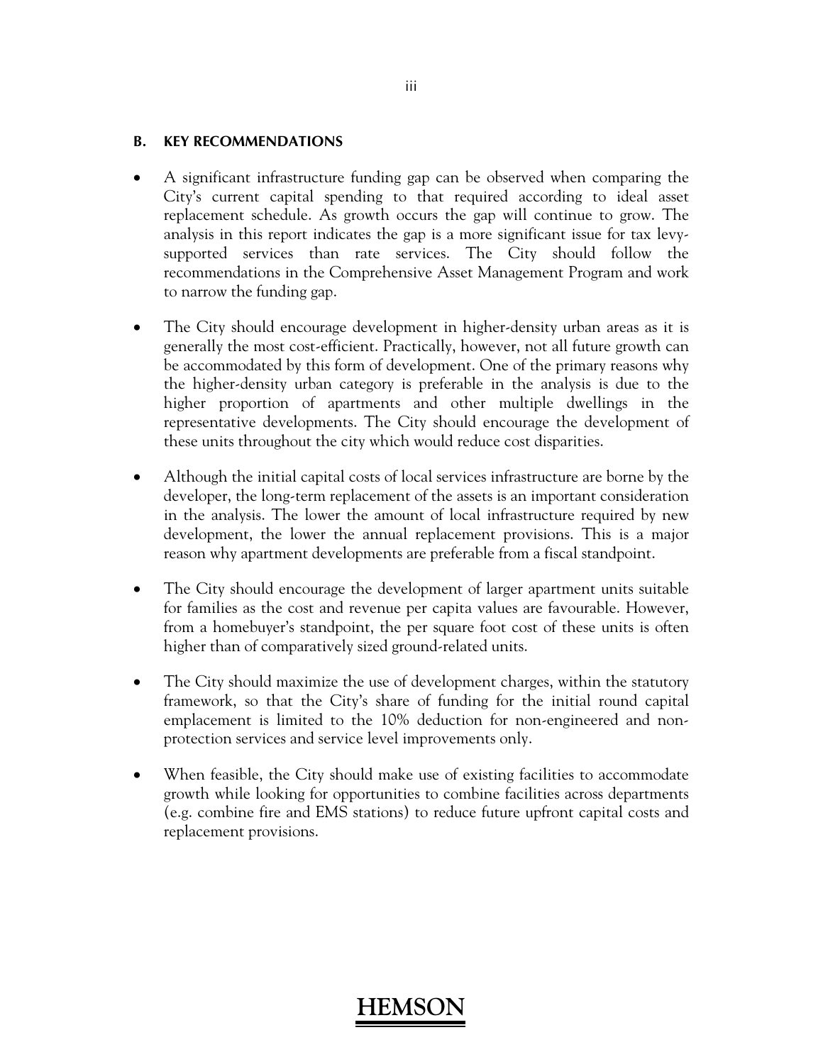## B. KEY RECOMMENDATIONS

- A significant infrastructure funding gap can be observed when comparing the City's current capital spending to that required according to ideal asset replacement schedule. As growth occurs the gap will continue to grow. The analysis in this report indicates the gap is a more significant issue for tax levy-supported services than rate services. The City should follow the recommendations in the Comprehensive Asset Management Program and work to narrow the funding gap.

- The City should encourage development in higher-density urban areas as it is generally the most cost-efficient. Practically, however, not all future growth can be accommodated by this form of development. One of the primary reasons why the higher-density urban category is preferable in the analysis is due to the higher proportion of apartments and other multiple dwellings in the representative developments. The City should encourage the development of these units throughout the city which would reduce cost disparities.

- Although the initial capital costs of local services infrastructure are borne by the developer, the long-term replacement of the assets is an important consideration in the analysis. The lower the amount of local infrastructure required by new development, the lower the annual replacement provisions. This is a major reason why apartment developments are preferable from a fiscal standpoint.

- The City should encourage the development of larger apartment units suitable for families as the cost and revenue per capita values are favourable. However, from a homebuyer's standpoint, the per square foot cost of these units is often higher than of comparatively sized ground-related units.

- The City should maximize the use of development charges, within the statutory framework, so that the City's share of funding for the initial round capital emplacement is limited to the 10% deduction for non-engineered and non-protection services and service level improvements only.

- When feasible, the City should make use of existing facilities to accommodate growth while looking for opportunities to combine facilities across departments (e.g. combine fire and EMS stations) to reduce future upfront capital costs and replacement provisions.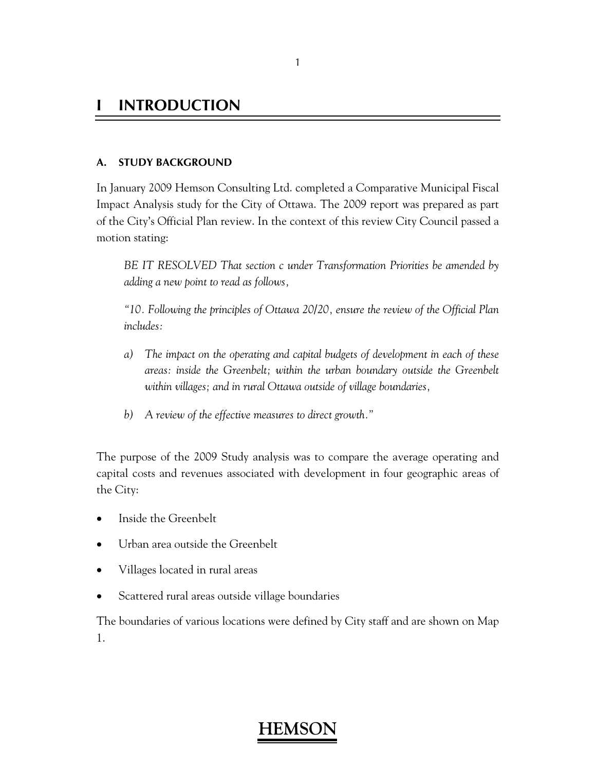# I INTRODUCTION

## A. STUDY BACKGROUND

In January 2009 Hemson Consulting Ltd. completed a Comparative Municipal Fiscal Impact Analysis study for the City of Ottawa. The 2009 report was prepared as part of the City's Official Plan review. In the context of this review City Council passed a motion stating:

> *BE IT RESOLVED That section c under Transformation Priorities be amended by adding a new point to read as follows,*
>
> *"10. Following the principles of Ottawa 20/20, ensure the review of the Official Plan includes:*
>
> *a) The impact on the operating and capital budgets of development in each of these areas: inside the Greenbelt; within the urban boundary outside the Greenbelt within villages; and in rural Ottawa outside of village boundaries,*
>
> *b) A review of the effective measures to direct growth."*

The purpose of the 2009 Study analysis was to compare the average operating and capital costs and revenues associated with development in four geographic areas of the City:

- Inside the Greenbelt
- Urban area outside the Greenbelt
- Villages located in rural areas
- Scattered rural areas outside village boundaries

The boundaries of various locations were defined by City staff and are shown on Map 1.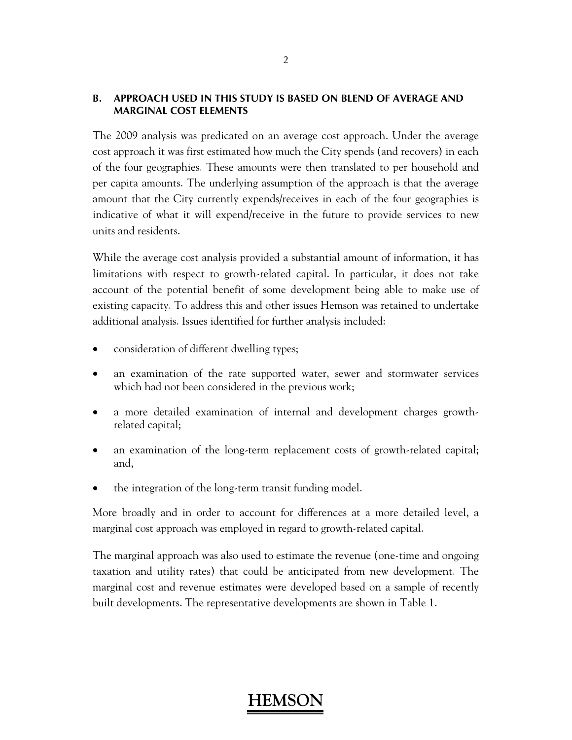## B. APPROACH USED IN THIS STUDY IS BASED ON BLEND OF AVERAGE AND MARGINAL COST ELEMENTS

The 2009 analysis was predicated on an average cost approach. Under the average cost approach it was first estimated how much the City spends (and recovers) in each of the four geographies. These amounts were then translated to per household and per capita amounts. The underlying assumption of the approach is that the average amount that the City currently expends/receives in each of the four geographies is indicative of what it will expend/receive in the future to provide services to new units and residents.

While the average cost analysis provided a substantial amount of information, it has limitations with respect to growth-related capital. In particular, it does not take account of the potential benefit of some development being able to make use of existing capacity. To address this and other issues Hemson was retained to undertake additional analysis. Issues identified for further analysis included:

- consideration of different dwelling types;
- an examination of the rate supported water, sewer and stormwater services which had not been considered in the previous work;
- a more detailed examination of internal and development charges growth-related capital;
- an examination of the long-term replacement costs of growth-related capital; and,
- the integration of the long-term transit funding model.

More broadly and in order to account for differences at a more detailed level, a marginal cost approach was employed in regard to growth-related capital.

The marginal approach was also used to estimate the revenue (one-time and ongoing taxation and utility rates) that could be anticipated from new development. The marginal cost and revenue estimates were developed based on a sample of recently built developments. The representative developments are shown in Table 1.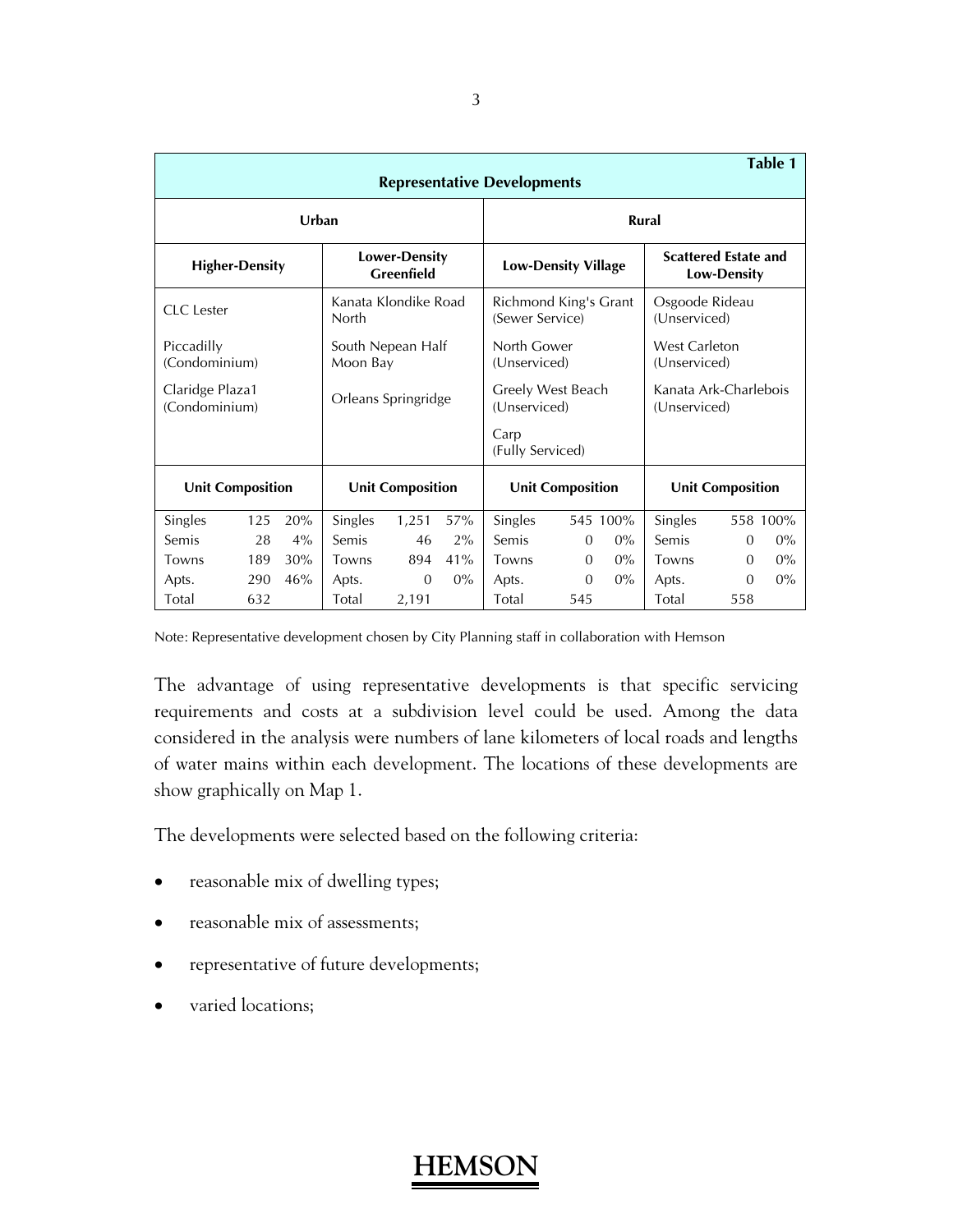**Table 1**
**Representative Developments**

| Urban | | Rural | |
|---|---|---|---|
| **Higher-Density** | **Lower-Density Greenfield** | **Low-Density Village** | **Scattered Estate and Low-Density** |
| CLC Lester | Kanata Klondike Road North | Richmond King's Grant (Sewer Service) | Osgoode Rideau (Unserviced) |
| Piccadilly (Condominium) | South Nepean Half Moon Bay | North Gower (Unserviced) | West Carleton (Unserviced) |
| Claridge Plaza1 (Condominium) | Orleans Springridge | Greely West Beach (Unserviced) | Kanata Ark-Charlebois (Unserviced) |
| | | Carp (Fully Serviced) | |

| Unit Composition | | | Unit Composition | | | Unit Composition | | | Unit Composition | | |
|---|---|---|---|---|---|---|---|---|---|---|---|
| Singles | 125 | 20% | Singles | 1,251 | 57% | Singles | 545 | 100% | Singles | 558 | 100% |
| Semis | 28 | 4% | Semis | 46 | 2% | Semis | 0 | 0% | Semis | 0 | 0% |
| Towns | 189 | 30% | Towns | 894 | 41% | Towns | 0 | 0% | Towns | 0 | 0% |
| Apts. | 290 | 46% | Apts. | 0 | 0% | Apts. | 0 | 0% | Apts. | 0 | 0% |
| Total | 632 | | Total | 2,191 | | Total | 545 | | Total | 558 | |

Note: Representative development chosen by City Planning staff in collaboration with Hemson

The advantage of using representative developments is that specific servicing requirements and costs at a subdivision level could be used. Among the data considered in the analysis were numbers of lane kilometers of local roads and lengths of water mains within each development. The locations of these developments are show graphically on Map 1.

The developments were selected based on the following criteria:

- reasonable mix of dwelling types;
- reasonable mix of assessments;
- representative of future developments;
- varied locations;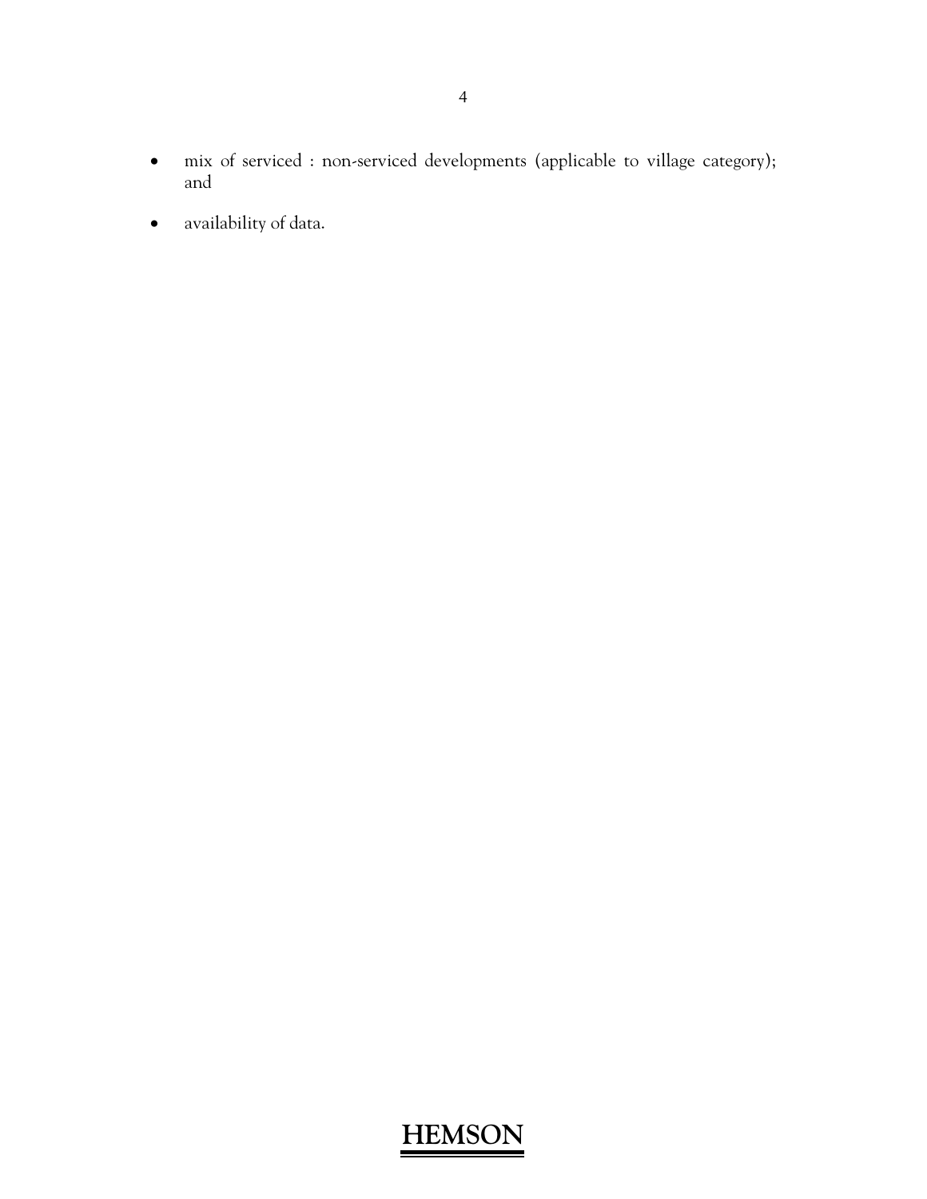- mix of serviced : non-serviced developments (applicable to village category); and
- availability of data.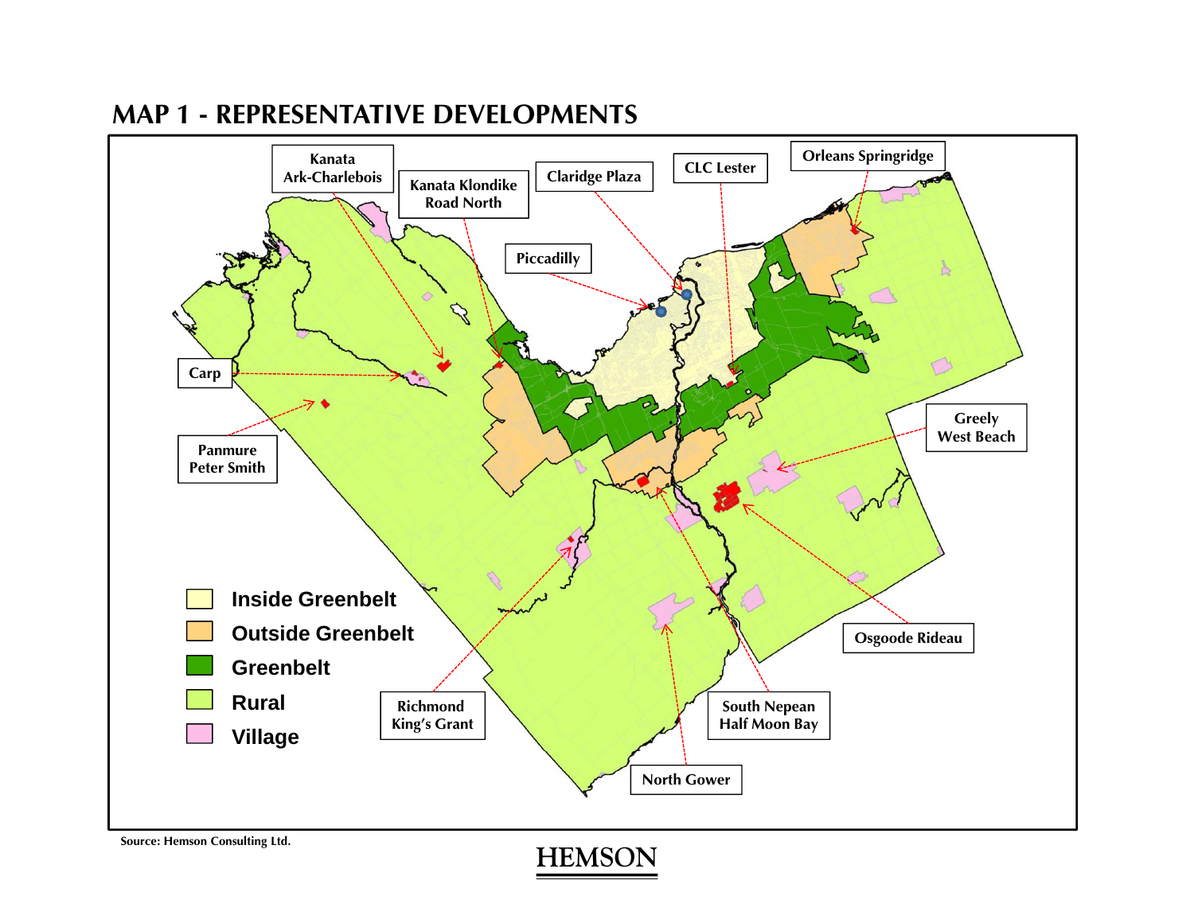# MAP 1 - REPRESENTATIVE DEVELOPMENTS

Kanata Ark-Charlebois

Kanata Klondike Road North

Claridge Plaza

CLC Lester

Orleans Springridge

Piccadilly

Carp

Panmure Peter Smith

Greely West Beach

Osgoode Rideau

Richmond King's Grant

South Nepean Half Moon Bay

North Gower

- Inside Greenbelt
- Outside Greenbelt
- Greenbelt
- Rural
- Village

Source: Hemson Consulting Ltd.

HEMSON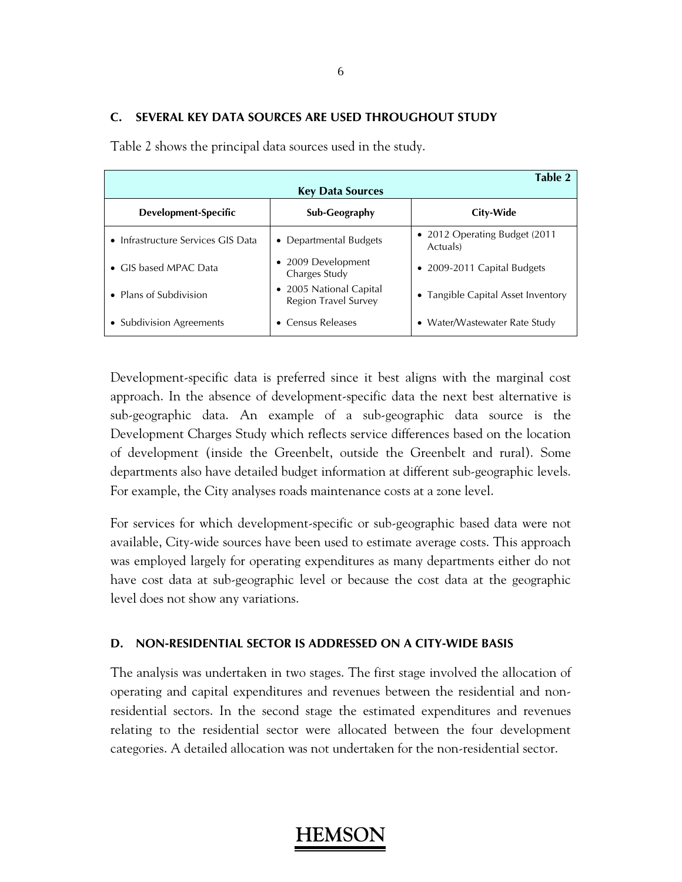### C. SEVERAL KEY DATA SOURCES ARE USED THROUGHOUT STUDY

Table 2 shows the principal data sources used in the study.

**Table 2**

**Key Data Sources**

| Development-Specific | Sub-Geography | City-Wide |
|---|---|---|
| • Infrastructure Services GIS Data | • Departmental Budgets | • 2012 Operating Budget (2011 Actuals) |
| • GIS based MPAC Data | • 2009 Development Charges Study | • 2009-2011 Capital Budgets |
| • Plans of Subdivision | • 2005 National Capital Region Travel Survey | • Tangible Capital Asset Inventory |
| • Subdivision Agreements | • Census Releases | • Water/Wastewater Rate Study |

Development-specific data is preferred since it best aligns with the marginal cost approach. In the absence of development-specific data the next best alternative is sub-geographic data. An example of a sub-geographic data source is the Development Charges Study which reflects service differences based on the location of development (inside the Greenbelt, outside the Greenbelt and rural). Some departments also have detailed budget information at different sub-geographic levels. For example, the City analyses roads maintenance costs at a zone level.

For services for which development-specific or sub-geographic based data were not available, City-wide sources have been used to estimate average costs. This approach was employed largely for operating expenditures as many departments either do not have cost data at sub-geographic level or because the cost data at the geographic level does not show any variations.

### D. NON-RESIDENTIAL SECTOR IS ADDRESSED ON A CITY-WIDE BASIS

The analysis was undertaken in two stages. The first stage involved the allocation of operating and capital expenditures and revenues between the residential and non-residential sectors. In the second stage the estimated expenditures and revenues relating to the residential sector were allocated between the four development categories. A detailed allocation was not undertaken for the non-residential sector.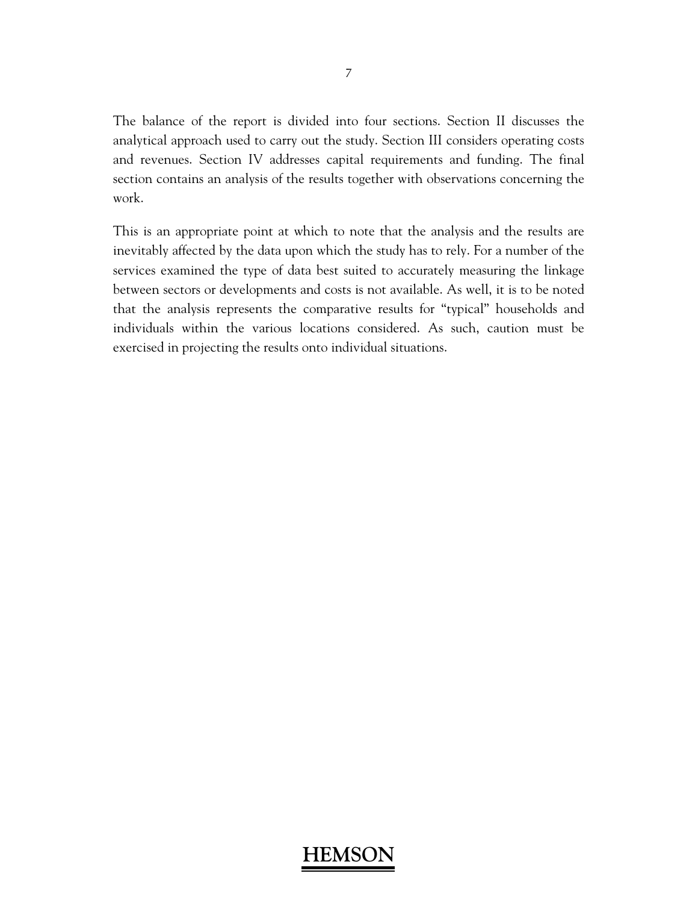The balance of the report is divided into four sections. Section II discusses the analytical approach used to carry out the study. Section III considers operating costs and revenues. Section IV addresses capital requirements and funding. The final section contains an analysis of the results together with observations concerning the work.

This is an appropriate point at which to note that the analysis and the results are inevitably affected by the data upon which the study has to rely. For a number of the services examined the type of data best suited to accurately measuring the linkage between sectors or developments and costs is not available. As well, it is to be noted that the analysis represents the comparative results for "typical" households and individuals within the various locations considered. As such, caution must be exercised in projecting the results onto individual situations.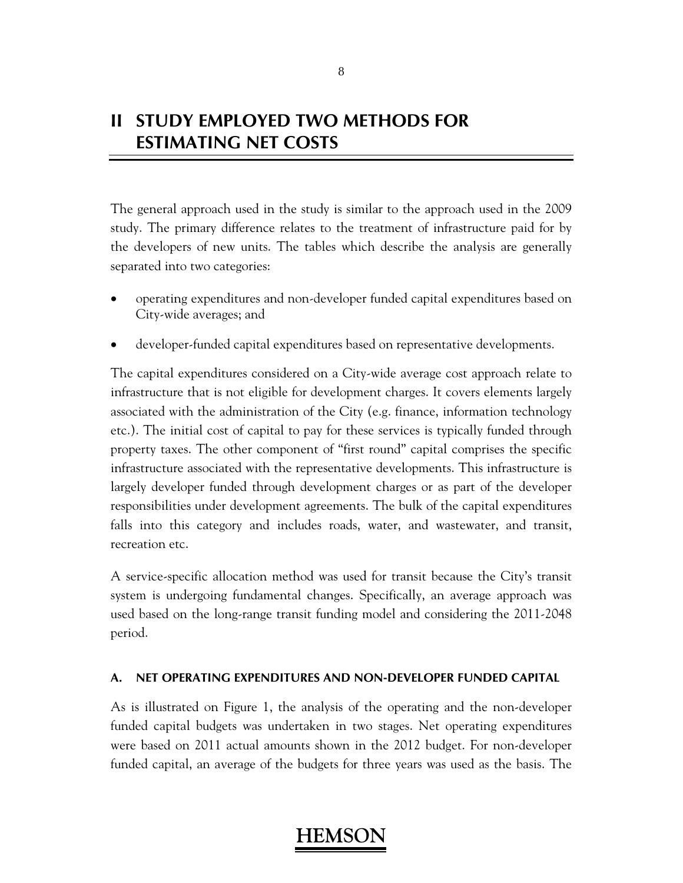# II STUDY EMPLOYED TWO METHODS FOR ESTIMATING NET COSTS

The general approach used in the study is similar to the approach used in the 2009 study. The primary difference relates to the treatment of infrastructure paid for by the developers of new units. The tables which describe the analysis are generally separated into two categories:

- operating expenditures and non-developer funded capital expenditures based on City-wide averages; and
- developer-funded capital expenditures based on representative developments.

The capital expenditures considered on a City-wide average cost approach relate to infrastructure that is not eligible for development charges. It covers elements largely associated with the administration of the City (e.g. finance, information technology etc.). The initial cost of capital to pay for these services is typically funded through property taxes. The other component of "first round" capital comprises the specific infrastructure associated with the representative developments. This infrastructure is largely developer funded through development charges or as part of the developer responsibilities under development agreements. The bulk of the capital expenditures falls into this category and includes roads, water, and wastewater, and transit, recreation etc.

A service-specific allocation method was used for transit because the City's transit system is undergoing fundamental changes. Specifically, an average approach was used based on the long-range transit funding model and considering the 2011-2048 period.

### A. NET OPERATING EXPENDITURES AND NON-DEVELOPER FUNDED CAPITAL

As is illustrated on Figure 1, the analysis of the operating and the non-developer funded capital budgets was undertaken in two stages. Net operating expenditures were based on 2011 actual amounts shown in the 2012 budget. For non-developer funded capital, an average of the budgets for three years was used as the basis. The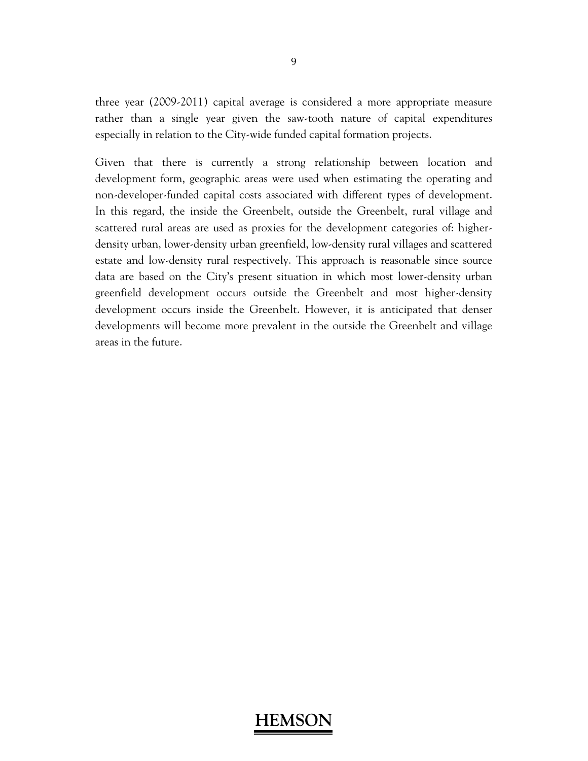three year (2009-2011) capital average is considered a more appropriate measure rather than a single year given the saw-tooth nature of capital expenditures especially in relation to the City-wide funded capital formation projects.

Given that there is currently a strong relationship between location and development form, geographic areas were used when estimating the operating and non-developer-funded capital costs associated with different types of development. In this regard, the inside the Greenbelt, outside the Greenbelt, rural village and scattered rural areas are used as proxies for the development categories of: higher-density urban, lower-density urban greenfield, low-density rural villages and scattered estate and low-density rural respectively. This approach is reasonable since source data are based on the City's present situation in which most lower-density urban greenfield development occurs outside the Greenbelt and most higher-density development occurs inside the Greenbelt. However, it is anticipated that denser developments will become more prevalent in the outside the Greenbelt and village areas in the future.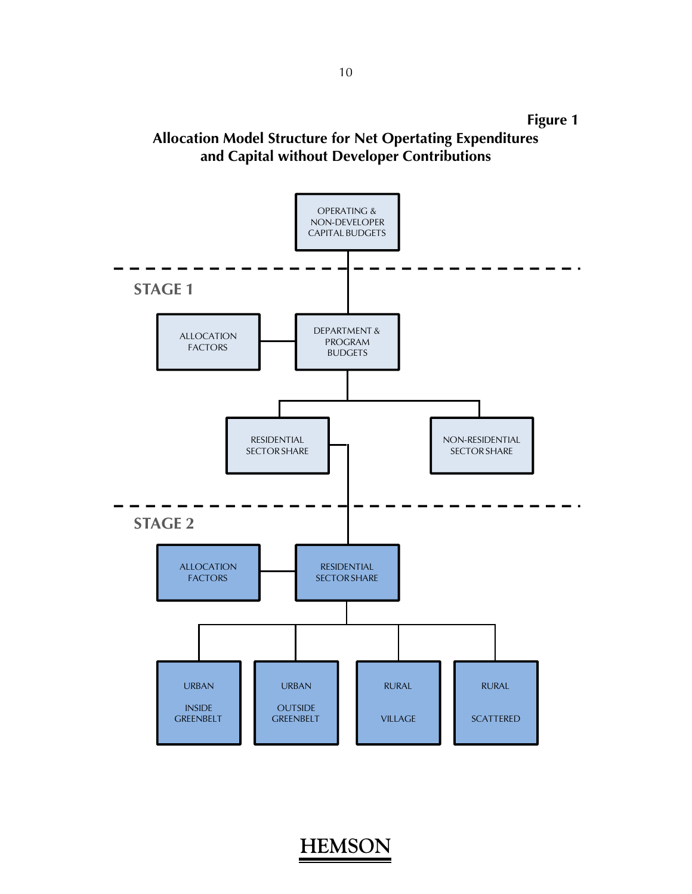**Figure 1**

**Allocation Model Structure for Net Opertating Expenditures and Capital without Developer Contributions**

OPERATING & NON-DEVELOPER CAPITAL BUDGETS

STAGE 1

ALLOCATION FACTORS

DEPARTMENT & PROGRAM BUDGETS

RESIDENTIAL SECTOR SHARE

NON-RESIDENTIAL SECTOR SHARE

STAGE 2

ALLOCATION FACTORS

RESIDENTIAL SECTOR SHARE

URBAN INSIDE GREENBELT

URBAN OUTSIDE GREENBELT

RURAL VILLAGE

RURAL SCATTERED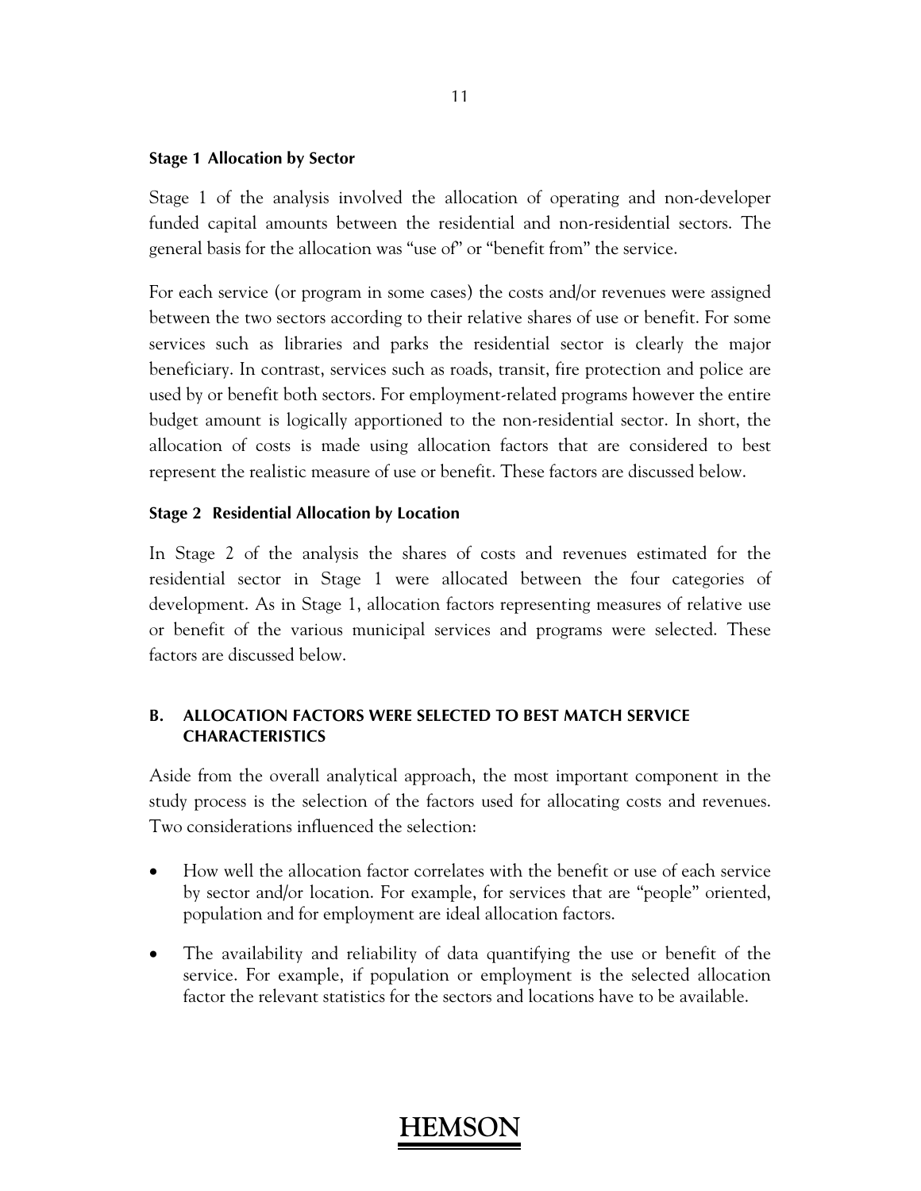**Stage 1 Allocation by Sector**

Stage 1 of the analysis involved the allocation of operating and non-developer funded capital amounts between the residential and non-residential sectors. The general basis for the allocation was "use of" or "benefit from" the service.

For each service (or program in some cases) the costs and/or revenues were assigned between the two sectors according to their relative shares of use or benefit. For some services such as libraries and parks the residential sector is clearly the major beneficiary. In contrast, services such as roads, transit, fire protection and police are used by or benefit both sectors. For employment-related programs however the entire budget amount is logically apportioned to the non-residential sector. In short, the allocation of costs is made using allocation factors that are considered to best represent the realistic measure of use or benefit. These factors are discussed below.

**Stage 2 Residential Allocation by Location**

In Stage 2 of the analysis the shares of costs and revenues estimated for the residential sector in Stage 1 were allocated between the four categories of development. As in Stage 1, allocation factors representing measures of relative use or benefit of the various municipal services and programs were selected. These factors are discussed below.

## B. ALLOCATION FACTORS WERE SELECTED TO BEST MATCH SERVICE CHARACTERISTICS

Aside from the overall analytical approach, the most important component in the study process is the selection of the factors used for allocating costs and revenues. Two considerations influenced the selection:

- How well the allocation factor correlates with the benefit or use of each service by sector and/or location. For example, for services that are "people" oriented, population and for employment are ideal allocation factors.
- The availability and reliability of data quantifying the use or benefit of the service. For example, if population or employment is the selected allocation factor the relevant statistics for the sectors and locations have to be available.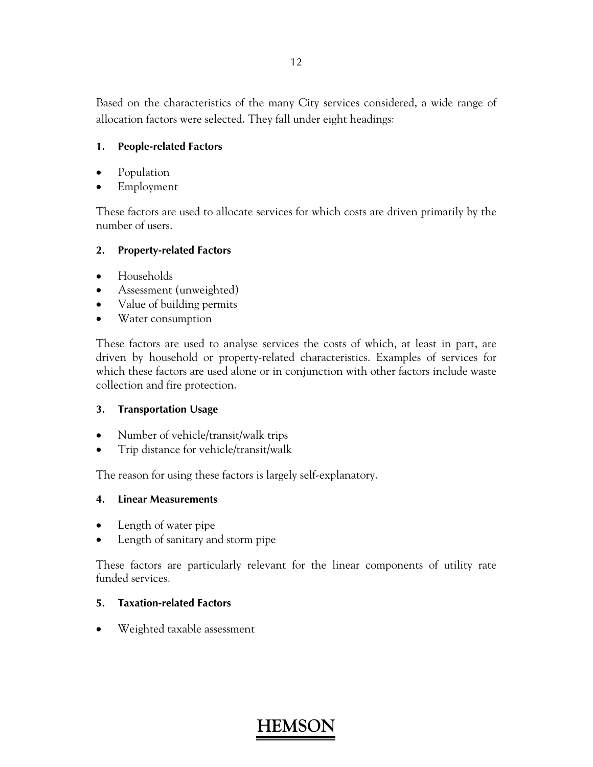Based on the characteristics of the many City services considered, a wide range of allocation factors were selected. They fall under eight headings:

#### 1. People-related Factors

- Population
- Employment

These factors are used to allocate services for which costs are driven primarily by the number of users.

#### 2. Property-related Factors

- Households
- Assessment (unweighted)
- Value of building permits
- Water consumption

These factors are used to analyse services the costs of which, at least in part, are driven by household or property-related characteristics. Examples of services for which these factors are used alone or in conjunction with other factors include waste collection and fire protection.

#### 3. Transportation Usage

- Number of vehicle/transit/walk trips
- Trip distance for vehicle/transit/walk

The reason for using these factors is largely self-explanatory.

#### 4. Linear Measurements

- Length of water pipe
- Length of sanitary and storm pipe

These factors are particularly relevant for the linear components of utility rate funded services.

#### 5. Taxation-related Factors

- Weighted taxable assessment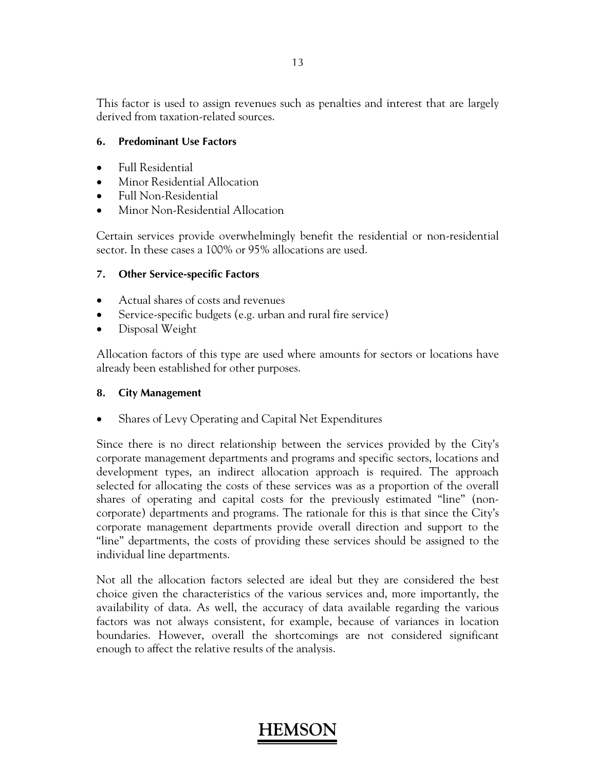This factor is used to assign revenues such as penalties and interest that are largely derived from taxation-related sources.

### 6. Predominant Use Factors

- Full Residential
- Minor Residential Allocation
- Full Non-Residential
- Minor Non-Residential Allocation

Certain services provide overwhelmingly benefit the residential or non-residential sector. In these cases a 100% or 95% allocations are used.

### 7. Other Service-specific Factors

- Actual shares of costs and revenues
- Service-specific budgets (e.g. urban and rural fire service)
- Disposal Weight

Allocation factors of this type are used where amounts for sectors or locations have already been established for other purposes.

### 8. City Management

- Shares of Levy Operating and Capital Net Expenditures

Since there is no direct relationship between the services provided by the City's corporate management departments and programs and specific sectors, locations and development types, an indirect allocation approach is required. The approach selected for allocating the costs of these services was as a proportion of the overall shares of operating and capital costs for the previously estimated "line" (non-corporate) departments and programs. The rationale for this is that since the City's corporate management departments provide overall direction and support to the "line" departments, the costs of providing these services should be assigned to the individual line departments.

Not all the allocation factors selected are ideal but they are considered the best choice given the characteristics of the various services and, more importantly, the availability of data. As well, the accuracy of data available regarding the various factors was not always consistent, for example, because of variances in location boundaries. However, overall the shortcomings are not considered significant enough to affect the relative results of the analysis.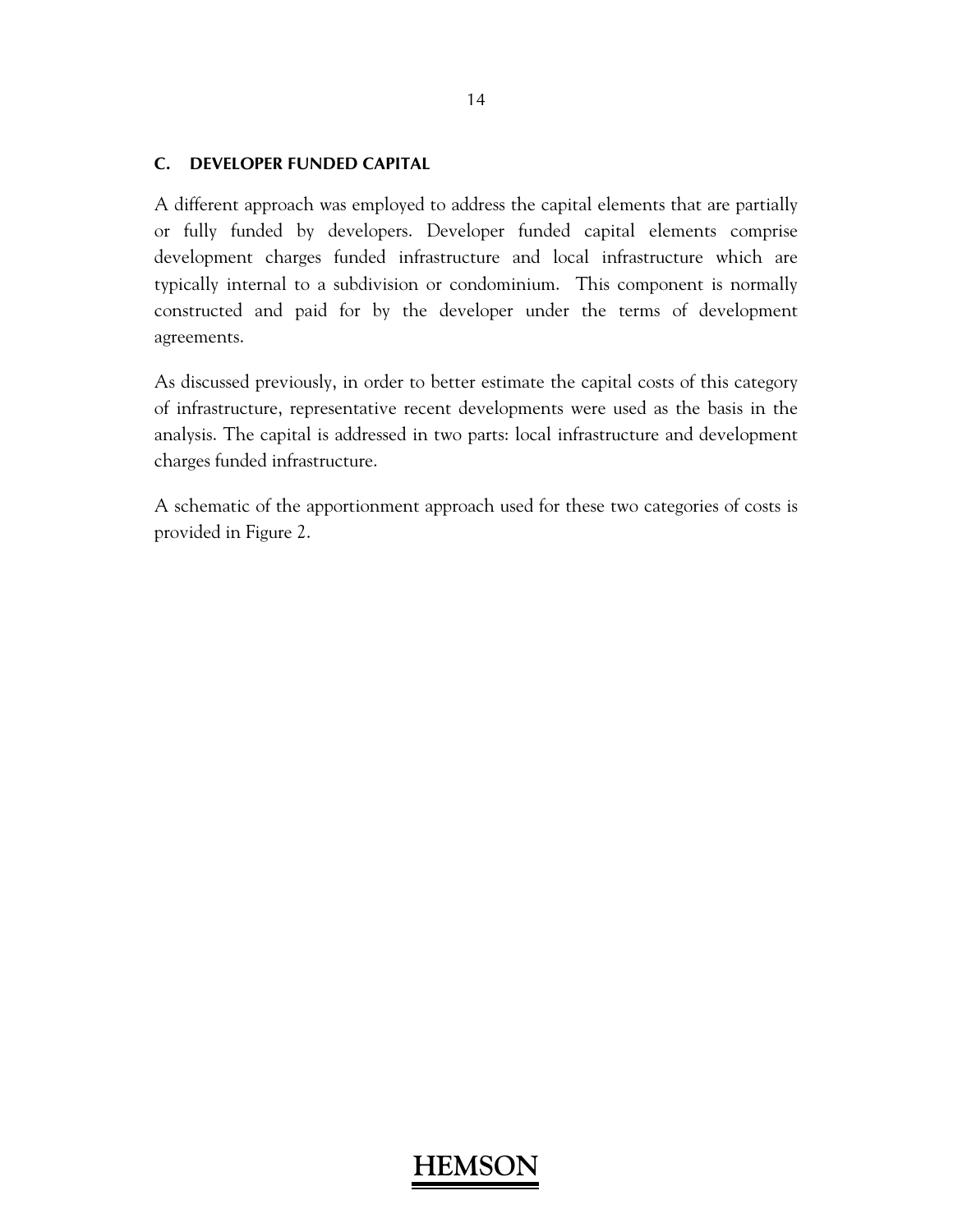## C. DEVELOPER FUNDED CAPITAL

A different approach was employed to address the capital elements that are partially or fully funded by developers. Developer funded capital elements comprise development charges funded infrastructure and local infrastructure which are typically internal to a subdivision or condominium. This component is normally constructed and paid for by the developer under the terms of development agreements.

As discussed previously, in order to better estimate the capital costs of this category of infrastructure, representative recent developments were used as the basis in the analysis. The capital is addressed in two parts: local infrastructure and development charges funded infrastructure.

A schematic of the apportionment approach used for these two categories of costs is provided in Figure 2.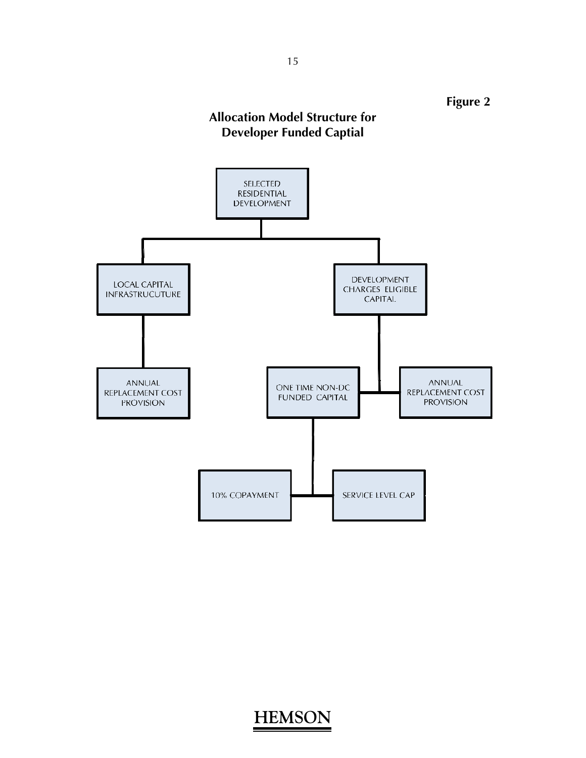**Figure 2**

## Allocation Model Structure for Developer Funded Captial

SELECTED RESIDENTIAL DEVELOPMENT

LOCAL CAPITAL INFRASTRUCUTURE

DEVELOPMENT CHARGES ELIGIBLE CAPITAL

ANNUAL REPLACEMENT COST PROVISION

ONE TIME NON-DC FUNDED CAPITAL

ANNUAL REPLACEMENT COST PROVISION

10% COPAYMENT

SERVICE LEVEL CAP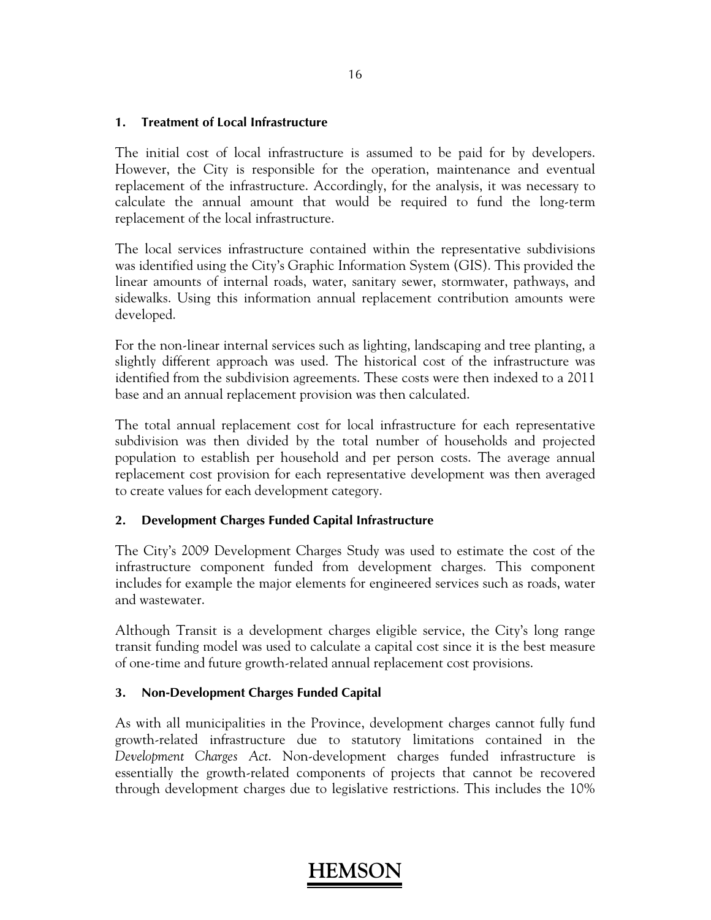### 1. Treatment of Local Infrastructure

The initial cost of local infrastructure is assumed to be paid for by developers. However, the City is responsible for the operation, maintenance and eventual replacement of the infrastructure. Accordingly, for the analysis, it was necessary to calculate the annual amount that would be required to fund the long-term replacement of the local infrastructure.

The local services infrastructure contained within the representative subdivisions was identified using the City's Graphic Information System (GIS). This provided the linear amounts of internal roads, water, sanitary sewer, stormwater, pathways, and sidewalks. Using this information annual replacement contribution amounts were developed.

For the non-linear internal services such as lighting, landscaping and tree planting, a slightly different approach was used. The historical cost of the infrastructure was identified from the subdivision agreements. These costs were then indexed to a 2011 base and an annual replacement provision was then calculated.

The total annual replacement cost for local infrastructure for each representative subdivision was then divided by the total number of households and projected population to establish per household and per person costs. The average annual replacement cost provision for each representative development was then averaged to create values for each development category.

### 2. Development Charges Funded Capital Infrastructure

The City's 2009 Development Charges Study was used to estimate the cost of the infrastructure component funded from development charges. This component includes for example the major elements for engineered services such as roads, water and wastewater.

Although Transit is a development charges eligible service, the City's long range transit funding model was used to calculate a capital cost since it is the best measure of one-time and future growth-related annual replacement cost provisions.

### 3. Non-Development Charges Funded Capital

As with all municipalities in the Province, development charges cannot fully fund growth-related infrastructure due to statutory limitations contained in the *Development Charges Act*. Non-development charges funded infrastructure is essentially the growth-related components of projects that cannot be recovered through development charges due to legislative restrictions. This includes the 10%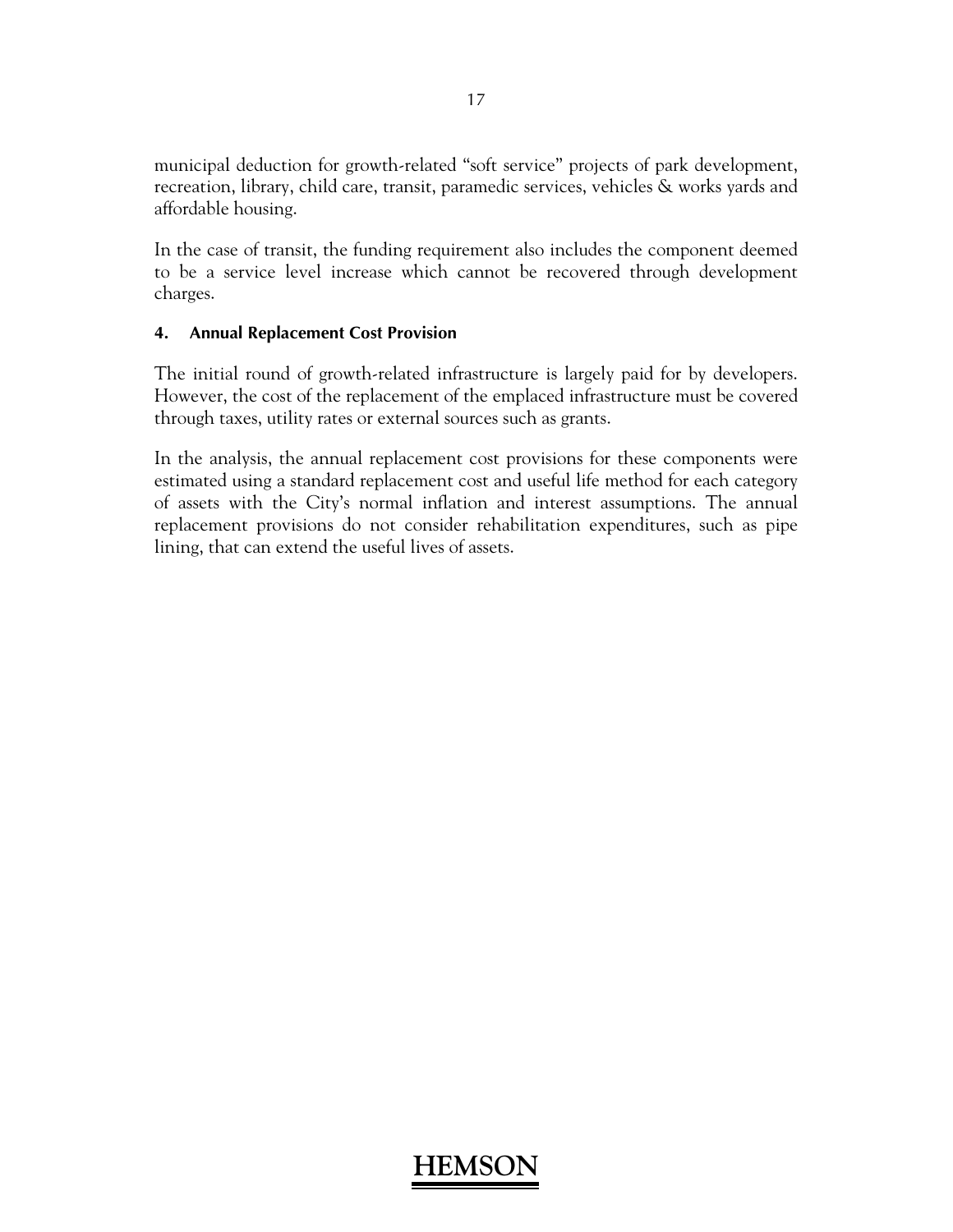municipal deduction for growth-related “soft service” projects of park development, recreation, library, child care, transit, paramedic services, vehicles & works yards and affordable housing.

In the case of transit, the funding requirement also includes the component deemed to be a service level increase which cannot be recovered through development charges.

#### 4. Annual Replacement Cost Provision

The initial round of growth-related infrastructure is largely paid for by developers. However, the cost of the replacement of the emplaced infrastructure must be covered through taxes, utility rates or external sources such as grants.

In the analysis, the annual replacement cost provisions for these components were estimated using a standard replacement cost and useful life method for each category of assets with the City’s normal inflation and interest assumptions. The annual replacement provisions do not consider rehabilitation expenditures, such as pipe lining, that can extend the useful lives of assets.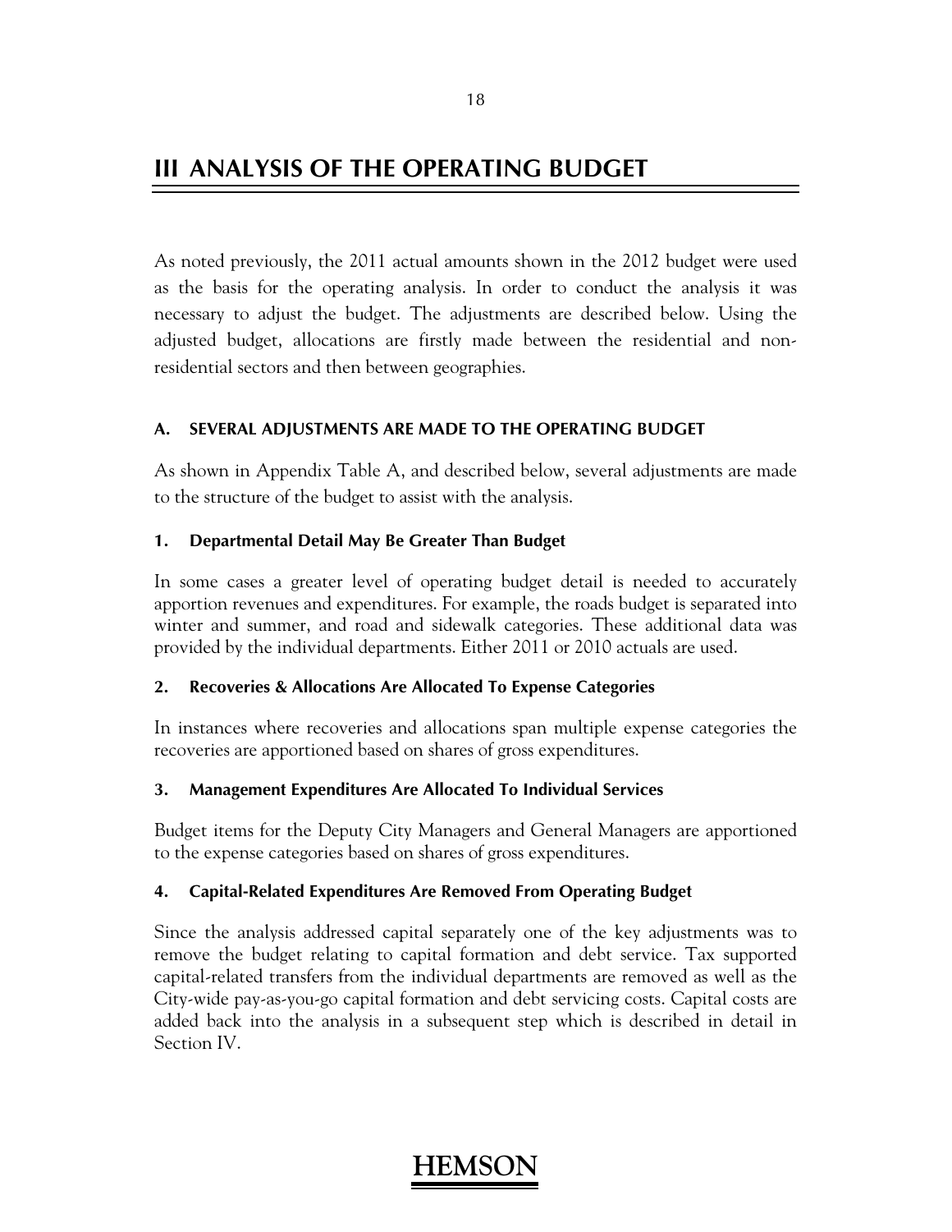# III ANALYSIS OF THE OPERATING BUDGET

As noted previously, the 2011 actual amounts shown in the 2012 budget were used as the basis for the operating analysis. In order to conduct the analysis it was necessary to adjust the budget. The adjustments are described below. Using the adjusted budget, allocations are firstly made between the residential and non-residential sectors and then between geographies.

## A. SEVERAL ADJUSTMENTS ARE MADE TO THE OPERATING BUDGET

As shown in Appendix Table A, and described below, several adjustments are made to the structure of the budget to assist with the analysis.

### 1. Departmental Detail May Be Greater Than Budget

In some cases a greater level of operating budget detail is needed to accurately apportion revenues and expenditures. For example, the roads budget is separated into winter and summer, and road and sidewalk categories. These additional data was provided by the individual departments. Either 2011 or 2010 actuals are used.

### 2. Recoveries & Allocations Are Allocated To Expense Categories

In instances where recoveries and allocations span multiple expense categories the recoveries are apportioned based on shares of gross expenditures.

### 3. Management Expenditures Are Allocated To Individual Services

Budget items for the Deputy City Managers and General Managers are apportioned to the expense categories based on shares of gross expenditures.

### 4. Capital-Related Expenditures Are Removed From Operating Budget

Since the analysis addressed capital separately one of the key adjustments was to remove the budget relating to capital formation and debt service. Tax supported capital-related transfers from the individual departments are removed as well as the City-wide pay-as-you-go capital formation and debt servicing costs. Capital costs are added back into the analysis in a subsequent step which is described in detail in Section IV.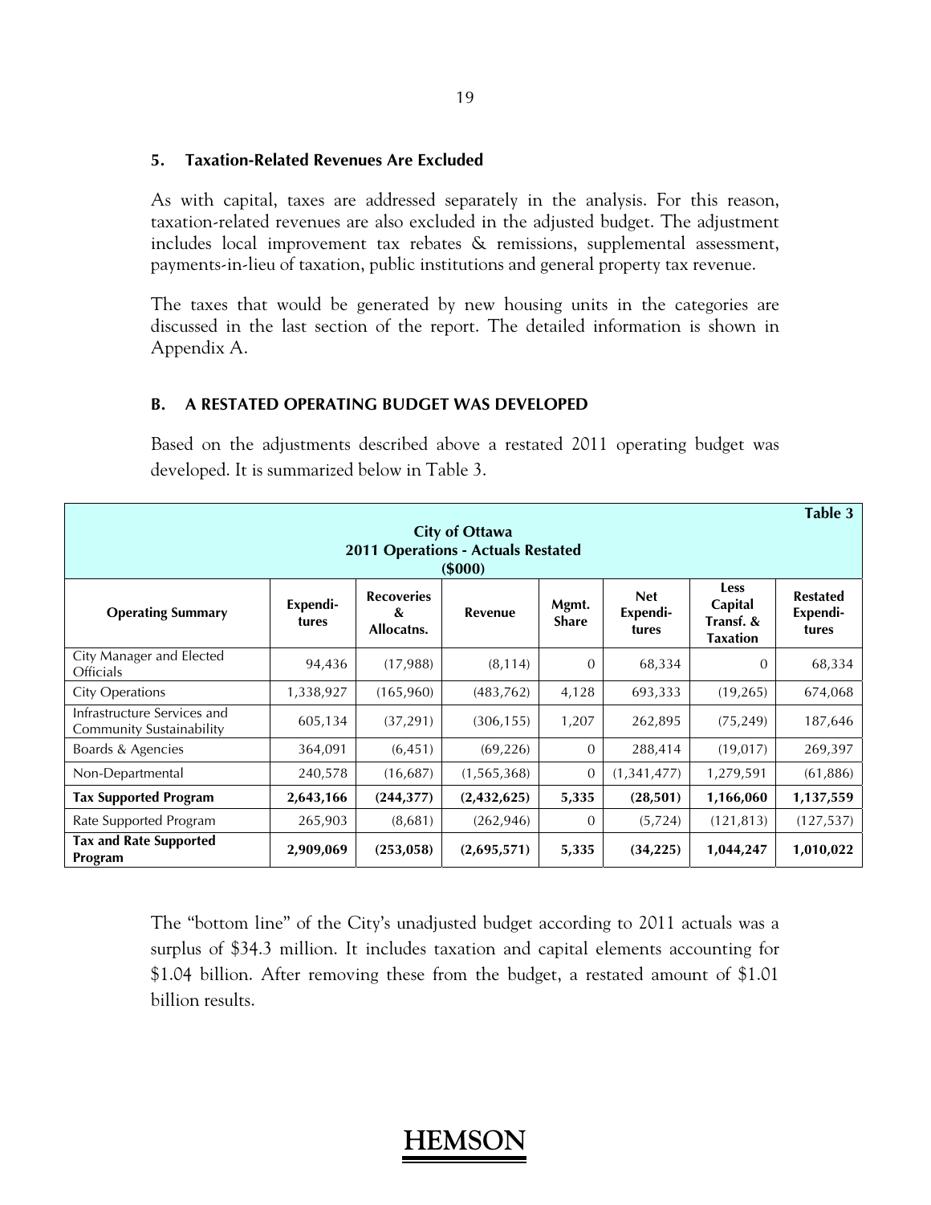### 5. Taxation-Related Revenues Are Excluded

As with capital, taxes are addressed separately in the analysis. For this reason, taxation-related revenues are also excluded in the adjusted budget. The adjustment includes local improvement tax rebates & remissions, supplemental assessment, payments-in-lieu of taxation, public institutions and general property tax revenue.

The taxes that would be generated by new housing units in the categories are discussed in the last section of the report. The detailed information is shown in Appendix A.

## B. A RESTATED OPERATING BUDGET WAS DEVELOPED

Based on the adjustments described above a restated 2011 operating budget was developed. It is summarized below in Table 3.

**Table 3**

**City of Ottawa**
**2011 Operations - Actuals Restated**
**($000)**

| Operating Summary | Expenditures | Recoveries & Allocatns. | Revenue | Mgmt. Share | Net Expenditures | Less Capital Transf. & Taxation | Restated Expenditures |
|---|---|---|---|---|---|---|---|
| City Manager and Elected Officials | 94,436 | (17,988) | (8,114) | 0 | 68,334 | 0 | 68,334 |
| City Operations | 1,338,927 | (165,960) | (483,762) | 4,128 | 693,333 | (19,265) | 674,068 |
| Infrastructure Services and Community Sustainability | 605,134 | (37,291) | (306,155) | 1,207 | 262,895 | (75,249) | 187,646 |
| Boards & Agencies | 364,091 | (6,451) | (69,226) | 0 | 288,414 | (19,017) | 269,397 |
| Non-Departmental | 240,578 | (16,687) | (1,565,368) | 0 | (1,341,477) | 1,279,591 | (61,886) |
| **Tax Supported Program** | **2,643,166** | **(244,377)** | **(2,432,625)** | **5,335** | **(28,501)** | **1,166,060** | **1,137,559** |
| Rate Supported Program | 265,903 | (8,681) | (262,946) | 0 | (5,724) | (121,813) | (127,537) |
| **Tax and Rate Supported Program** | **2,909,069** | **(253,058)** | **(2,695,571)** | **5,335** | **(34,225)** | **1,044,247** | **1,010,022** |

The "bottom line" of the City's unadjusted budget according to 2011 actuals was a surplus of $34.3 million. It includes taxation and capital elements accounting for $1.04 billion. After removing these from the budget, a restated amount of $1.01 billion results.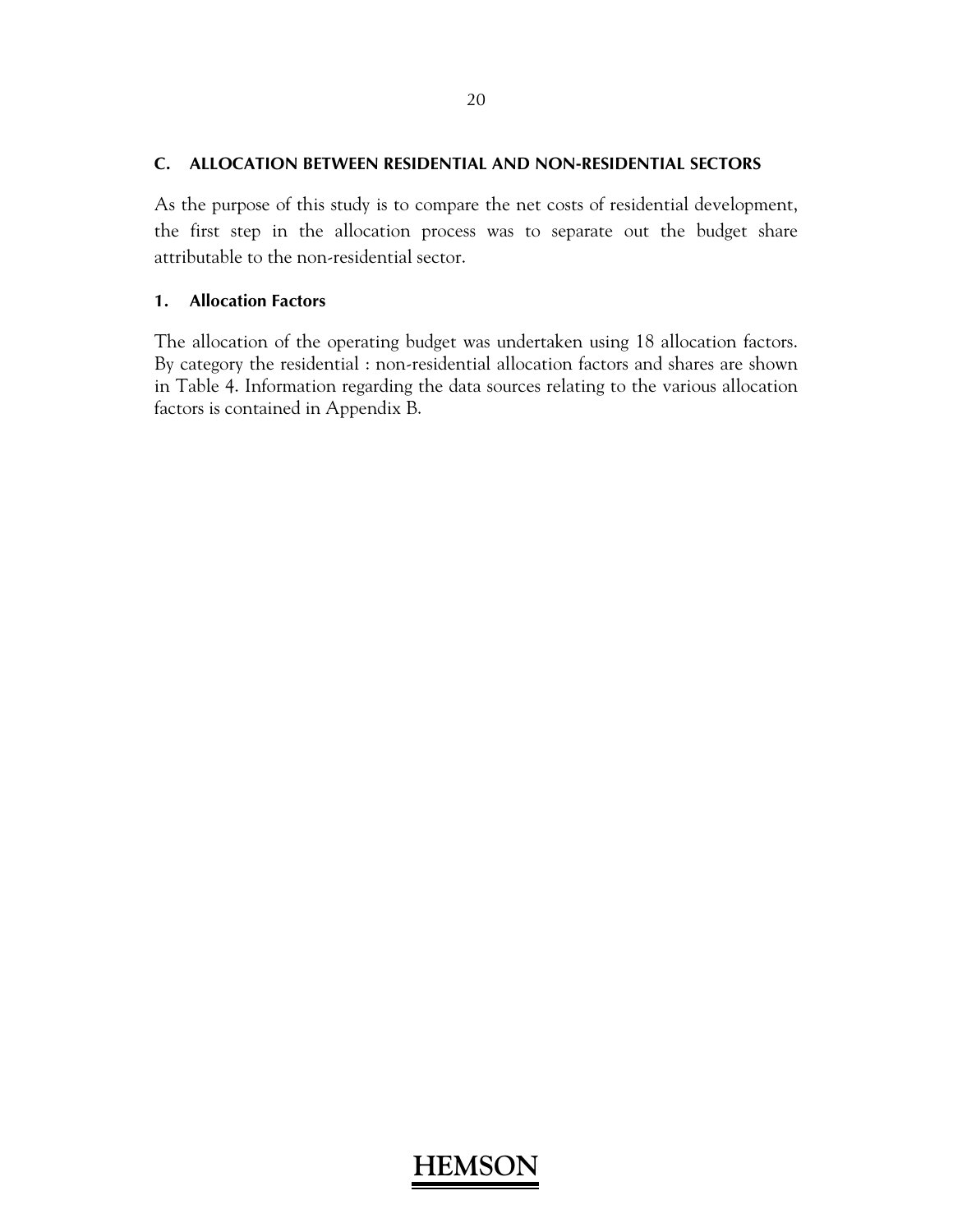## C. ALLOCATION BETWEEN RESIDENTIAL AND NON-RESIDENTIAL SECTORS

As the purpose of this study is to compare the net costs of residential development, the first step in the allocation process was to separate out the budget share attributable to the non-residential sector.

### 1. Allocation Factors

The allocation of the operating budget was undertaken using 18 allocation factors. By category the residential : non-residential allocation factors and shares are shown in Table 4. Information regarding the data sources relating to the various allocation factors is contained in Appendix B.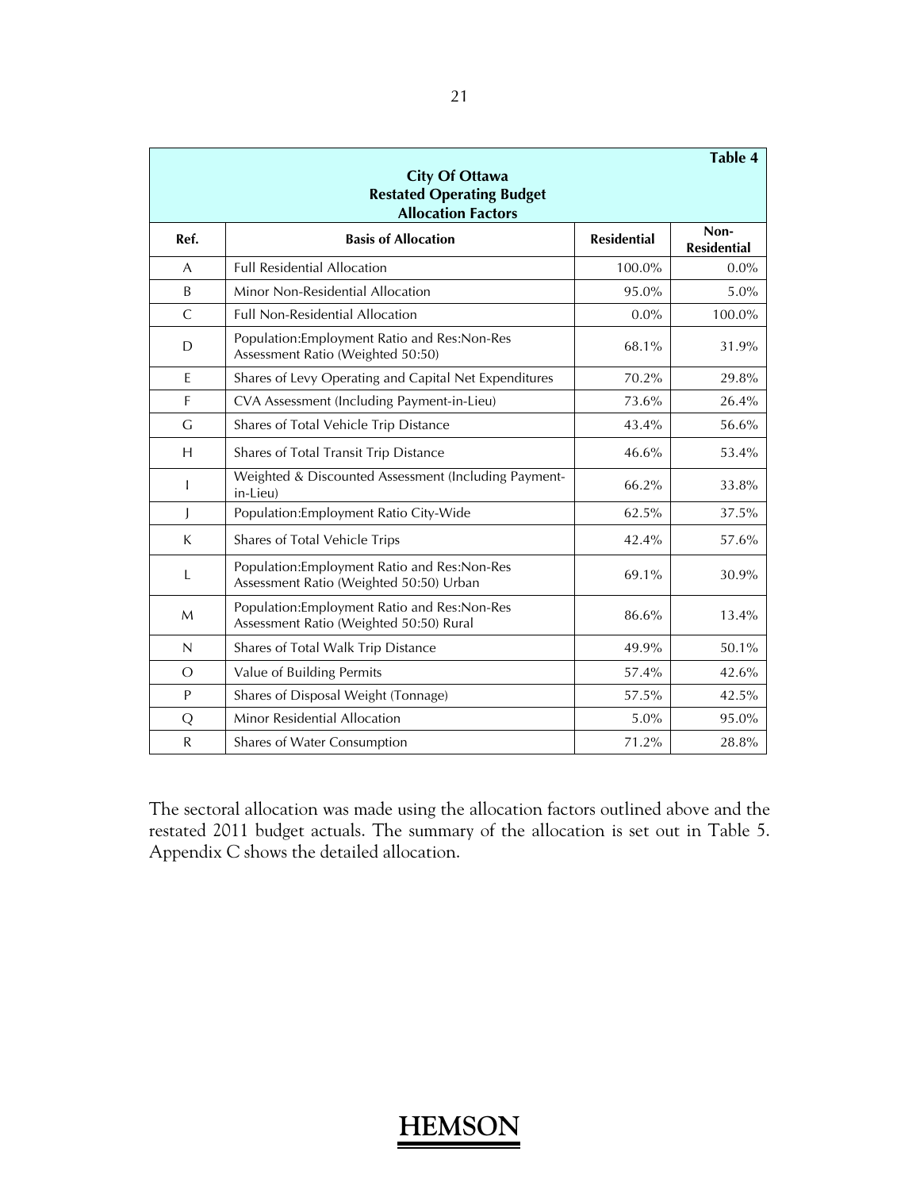**Table 4**

**City Of Ottawa**
**Restated Operating Budget**
**Allocation Factors**

| Ref. | Basis of Allocation | Residential | Non-Residential |
|---|---|---|---|
| A | Full Residential Allocation | 100.0% | 0.0% |
| B | Minor Non-Residential Allocation | 95.0% | 5.0% |
| C | Full Non-Residential Allocation | 0.0% | 100.0% |
| D | Population:Employment Ratio and Res:Non-Res Assessment Ratio (Weighted 50:50) | 68.1% | 31.9% |
| E | Shares of Levy Operating and Capital Net Expenditures | 70.2% | 29.8% |
| F | CVA Assessment (Including Payment-in-Lieu) | 73.6% | 26.4% |
| G | Shares of Total Vehicle Trip Distance | 43.4% | 56.6% |
| H | Shares of Total Transit Trip Distance | 46.6% | 53.4% |
| I | Weighted & Discounted Assessment (Including Payment-in-Lieu) | 66.2% | 33.8% |
| J | Population:Employment Ratio City-Wide | 62.5% | 37.5% |
| K | Shares of Total Vehicle Trips | 42.4% | 57.6% |
| L | Population:Employment Ratio and Res:Non-Res Assessment Ratio (Weighted 50:50) Urban | 69.1% | 30.9% |
| M | Population:Employment Ratio and Res:Non-Res Assessment Ratio (Weighted 50:50) Rural | 86.6% | 13.4% |
| N | Shares of Total Walk Trip Distance | 49.9% | 50.1% |
| O | Value of Building Permits | 57.4% | 42.6% |
| P | Shares of Disposal Weight (Tonnage) | 57.5% | 42.5% |
| Q | Minor Residential Allocation | 5.0% | 95.0% |
| R | Shares of Water Consumption | 71.2% | 28.8% |

The sectoral allocation was made using the allocation factors outlined above and the restated 2011 budget actuals. The summary of the allocation is set out in Table 5. Appendix C shows the detailed allocation.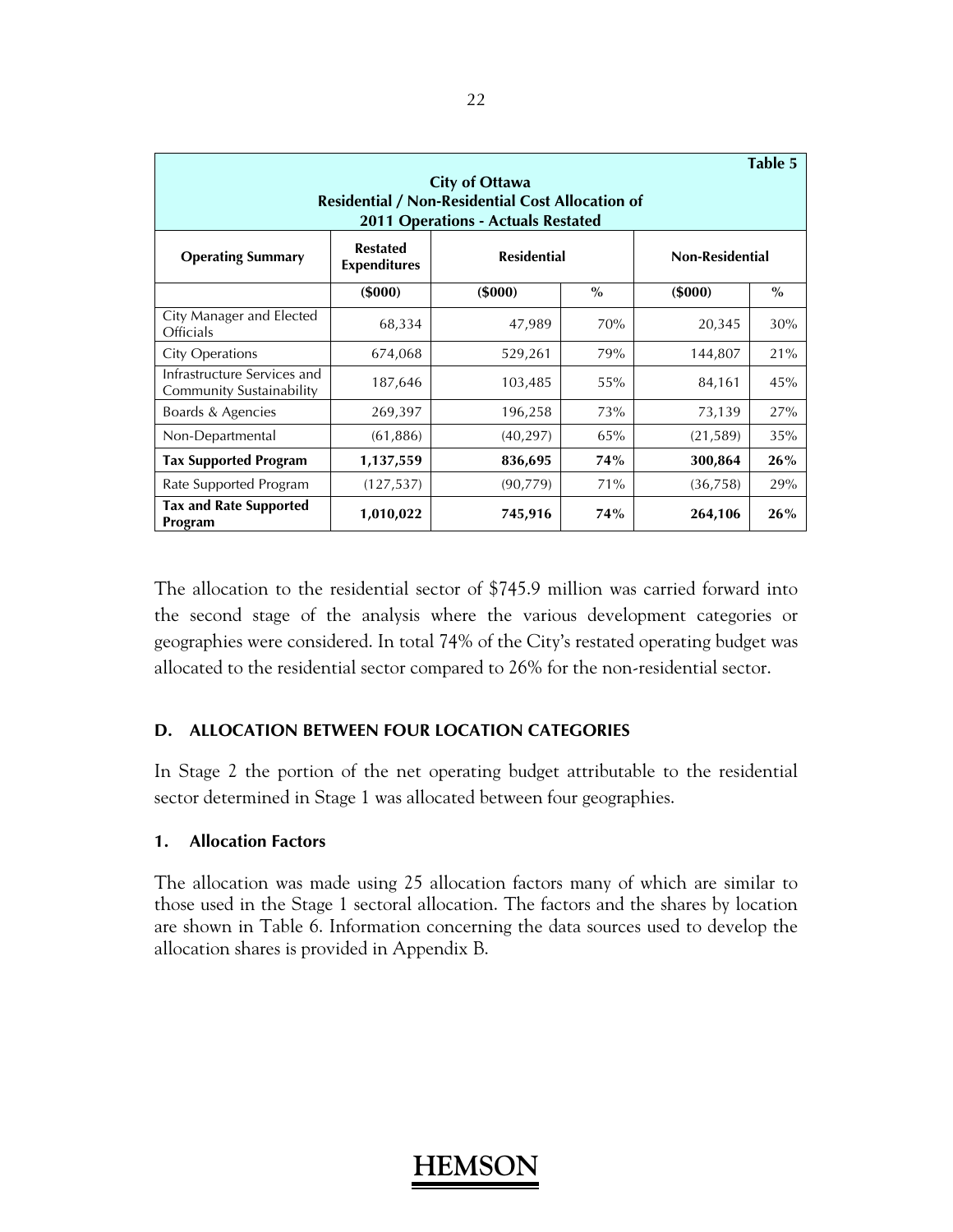| Table 5 | | | | | |
|---|---|---|---|---|---|
| **City of Ottawa**<br>**Residential / Non-Residential Cost Allocation of**<br>**2011 Operations - Actuals Restated** | | | | | |
| **Operating Summary** | **Restated Expenditures** | **Residential** | | **Non-Residential** | |
| | **($000)** | **($000)** | **%** | **($000)** | **%** |
| City Manager and Elected Officials | 68,334 | 47,989 | 70% | 20,345 | 30% |
| City Operations | 674,068 | 529,261 | 79% | 144,807 | 21% |
| Infrastructure Services and Community Sustainability | 187,646 | 103,485 | 55% | 84,161 | 45% |
| Boards & Agencies | 269,397 | 196,258 | 73% | 73,139 | 27% |
| Non-Departmental | (61,886) | (40,297) | 65% | (21,589) | 35% |
| **Tax Supported Program** | **1,137,559** | **836,695** | **74%** | **300,864** | **26%** |
| Rate Supported Program | (127,537) | (90,779) | 71% | (36,758) | 29% |
| **Tax and Rate Supported Program** | **1,010,022** | **745,916** | **74%** | **264,106** | **26%** |

The allocation to the residential sector of $745.9 million was carried forward into the second stage of the analysis where the various development categories or geographies were considered. In total 74% of the City's restated operating budget was allocated to the residential sector compared to 26% for the non-residential sector.

## D. ALLOCATION BETWEEN FOUR LOCATION CATEGORIES

In Stage 2 the portion of the net operating budget attributable to the residential sector determined in Stage 1 was allocated between four geographies.

### 1. Allocation Factors

The allocation was made using 25 allocation factors many of which are similar to those used in the Stage 1 sectoral allocation. The factors and the shares by location are shown in Table 6. Information concerning the data sources used to develop the allocation shares is provided in Appendix B.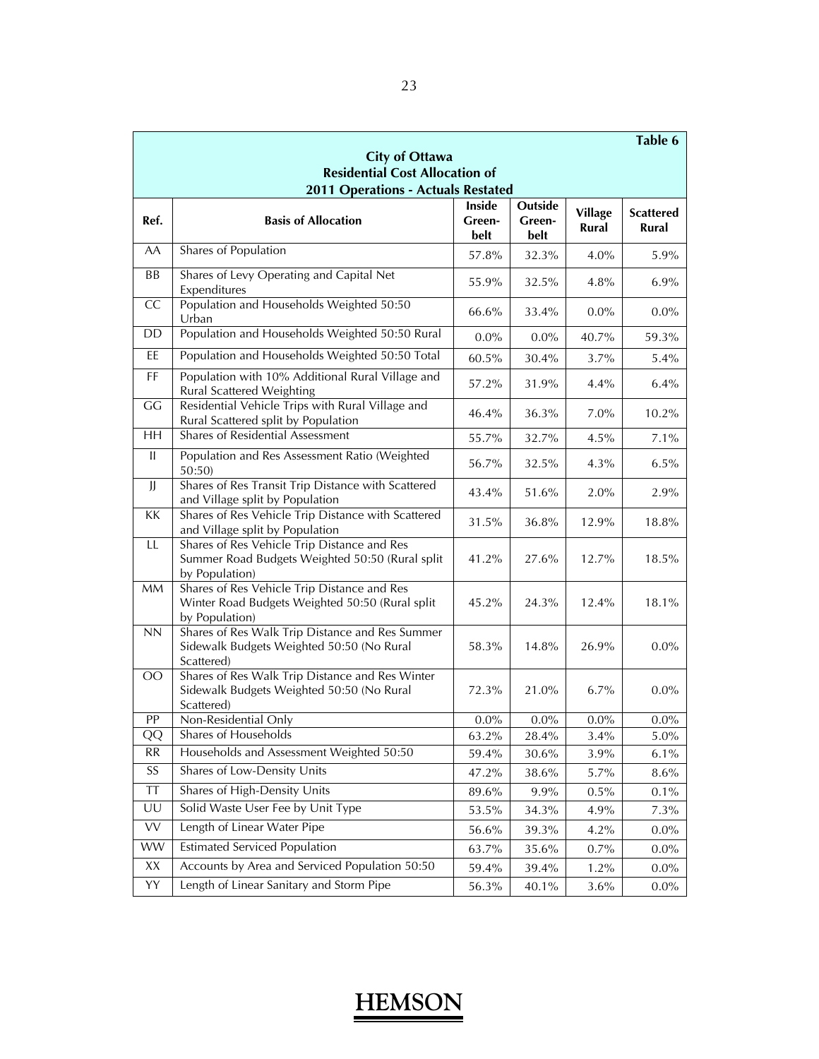Table 6

**City of Ottawa**
**Residential Cost Allocation of**
**2011 Operations - Actuals Restated**

| Ref. | Basis of Allocation | Inside Green-belt | Outside Green-belt | Village Rural | Scattered Rural |
|---|---|---|---|---|---|
| AA | Shares of Population | 57.8% | 32.3% | 4.0% | 5.9% |
| BB | Shares of Levy Operating and Capital Net Expenditures | 55.9% | 32.5% | 4.8% | 6.9% |
| CC | Population and Households Weighted 50:50 Urban | 66.6% | 33.4% | 0.0% | 0.0% |
| DD | Population and Households Weighted 50:50 Rural | 0.0% | 0.0% | 40.7% | 59.3% |
| EE | Population and Households Weighted 50:50 Total | 60.5% | 30.4% | 3.7% | 5.4% |
| FF | Population with 10% Additional Rural Village and Rural Scattered Weighting | 57.2% | 31.9% | 4.4% | 6.4% |
| GG | Residential Vehicle Trips with Rural Village and Rural Scattered split by Population | 46.4% | 36.3% | 7.0% | 10.2% |
| HH | Shares of Residential Assessment | 55.7% | 32.7% | 4.5% | 7.1% |
| II | Population and Res Assessment Ratio (Weighted 50:50) | 56.7% | 32.5% | 4.3% | 6.5% |
| JJ | Shares of Res Transit Trip Distance with Scattered and Village split by Population | 43.4% | 51.6% | 2.0% | 2.9% |
| KK | Shares of Res Vehicle Trip Distance with Scattered and Village split by Population | 31.5% | 36.8% | 12.9% | 18.8% |
| LL | Shares of Res Vehicle Trip Distance and Res Summer Road Budgets Weighted 50:50 (Rural split by Population) | 41.2% | 27.6% | 12.7% | 18.5% |
| MM | Shares of Res Vehicle Trip Distance and Res Winter Road Budgets Weighted 50:50 (Rural split by Population) | 45.2% | 24.3% | 12.4% | 18.1% |
| NN | Shares of Res Walk Trip Distance and Res Summer Sidewalk Budgets Weighted 50:50 (No Rural Scattered) | 58.3% | 14.8% | 26.9% | 0.0% |
| OO | Shares of Res Walk Trip Distance and Res Winter Sidewalk Budgets Weighted 50:50 (No Rural Scattered) | 72.3% | 21.0% | 6.7% | 0.0% |
| PP | Non-Residential Only | 0.0% | 0.0% | 0.0% | 0.0% |
| QQ | Shares of Households | 63.2% | 28.4% | 3.4% | 5.0% |
| RR | Households and Assessment Weighted 50:50 | 59.4% | 30.6% | 3.9% | 6.1% |
| SS | Shares of Low-Density Units | 47.2% | 38.6% | 5.7% | 8.6% |
| TT | Shares of High-Density Units | 89.6% | 9.9% | 0.5% | 0.1% |
| UU | Solid Waste User Fee by Unit Type | 53.5% | 34.3% | 4.9% | 7.3% |
| VV | Length of Linear Water Pipe | 56.6% | 39.3% | 4.2% | 0.0% |
| WW | Estimated Serviced Population | 63.7% | 35.6% | 0.7% | 0.0% |
| XX | Accounts by Area and Serviced Population 50:50 | 59.4% | 39.4% | 1.2% | 0.0% |
| YY | Length of Linear Sanitary and Storm Pipe | 56.3% | 40.1% | 3.6% | 0.0% |

**HEMSON**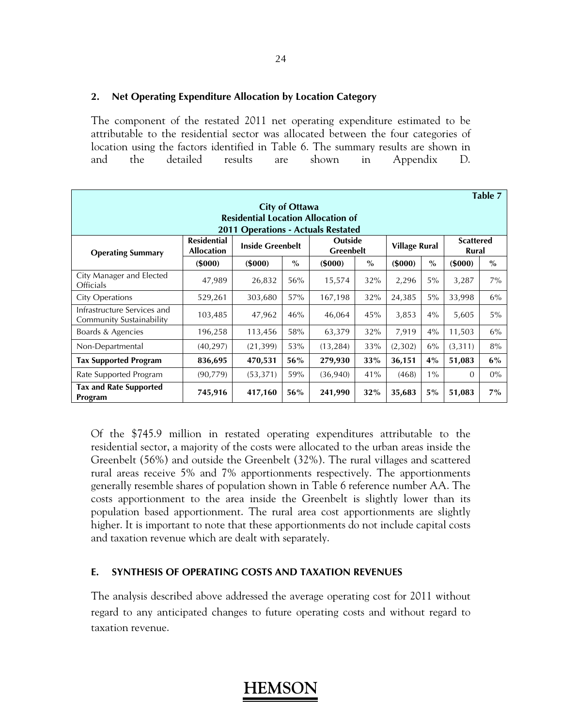### 2. Net Operating Expenditure Allocation by Location Category

The component of the restated 2011 net operating expenditure estimated to be attributable to the residential sector was allocated between the four categories of location using the factors identified in Table 6. The summary results are shown in and the detailed results are shown in Appendix D.

Table 7

**City of Ottawa**
**Residential Location Allocation of**
**2011 Operations - Actuals Restated**

| Operating Summary | Residential Allocation | Inside Greenbelt | | Outside Greenbelt | | Village Rural | | Scattered Rural | |
|---|---|---|---|---|---|---|---|---|---|
| | ($000) | ($000) | % | ($000) | % | ($000) | % | ($000) | % |
| City Manager and Elected Officials | 47,989 | 26,832 | 56% | 15,574 | 32% | 2,296 | 5% | 3,287 | 7% |
| City Operations | 529,261 | 303,680 | 57% | 167,198 | 32% | 24,385 | 5% | 33,998 | 6% |
| Infrastructure Services and Community Sustainability | 103,485 | 47,962 | 46% | 46,064 | 45% | 3,853 | 4% | 5,605 | 5% |
| Boards & Agencies | 196,258 | 113,456 | 58% | 63,379 | 32% | 7,919 | 4% | 11,503 | 6% |
| Non-Departmental | (40,297) | (21,399) | 53% | (13,284) | 33% | (2,302) | 6% | (3,311) | 8% |
| **Tax Supported Program** | **836,695** | **470,531** | **56%** | **279,930** | **33%** | **36,151** | **4%** | **51,083** | **6%** |
| Rate Supported Program | (90,779) | (53,371) | 59% | (36,940) | 41% | (468) | 1% | 0 | 0% |
| **Tax and Rate Supported Program** | **745,916** | **417,160** | **56%** | **241,990** | **32%** | **35,683** | **5%** | **51,083** | **7%** |

Of the $745.9 million in restated operating expenditures attributable to the residential sector, a majority of the costs were allocated to the urban areas inside the Greenbelt (56%) and outside the Greenbelt (32%). The rural villages and scattered rural areas receive 5% and 7% apportionments respectively. The apportionments generally resemble shares of population shown in Table 6 reference number AA. The costs apportionment to the area inside the Greenbelt is slightly lower than its population based apportionment. The rural area cost apportionments are slightly higher. It is important to note that these apportionments do not include capital costs and taxation revenue which are dealt with separately.

## E. SYNTHESIS OF OPERATING COSTS AND TAXATION REVENUES

The analysis described above addressed the average operating cost for 2011 without regard to any anticipated changes to future operating costs and without regard to taxation revenue.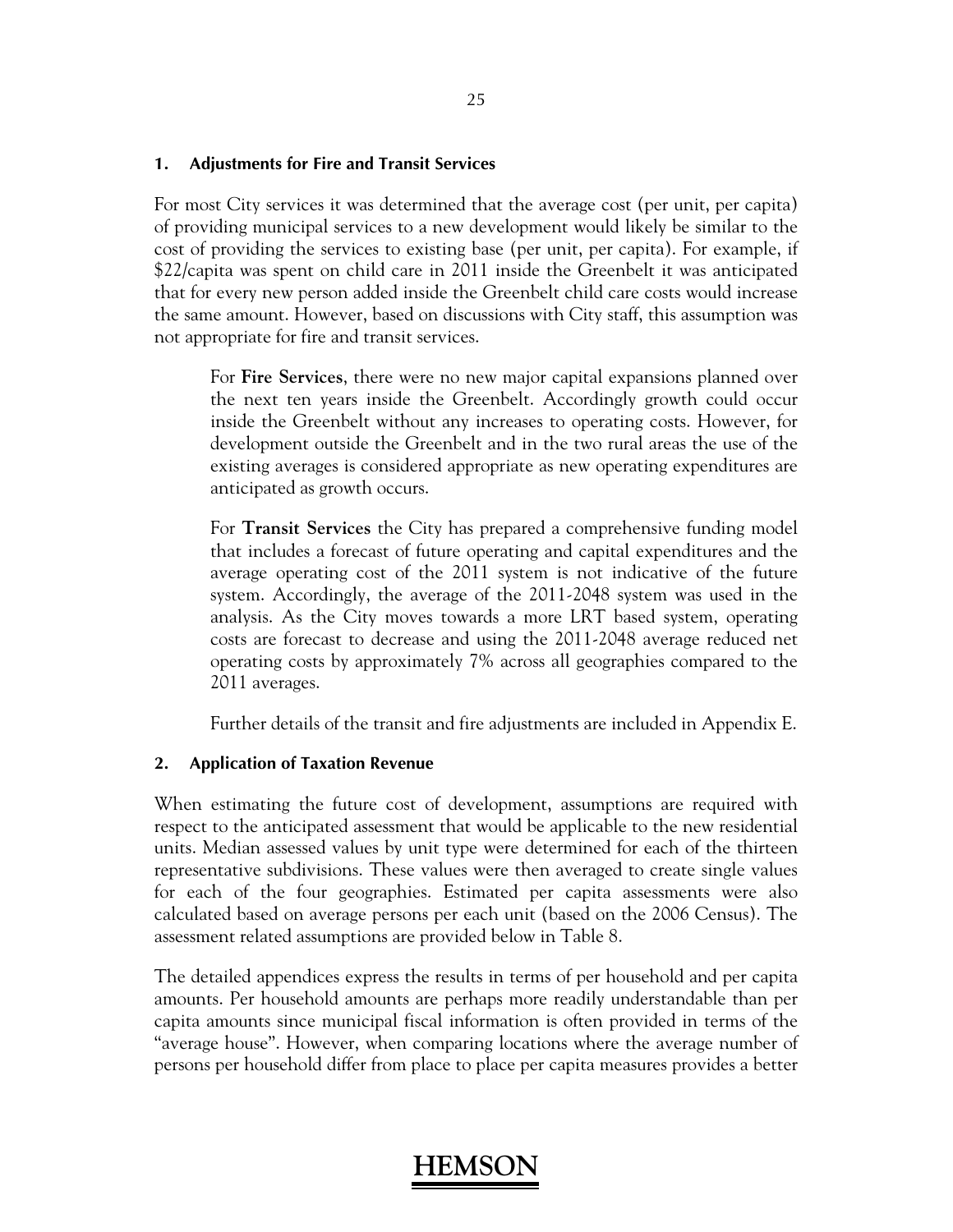### 1. Adjustments for Fire and Transit Services

For most City services it was determined that the average cost (per unit, per capita) of providing municipal services to a new development would likely be similar to the cost of providing the services to existing base (per unit, per capita). For example, if \$22/capita was spent on child care in 2011 inside the Greenbelt it was anticipated that for every new person added inside the Greenbelt child care costs would increase the same amount. However, based on discussions with City staff, this assumption was not appropriate for fire and transit services.

> For **Fire Services**, there were no new major capital expansions planned over the next ten years inside the Greenbelt. Accordingly growth could occur inside the Greenbelt without any increases to operating costs. However, for development outside the Greenbelt and in the two rural areas the use of the existing averages is considered appropriate as new operating expenditures are anticipated as growth occurs.
>
> For **Transit Services** the City has prepared a comprehensive funding model that includes a forecast of future operating and capital expenditures and the average operating cost of the 2011 system is not indicative of the future system. Accordingly, the average of the 2011-2048 system was used in the analysis. As the City moves towards a more LRT based system, operating costs are forecast to decrease and using the 2011-2048 average reduced net operating costs by approximately 7% across all geographies compared to the 2011 averages.
>
> Further details of the transit and fire adjustments are included in Appendix E.

### 2. Application of Taxation Revenue

When estimating the future cost of development, assumptions are required with respect to the anticipated assessment that would be applicable to the new residential units. Median assessed values by unit type were determined for each of the thirteen representative subdivisions. These values were then averaged to create single values for each of the four geographies. Estimated per capita assessments were also calculated based on average persons per each unit (based on the 2006 Census). The assessment related assumptions are provided below in Table 8.

The detailed appendices express the results in terms of per household and per capita amounts. Per household amounts are perhaps more readily understandable than per capita amounts since municipal fiscal information is often provided in terms of the "average house". However, when comparing locations where the average number of persons per household differ from place to place per capita measures provides a better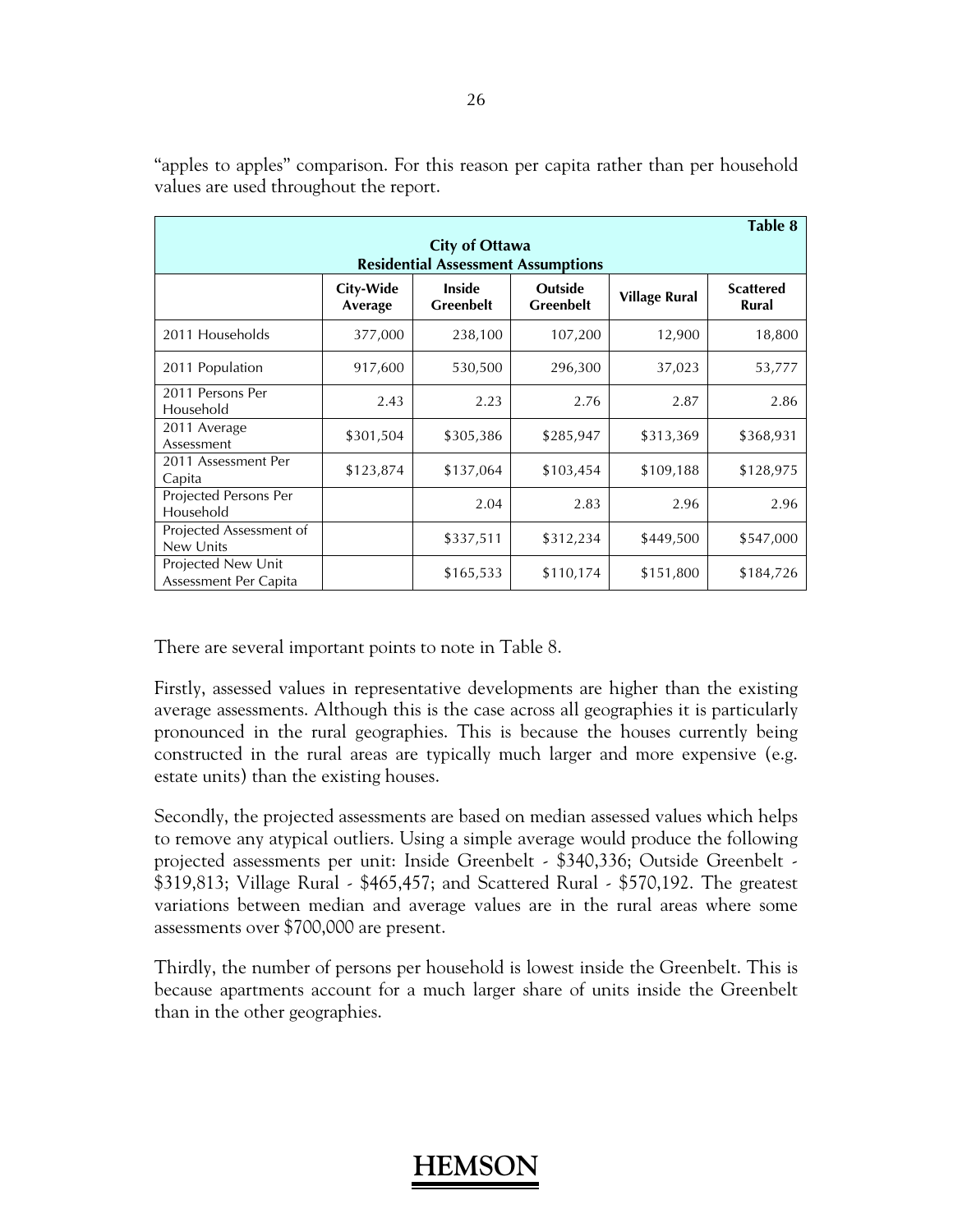"apples to apples" comparison. For this reason per capita rather than per household values are used throughout the report.

**Table 8**

**City of Ottawa**
**Residential Assessment Assumptions**

| | City-Wide Average | Inside Greenbelt | Outside Greenbelt | Village Rural | Scattered Rural |
|---|---|---|---|---|---|
| 2011 Households | 377,000 | 238,100 | 107,200 | 12,900 | 18,800 |
| 2011 Population | 917,600 | 530,500 | 296,300 | 37,023 | 53,777 |
| 2011 Persons Per Household | 2.43 | 2.23 | 2.76 | 2.87 | 2.86 |
| 2011 Average Assessment | $301,504 | $305,386 | $285,947 | $313,369 | $368,931 |
| 2011 Assessment Per Capita | $123,874 | $137,064 | $103,454 | $109,188 | $128,975 |
| Projected Persons Per Household | | 2.04 | 2.83 | 2.96 | 2.96 |
| Projected Assessment of New Units | | $337,511 | $312,234 | $449,500 | $547,000 |
| Projected New Unit Assessment Per Capita | | $165,533 | $110,174 | $151,800 | $184,726 |

There are several important points to note in Table 8.

Firstly, assessed values in representative developments are higher than the existing average assessments. Although this is the case across all geographies it is particularly pronounced in the rural geographies. This is because the houses currently being constructed in the rural areas are typically much larger and more expensive (e.g. estate units) than the existing houses.

Secondly, the projected assessments are based on median assessed values which helps to remove any atypical outliers. Using a simple average would produce the following projected assessments per unit: Inside Greenbelt - $340,336; Outside Greenbelt - $319,813; Village Rural - $465,457; and Scattered Rural - $570,192. The greatest variations between median and average values are in the rural areas where some assessments over $700,000 are present.

Thirdly, the number of persons per household is lowest inside the Greenbelt. This is because apartments account for a much larger share of units inside the Greenbelt than in the other geographies.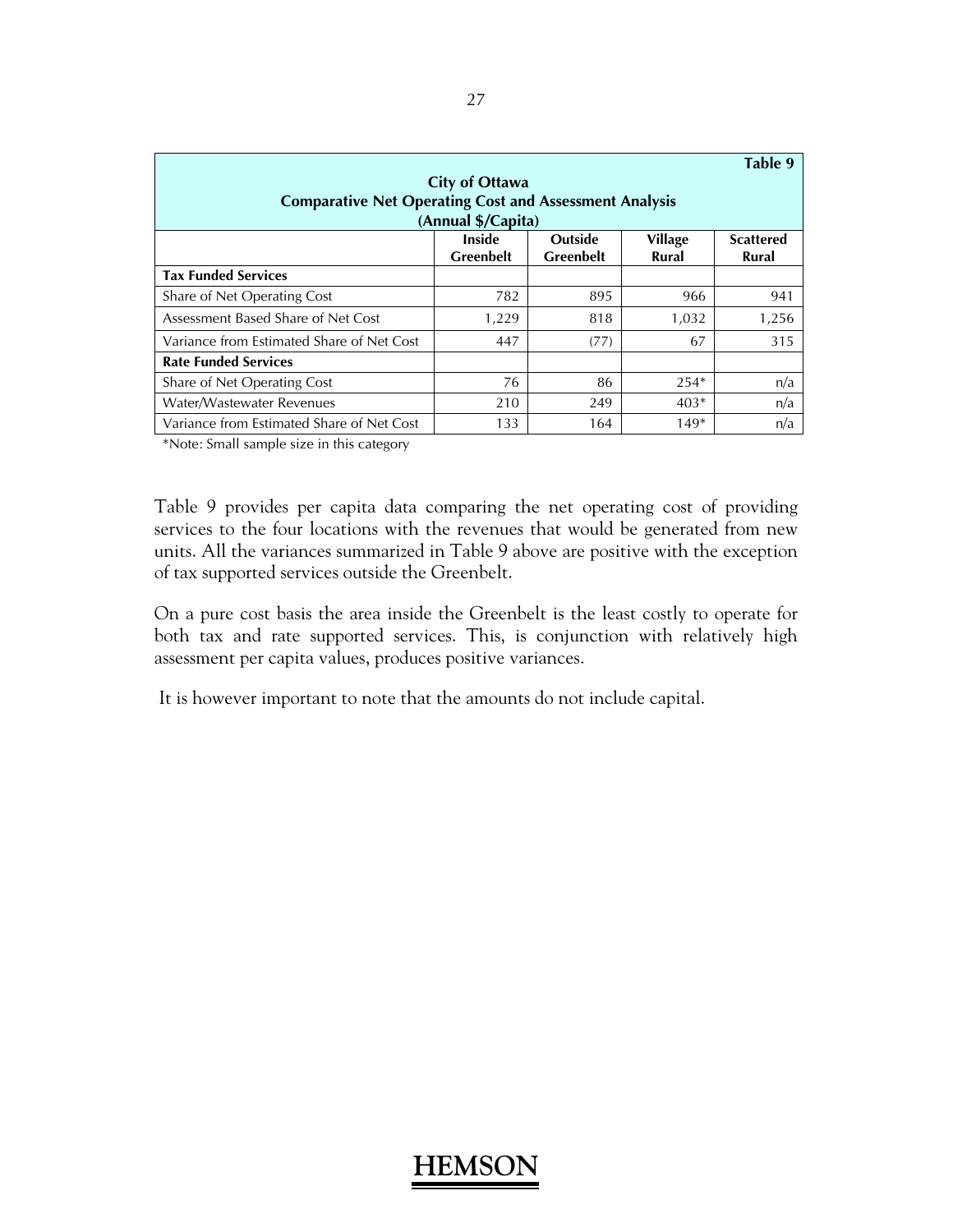| Table 9<br>City of Ottawa<br>Comparative Net Operating Cost and Assessment Analysis<br>(Annual $/Capita) | | | | |
|---|---|---|---|---|
| | **Inside Greenbelt** | **Outside Greenbelt** | **Village Rural** | **Scattered Rural** |
| **Tax Funded Services** | | | | |
| Share of Net Operating Cost | 782 | 895 | 966 | 941 |
| Assessment Based Share of Net Cost | 1,229 | 818 | 1,032 | 1,256 |
| Variance from Estimated Share of Net Cost | 447 | (77) | 67 | 315 |
| **Rate Funded Services** | | | | |
| Share of Net Operating Cost | 76 | 86 | 254* | n/a |
| Water/Wastewater Revenues | 210 | 249 | 403* | n/a |
| Variance from Estimated Share of Net Cost | 133 | 164 | 149* | n/a |

*Note: Small sample size in this category

Table 9 provides per capita data comparing the net operating cost of providing services to the four locations with the revenues that would be generated from new units. All the variances summarized in Table 9 above are positive with the exception of tax supported services outside the Greenbelt.

On a pure cost basis the area inside the Greenbelt is the least costly to operate for both tax and rate supported services. This, is conjunction with relatively high assessment per capita values, produces positive variances.

It is however important to note that the amounts do not include capital.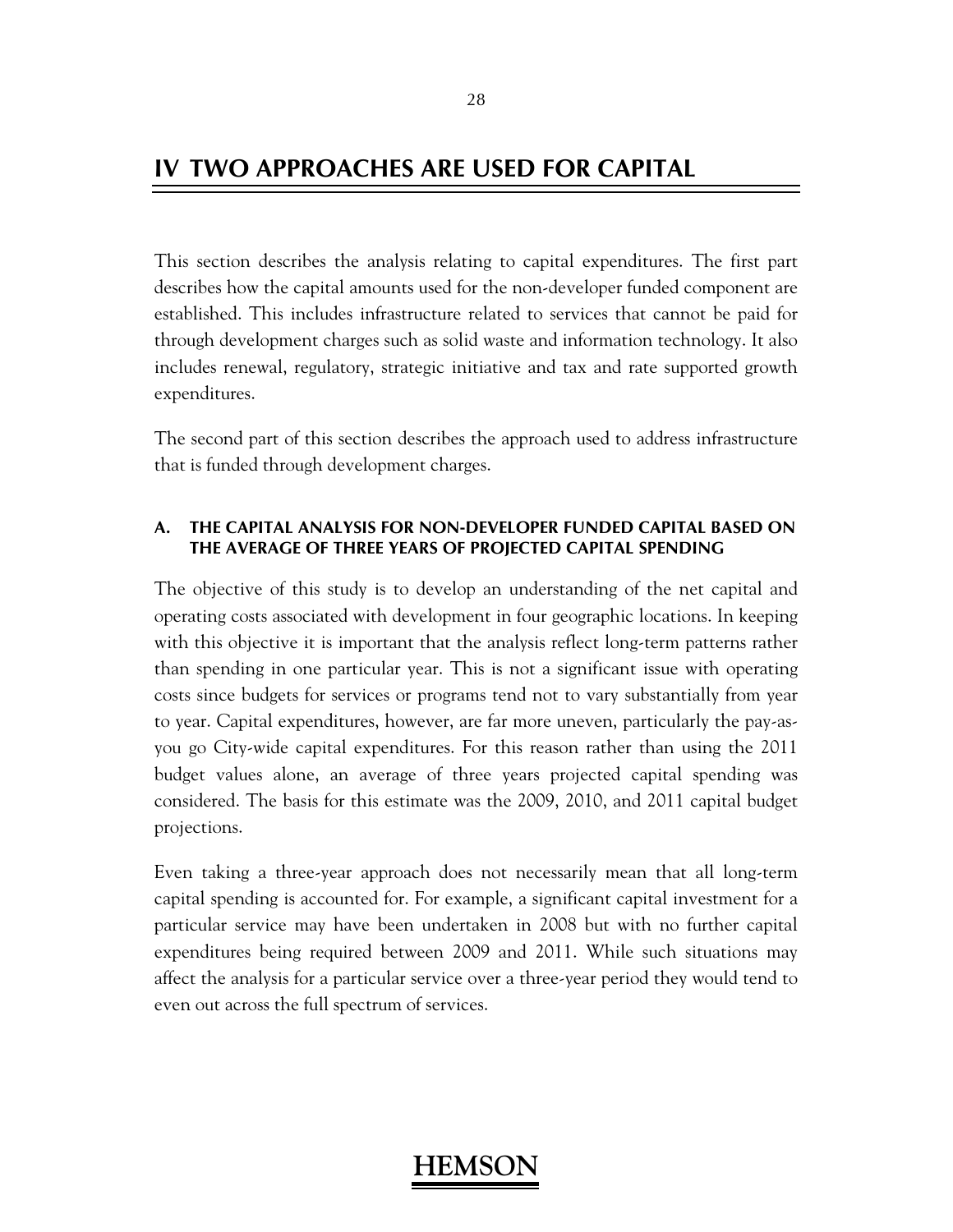# IV TWO APPROACHES ARE USED FOR CAPITAL

This section describes the analysis relating to capital expenditures. The first part describes how the capital amounts used for the non-developer funded component are established. This includes infrastructure related to services that cannot be paid for through development charges such as solid waste and information technology. It also includes renewal, regulatory, strategic initiative and tax and rate supported growth expenditures.

The second part of this section describes the approach used to address infrastructure that is funded through development charges.

### A. THE CAPITAL ANALYSIS FOR NON-DEVELOPER FUNDED CAPITAL BASED ON THE AVERAGE OF THREE YEARS OF PROJECTED CAPITAL SPENDING

The objective of this study is to develop an understanding of the net capital and operating costs associated with development in four geographic locations. In keeping with this objective it is important that the analysis reflect long-term patterns rather than spending in one particular year. This is not a significant issue with operating costs since budgets for services or programs tend not to vary substantially from year to year. Capital expenditures, however, are far more uneven, particularly the pay-as-you go City-wide capital expenditures. For this reason rather than using the 2011 budget values alone, an average of three years projected capital spending was considered. The basis for this estimate was the 2009, 2010, and 2011 capital budget projections.

Even taking a three-year approach does not necessarily mean that all long-term capital spending is accounted for. For example, a significant capital investment for a particular service may have been undertaken in 2008 but with no further capital expenditures being required between 2009 and 2011. While such situations may affect the analysis for a particular service over a three-year period they would tend to even out across the full spectrum of services.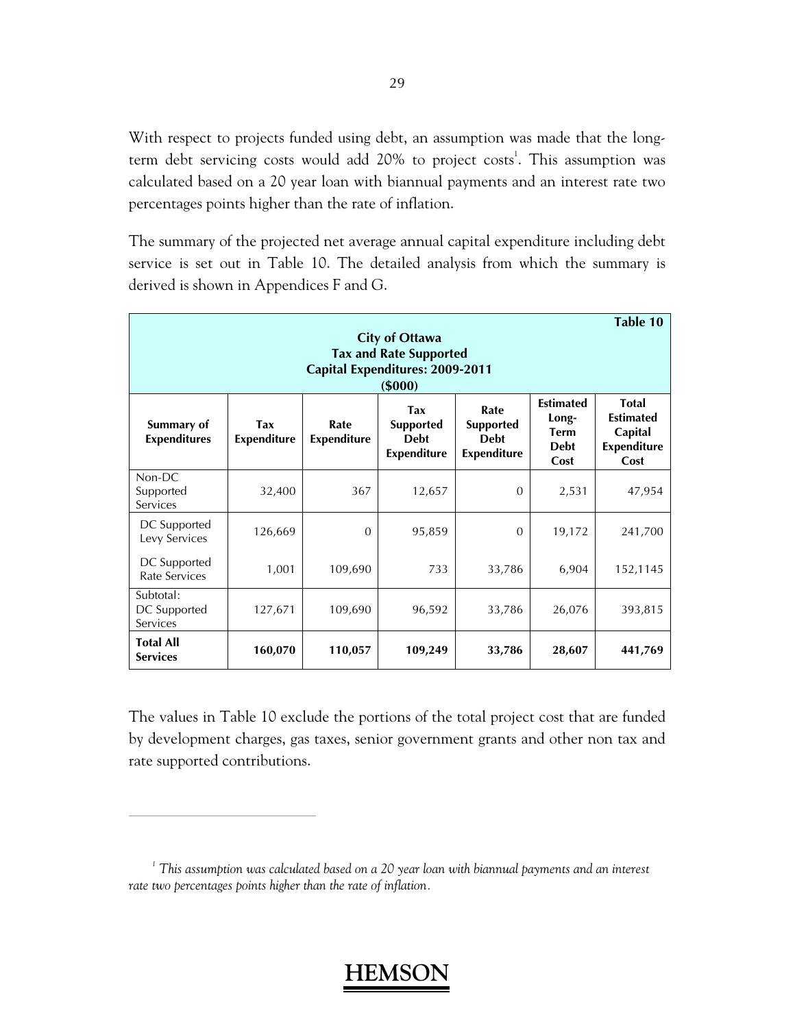With respect to projects funded using debt, an assumption was made that the long-term debt servicing costs would add 20% to project costs[1]. This assumption was calculated based on a 20 year loan with biannual payments and an interest rate two percentages points higher than the rate of inflation.

The summary of the projected net average annual capital expenditure including debt service is set out in Table 10. The detailed analysis from which the summary is derived is shown in Appendices F and G.

**Table 10**
**City of Ottawa**
**Tax and Rate Supported**
**Capital Expenditures: 2009-2011**
**($000)**

| Summary of Expenditures | Tax Expenditure | Rate Expenditure | Tax Supported Debt Expenditure | Rate Supported Debt Expenditure | Estimated Long-Term Debt Cost | Total Estimated Capital Expenditure Cost |
|---|---|---|---|---|---|---|
| Non-DC Supported Services | 32,400 | 367 | 12,657 | 0 | 2,531 | 47,954 |
| DC Supported Levy Services | 126,669 | 0 | 95,859 | 0 | 19,172 | 241,700 |
| DC Supported Rate Services | 1,001 | 109,690 | 733 | 33,786 | 6,904 | 152,1145 |
| Subtotal: DC Supported Services | 127,671 | 109,690 | 96,592 | 33,786 | 26,076 | 393,815 |
| **Total All Services** | **160,070** | **110,057** | **109,249** | **33,786** | **28,607** | **441,769** |

The values in Table 10 exclude the portions of the total project cost that are funded by development charges, gas taxes, senior government grants and other non tax and rate supported contributions.

---

[1] *This assumption was calculated based on a 20 year loan with biannual payments and an interest rate two percentages points higher than the rate of inflation.*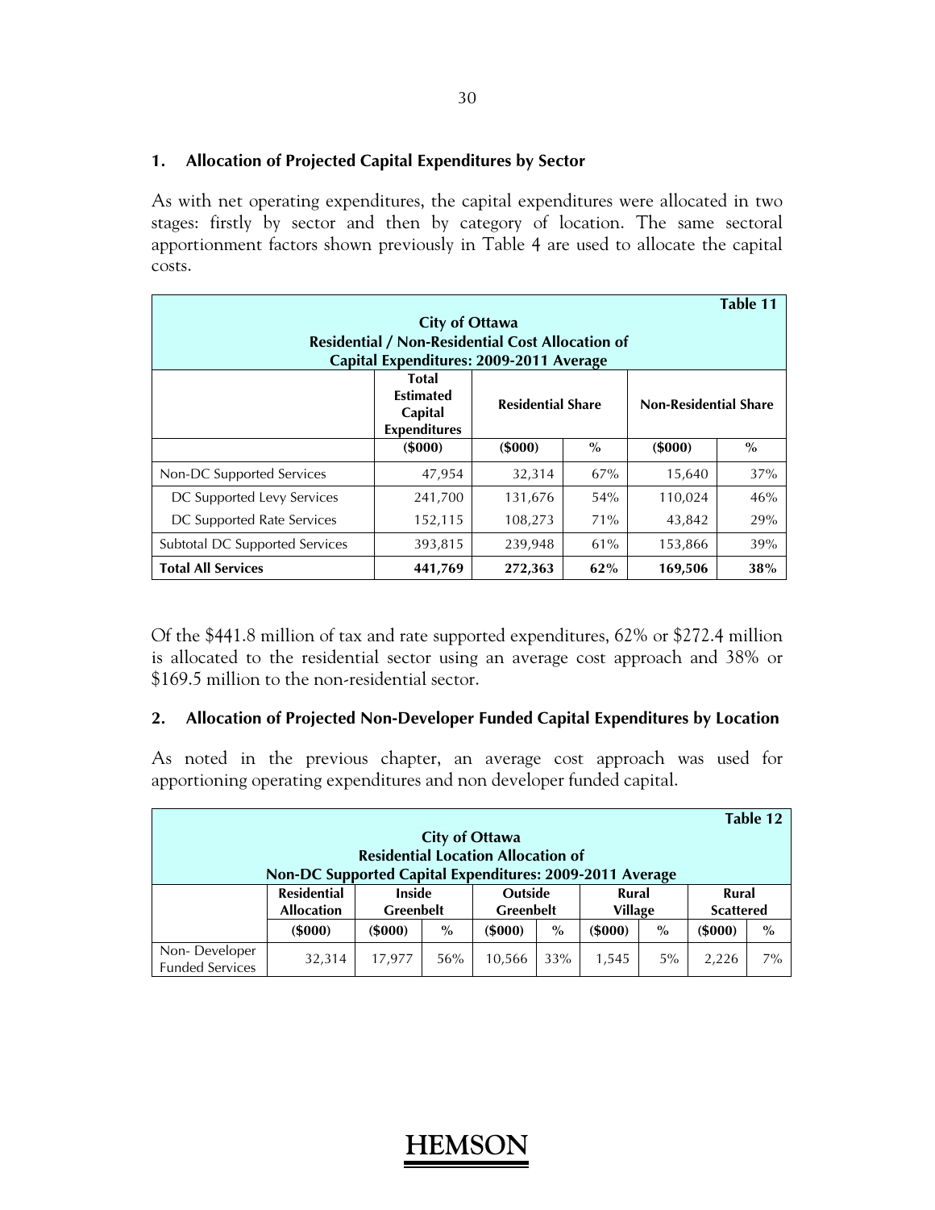## 1. Allocation of Projected Capital Expenditures by Sector

As with net operating expenditures, the capital expenditures were allocated in two stages: firstly by sector and then by category of location. The same sectoral apportionment factors shown previously in Table 4 are used to allocate the capital costs.

**Table 11**

**City of Ottawa**
**Residential / Non-Residential Cost Allocation of Capital Expenditures: 2009-2011 Average**

| | Total Estimated Capital Expenditures | Residential Share | | Non-Residential Share | |
|---|---|---|---|---|---|
| | ($000) | ($000) | % | ($000) | % |
| Non-DC Supported Services | 47,954 | 32,314 | 67% | 15,640 | 37% |
| DC Supported Levy Services | 241,700 | 131,676 | 54% | 110,024 | 46% |
| DC Supported Rate Services | 152,115 | 108,273 | 71% | 43,842 | 29% |
| Subtotal DC Supported Services | 393,815 | 239,948 | 61% | 153,866 | 39% |
| **Total All Services** | **441,769** | **272,363** | **62%** | **169,506** | **38%** |

Of the $441.8 million of tax and rate supported expenditures, 62% or $272.4 million is allocated to the residential sector using an average cost approach and 38% or $169.5 million to the non-residential sector.

## 2. Allocation of Projected Non-Developer Funded Capital Expenditures by Location

As noted in the previous chapter, an average cost approach was used for apportioning operating expenditures and non developer funded capital.

**Table 12**

**City of Ottawa**
**Residential Location Allocation of Non-DC Supported Capital Expenditures: 2009-2011 Average**

| | Residential Allocation | Inside Greenbelt | | Outside Greenbelt | | Rural Village | | Rural Scattered | |
|---|---|---|---|---|---|---|---|---|---|
| | ($000) | ($000) | % | ($000) | % | ($000) | % | ($000) | % |
| Non- Developer Funded Services | 32,314 | 17,977 | 56% | 10,566 | 33% | 1,545 | 5% | 2,226 | 7% |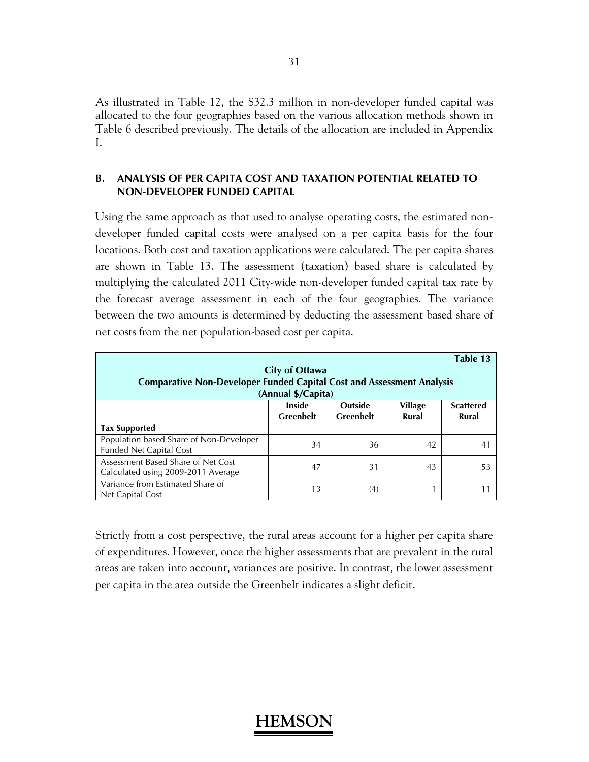As illustrated in Table 12, the $32.3 million in non-developer funded capital was allocated to the four geographies based on the various allocation methods shown in Table 6 described previously. The details of the allocation are included in Appendix I.

## B. ANALYSIS OF PER CAPITA COST AND TAXATION POTENTIAL RELATED TO NON-DEVELOPER FUNDED CAPITAL

Using the same approach as that used to analyse operating costs, the estimated non-developer funded capital costs were analysed on a per capita basis for the four locations. Both cost and taxation applications were calculated. The per capita shares are shown in Table 13. The assessment (taxation) based share is calculated by multiplying the calculated 2011 City-wide non-developer funded capital tax rate by the forecast average assessment in each of the four geographies. The variance between the two amounts is determined by deducting the assessment based share of net costs from the net population-based cost per capita.

**Table 13**
**City of Ottawa**
**Comparative Non-Developer Funded Capital Cost and Assessment Analysis**
**(Annual $/Capita)**

| | Inside Greenbelt | Outside Greenbelt | Village Rural | Scattered Rural |
|---|---|---|---|---|
| **Tax Supported** | | | | |
| Population based Share of Non-Developer Funded Net Capital Cost | 34 | 36 | 42 | 41 |
| Assessment Based Share of Net Cost Calculated using 2009-2011 Average | 47 | 31 | 43 | 53 |
| Variance from Estimated Share of Net Capital Cost | 13 | (4) | 1 | 11 |

Strictly from a cost perspective, the rural areas account for a higher per capita share of expenditures. However, once the higher assessments that are prevalent in the rural areas are taken into account, variances are positive. In contrast, the lower assessment per capita in the area outside the Greenbelt indicates a slight deficit.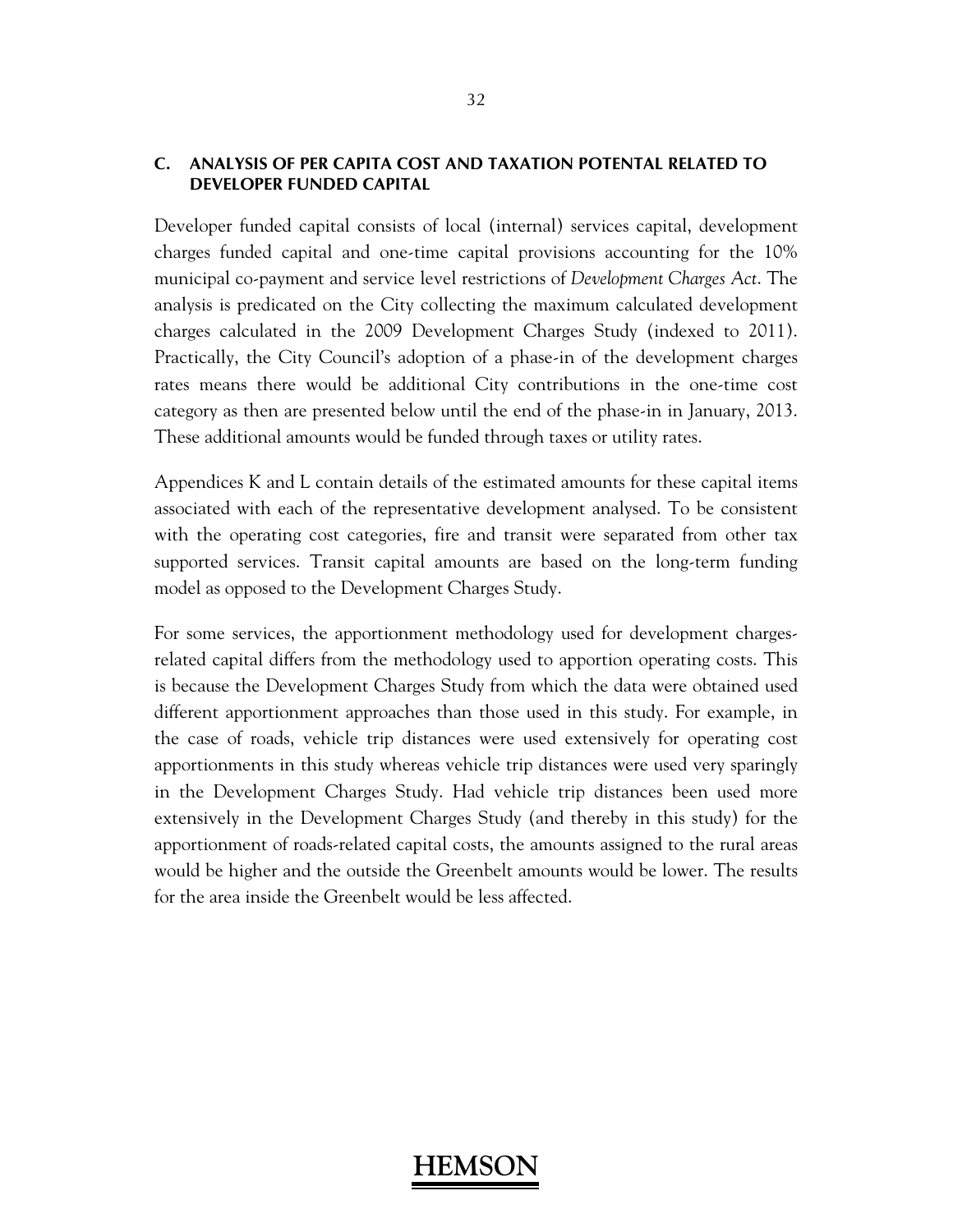## C. ANALYSIS OF PER CAPITA COST AND TAXATION POTENTAL RELATED TO DEVELOPER FUNDED CAPITAL

Developer funded capital consists of local (internal) services capital, development charges funded capital and one-time capital provisions accounting for the 10% municipal co-payment and service level restrictions of *Development Charges Act*. The analysis is predicated on the City collecting the maximum calculated development charges calculated in the 2009 Development Charges Study (indexed to 2011). Practically, the City Council's adoption of a phase-in of the development charges rates means there would be additional City contributions in the one-time cost category as then are presented below until the end of the phase-in in January, 2013. These additional amounts would be funded through taxes or utility rates.

Appendices K and L contain details of the estimated amounts for these capital items associated with each of the representative development analysed. To be consistent with the operating cost categories, fire and transit were separated from other tax supported services. Transit capital amounts are based on the long-term funding model as opposed to the Development Charges Study.

For some services, the apportionment methodology used for development charges-related capital differs from the methodology used to apportion operating costs. This is because the Development Charges Study from which the data were obtained used different apportionment approaches than those used in this study. For example, in the case of roads, vehicle trip distances were used extensively for operating cost apportionments in this study whereas vehicle trip distances were used very sparingly in the Development Charges Study. Had vehicle trip distances been used more extensively in the Development Charges Study (and thereby in this study) for the apportionment of roads-related capital costs, the amounts assigned to the rural areas would be higher and the outside the Greenbelt amounts would be lower. The results for the area inside the Greenbelt would be less affected.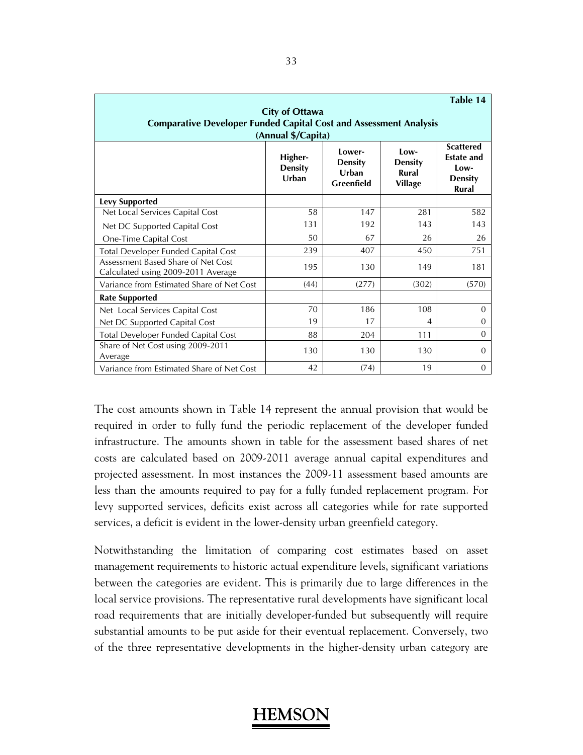**Table 14**

**City of Ottawa**
**Comparative Developer Funded Capital Cost and Assessment Analysis**
**(Annual $/Capita)**

| | Higher-Density Urban | Lower-Density Urban Greenfield | Low-Density Rural Village | Scattered Estate and Low-Density Rural |
|---|---|---|---|---|
| **Levy Supported** | | | | |
| Net Local Services Capital Cost | 58 | 147 | 281 | 582 |
| Net DC Supported Capital Cost | 131 | 192 | 143 | 143 |
| One-Time Capital Cost | 50 | 67 | 26 | 26 |
| Total Developer Funded Capital Cost | 239 | 407 | 450 | 751 |
| Assessment Based Share of Net Cost Calculated using 2009-2011 Average | 195 | 130 | 149 | 181 |
| Variance from Estimated Share of Net Cost | (44) | (277) | (302) | (570) |
| **Rate Supported** | | | | |
| Net Local Services Capital Cost | 70 | 186 | 108 | 0 |
| Net DC Supported Capital Cost | 19 | 17 | 4 | 0 |
| Total Developer Funded Capital Cost | 88 | 204 | 111 | 0 |
| Share of Net Cost using 2009-2011 Average | 130 | 130 | 130 | 0 |
| Variance from Estimated Share of Net Cost | 42 | (74) | 19 | 0 |

The cost amounts shown in Table 14 represent the annual provision that would be required in order to fully fund the periodic replacement of the developer funded infrastructure. The amounts shown in table for the assessment based shares of net costs are calculated based on 2009-2011 average annual capital expenditures and projected assessment. In most instances the 2009-11 assessment based amounts are less than the amounts required to pay for a fully funded replacement program. For levy supported services, deficits exist across all categories while for rate supported services, a deficit is evident in the lower-density urban greenfield category.

Notwithstanding the limitation of comparing cost estimates based on asset management requirements to historic actual expenditure levels, significant variations between the categories are evident. This is primarily due to large differences in the local service provisions. The representative rural developments have significant local road requirements that are initially developer-funded but subsequently will require substantial amounts to be put aside for their eventual replacement. Conversely, two of the three representative developments in the higher-density urban category are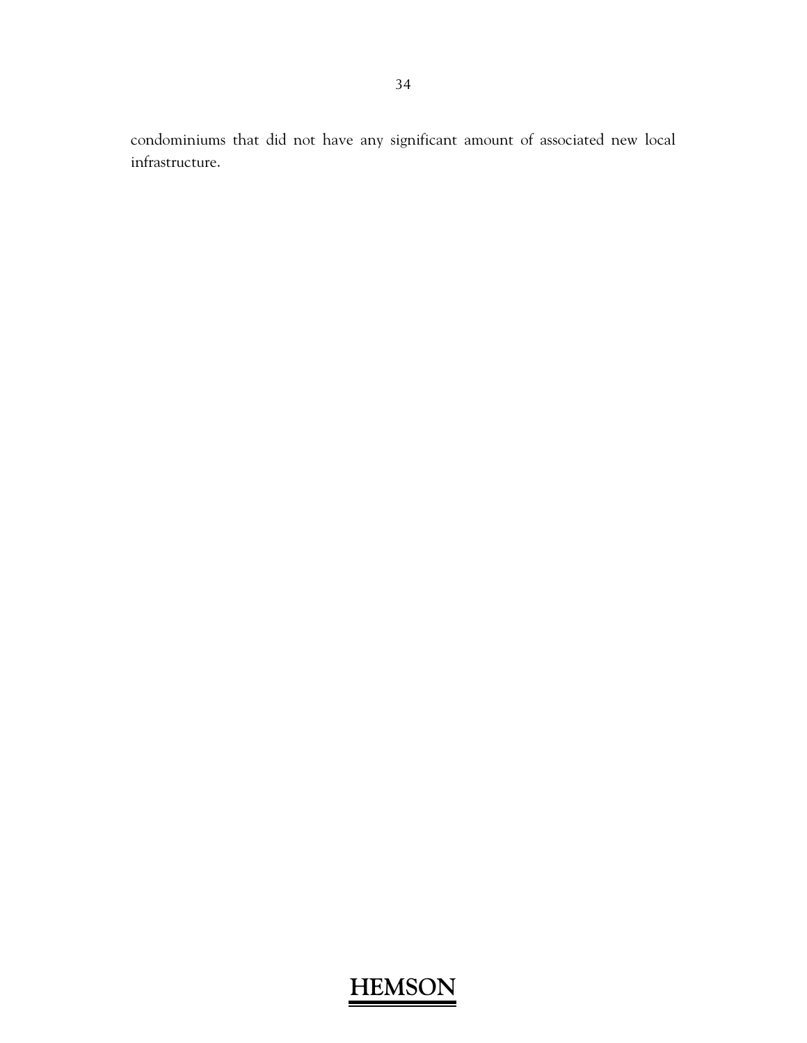condominiums that did not have any significant amount of associated new local infrastructure.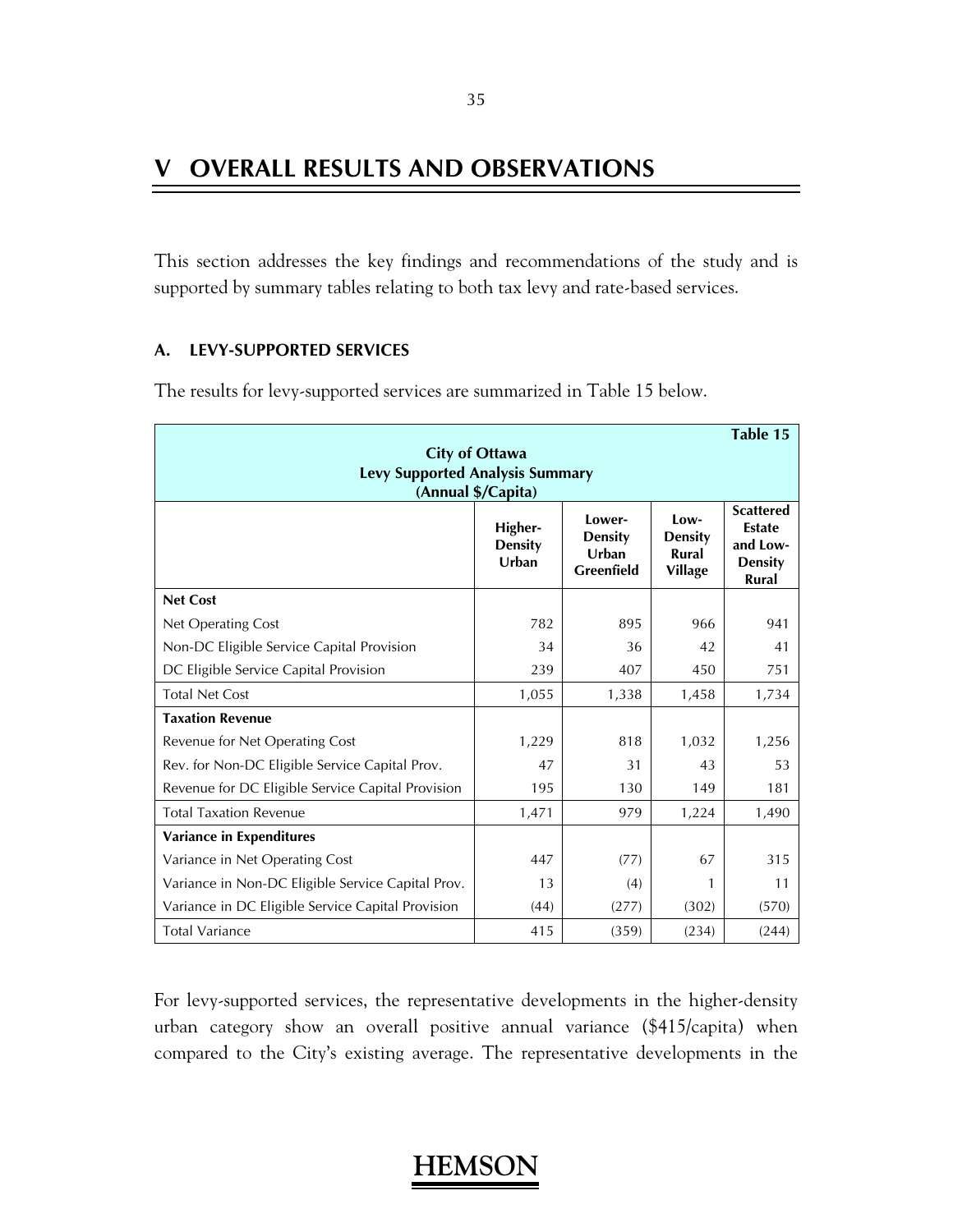# V OVERALL RESULTS AND OBSERVATIONS

This section addresses the key findings and recommendations of the study and is supported by summary tables relating to both tax levy and rate-based services.

### A. LEVY-SUPPORTED SERVICES

The results for levy-supported services are summarized in Table 15 below.

| City of Ottawa<br>Levy Supported Analysis Summary<br>(Annual $/Capita) | | | | Table 15 |
|---|---|---|---|---|
| | **Higher-Density Urban** | **Lower-Density Urban Greenfield** | **Low-Density Rural Village** | **Scattered Estate and Low-Density Rural** |
| **Net Cost** | | | | |
| Net Operating Cost | 782 | 895 | 966 | 941 |
| Non-DC Eligible Service Capital Provision | 34 | 36 | 42 | 41 |
| DC Eligible Service Capital Provision | 239 | 407 | 450 | 751 |
| Total Net Cost | 1,055 | 1,338 | 1,458 | 1,734 |
| **Taxation Revenue** | | | | |
| Revenue for Net Operating Cost | 1,229 | 818 | 1,032 | 1,256 |
| Rev. for Non-DC Eligible Service Capital Prov. | 47 | 31 | 43 | 53 |
| Revenue for DC Eligible Service Capital Provision | 195 | 130 | 149 | 181 |
| Total Taxation Revenue | 1,471 | 979 | 1,224 | 1,490 |
| **Variance in Expenditures** | | | | |
| Variance in Net Operating Cost | 447 | (77) | 67 | 315 |
| Variance in Non-DC Eligible Service Capital Prov. | 13 | (4) | 1 | 11 |
| Variance in DC Eligible Service Capital Provision | (44) | (277) | (302) | (570) |
| Total Variance | 415 | (359) | (234) | (244) |

For levy-supported services, the representative developments in the higher-density urban category show an overall positive annual variance ($415/capita) when compared to the City's existing average. The representative developments in the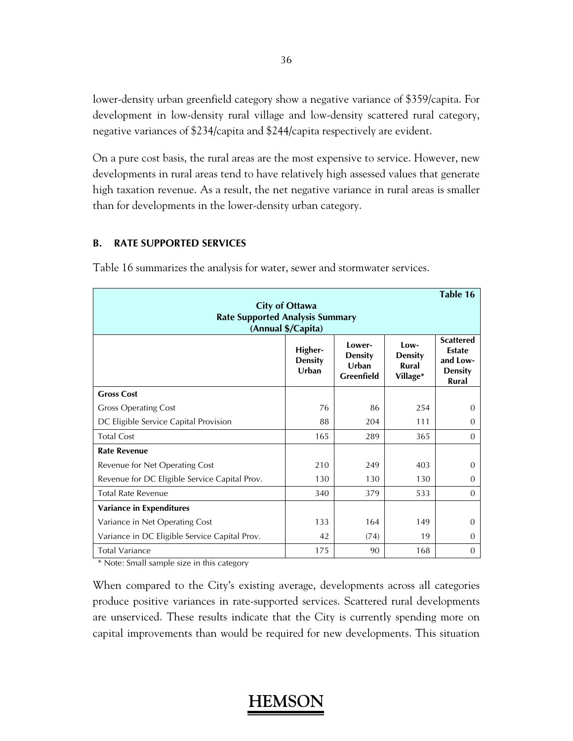lower-density urban greenfield category show a negative variance of $359/capita. For development in low-density rural village and low-density scattered rural category, negative variances of $234/capita and $244/capita respectively are evident.

On a pure cost basis, the rural areas are the most expensive to service. However, new developments in rural areas tend to have relatively high assessed values that generate high taxation revenue. As a result, the net negative variance in rural areas is smaller than for developments in the lower-density urban category.

## B. RATE SUPPORTED SERVICES

Table 16 summarizes the analysis for water, sewer and stormwater services.

**Table 16**

**City of Ottawa**
**Rate Supported Analysis Summary**
**(Annual $/Capita)**

| | Higher-Density Urban | Lower-Density Urban Greenfield | Low-Density Rural Village* | Scattered Estate and Low-Density Rural |
|---|---|---|---|---|
| **Gross Cost** | | | | |
| Gross Operating Cost | 76 | 86 | 254 | 0 |
| DC Eligible Service Capital Provision | 88 | 204 | 111 | 0 |
| Total Cost | 165 | 289 | 365 | 0 |
| **Rate Revenue** | | | | |
| Revenue for Net Operating Cost | 210 | 249 | 403 | 0 |
| Revenue for DC Eligible Service Capital Prov. | 130 | 130 | 130 | 0 |
| Total Rate Revenue | 340 | 379 | 533 | 0 |
| **Variance in Expenditures** | | | | |
| Variance in Net Operating Cost | 133 | 164 | 149 | 0 |
| Variance in DC Eligible Service Capital Prov. | 42 | (74) | 19 | 0 |
| Total Variance | 175 | 90 | 168 | 0 |

\* Note: Small sample size in this category

When compared to the City's existing average, developments across all categories produce positive variances in rate-supported services. Scattered rural developments are unserviced. These results indicate that the City is currently spending more on capital improvements than would be required for new developments. This situation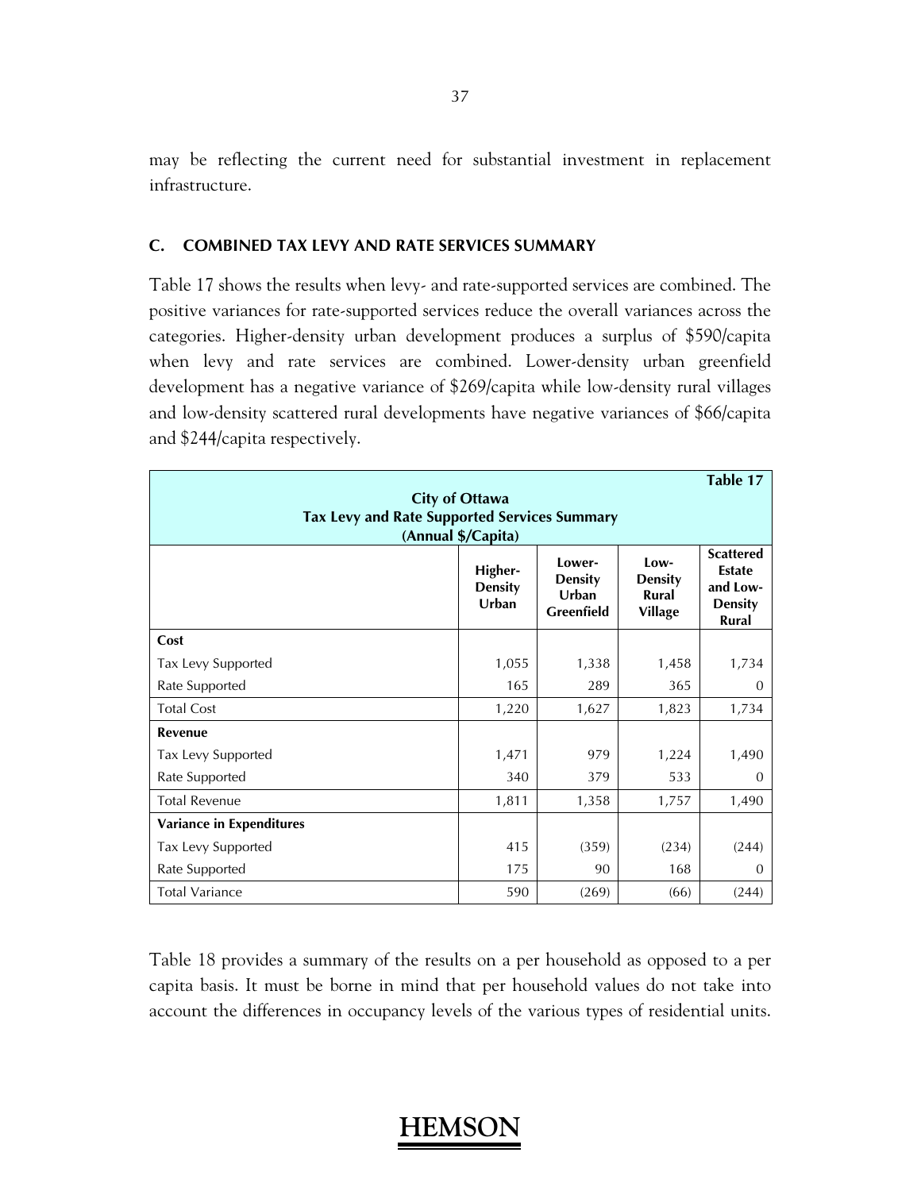may be reflecting the current need for substantial investment in replacement infrastructure.

## C. COMBINED TAX LEVY AND RATE SERVICES SUMMARY

Table 17 shows the results when levy- and rate-supported services are combined. The positive variances for rate-supported services reduce the overall variances across the categories. Higher-density urban development produces a surplus of $590/capita when levy and rate services are combined. Lower-density urban greenfield development has a negative variance of $269/capita while low-density rural villages and low-density scattered rural developments have negative variances of $66/capita and $244/capita respectively.

**Table 17**
**City of Ottawa**
**Tax Levy and Rate Supported Services Summary**
**(Annual $/Capita)**

| | Higher-Density Urban | Lower-Density Urban Greenfield | Low-Density Rural Village | Scattered Estate and Low-Density Rural |
|---|---|---|---|---|
| **Cost** | | | | |
| Tax Levy Supported | 1,055 | 1,338 | 1,458 | 1,734 |
| Rate Supported | 165 | 289 | 365 | 0 |
| Total Cost | 1,220 | 1,627 | 1,823 | 1,734 |
| **Revenue** | | | | |
| Tax Levy Supported | 1,471 | 979 | 1,224 | 1,490 |
| Rate Supported | 340 | 379 | 533 | 0 |
| Total Revenue | 1,811 | 1,358 | 1,757 | 1,490 |
| **Variance in Expenditures** | | | | |
| Tax Levy Supported | 415 | (359) | (234) | (244) |
| Rate Supported | 175 | 90 | 168 | 0 |
| Total Variance | 590 | (269) | (66) | (244) |

Table 18 provides a summary of the results on a per household as opposed to a per capita basis. It must be borne in mind that per household values do not take into account the differences in occupancy levels of the various types of residential units.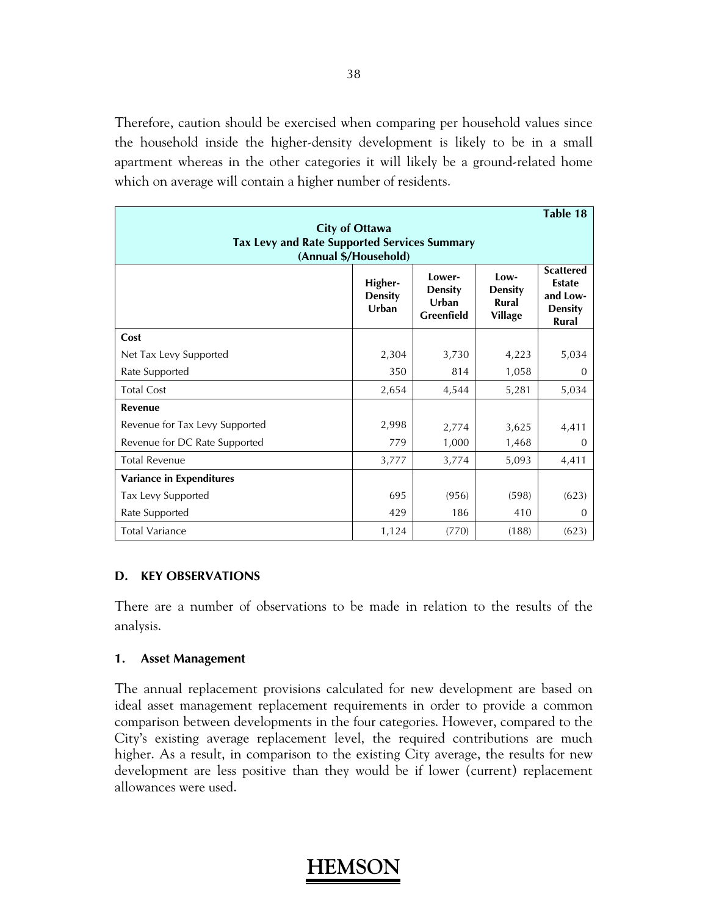Therefore, caution should be exercised when comparing per household values since the household inside the higher-density development is likely to be in a small apartment whereas in the other categories it will likely be a ground-related home which on average will contain a higher number of residents.

**Table 18**

**City of Ottawa**
**Tax Levy and Rate Supported Services Summary**
**(Annual $/Household)**

| | Higher-Density Urban | Lower-Density Urban Greenfield | Low-Density Rural Village | Scattered Estate and Low-Density Rural |
|---|---|---|---|---|
| **Cost** | | | | |
| Net Tax Levy Supported | 2,304 | 3,730 | 4,223 | 5,034 |
| Rate Supported | 350 | 814 | 1,058 | 0 |
| Total Cost | 2,654 | 4,544 | 5,281 | 5,034 |
| **Revenue** | | | | |
| Revenue for Tax Levy Supported | 2,998 | 2,774 | 3,625 | 4,411 |
| Revenue for DC Rate Supported | 779 | 1,000 | 1,468 | 0 |
| Total Revenue | 3,777 | 3,774 | 5,093 | 4,411 |
| **Variance in Expenditures** | | | | |
| Tax Levy Supported | 695 | (956) | (598) | (623) |
| Rate Supported | 429 | 186 | 410 | 0 |
| Total Variance | 1,124 | (770) | (188) | (623) |

## D. KEY OBSERVATIONS

There are a number of observations to be made in relation to the results of the analysis.

### 1. Asset Management

The annual replacement provisions calculated for new development are based on ideal asset management replacement requirements in order to provide a common comparison between developments in the four categories. However, compared to the City's existing average replacement level, the required contributions are much higher. As a result, in comparison to the existing City average, the results for new development are less positive than they would be if lower (current) replacement allowances were used.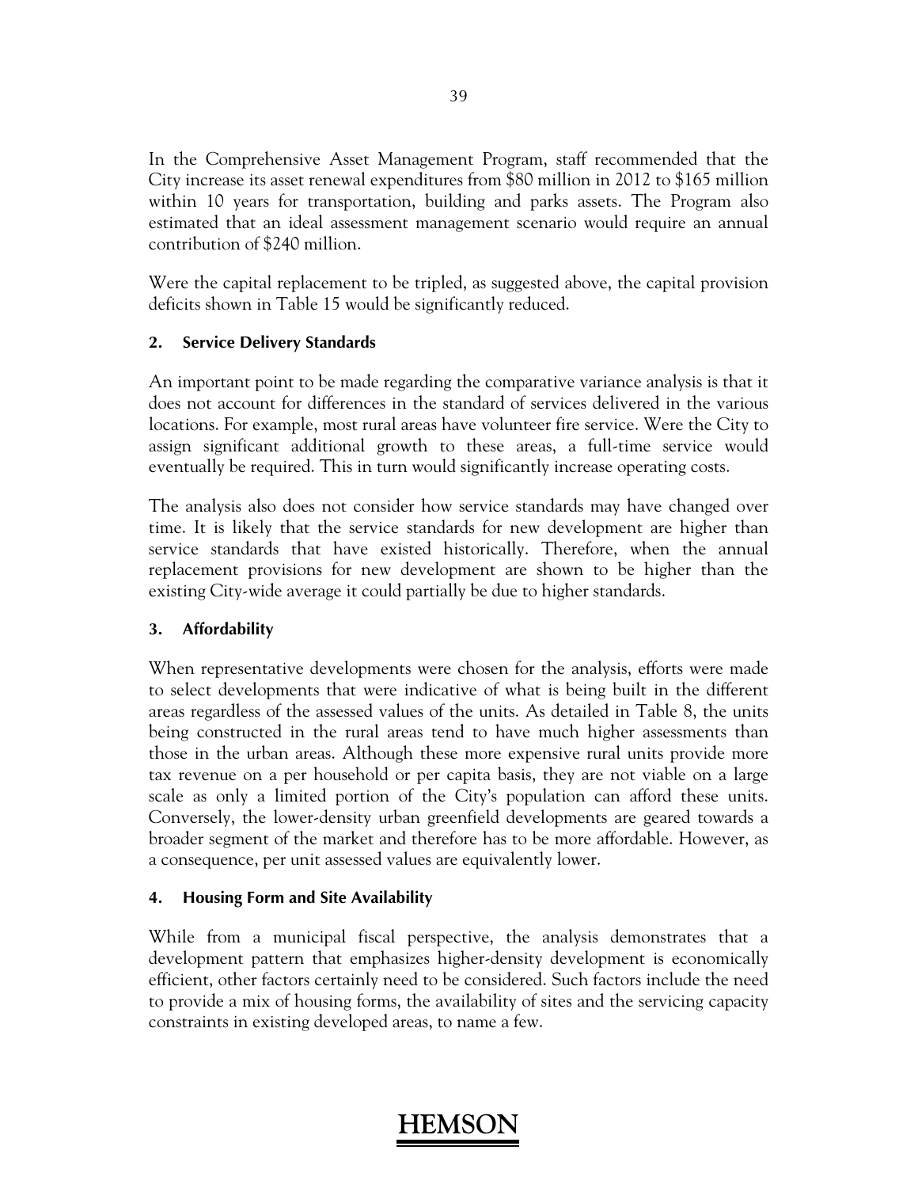In the Comprehensive Asset Management Program, staff recommended that the City increase its asset renewal expenditures from $80 million in 2012 to $165 million within 10 years for transportation, building and parks assets. The Program also estimated that an ideal assessment management scenario would require an annual contribution of $240 million.

Were the capital replacement to be tripled, as suggested above, the capital provision deficits shown in Table 15 would be significantly reduced.

### 2. Service Delivery Standards

An important point to be made regarding the comparative variance analysis is that it does not account for differences in the standard of services delivered in the various locations. For example, most rural areas have volunteer fire service. Were the City to assign significant additional growth to these areas, a full-time service would eventually be required. This in turn would significantly increase operating costs.

The analysis also does not consider how service standards may have changed over time. It is likely that the service standards for new development are higher than service standards that have existed historically. Therefore, when the annual replacement provisions for new development are shown to be higher than the existing City-wide average it could partially be due to higher standards.

### 3. Affordability

When representative developments were chosen for the analysis, efforts were made to select developments that were indicative of what is being built in the different areas regardless of the assessed values of the units. As detailed in Table 8, the units being constructed in the rural areas tend to have much higher assessments than those in the urban areas. Although these more expensive rural units provide more tax revenue on a per household or per capita basis, they are not viable on a large scale as only a limited portion of the City's population can afford these units. Conversely, the lower-density urban greenfield developments are geared towards a broader segment of the market and therefore has to be more affordable. However, as a consequence, per unit assessed values are equivalently lower.

### 4. Housing Form and Site Availability

While from a municipal fiscal perspective, the analysis demonstrates that a development pattern that emphasizes higher-density development is economically efficient, other factors certainly need to be considered. Such factors include the need to provide a mix of housing forms, the availability of sites and the servicing capacity constraints in existing developed areas, to name a few.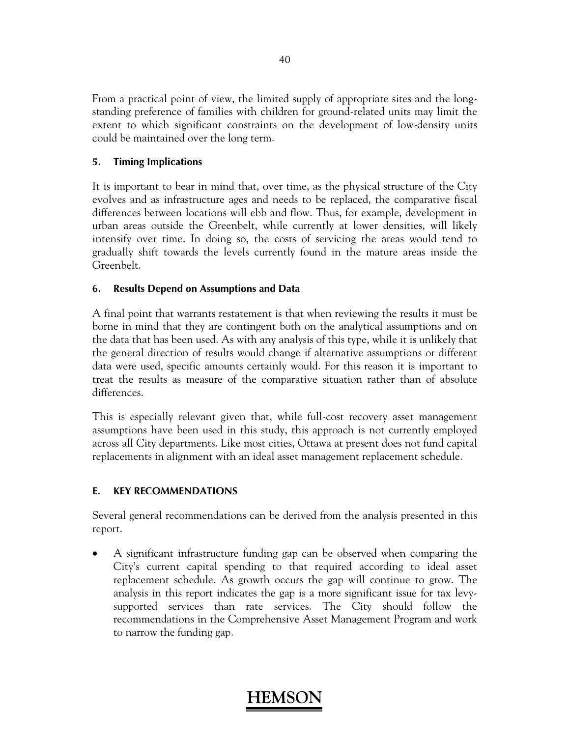From a practical point of view, the limited supply of appropriate sites and the long-standing preference of families with children for ground-related units may limit the extent to which significant constraints on the development of low-density units could be maintained over the long term.

### 5. Timing Implications

It is important to bear in mind that, over time, as the physical structure of the City evolves and as infrastructure ages and needs to be replaced, the comparative fiscal differences between locations will ebb and flow. Thus, for example, development in urban areas outside the Greenbelt, while currently at lower densities, will likely intensify over time. In doing so, the costs of servicing the areas would tend to gradually shift towards the levels currently found in the mature areas inside the Greenbelt.

### 6. Results Depend on Assumptions and Data

A final point that warrants restatement is that when reviewing the results it must be borne in mind that they are contingent both on the analytical assumptions and on the data that has been used. As with any analysis of this type, while it is unlikely that the general direction of results would change if alternative assumptions or different data were used, specific amounts certainly would. For this reason it is important to treat the results as measure of the comparative situation rather than of absolute differences.

This is especially relevant given that, while full-cost recovery asset management assumptions have been used in this study, this approach is not currently employed across all City departments. Like most cities, Ottawa at present does not fund capital replacements in alignment with an ideal asset management replacement schedule.

## E. KEY RECOMMENDATIONS

Several general recommendations can be derived from the analysis presented in this report.

- A significant infrastructure funding gap can be observed when comparing the City's current capital spending to that required according to ideal asset replacement schedule. As growth occurs the gap will continue to grow. The analysis in this report indicates the gap is a more significant issue for tax levy-supported services than rate services. The City should follow the recommendations in the Comprehensive Asset Management Program and work to narrow the funding gap.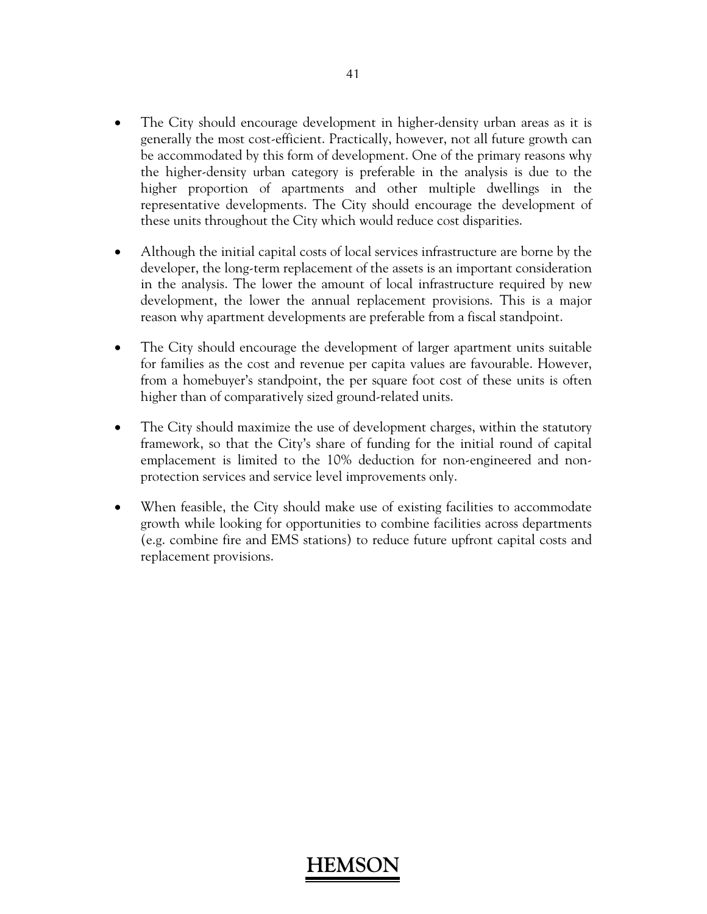- The City should encourage development in higher-density urban areas as it is generally the most cost-efficient. Practically, however, not all future growth can be accommodated by this form of development. One of the primary reasons why the higher-density urban category is preferable in the analysis is due to the higher proportion of apartments and other multiple dwellings in the representative developments. The City should encourage the development of these units throughout the City which would reduce cost disparities.

- Although the initial capital costs of local services infrastructure are borne by the developer, the long-term replacement of the assets is an important consideration in the analysis. The lower the amount of local infrastructure required by new development, the lower the annual replacement provisions. This is a major reason why apartment developments are preferable from a fiscal standpoint.

- The City should encourage the development of larger apartment units suitable for families as the cost and revenue per capita values are favourable. However, from a homebuyer's standpoint, the per square foot cost of these units is often higher than of comparatively sized ground-related units.

- The City should maximize the use of development charges, within the statutory framework, so that the City's share of funding for the initial round of capital emplacement is limited to the 10% deduction for non-engineered and non-protection services and service level improvements only.

- When feasible, the City should make use of existing facilities to accommodate growth while looking for opportunities to combine facilities across departments (e.g. combine fire and EMS stations) to reduce future upfront capital costs and replacement provisions.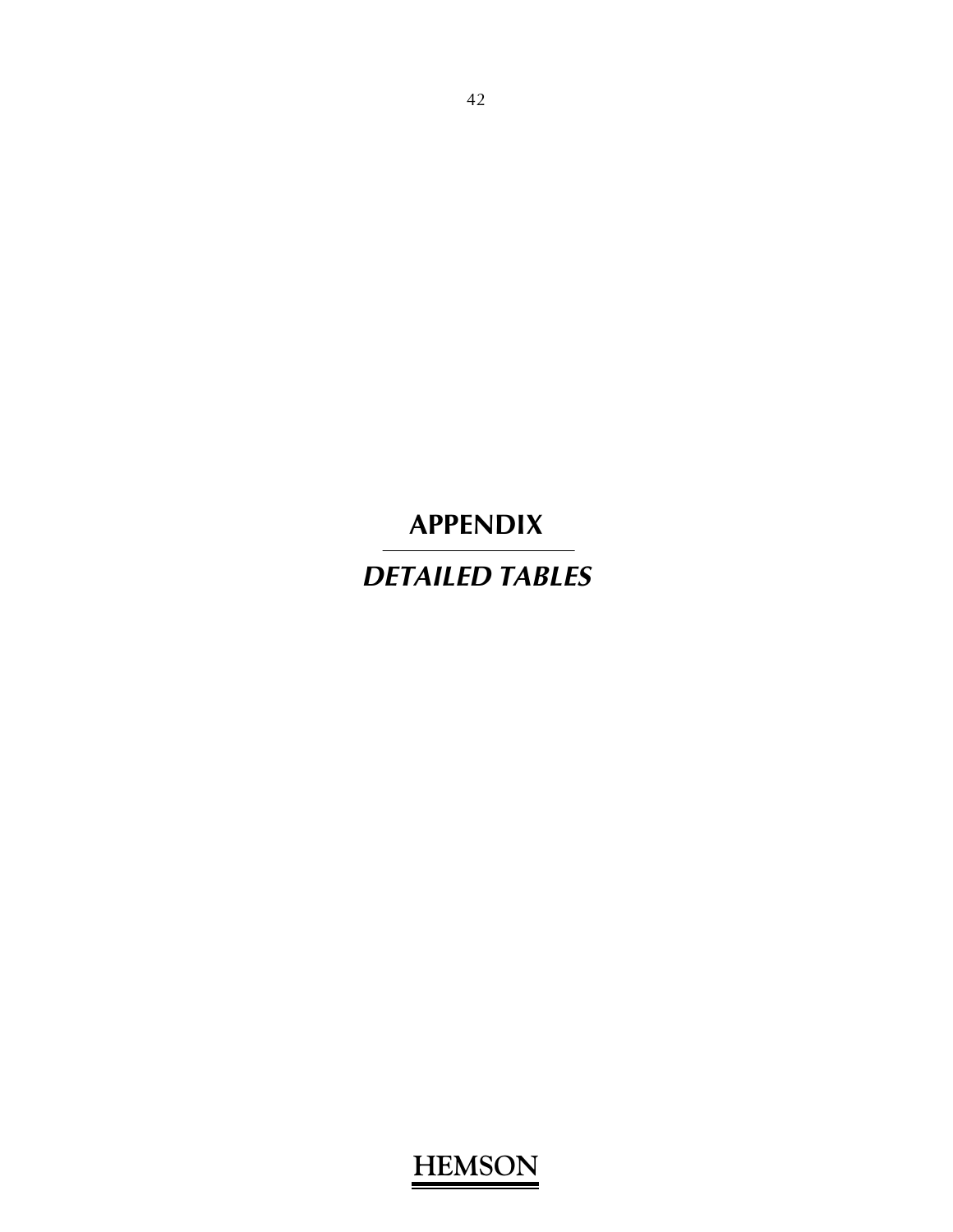# APPENDIX

## *DETAILED TABLES*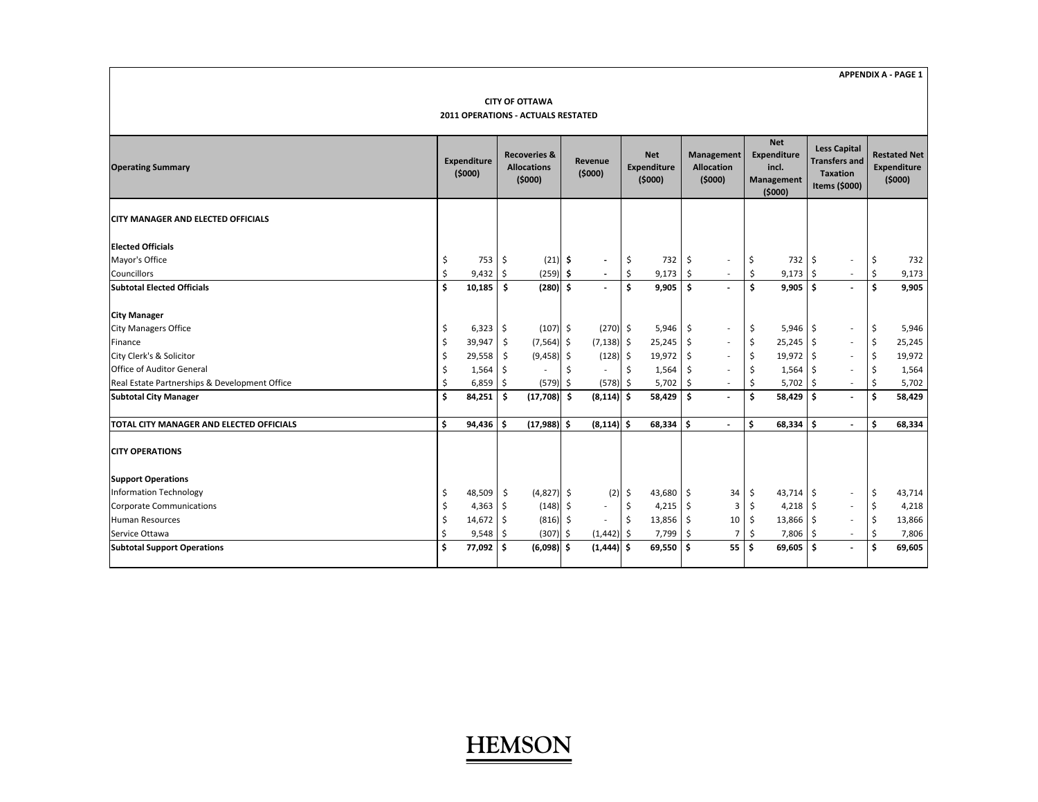APPENDIX A - PAGE 1

**CITY OF OTTAWA**
**2011 OPERATIONS - ACTUALS RESTATED**

| Operating Summary | Expenditure ($000) | Recoveries & Allocations ($000) | Revenue ($000) | Net Expenditure ($000) | Management Allocation ($000) | Net Expenditure incl. Management ($000) | Less Capital Transfers and Taxation Items ($000) | Restated Net Expenditure ($000) |
|---|---|---|---|---|---|---|---|---|
| **CITY MANAGER AND ELECTED OFFICIALS** | | | | | | | | |
| **Elected Officials** | | | | | | | | |
| Mayor's Office | $ 753 | $ (21) | $ - | $ 732 | $ - | $ 732 | $ - | $ 732 |
| Councillors | $ 9,432 | $ (259) | $ - | $ 9,173 | $ - | $ 9,173 | $ - | $ 9,173 |
| **Subtotal Elected Officials** | **$ 10,185** | **$ (280)** | **$ -** | **$ 9,905** | **$ -** | **$ 9,905** | **$ -** | **$ 9,905** |
| **City Manager** | | | | | | | | |
| City Managers Office | $ 6,323 | $ (107) | $ (270) | $ 5,946 | $ - | $ 5,946 | $ - | $ 5,946 |
| Finance | $ 39,947 | $ (7,564) | $ (7,138) | $ 25,245 | $ - | $ 25,245 | $ - | $ 25,245 |
| City Clerk's & Solicitor | $ 29,558 | $ (9,458) | $ (128) | $ 19,972 | $ - | $ 19,972 | $ - | $ 19,972 |
| Office of Auditor General | $ 1,564 | $ - | $ - | $ 1,564 | $ - | $ 1,564 | $ - | $ 1,564 |
| Real Estate Partnerships & Development Office | $ 6,859 | $ (579) | $ (578) | $ 5,702 | $ - | $ 5,702 | $ - | $ 5,702 |
| **Subtotal City Manager** | **$ 84,251** | **$ (17,708)** | **$ (8,114)** | **$ 58,429** | **$ -** | **$ 58,429** | **$ -** | **$ 58,429** |
| **TOTAL CITY MANAGER AND ELECTED OFFICIALS** | **$ 94,436** | **$ (17,988)** | **$ (8,114)** | **$ 68,334** | **$ -** | **$ 68,334** | **$ -** | **$ 68,334** |
| **CITY OPERATIONS** | | | | | | | | |
| **Support Operations** | | | | | | | | |
| Information Technology | $ 48,509 | $ (4,827) | $ (2) | $ 43,680 | $ 34 | $ 43,714 | $ - | $ 43,714 |
| Corporate Communications | $ 4,363 | $ (148) | $ - | $ 4,215 | $ 3 | $ 4,218 | $ - | $ 4,218 |
| Human Resources | $ 14,672 | $ (816) | $ - | $ 13,856 | $ 10 | $ 13,866 | $ - | $ 13,866 |
| Service Ottawa | $ 9,548 | $ (307) | $ (1,442) | $ 7,799 | $ 7 | $ 7,806 | $ - | $ 7,806 |
| **Subtotal Support Operations** | **$ 77,092** | **$ (6,098)** | **$ (1,444)** | **$ 69,550** | **$ 55** | **$ 69,605** | **$ -** | **$ 69,605** |

HEMSON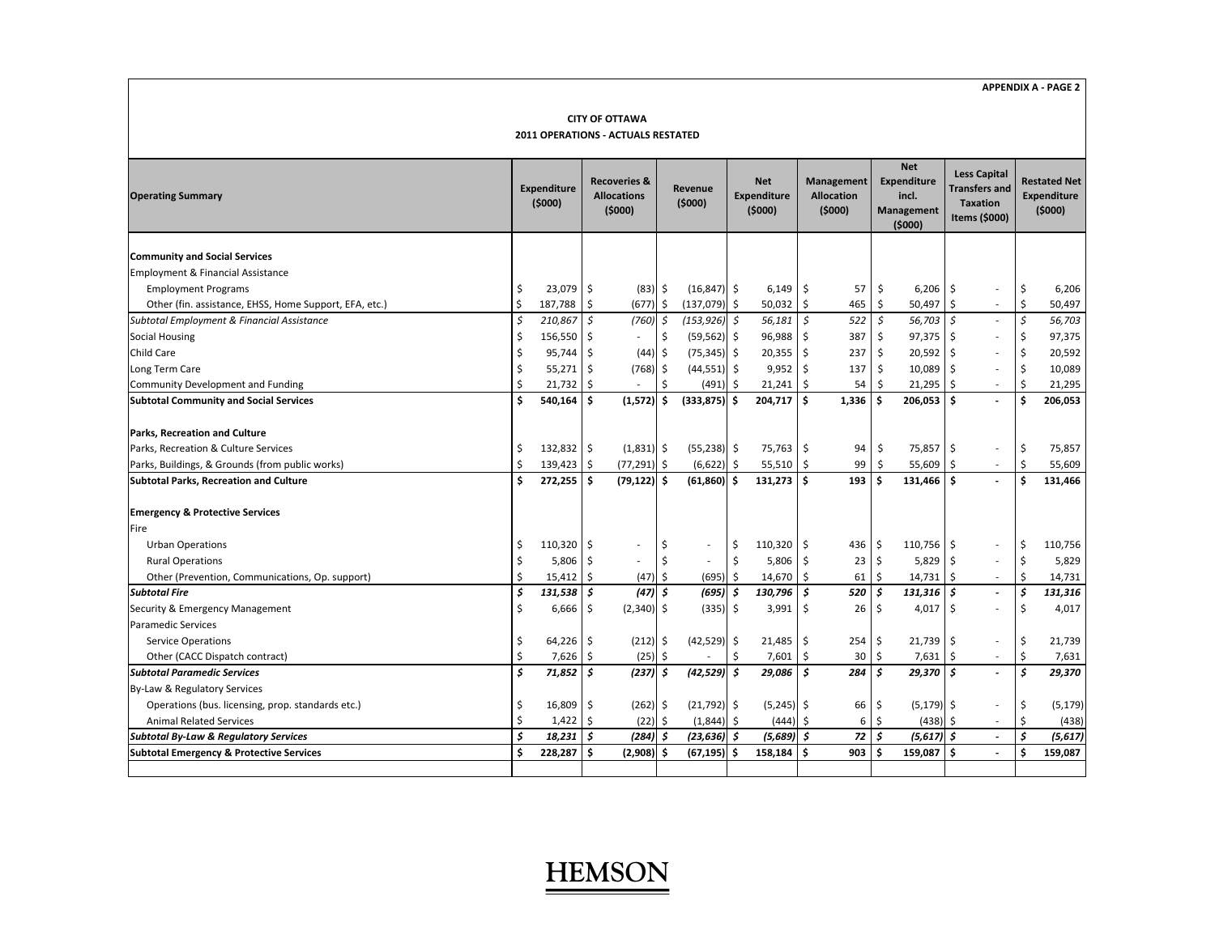APPENDIX A - PAGE 2

**CITY OF OTTAWA**
**2011 OPERATIONS - ACTUALS RESTATED**

| Operating Summary | Expenditure ($000) | Recoveries & Allocations ($000) | Revenue ($000) | Net Expenditure ($000) | Management Allocation ($000) | Net Expenditure incl. Management ($000) | Less Capital Transfers and Taxation Items ($000) | Restated Net Expenditure ($000) |
|---|---|---|---|---|---|---|---|---|
| **Community and Social Services** | | | | | | | | |
| Employment & Financial Assistance | | | | | | | | |
| Employment Programs | $ 23,079 | $ (83) | $ (16,847) | $ 6,149 | $ 57 | $ 6,206 | $ - | $ 6,206 |
| Other (fin. assistance, EHSS, Home Support, EFA, etc.) | $ 187,788 | $ (677) | $ (137,079) | $ 50,032 | $ 465 | $ 50,497 | $ - | $ 50,497 |
| *Subtotal Employment & Financial Assistance* | *$ 210,867* | *$ (760)* | *$ (153,926)* | *$ 56,181* | *$ 522* | *$ 56,703* | *$ -* | *$ 56,703* |
| Social Housing | $ 156,550 | $ - | $ (59,562) | $ 96,988 | $ 387 | $ 97,375 | $ - | $ 97,375 |
| Child Care | $ 95,744 | $ (44) | $ (75,345) | $ 20,355 | $ 237 | $ 20,592 | $ - | $ 20,592 |
| Long Term Care | $ 55,271 | $ (768) | $ (44,551) | $ 9,952 | $ 137 | $ 10,089 | $ - | $ 10,089 |
| Community Development and Funding | $ 21,732 | $ - | $ (491) | $ 21,241 | $ 54 | $ 21,295 | $ - | $ 21,295 |
| **Subtotal Community and Social Services** | **$ 540,164** | **$ (1,572)** | **$ (333,875)** | **$ 204,717** | **$ 1,336** | **$ 206,053** | **$ -** | **$ 206,053** |
| **Parks, Recreation and Culture** | | | | | | | | |
| Parks, Recreation & Culture Services | $ 132,832 | $ (1,831) | $ (55,238) | $ 75,763 | $ 94 | $ 75,857 | $ - | $ 75,857 |
| Parks, Buildings, & Grounds (from public works) | $ 139,423 | $ (77,291) | $ (6,622) | $ 55,510 | $ 99 | $ 55,609 | $ - | $ 55,609 |
| **Subtotal Parks, Recreation and Culture** | **$ 272,255** | **$ (79,122)** | **$ (61,860)** | **$ 131,273** | **$ 193** | **$ 131,466** | **$ -** | **$ 131,466** |
| **Emergency & Protective Services** | | | | | | | | |
| Fire | | | | | | | | |
| Urban Operations | $ 110,320 | $ - | $ - | $ 110,320 | $ 436 | $ 110,756 | $ - | $ 110,756 |
| Rural Operations | $ 5,806 | $ - | $ - | $ 5,806 | $ 23 | $ 5,829 | $ - | $ 5,829 |
| Other (Prevention, Communications, Op. support) | $ 15,412 | $ (47) | $ (695) | $ 14,670 | $ 61 | $ 14,731 | $ - | $ 14,731 |
| *Subtotal Fire* | *$ 131,538* | *$ (47)* | *$ (695)* | *$ 130,796* | *$ 520* | *$ 131,316* | *$ -* | *$ 131,316* |
| Security & Emergency Management | $ 6,666 | $ (2,340) | $ (335) | $ 3,991 | $ 26 | $ 4,017 | $ - | $ 4,017 |
| Paramedic Services | | | | | | | | |
| Service Operations | $ 64,226 | $ (212) | $ (42,529) | $ 21,485 | $ 254 | $ 21,739 | $ - | $ 21,739 |
| Other (CACC Dispatch contract) | $ 7,626 | $ (25) | $ - | $ 7,601 | $ 30 | $ 7,631 | $ - | $ 7,631 |
| *Subtotal Paramedic Services* | *$ 71,852* | *$ (237)* | *$ (42,529)* | *$ 29,086* | *$ 284* | *$ 29,370* | *$ -* | *$ 29,370* |
| By-Law & Regulatory Services | | | | | | | | |
| Operations (bus. licensing, prop. standards etc.) | $ 16,809 | $ (262) | $ (21,792) | $ (5,245) | $ 66 | $ (5,179) | $ - | $ (5,179) |
| Animal Related Services | $ 1,422 | $ (22) | $ (1,844) | $ (444) | $ 6 | $ (438) | $ - | $ (438) |
| *Subtotal By-Law & Regulatory Services* | *$ 18,231* | *$ (284)* | *$ (23,636)* | *$ (5,689)* | *$ 72* | *$ (5,617)* | *$ -* | *$ (5,617)* |
| **Subtotal Emergency & Protective Services** | **$ 228,287** | **$ (2,908)** | **$ (67,195)** | **$ 158,184** | **$ 903** | **$ 159,087** | **$ -** | **$ 159,087** |

HEMSON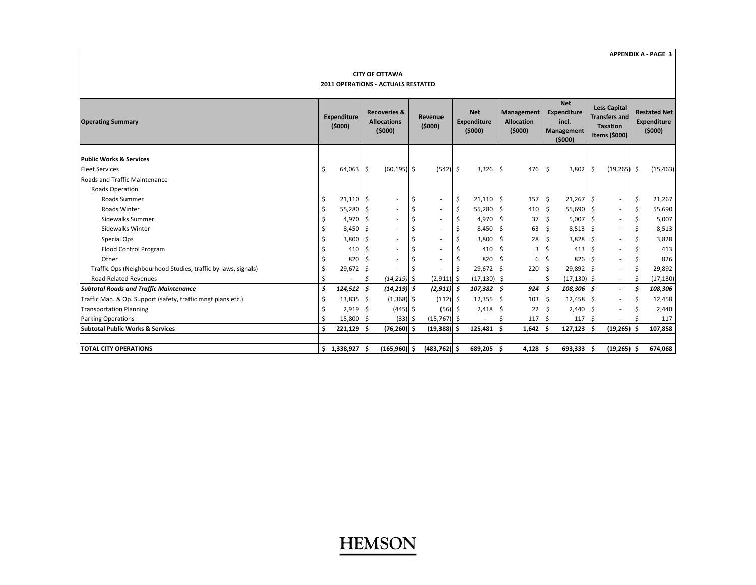**APPENDIX A - PAGE 3**

**CITY OF OTTAWA**
**2011 OPERATIONS - ACTUALS RESTATED**

| Operating Summary | Expenditure ($000) | Recoveries & Allocations ($000) | Revenue ($000) | Net Expenditure ($000) | Management Allocation ($000) | Net Expenditure incl. Management ($000) | Less Capital Transfers and Taxation Items ($000) | Restated Net Expenditure ($000) |
|---|---|---|---|---|---|---|---|---|
| **Public Works & Services** | | | | | | | | |
| Fleet Services | $ 64,063 | $ (60,195) | $ (542) | $ 3,326 | $ 476 | $ 3,802 | $ (19,265) | $ (15,463) |
| Roads and Traffic Maintenance | | | | | | | | |
| Roads Operation | | | | | | | | |
| Roads Summer | $ 21,110 | $ - | $ - | $ 21,110 | $ 157 | $ 21,267 | $ - | $ 21,267 |
| Roads Winter | $ 55,280 | $ - | $ - | $ 55,280 | $ 410 | $ 55,690 | $ - | $ 55,690 |
| Sidewalks Summer | $ 4,970 | $ - | $ - | $ 4,970 | $ 37 | $ 5,007 | $ - | $ 5,007 |
| Sidewalks Winter | $ 8,450 | $ - | $ - | $ 8,450 | $ 63 | $ 8,513 | $ - | $ 8,513 |
| Special Ops | $ 3,800 | $ - | $ - | $ 3,800 | $ 28 | $ 3,828 | $ - | $ 3,828 |
| Flood Control Program | $ 410 | $ - | $ - | $ 410 | $ 3 | $ 413 | $ - | $ 413 |
| Other | $ 820 | $ - | $ - | $ 820 | $ 6 | $ 826 | $ - | $ 826 |
| Traffic Ops (Neighbourhood Studies, traffic by-laws, signals) | $ 29,672 | $ - | $ - | $ 29,672 | $ 220 | $ 29,892 | $ - | $ 29,892 |
| Road Related Revenues | $ - | *$ (14,219)* | $ (2,911) | $ (17,130) | $ - | $ (17,130) | $ - | $ (17,130) |
| ***Subtotal Roads and Traffic Maintenance*** | ***$ 124,512*** | ***$ (14,219)*** | ***$ (2,911)*** | ***$ 107,382*** | ***$ 924*** | ***$ 108,306*** | ***$ -*** | ***$ 108,306*** |
| Traffic Man. & Op. Support (safety, traffic mngt plans etc.) | $ 13,835 | $ (1,368) | $ (112) | $ 12,355 | $ 103 | $ 12,458 | $ - | $ 12,458 |
| Transportation Planning | $ 2,919 | $ (445) | $ (56) | $ 2,418 | $ 22 | $ 2,440 | $ - | $ 2,440 |
| Parking Operations | $ 15,800 | $ (33) | $ (15,767) | $ - | $ 117 | $ 117 | $ - | $ 117 |
| **Subtotal Public Works & Services** | **$ 221,129** | **$ (76,260)** | **$ (19,388)** | **$ 125,481** | **$ 1,642** | **$ 127,123** | **$ (19,265)** | **$ 107,858** |
| | | | | | | | | |
| **TOTAL CITY OPERATIONS** | **$ 1,338,927** | **$ (165,960)** | **$ (483,762)** | **$ 689,205** | **$ 4,128** | **$ 693,333** | **$ (19,265)** | **$ 674,068** |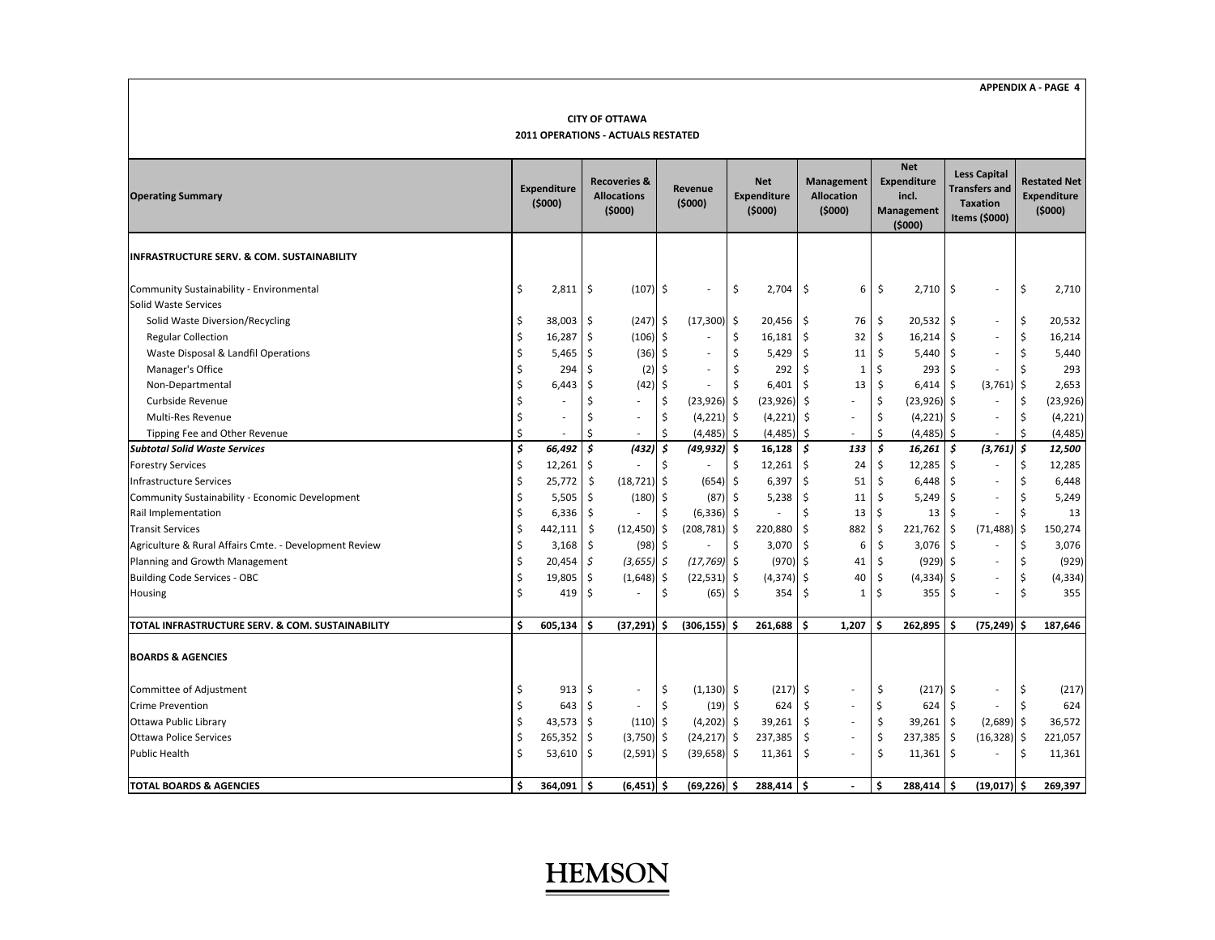APPENDIX A - PAGE 4

**CITY OF OTTAWA**
**2011 OPERATIONS - ACTUALS RESTATED**

| Operating Summary | Expenditure ($000) | Recoveries & Allocations ($000) | Revenue ($000) | Net Expenditure ($000) | Management Allocation ($000) | Net Expenditure incl. Management ($000) | Less Capital Transfers and Taxation Items ($000) | Restated Net Expenditure ($000) |
|---|---|---|---|---|---|---|---|---|
| **INFRASTRUCTURE SERV. & COM. SUSTAINABILITY** | | | | | | | | |
| Community Sustainability - Environmental | $ 2,811 | $ (107) | $ - | $ 2,704 | $ 6 | $ 2,710 | $ - | $ 2,710 |
| Solid Waste Services | | | | | | | | |
| Solid Waste Diversion/Recycling | $ 38,003 | $ (247) | $ (17,300) | $ 20,456 | $ 76 | $ 20,532 | $ - | $ 20,532 |
| Regular Collection | $ 16,287 | $ (106) | $ - | $ 16,181 | $ 32 | $ 16,214 | $ - | $ 16,214 |
| Waste Disposal & Landfil Operations | $ 5,465 | $ (36) | $ - | $ 5,429 | $ 11 | $ 5,440 | $ - | $ 5,440 |
| Manager's Office | $ 294 | $ (2) | $ - | $ 292 | $ 1 | $ 293 | $ - | $ 293 |
| Non-Departmental | $ 6,443 | $ (42) | $ - | $ 6,401 | $ 13 | $ 6,414 | $ (3,761) | $ 2,653 |
| Curbside Revenue | $ - | $ - | $ (23,926) | $ (23,926) | $ - | $ (23,926) | $ - | $ (23,926) |
| Multi-Res Revenue | $ - | $ - | $ (4,221) | $ (4,221) | $ - | $ (4,221) | $ - | $ (4,221) |
| Tipping Fee and Other Revenue | $ - | $ - | $ (4,485) | $ (4,485) | $ - | $ (4,485) | $ - | $ (4,485) |
| ***Subtotal Solid Waste Services*** | ***$ 66,492*** | ***$ (432)*** | ***$ (49,932)*** | ***$ 16,128*** | ***$ 133*** | ***$ 16,261*** | ***$ (3,761)*** | ***$ 12,500*** |
| Forestry Services | $ 12,261 | $ - | $ - | $ 12,261 | $ 24 | $ 12,285 | $ - | $ 12,285 |
| Infrastructure Services | $ 25,772 | $ (18,721) | $ (654) | $ 6,397 | $ 51 | $ 6,448 | $ - | $ 6,448 |
| Community Sustainability - Economic Development | $ 5,505 | $ (180) | $ (87) | $ 5,238 | $ 11 | $ 5,249 | $ - | $ 5,249 |
| Rail Implementation | $ 6,336 | $ - | $ (6,336) | $ - | $ 13 | $ 13 | $ - | $ 13 |
| Transit Services | $ 442,111 | $ (12,450) | $ (208,781) | $ 220,880 | $ 882 | $ 221,762 | $ (71,488) | $ 150,274 |
| Agriculture & Rural Affairs Cmte. - Development Review | $ 3,168 | $ (98) | $ - | $ 3,070 | $ 6 | $ 3,076 | $ - | $ 3,076 |
| Planning and Growth Management | $ 20,454 | *$ (3,655)* | *$ (17,769)* | $ (970) | $ 41 | $ (929) | $ - | $ (929) |
| Building Code Services - OBC | $ 19,805 | $ (1,648) | $ (22,531) | $ (4,374) | $ 40 | $ (4,334) | $ - | $ (4,334) |
| Housing | $ 419 | $ - | $ (65) | $ 354 | $ 1 | $ 355 | $ - | $ 355 |
| **TOTAL INFRASTRUCTURE SERV. & COM. SUSTAINABILITY** | **$ 605,134** | **$ (37,291)** | **$ (306,155)** | **$ 261,688** | **$ 1,207** | **$ 262,895** | **$ (75,249)** | **$ 187,646** |
| **BOARDS & AGENCIES** | | | | | | | | |
| Committee of Adjustment | $ 913 | $ - | $ (1,130) | $ (217) | $ - | $ (217) | $ - | $ (217) |
| Crime Prevention | $ 643 | $ - | $ (19) | $ 624 | $ - | $ 624 | $ - | $ 624 |
| Ottawa Public Library | $ 43,573 | $ (110) | $ (4,202) | $ 39,261 | $ - | $ 39,261 | $ (2,689) | $ 36,572 |
| Ottawa Police Services | $ 265,352 | $ (3,750) | $ (24,217) | $ 237,385 | $ - | $ 237,385 | $ (16,328) | $ 221,057 |
| Public Health | $ 53,610 | $ (2,591) | $ (39,658) | $ 11,361 | $ - | $ 11,361 | $ - | $ 11,361 |
| **TOTAL BOARDS & AGENCIES** | **$ 364,091** | **$ (6,451)** | **$ (69,226)** | **$ 288,414** | **$ -** | **$ 288,414** | **$ (19,017)** | **$ 269,397** |

HEMSON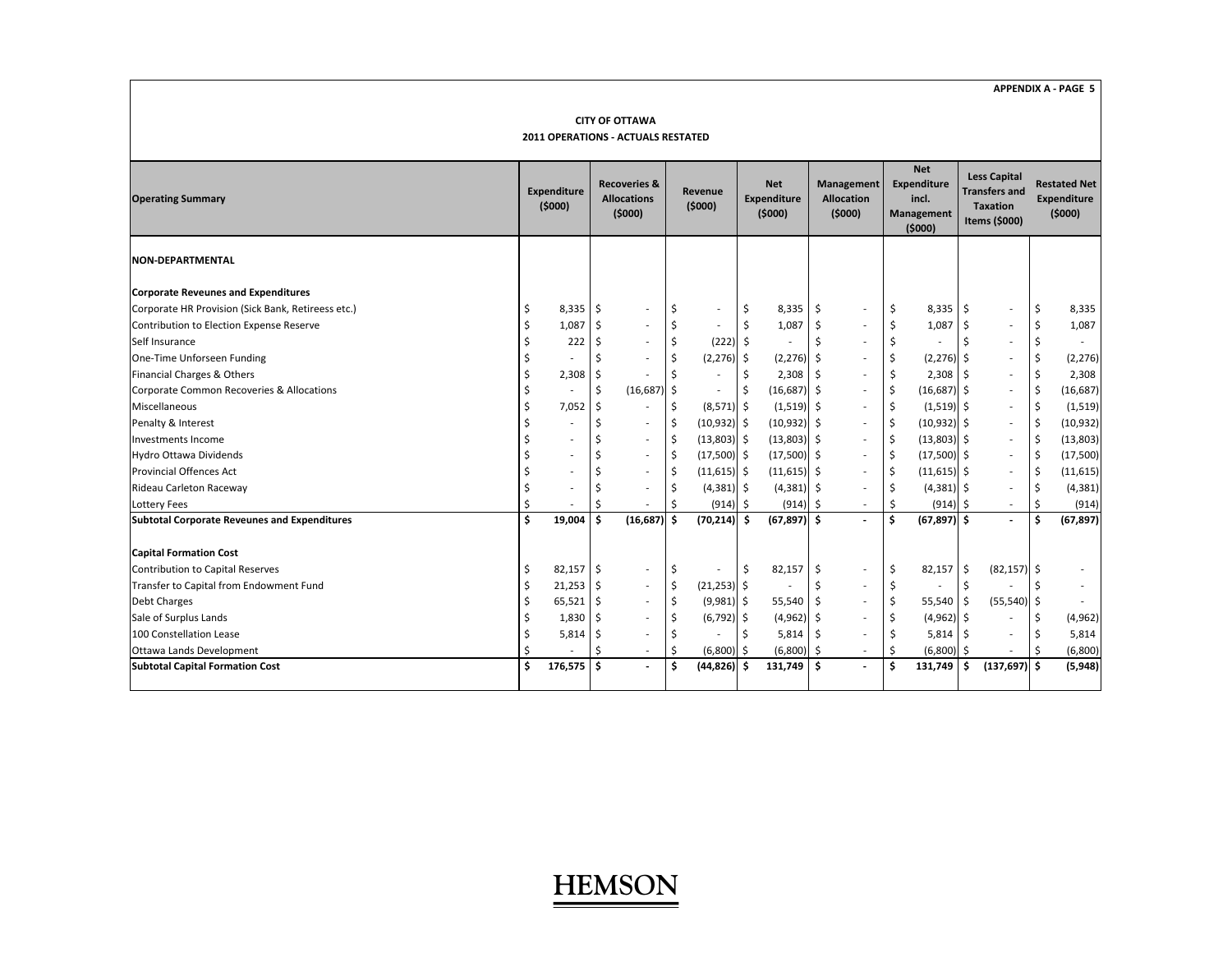APPENDIX A - PAGE 5

**CITY OF OTTAWA**
**2011 OPERATIONS - ACTUALS RESTATED**

| Operating Summary | Expenditure ($000) | Recoveries & Allocations ($000) | Revenue ($000) | Net Expenditure ($000) | Management Allocation ($000) | Net Expenditure incl. Management ($000) | Less Capital Transfers and Taxation Items ($000) | Restated Net Expenditure ($000) |
|---|---|---|---|---|---|---|---|---|
| **NON-DEPARTMENTAL** | | | | | | | | |
| **Corporate Reveunes and Expenditures** | | | | | | | | |
| Corporate HR Provision (Sick Bank, Retirees etc.) | $ 8,335 | $ - | $ - | $ 8,335 | $ - | $ 8,335 | $ - | $ 8,335 |
| Contribution to Election Expense Reserve | $ 1,087 | $ - | $ - | $ 1,087 | $ - | $ 1,087 | $ - | $ 1,087 |
| Self Insurance | $ 222 | $ - | $ (222) | $ - | $ - | $ - | $ - | $ - |
| One-Time Unforseen Funding | $ - | $ - | $ (2,276) | $ (2,276) | $ - | $ (2,276) | $ - | $ (2,276) |
| Financial Charges & Others | $ 2,308 | $ - | $ - | $ 2,308 | $ - | $ 2,308 | $ - | $ 2,308 |
| Corporate Common Recoveries & Allocations | $ - | $ (16,687) | $ - | $ (16,687) | $ - | $ (16,687) | $ - | $ (16,687) |
| Miscellaneous | $ 7,052 | $ - | $ (8,571) | $ (1,519) | $ - | $ (1,519) | $ - | $ (1,519) |
| Penalty & Interest | $ - | $ - | $ (10,932) | $ (10,932) | $ - | $ (10,932) | $ - | $ (10,932) |
| Investments Income | $ - | $ - | $ (13,803) | $ (13,803) | $ - | $ (13,803) | $ - | $ (13,803) |
| Hydro Ottawa Dividends | $ - | $ - | $ (17,500) | $ (17,500) | $ - | $ (17,500) | $ - | $ (17,500) |
| Provincial Offences Act | $ - | $ - | $ (11,615) | $ (11,615) | $ - | $ (11,615) | $ - | $ (11,615) |
| Rideau Carleton Raceway | $ - | $ - | $ (4,381) | $ (4,381) | $ - | $ (4,381) | $ - | $ (4,381) |
| Lottery Fees | $ - | $ - | $ (914) | $ (914) | $ - | $ (914) | $ - | $ (914) |
| **Subtotal Corporate Reveunes and Expenditures** | **$ 19,004** | **$ (16,687)** | **$ (70,214)** | **$ (67,897)** | **$ -** | **$ (67,897)** | **$ -** | **$ (67,897)** |
| **Capital Formation Cost** | | | | | | | | |
| Contribution to Capital Reserves | $ 82,157 | $ - | $ - | $ 82,157 | $ - | $ 82,157 | $ (82,157) | $ - |
| Transfer to Capital from Endowment Fund | $ 21,253 | $ - | $ (21,253) | $ - | $ - | $ - | $ - | $ - |
| Debt Charges | $ 65,521 | $ - | $ (9,981) | $ 55,540 | $ - | $ 55,540 | $ (55,540) | $ - |
| Sale of Surplus Lands | $ 1,830 | $ - | $ (6,792) | $ (4,962) | $ - | $ (4,962) | $ - | $ (4,962) |
| 100 Constellation Lease | $ 5,814 | $ - | $ - | $ 5,814 | $ - | $ 5,814 | $ - | $ 5,814 |
| Ottawa Lands Development | $ - | $ - | $ (6,800) | $ (6,800) | $ - | $ (6,800) | $ - | $ (6,800) |
| **Subtotal Capital Formation Cost** | **$ 176,575** | **$ -** | **$ (44,826)** | **$ 131,749** | **$ -** | **$ 131,749** | **$ (137,697)** | **$ (5,948)** |

HEMSON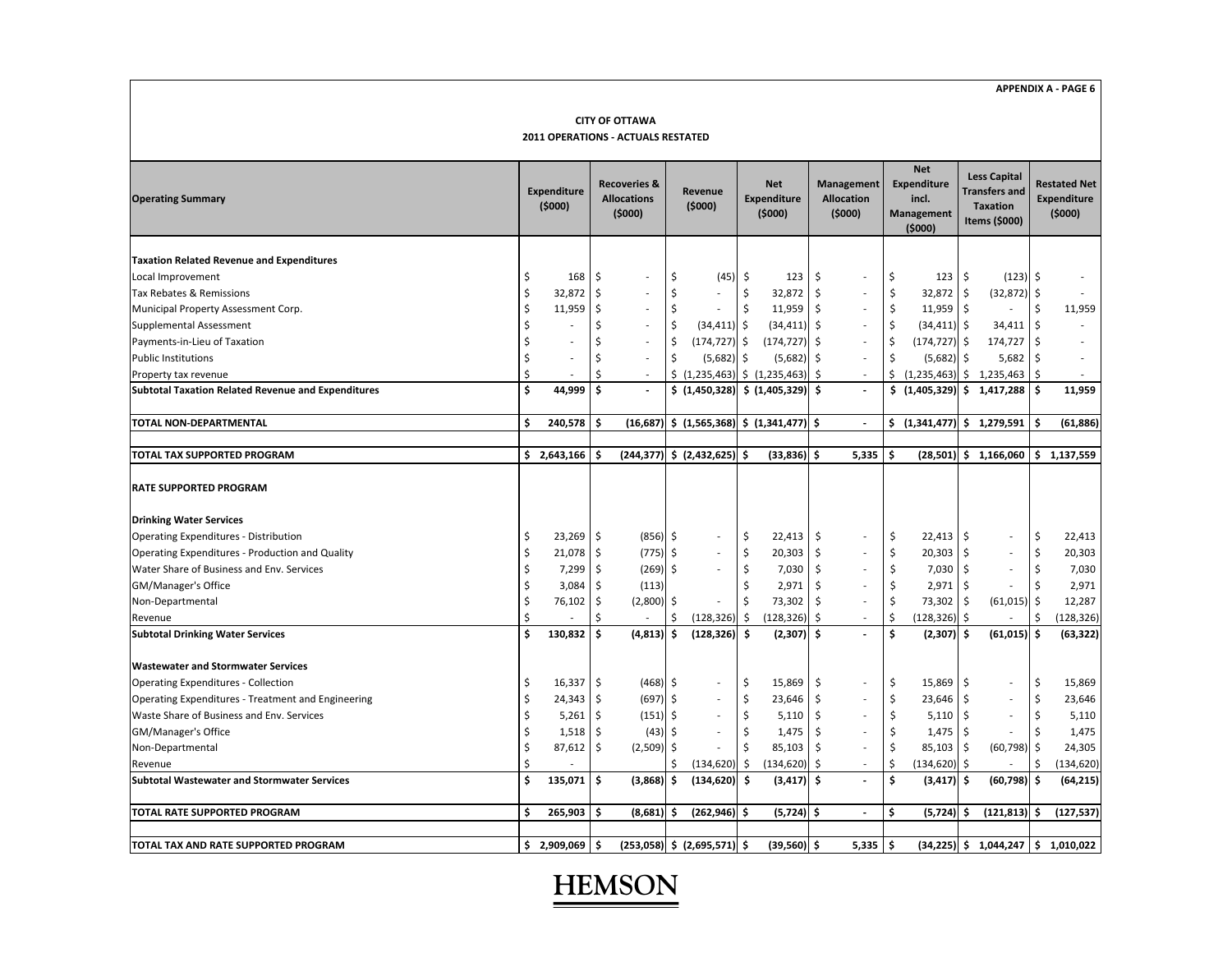**CITY OF OTTAWA**

**2011 OPERATIONS - ACTUALS RESTATED**

| Operating Summary | Expenditure ($000) | Recoveries & Allocations ($000) | Revenue ($000) | Net Expenditure ($000) | Management Allocation ($000) | Net Expenditure incl. Management ($000) | Less Capital Transfers and Taxation Items ($000) | Restated Net Expenditure ($000) |
|---|---|---|---|---|---|---|---|---|
| **Taxation Related Revenue and Expenditures** | | | | | | | | |
| Local Improvement | $ 168 | $ - | $ (45) | $ 123 | $ - | $ 123 | $ (123) | $ - |
| Tax Rebates & Remissions | $ 32,872 | $ - | $ - | $ 32,872 | $ - | $ 32,872 | $ (32,872) | $ - |
| Municipal Property Assessment Corp. | $ 11,959 | $ - | $ - | $ 11,959 | $ - | $ 11,959 | $ - | $ 11,959 |
| Supplemental Assessment | $ - | $ - | $ (34,411) | $ (34,411) | $ - | $ (34,411) | $ 34,411 | $ - |
| Payments-in-Lieu of Taxation | $ - | $ - | $ (174,727) | $ (174,727) | $ - | $ (174,727) | $ 174,727 | $ - |
| Public Institutions | $ - | $ - | $ (5,682) | $ (5,682) | $ - | $ (5,682) | $ 5,682 | $ - |
| Property tax revenue | $ - | $ - | $ (1,235,463) | $ (1,235,463) | $ - | $ (1,235,463) | $ 1,235,463 | $ - |
| **Subtotal Taxation Related Revenue and Expenditures** | **$ 44,999** | **$ -** | **$ (1,450,328)** | **$ (1,405,329)** | **$ -** | **$ (1,405,329)** | **$ 1,417,288** | **$ 11,959** |
| **TOTAL NON-DEPARTMENTAL** | **$ 240,578** | **$ (16,687)** | **$ (1,565,368)** | **$ (1,341,477)** | **$ -** | **$ (1,341,477)** | **$ 1,279,591** | **$ (61,886)** |
| **TOTAL TAX SUPPORTED PROGRAM** | **$ 2,643,166** | **$ (244,377)** | **$ (2,432,625)** | **$ (33,836)** | **$ 5,335** | **$ (28,501)** | **$ 1,166,060** | **$ 1,137,559** |
| **RATE SUPPORTED PROGRAM** | | | | | | | | |
| **Drinking Water Services** | | | | | | | | |
| Operating Expenditures - Distribution | $ 23,269 | $ (856) | $ - | $ 22,413 | $ - | $ 22,413 | $ - | $ 22,413 |
| Operating Expenditures - Production and Quality | $ 21,078 | $ (775) | $ - | $ 20,303 | $ - | $ 20,303 | $ - | $ 20,303 |
| Water Share of Business and Env. Services | $ 7,299 | $ (269) | $ - | $ 7,030 | $ - | $ 7,030 | $ - | $ 7,030 |
| GM/Manager's Office | $ 3,084 | $ (113) | | $ 2,971 | $ - | $ 2,971 | $ - | $ 2,971 |
| Non-Departmental | $ 76,102 | $ (2,800) | $ - | $ 73,302 | $ - | $ 73,302 | $ (61,015) | $ 12,287 |
| Revenue | $ - | $ - | $ (128,326) | $ (128,326) | $ - | $ (128,326) | $ - | $ (128,326) |
| **Subtotal Drinking Water Services** | **$ 130,832** | **$ (4,813)** | **$ (128,326)** | **$ (2,307)** | **$ -** | **$ (2,307)** | **$ (61,015)** | **$ (63,322)** |
| **Wastewater and Stormwater Services** | | | | | | | | |
| Operating Expenditures - Collection | $ 16,337 | $ (468) | $ - | $ 15,869 | $ - | $ 15,869 | $ - | $ 15,869 |
| Operating Expenditures - Treatment and Engineering | $ 24,343 | $ (697) | $ - | $ 23,646 | $ - | $ 23,646 | $ - | $ 23,646 |
| Waste Share of Business and Env. Services | $ 5,261 | $ (151) | $ - | $ 5,110 | $ - | $ 5,110 | $ - | $ 5,110 |
| GM/Manager's Office | $ 1,518 | $ (43) | $ - | $ 1,475 | $ - | $ 1,475 | $ - | $ 1,475 |
| Non-Departmental | $ 87,612 | $ (2,509) | $ - | $ 85,103 | $ - | $ 85,103 | $ (60,798) | $ 24,305 |
| Revenue | $ - | | $ (134,620) | $ (134,620) | $ - | $ (134,620) | $ - | $ (134,620) |
| **Subtotal Wastewater and Stormwater Services** | **$ 135,071** | **$ (3,868)** | **$ (134,620)** | **$ (3,417)** | **$ -** | **$ (3,417)** | **$ (60,798)** | **$ (64,215)** |
| **TOTAL RATE SUPPORTED PROGRAM** | **$ 265,903** | **$ (8,681)** | **$ (262,946)** | **$ (5,724)** | **$ -** | **$ (5,724)** | **$ (121,813)** | **$ (127,537)** |
| **TOTAL TAX AND RATE SUPPORTED PROGRAM** | **$ 2,909,069** | **$ (253,058)** | **$ (2,695,571)** | **$ (39,560)** | **$ 5,335** | **$ (34,225)** | **$ 1,044,247** | **$ 1,010,022** |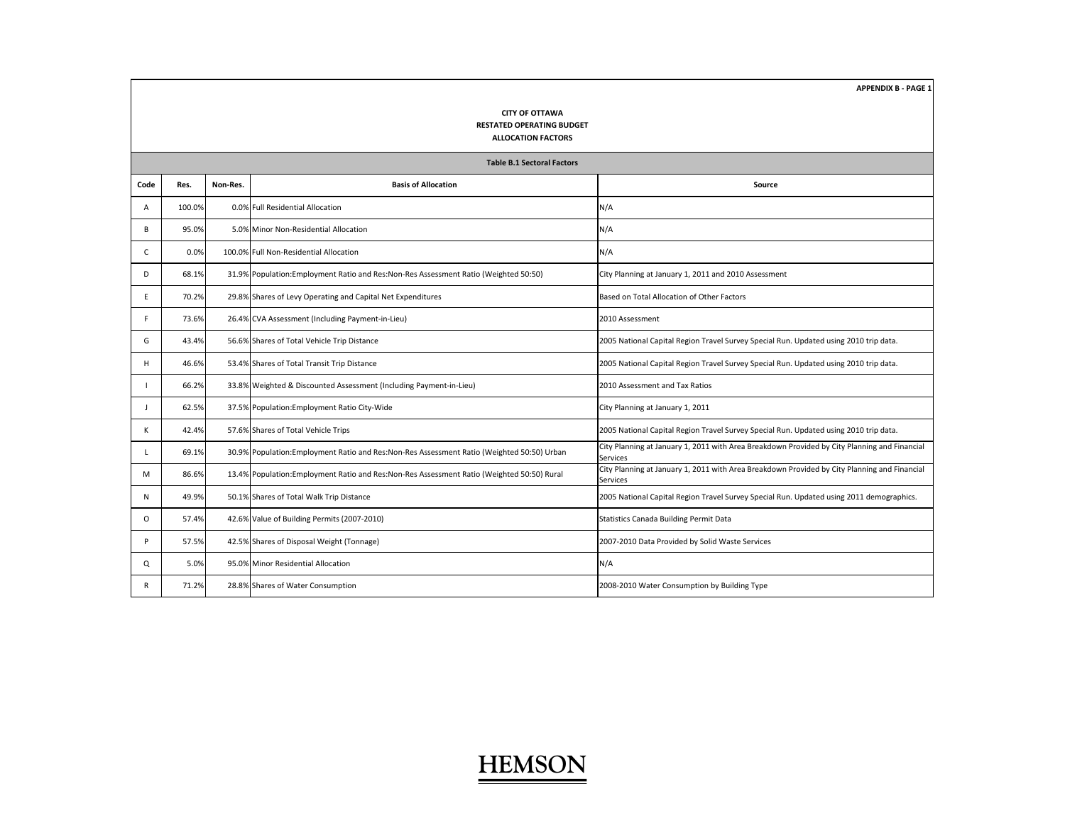**APPENDIX B - PAGE 1**

**CITY OF OTTAWA**
**RESTATED OPERATING BUDGET**
**ALLOCATION FACTORS**

**Table B.1 Sectoral Factors**

| Code | Res. | Non-Res. | Basis of Allocation | Source |
|---|---|---|---|---|
| A | 100.0% | 0.0% | Full Residential Allocation | N/A |
| B | 95.0% | 5.0% | Minor Non-Residential Allocation | N/A |
| C | 0.0% | 100.0% | Full Non-Residential Allocation | N/A |
| D | 68.1% | 31.9% | Population:Employment Ratio and Res:Non-Res Assessment Ratio (Weighted 50:50) | City Planning at January 1, 2011 and 2010 Assessment |
| E | 70.2% | 29.8% | Shares of Levy Operating and Capital Net Expenditures | Based on Total Allocation of Other Factors |
| F | 73.6% | 26.4% | CVA Assessment (Including Payment-in-Lieu) | 2010 Assessment |
| G | 43.4% | 56.6% | Shares of Total Vehicle Trip Distance | 2005 National Capital Region Travel Survey Special Run. Updated using 2010 trip data. |
| H | 46.6% | 53.4% | Shares of Total Transit Trip Distance | 2005 National Capital Region Travel Survey Special Run. Updated using 2010 trip data. |
| I | 66.2% | 33.8% | Weighted & Discounted Assessment (Including Payment-in-Lieu) | 2010 Assessment and Tax Ratios |
| J | 62.5% | 37.5% | Population:Employment Ratio City-Wide | City Planning at January 1, 2011 |
| K | 42.4% | 57.6% | Shares of Total Vehicle Trips | 2005 National Capital Region Travel Survey Special Run. Updated using 2010 trip data. |
| L | 69.1% | 30.9% | Population:Employment Ratio and Res:Non-Res Assessment Ratio (Weighted 50:50) Urban | City Planning at January 1, 2011 with Area Breakdown Provided by City Planning and Financial Services |
| M | 86.6% | 13.4% | Population:Employment Ratio and Res:Non-Res Assessment Ratio (Weighted 50:50) Rural | City Planning at January 1, 2011 with Area Breakdown Provided by City Planning and Financial Services |
| N | 49.9% | 50.1% | Shares of Total Walk Trip Distance | 2005 National Capital Region Travel Survey Special Run. Updated using 2011 demographics. |
| O | 57.4% | 42.6% | Value of Building Permits (2007-2010) | Statistics Canada Building Permit Data |
| P | 57.5% | 42.5% | Shares of Disposal Weight (Tonnage) | 2007-2010 Data Provided by Solid Waste Services |
| Q | 5.0% | 95.0% | Minor Residential Allocation | N/A |
| R | 71.2% | 28.8% | Shares of Water Consumption | 2008-2010 Water Consumption by Building Type |

HEMSON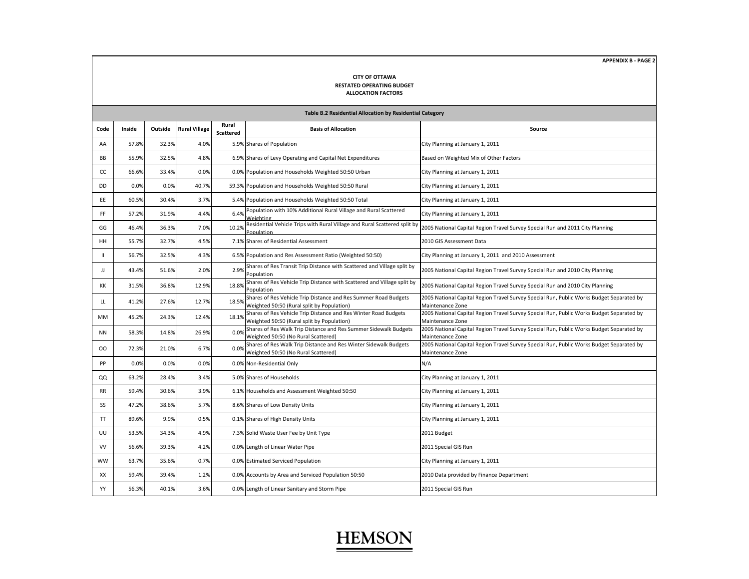APPENDIX B - PAGE 2

**CITY OF OTTAWA**
**RESTATED OPERATING BUDGET**
**ALLOCATION FACTORS**

**Table B.2 Residential Allocation by Residential Category**

| Code | Inside | Outside | Rural Village | Rural Scattered | Basis of Allocation | Source |
|---|---|---|---|---|---|---|
| AA | 57.8% | 32.3% | 4.0% | 5.9% | Shares of Population | City Planning at January 1, 2011 |
| BB | 55.9% | 32.5% | 4.8% | 6.9% | Shares of Levy Operating and Capital Net Expenditures | Based on Weighted Mix of Other Factors |
| CC | 66.6% | 33.4% | 0.0% | 0.0% | Population and Households Weighted 50:50 Urban | City Planning at January 1, 2011 |
| DD | 0.0% | 0.0% | 40.7% | 59.3% | Population and Households Weighted 50:50 Rural | City Planning at January 1, 2011 |
| EE | 60.5% | 30.4% | 3.7% | 5.4% | Population and Households Weighted 50:50 Total | City Planning at January 1, 2011 |
| FF | 57.2% | 31.9% | 4.4% | 6.4% | Population with 10% Additional Rural Village and Rural Scattered Weighting | City Planning at January 1, 2011 |
| GG | 46.4% | 36.3% | 7.0% | 10.2% | Residential Vehicle Trips with Rural Village and Rural Scattered split by Population | 2005 National Capital Region Travel Survey Special Run and 2011 City Planning |
| HH | 55.7% | 32.7% | 4.5% | 7.1% | Shares of Residential Assessment | 2010 GIS Assessment Data |
| II | 56.7% | 32.5% | 4.3% | 6.5% | Population and Res Assessment Ratio (Weighted 50:50) | City Planning at January 1, 2011 and 2010 Assessment |
| JJ | 43.4% | 51.6% | 2.0% | 2.9% | Shares of Res Transit Trip Distance with Scattered and Village split by Population | 2005 National Capital Region Travel Survey Special Run and 2010 City Planning |
| KK | 31.5% | 36.8% | 12.9% | 18.8% | Shares of Res Vehicle Trip Distance with Scattered and Village split by Population | 2005 National Capital Region Travel Survey Special Run and 2010 City Planning |
| LL | 41.2% | 27.6% | 12.7% | 18.5% | Shares of Res Vehicle Trip Distance and Res Summer Road Budgets Weighted 50:50 (Rural split by Population) | 2005 National Capital Region Travel Survey Special Run, Public Works Budget Separated by Maintenance Zone |
| MM | 45.2% | 24.3% | 12.4% | 18.1% | Shares of Res Vehicle Trip Distance and Res Winter Road Budgets Weighted 50:50 (Rural split by Population) | 2005 National Capital Region Travel Survey Special Run, Public Works Budget Separated by Maintenance Zone |
| NN | 58.3% | 14.8% | 26.9% | 0.0% | Shares of Res Walk Trip Distance and Res Summer Sidewalk Budgets Weighted 50:50 (No Rural Scattered) | 2005 National Capital Region Travel Survey Special Run, Public Works Budget Separated by Maintenance Zone |
| OO | 72.3% | 21.0% | 6.7% | 0.0% | Shares of Res Walk Trip Distance and Res Winter Sidewalk Budgets Weighted 50:50 (No Rural Scattered) | 2005 National Capital Region Travel Survey Special Run, Public Works Budget Separated by Maintenance Zone |
| PP | 0.0% | 0.0% | 0.0% | 0.0% | Non-Residential Only | N/A |
| QQ | 63.2% | 28.4% | 3.4% | 5.0% | Shares of Households | City Planning at January 1, 2011 |
| RR | 59.4% | 30.6% | 3.9% | 6.1% | Households and Assessment Weighted 50:50 | City Planning at January 1, 2011 |
| SS | 47.2% | 38.6% | 5.7% | 8.6% | Shares of Low Density Units | City Planning at January 1, 2011 |
| TT | 89.6% | 9.9% | 0.5% | 0.1% | Shares of High Density Units | City Planning at January 1, 2011 |
| UU | 53.5% | 34.3% | 4.9% | 7.3% | Solid Waste User Fee by Unit Type | 2011 Budget |
| VV | 56.6% | 39.3% | 4.2% | 0.0% | Length of Linear Water Pipe | 2011 Special GIS Run |
| WW | 63.7% | 35.6% | 0.7% | 0.0% | Estimated Serviced Population | City Planning at January 1, 2011 |
| XX | 59.4% | 39.4% | 1.2% | 0.0% | Accounts by Area and Serviced Population 50:50 | 2010 Data provided by Finance Department |
| YY | 56.3% | 40.1% | 3.6% | 0.0% | Length of Linear Sanitary and Storm Pipe | 2011 Special GIS Run |

HEMSON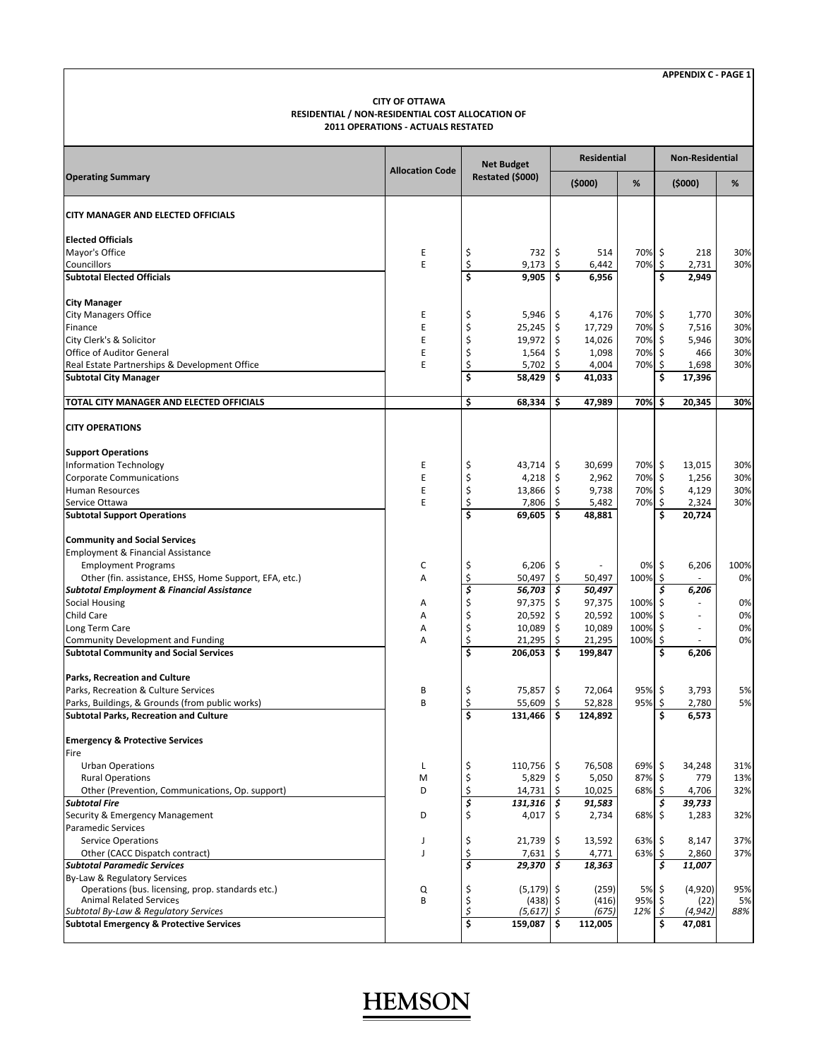APPENDIX C - PAGE 1

**CITY OF OTTAWA**
**RESIDENTIAL / NON-RESIDENTIAL COST ALLOCATION OF**
**2011 OPERATIONS - ACTUALS RESTATED**

| Operating Summary | Allocation Code | Net Budget Restated ($000) | Residential | | Non-Residential | |
|---|---|---|---|---|---|---|
| | | | ($000) | % | ($000) | % |
| **CITY MANAGER AND ELECTED OFFICIALS** | | | | | | |
| **Elected Officials** | | | | | | |
| Mayor's Office | E | $ 732 | $ 514 | 70% | $ 218 | 30% |
| Councillors | E | $ 9,173 | $ 6,442 | 70% | $ 2,731 | 30% |
| **Subtotal Elected Officials** | | **$ 9,905** | **$ 6,956** | | **$ 2,949** | |
| **City Manager** | | | | | | |
| City Managers Office | E | $ 5,946 | $ 4,176 | 70% | $ 1,770 | 30% |
| Finance | E | $ 25,245 | $ 17,729 | 70% | $ 7,516 | 30% |
| City Clerk's & Solicitor | E | $ 19,972 | $ 14,026 | 70% | $ 5,946 | 30% |
| Office of Auditor General | E | $ 1,564 | $ 1,098 | 70% | $ 466 | 30% |
| Real Estate Partnerships & Development Office | E | $ 5,702 | $ 4,004 | 70% | $ 1,698 | 30% |
| **Subtotal City Manager** | | **$ 58,429** | **$ 41,033** | | **$ 17,396** | |
| **TOTAL CITY MANAGER AND ELECTED OFFICIALS** | | **$ 68,334** | **$ 47,989** | **70%** | **$ 20,345** | **30%** |
| **CITY OPERATIONS** | | | | | | |
| **Support Operations** | | | | | | |
| Information Technology | E | $ 43,714 | $ 30,699 | 70% | $ 13,015 | 30% |
| Corporate Communications | E | $ 4,218 | $ 2,962 | 70% | $ 1,256 | 30% |
| Human Resources | E | $ 13,866 | $ 9,738 | 70% | $ 4,129 | 30% |
| Service Ottawa | E | $ 7,806 | $ 5,482 | 70% | $ 2,324 | 30% |
| **Subtotal Support Operations** | | **$ 69,605** | **$ 48,881** | | **$ 20,724** | |
| **Community and Social Services** | | | | | | |
| Employment & Financial Assistance | | | | | | |
| Employment Programs | C | $ 6,206 | $ - | 0% | $ 6,206 | 100% |
| Other (fin. assistance, EHSS, Home Support, EFA, etc.) | A | $ 50,497 | $ 50,497 | 100% | $ - | 0% |
| ***Subtotal Employment & Financial Assistance*** | | ***$ 56,703*** | ***$ 50,497*** | | ***$ 6,206*** | |
| Social Housing | A | $ 97,375 | $ 97,375 | 100% | $ - | 0% |
| Child Care | A | $ 20,592 | $ 20,592 | 100% | $ - | 0% |
| Long Term Care | A | $ 10,089 | $ 10,089 | 100% | $ - | 0% |
| Community Development and Funding | A | $ 21,295 | $ 21,295 | 100% | $ - | 0% |
| **Subtotal Community and Social Services** | | **$ 206,053** | **$ 199,847** | | **$ 6,206** | |
| **Parks, Recreation and Culture** | | | | | | |
| Parks, Recreation & Culture Services | B | $ 75,857 | $ 72,064 | 95% | $ 3,793 | 5% |
| Parks, Buildings, & Grounds (from public works) | B | $ 55,609 | $ 52,828 | 95% | $ 2,780 | 5% |
| **Subtotal Parks, Recreation and Culture** | | **$ 131,466** | **$ 124,892** | | **$ 6,573** | |
| **Emergency & Protective Services** | | | | | | |
| Fire | | | | | | |
| Urban Operations | L | $ 110,756 | $ 76,508 | 69% | $ 34,248 | 31% |
| Rural Operations | M | $ 5,829 | $ 5,050 | 87% | $ 779 | 13% |
| Other (Prevention, Communications, Op. support) | D | $ 14,731 | $ 10,025 | 68% | $ 4,706 | 32% |
| ***Subtotal Fire*** | | ***$ 131,316*** | ***$ 91,583*** | | ***$ 39,733*** | |
| Security & Emergency Management | D | $ 4,017 | $ 2,734 | 68% | $ 1,283 | 32% |
| Paramedic Services | | | | | | |
| Service Operations | J | $ 21,739 | $ 13,592 | 63% | $ 8,147 | 37% |
| Other (CACC Dispatch contract) | J | $ 7,631 | $ 4,771 | 63% | $ 2,860 | 37% |
| ***Subtotal Paramedic Services*** | | ***$ 29,370*** | ***$ 18,363*** | | ***$ 11,007*** | |
| By-Law & Regulatory Services | | | | | | |
| Operations (bus. licensing, prop. standards etc.) | Q | $ (5,179) | $ (259) | 5% | $ (4,920) | 95% |
| Animal Related Services | B | $ (438) | $ (416) | 95% | $ (22) | 5% |
| *Subtotal By-Law & Regulatory Services* | | *$ (5,617)* | *$ (675)* | *12%* | *$ (4,942)* | *88%* |
| **Subtotal Emergency & Protective Services** | | **$ 159,087** | **$ 112,005** | | **$ 47,081** | |

HEMSON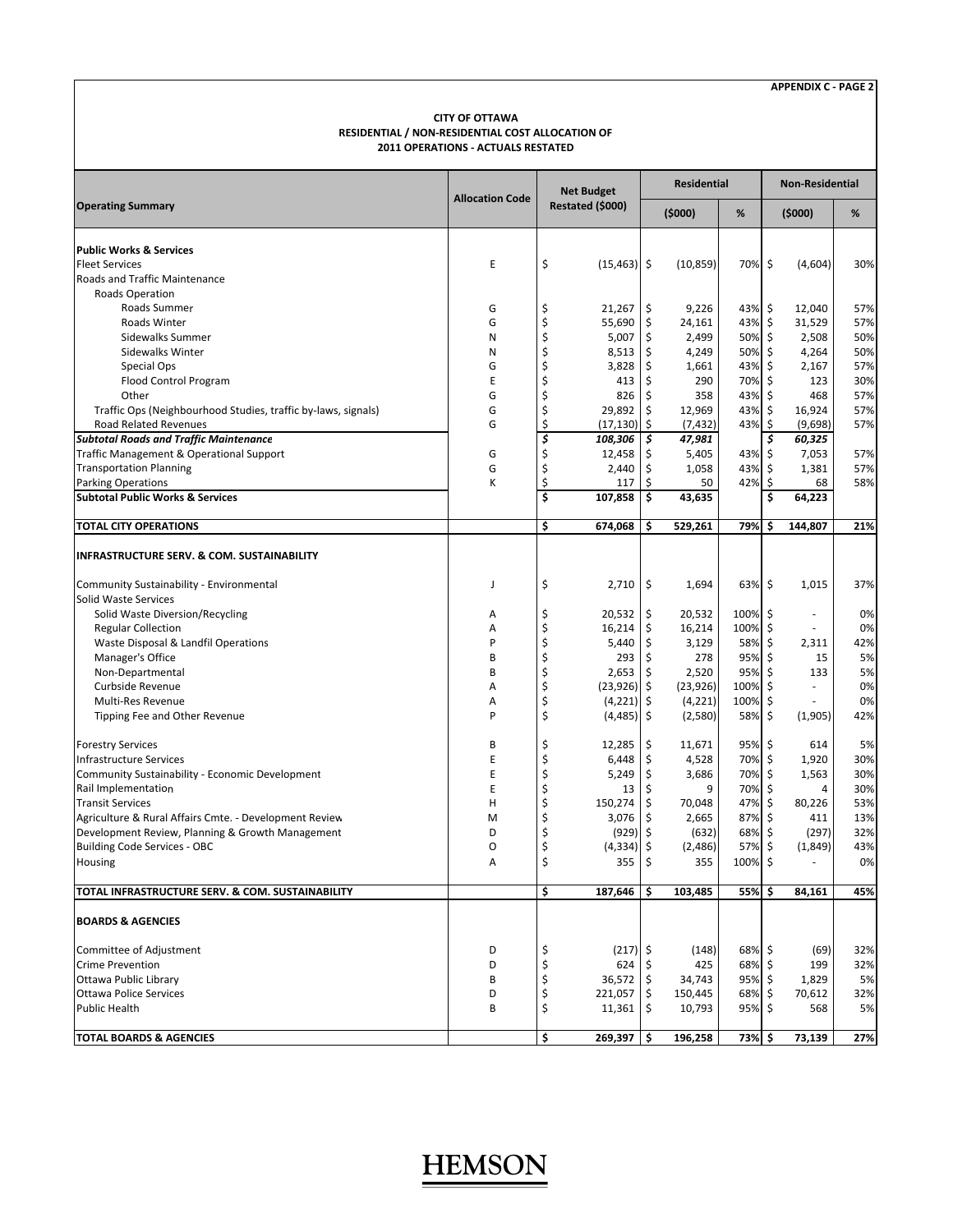**APPENDIX C - PAGE 2**

**CITY OF OTTAWA**
**RESIDENTIAL / NON-RESIDENTIAL COST ALLOCATION OF**
**2011 OPERATIONS - ACTUALS RESTATED**

| Operating Summary | Allocation Code | Net Budget Restated ($000) | Residential ($000) | Residential % | Non-Residential ($000) | Non-Residential % |
|---|---|---|---|---|---|---|
| **Public Works & Services** | | | | | | |
| Fleet Services | E | $ (15,463) | $ (10,859) | 70% | $ (4,604) | 30% |
| Roads and Traffic Maintenance | | | | | | |
| Roads Operation | | | | | | |
| Roads Summer | G | $ 21,267 | $ 9,226 | 43% | $ 12,040 | 57% |
| Roads Winter | G | $ 55,690 | $ 24,161 | 43% | $ 31,529 | 57% |
| Sidewalks Summer | N | $ 5,007 | $ 2,499 | 50% | $ 2,508 | 50% |
| Sidewalks Winter | N | $ 8,513 | $ 4,249 | 50% | $ 4,264 | 50% |
| Special Ops | G | $ 3,828 | $ 1,661 | 43% | $ 2,167 | 57% |
| Flood Control Program | E | $ 413 | $ 290 | 70% | $ 123 | 30% |
| Other | G | $ 826 | $ 358 | 43% | $ 468 | 57% |
| Traffic Ops (Neighbourhood Studies, traffic by-laws, signals) | G | $ 29,892 | $ 12,969 | 43% | $ 16,924 | 57% |
| Road Related Revenues | G | $ (17,130) | $ (7,432) | 43% | $ (9,698) | 57% |
| ***Subtotal Roads and Traffic Maintenance*** | | ***$ 108,306*** | ***$ 47,981*** | | ***$ 60,325*** | |
| Traffic Management & Operational Support | G | $ 12,458 | $ 5,405 | 43% | $ 7,053 | 57% |
| Transportation Planning | G | $ 2,440 | $ 1,058 | 43% | $ 1,381 | 57% |
| Parking Operations | K | $ 117 | $ 50 | 42% | $ 68 | 58% |
| **Subtotal Public Works & Services** | | **$ 107,858** | **$ 43,635** | | **$ 64,223** | |
| **TOTAL CITY OPERATIONS** | | **$ 674,068** | **$ 529,261** | **79%** | **$ 144,807** | **21%** |
| **INFRASTRUCTURE SERV. & COM. SUSTAINABILITY** | | | | | | |
| Community Sustainability - Environmental | J | $ 2,710 | $ 1,694 | 63% | $ 1,015 | 37% |
| Solid Waste Services | | | | | | |
| Solid Waste Diversion/Recycling | A | $ 20,532 | $ 20,532 | 100% | $ - | 0% |
| Regular Collection | A | $ 16,214 | $ 16,214 | 100% | $ - | 0% |
| Waste Disposal & Landfil Operations | P | $ 5,440 | $ 3,129 | 58% | $ 2,311 | 42% |
| Manager's Office | B | $ 293 | $ 278 | 95% | $ 15 | 5% |
| Non-Departmental | B | $ 2,653 | $ 2,520 | 95% | $ 133 | 5% |
| Curbside Revenue | A | $ (23,926) | $ (23,926) | 100% | $ - | 0% |
| Multi-Res Revenue | A | $ (4,221) | $ (4,221) | 100% | $ - | 0% |
| Tipping Fee and Other Revenue | P | $ (4,485) | $ (2,580) | 58% | $ (1,905) | 42% |
| Forestry Services | B | $ 12,285 | $ 11,671 | 95% | $ 614 | 5% |
| Infrastructure Services | E | $ 6,448 | $ 4,528 | 70% | $ 1,920 | 30% |
| Community Sustainability - Economic Development | E | $ 5,249 | $ 3,686 | 70% | $ 1,563 | 30% |
| Rail Implementation | E | $ 13 | $ 9 | 70% | $ 4 | 30% |
| Transit Services | H | $ 150,274 | $ 70,048 | 47% | $ 80,226 | 53% |
| Agriculture & Rural Affairs Cmte. - Development Review | M | $ 3,076 | $ 2,665 | 87% | $ 411 | 13% |
| Development Review, Planning & Growth Management | D | $ (929) | $ (632) | 68% | $ (297) | 32% |
| Building Code Services - OBC | O | $ (4,334) | $ (2,486) | 57% | $ (1,849) | 43% |
| Housing | A | $ 355 | $ 355 | 100% | $ - | 0% |
| **TOTAL INFRASTRUCTURE SERV. & COM. SUSTAINABILITY** | | **$ 187,646** | **$ 103,485** | **55%** | **$ 84,161** | **45%** |
| **BOARDS & AGENCIES** | | | | | | |
| Committee of Adjustment | D | $ (217) | $ (148) | 68% | $ (69) | 32% |
| Crime Prevention | D | $ 624 | $ 425 | 68% | $ 199 | 32% |
| Ottawa Public Library | B | $ 36,572 | $ 34,743 | 95% | $ 1,829 | 5% |
| Ottawa Police Services | D | $ 221,057 | $ 150,445 | 68% | $ 70,612 | 32% |
| Public Health | B | $ 11,361 | $ 10,793 | 95% | $ 568 | 5% |
| **TOTAL BOARDS & AGENCIES** | | **$ 269,397** | **$ 196,258** | **73%** | **$ 73,139** | **27%** |

HEMSON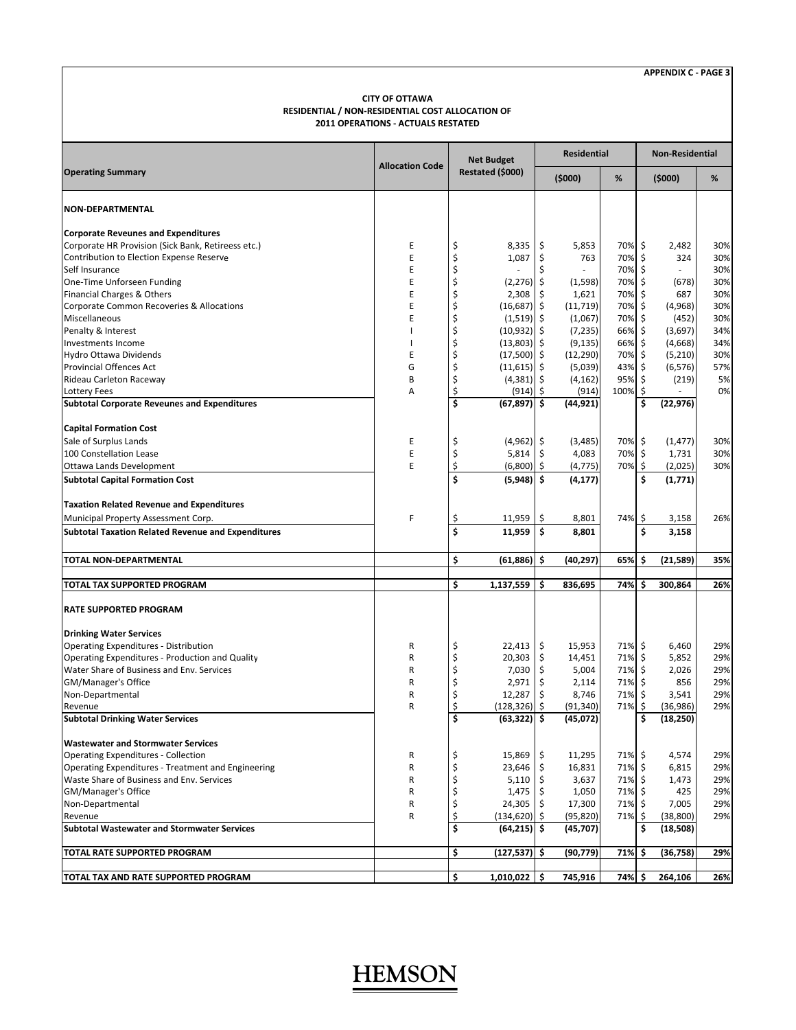**APPENDIX C - PAGE 3**

**CITY OF OTTAWA**
**RESIDENTIAL / NON-RESIDENTIAL COST ALLOCATION OF**
**2011 OPERATIONS - ACTUALS RESTATED**

| Operating Summary | Allocation Code | Net Budget Restated ($000) | Residential ($000) | Residential % | Non-Residential ($000) | Non-Residential % |
|---|---|---|---|---|---|---|
| **NON-DEPARTMENTAL** | | | | | | |
| **Corporate Reveunes and Expenditures** | | | | | | |
| Corporate HR Provision (Sick Bank, Retireess etc.) | E | $ 8,335 | $ 5,853 | 70% | $ 2,482 | 30% |
| Contribution to Election Expense Reserve | E | $ 1,087 | $ 763 | 70% | $ 324 | 30% |
| Self Insurance | E | $ - | $ - | 70% | $ - | 30% |
| One-Time Unforseen Funding | E | $ (2,276) | $ (1,598) | 70% | $ (678) | 30% |
| Financial Charges & Others | E | $ 2,308 | $ 1,621 | 70% | $ 687 | 30% |
| Corporate Common Recoveries & Allocations | E | $ (16,687) | $ (11,719) | 70% | $ (4,968) | 30% |
| Miscellaneous | E | $ (1,519) | $ (1,067) | 70% | $ (452) | 30% |
| Penalty & Interest | I | $ (10,932) | $ (7,235) | 66% | $ (3,697) | 34% |
| Investments Income | I | $ (13,803) | $ (9,135) | 66% | $ (4,668) | 34% |
| Hydro Ottawa Dividends | E | $ (17,500) | $ (12,290) | 70% | $ (5,210) | 30% |
| Provincial Offences Act | G | $ (11,615) | $ (5,039) | 43% | $ (6,576) | 57% |
| Rideau Carleton Raceway | B | $ (4,381) | $ (4,162) | 95% | $ (219) | 5% |
| Lottery Fees | A | $ (914) | $ (914) | 100% | $ - | 0% |
| **Subtotal Corporate Reveunes and Expenditures** | | **$ (67,897)** | **$ (44,921)** | | **$ (22,976)** | |
| **Capital Formation Cost** | | | | | | |
| Sale of Surplus Lands | E | $ (4,962) | $ (3,485) | 70% | $ (1,477) | 30% |
| 100 Constellation Lease | E | $ 5,814 | $ 4,083 | 70% | $ 1,731 | 30% |
| Ottawa Lands Development | E | $ (6,800) | $ (4,775) | 70% | $ (2,025) | 30% |
| **Subtotal Capital Formation Cost** | | **$ (5,948)** | **$ (4,177)** | | **$ (1,771)** | |
| **Taxation Related Revenue and Expenditures** | | | | | | |
| Municipal Property Assessment Corp. | F | $ 11,959 | $ 8,801 | 74% | $ 3,158 | 26% |
| **Subtotal Taxation Related Revenue and Expenditures** | | **$ 11,959** | **$ 8,801** | | **$ 3,158** | |
| **TOTAL NON-DEPARTMENTAL** | | **$ (61,886)** | **$ (40,297)** | **65%** | **$ (21,589)** | **35%** |
| **TOTAL TAX SUPPORTED PROGRAM** | | **$ 1,137,559** | **$ 836,695** | **74%** | **$ 300,864** | **26%** |
| **RATE SUPPORTED PROGRAM** | | | | | | |
| **Drinking Water Services** | | | | | | |
| Operating Expenditures - Distribution | R | $ 22,413 | $ 15,953 | 71% | $ 6,460 | 29% |
| Operating Expenditures - Production and Quality | R | $ 20,303 | $ 14,451 | 71% | $ 5,852 | 29% |
| Water Share of Business and Env. Services | R | $ 7,030 | $ 5,004 | 71% | $ 2,026 | 29% |
| GM/Manager's Office | R | $ 2,971 | $ 2,114 | 71% | $ 856 | 29% |
| Non-Departmental | R | $ 12,287 | $ 8,746 | 71% | $ 3,541 | 29% |
| Revenue | R | $ (128,326) | $ (91,340) | 71% | $ (36,986) | 29% |
| **Subtotal Drinking Water Services** | | **$ (63,322)** | **$ (45,072)** | | **$ (18,250)** | |
| **Wastewater and Stormwater Services** | | | | | | |
| Operating Expenditures - Collection | R | $ 15,869 | $ 11,295 | 71% | $ 4,574 | 29% |
| Operating Expenditures - Treatment and Engineering | R | $ 23,646 | $ 16,831 | 71% | $ 6,815 | 29% |
| Waste Share of Business and Env. Services | R | $ 5,110 | $ 3,637 | 71% | $ 1,473 | 29% |
| GM/Manager's Office | R | $ 1,475 | $ 1,050 | 71% | $ 425 | 29% |
| Non-Departmental | R | $ 24,305 | $ 17,300 | 71% | $ 7,005 | 29% |
| Revenue | R | $ (134,620) | $ (95,820) | 71% | $ (38,800) | 29% |
| **Subtotal Wastewater and Stormwater Services** | | **$ (64,215)** | **$ (45,707)** | | **$ (18,508)** | |
| **TOTAL RATE SUPPORTED PROGRAM** | | **$ (127,537)** | **$ (90,779)** | **71%** | **$ (36,758)** | **29%** |
| **TOTAL TAX AND RATE SUPPORTED PROGRAM** | | **$ 1,010,022** | **$ 745,916** | **74%** | **$ 264,106** | **26%** |

HEMSON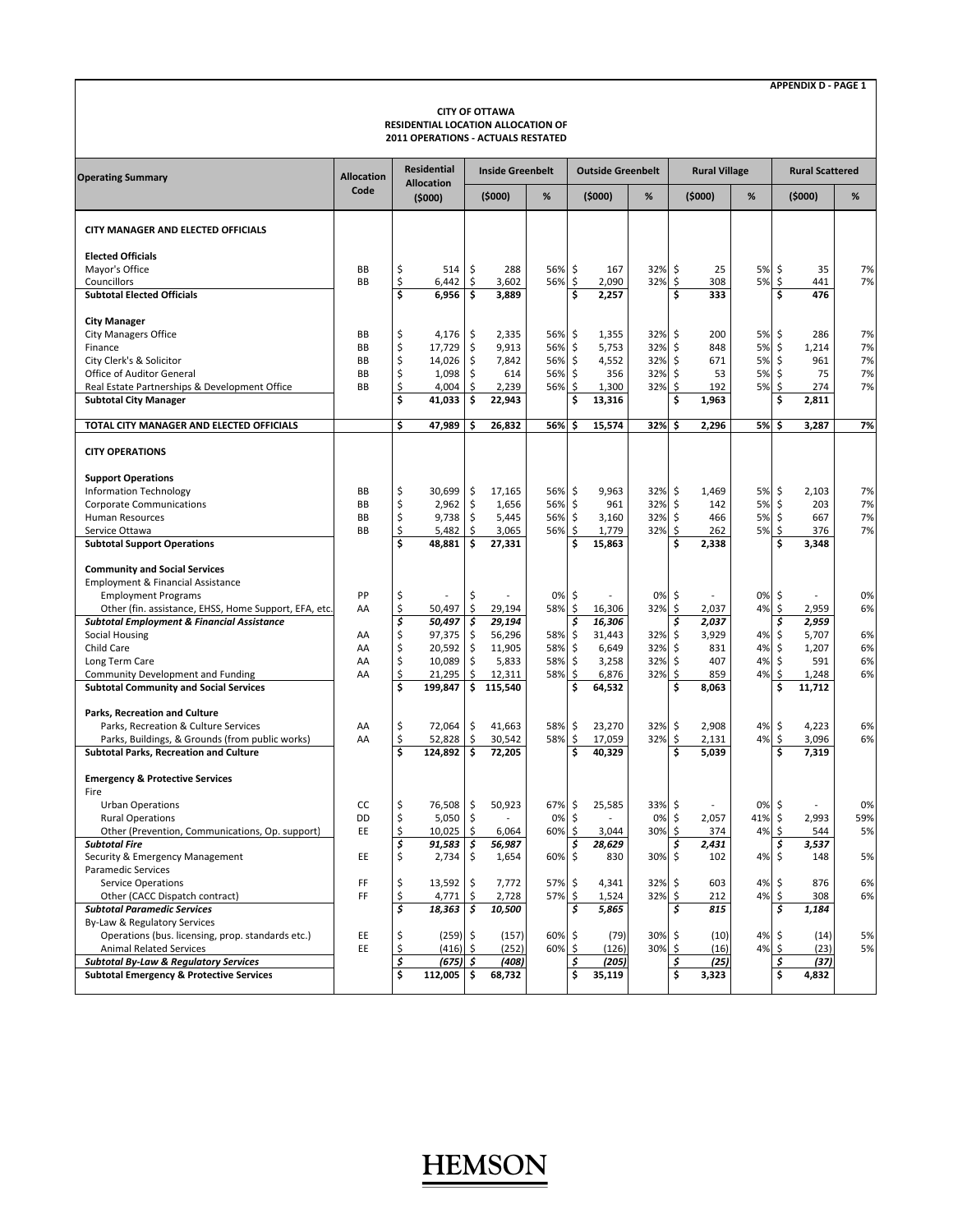**APPENDIX D - PAGE 1**

**CITY OF OTTAWA**
**RESIDENTIAL LOCATION ALLOCATION OF**
**2011 OPERATIONS - ACTUALS RESTATED**

| Operating Summary | Allocation Code | Residential Allocation ($000) | Inside Greenbelt ($000) | Inside Greenbelt % | Outside Greenbelt ($000) | Outside Greenbelt % | Rural Village ($000) | Rural Village % | Rural Scattered ($000) | Rural Scattered % |
|---|---|---|---|---|---|---|---|---|---|---|
| **CITY MANAGER AND ELECTED OFFICIALS** | | | | | | | | | | |
| **Elected Officials** | | | | | | | | | | |
| Mayor's Office | BB | $ 514 | $ 288 | 56% | $ 167 | 32% | $ 25 | 5% | $ 35 | 7% |
| Councillors | BB | $ 6,442 | $ 3,602 | 56% | $ 2,090 | 32% | $ 308 | 5% | $ 441 | 7% |
| **Subtotal Elected Officials** | | **$ 6,956** | **$ 3,889** | | **$ 2,257** | | **$ 333** | | **$ 476** | |
| **City Manager** | | | | | | | | | | |
| City Managers Office | BB | $ 4,176 | $ 2,335 | 56% | $ 1,355 | 32% | $ 200 | 5% | $ 286 | 7% |
| Finance | BB | $ 17,729 | $ 9,913 | 56% | $ 5,753 | 32% | $ 848 | 5% | $ 1,214 | 7% |
| City Clerk's & Solicitor | BB | $ 14,026 | $ 7,842 | 56% | $ 4,552 | 32% | $ 671 | 5% | $ 961 | 7% |
| Office of Auditor General | BB | $ 1,098 | $ 614 | 56% | $ 356 | 32% | $ 53 | 5% | $ 75 | 7% |
| Real Estate Partnerships & Development Office | BB | $ 4,004 | $ 2,239 | 56% | $ 1,300 | 32% | $ 192 | 5% | $ 274 | 7% |
| **Subtotal City Manager** | | **$ 41,033** | **$ 22,943** | | **$ 13,316** | | **$ 1,963** | | **$ 2,811** | |
| **TOTAL CITY MANAGER AND ELECTED OFFICIALS** | | **$ 47,989** | **$ 26,832** | **56%** | **$ 15,574** | **32%** | **$ 2,296** | **5%** | **$ 3,287** | **7%** |
| **CITY OPERATIONS** | | | | | | | | | | |
| **Support Operations** | | | | | | | | | | |
| Information Technology | BB | $ 30,699 | $ 17,165 | 56% | $ 9,963 | 32% | $ 1,469 | 5% | $ 2,103 | 7% |
| Corporate Communications | BB | $ 2,962 | $ 1,656 | 56% | $ 961 | 32% | $ 142 | 5% | $ 203 | 7% |
| Human Resources | BB | $ 9,738 | $ 5,445 | 56% | $ 3,160 | 32% | $ 466 | 5% | $ 667 | 7% |
| Service Ottawa | BB | $ 5,482 | $ 3,065 | 56% | $ 1,779 | 32% | $ 262 | 5% | $ 376 | 7% |
| **Subtotal Support Operations** | | **$ 48,881** | **$ 27,331** | | **$ 15,863** | | **$ 2,338** | | **$ 3,348** | |
| **Community and Social Services** | | | | | | | | | | |
| Employment & Financial Assistance | | | | | | | | | | |
| Employment Programs | PP | $ - | $ - | 0% | $ - | 0% | $ - | 0% | $ - | 0% |
| Other (fin. assistance, EHSS, Home Support, EFA, etc. | AA | $ 50,497 | $ 29,194 | 58% | $ 16,306 | 32% | $ 2,037 | 4% | $ 2,959 | 6% |
| ***Subtotal Employment & Financial Assistance*** | | ***$ 50,497*** | ***$ 29,194*** | | ***$ 16,306*** | | ***$ 2,037*** | | ***$ 2,959*** | |
| Social Housing | AA | $ 97,375 | $ 56,296 | 58% | $ 31,443 | 32% | $ 3,929 | 4% | $ 5,707 | 6% |
| Child Care | AA | $ 20,592 | $ 11,905 | 58% | $ 6,649 | 32% | $ 831 | 4% | $ 1,207 | 6% |
| Long Term Care | AA | $ 10,089 | $ 5,833 | 58% | $ 3,258 | 32% | $ 407 | 4% | $ 591 | 6% |
| Community Development and Funding | AA | $ 21,295 | $ 12,311 | 58% | $ 6,876 | 32% | $ 859 | 4% | $ 1,248 | 6% |
| **Subtotal Community and Social Services** | | **$ 199,847** | **$ 115,540** | | **$ 64,532** | | **$ 8,063** | | **$ 11,712** | |
| **Parks, Recreation and Culture** | | | | | | | | | | |
| Parks, Recreation & Culture Services | AA | $ 72,064 | $ 41,663 | 58% | $ 23,270 | 32% | $ 2,908 | 4% | $ 4,223 | 6% |
| Parks, Buildings, & Grounds (from public works) | AA | $ 52,828 | $ 30,542 | 58% | $ 17,059 | 32% | $ 2,131 | 4% | $ 3,096 | 6% |
| **Subtotal Parks, Recreation and Culture** | | **$ 124,892** | **$ 72,205** | | **$ 40,329** | | **$ 5,039** | | **$ 7,319** | |
| **Emergency & Protective Services** | | | | | | | | | | |
| Fire | | | | | | | | | | |
| Urban Operations | CC | $ 76,508 | $ 50,923 | 67% | $ 25,585 | 33% | $ - | 0% | $ - | 0% |
| Rural Operations | DD | $ 5,050 | $ - | 0% | $ - | 0% | $ 2,057 | 41% | $ 2,993 | 59% |
| Other (Prevention, Communications, Op. support) | EE | $ 10,025 | $ 6,064 | 60% | $ 3,044 | 30% | $ 374 | 4% | $ 544 | 5% |
| ***Subtotal Fire*** | | ***$ 91,583*** | ***$ 56,987*** | | ***$ 28,629*** | | ***$ 2,431*** | | ***$ 3,537*** | |
| Security & Emergency Management | EE | $ 2,734 | $ 1,654 | 60% | $ 830 | 30% | $ 102 | 4% | $ 148 | 5% |
| Paramedic Services | | | | | | | | | | |
| Service Operations | FF | $ 13,592 | $ 7,772 | 57% | $ 4,341 | 32% | $ 603 | 4% | $ 876 | 6% |
| Other (CACC Dispatch contract) | FF | $ 4,771 | $ 2,728 | 57% | $ 1,524 | 32% | $ 212 | 4% | $ 308 | 6% |
| ***Subtotal Paramedic Services*** | | ***$ 18,363*** | ***$ 10,500*** | | ***$ 5,865*** | | ***$ 815*** | | ***$ 1,184*** | |
| By-Law & Regulatory Services | | | | | | | | | | |
| Operations (bus. licensing, prop. standards etc.) | EE | $ (259) | $ (157) | 60% | $ (79) | 30% | $ (10) | 4% | $ (14) | 5% |
| Animal Related Services | EE | $ (416) | $ (252) | 60% | $ (126) | 30% | $ (16) | 4% | $ (23) | 5% |
| ***Subtotal By-Law & Regulatory Services*** | | ***$ (675)*** | ***$ (408)*** | | ***$ (205)*** | | ***$ (25)*** | | ***$ (37)*** | |
| **Subtotal Emergency & Protective Services** | | **$ 112,005** | **$ 68,732** | | **$ 35,119** | | **$ 3,323** | | **$ 4,832** | |

**HEMSON**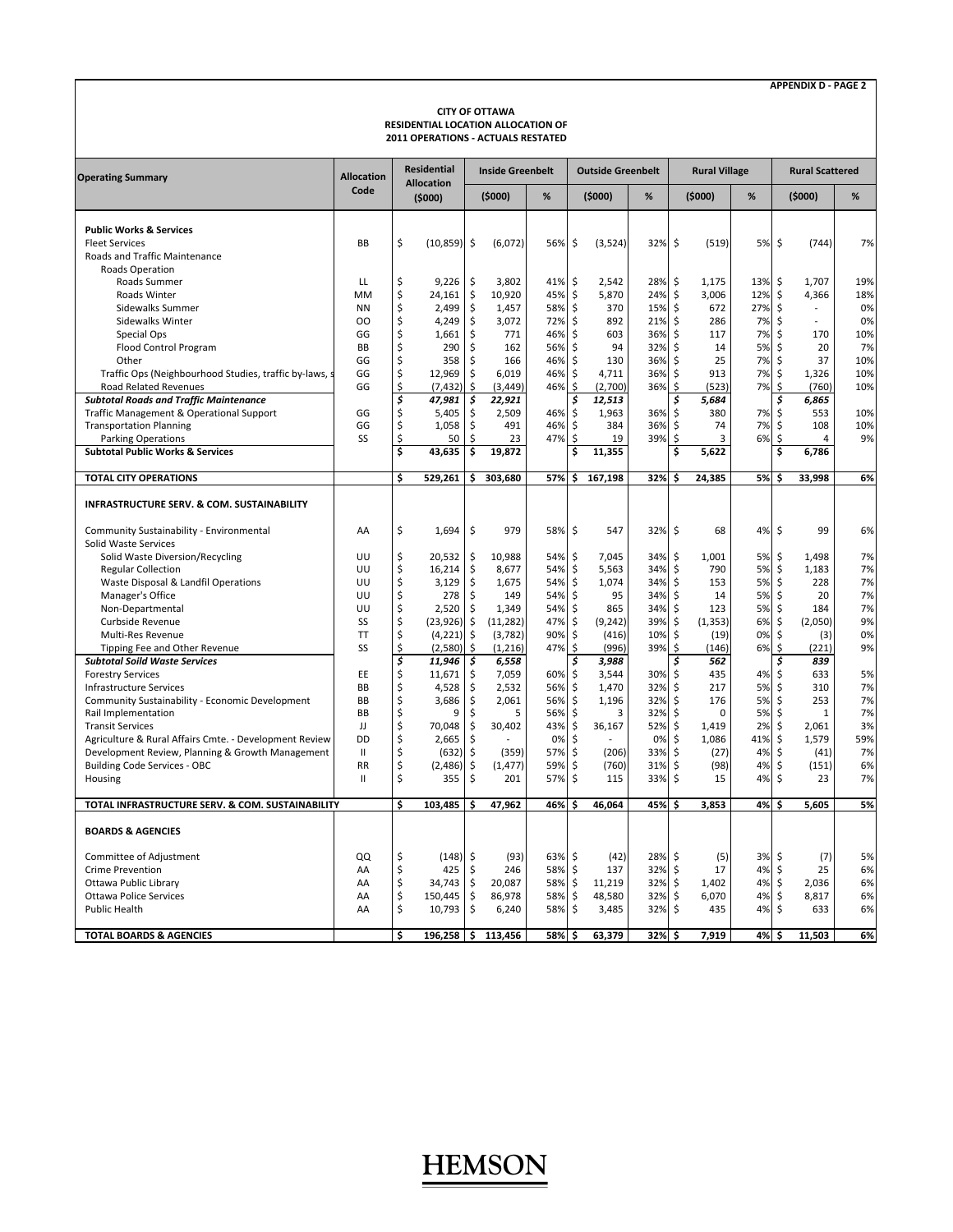**APPENDIX D - PAGE 2**

**CITY OF OTTAWA**
**RESIDENTIAL LOCATION ALLOCATION OF**
**2011 OPERATIONS - ACTUALS RESTATED**

| Operating Summary | Allocation Code | Residential Allocation ($000) | Inside Greenbelt | | Outside Greenbelt | | Rural Village | | Rural Scattered | |
|---|---|---|---|---|---|---|---|---|---|---|
| | | | ($000) | % | ($000) | % | ($000) | % | ($000) | % |
| **Public Works & Services** | | | | | | | | | | |
| Fleet Services | BB | $ (10,859) | $ (6,072) | 56% | $ (3,524) | 32% | $ (519) | 5% | $ (744) | 7% |
| Roads and Traffic Maintenance | | | | | | | | | | |
| Roads Operation | | | | | | | | | | |
| Roads Summer | LL | $ 9,226 | $ 3,802 | 41% | $ 2,542 | 28% | $ 1,175 | 13% | $ 1,707 | 19% |
| Roads Winter | MM | $ 24,161 | $ 10,920 | 45% | $ 5,870 | 24% | $ 3,006 | 12% | $ 4,366 | 18% |
| Sidewalks Summer | NN | $ 2,499 | $ 1,457 | 58% | $ 370 | 15% | $ 672 | 27% | $ - | 0% |
| Sidewalks Winter | OO | $ 4,249 | $ 3,072 | 72% | $ 892 | 21% | $ 286 | 7% | $ - | 0% |
| Special Ops | GG | $ 1,661 | $ 771 | 46% | $ 603 | 36% | $ 117 | 7% | $ 170 | 10% |
| Flood Control Program | BB | $ 290 | $ 162 | 56% | $ 94 | 32% | $ 14 | 5% | $ 20 | 7% |
| Other | GG | $ 358 | $ 166 | 46% | $ 130 | 36% | $ 25 | 7% | $ 37 | 10% |
| Traffic Ops (Neighbourhood Studies, traffic by-laws, s | GG | $ 12,969 | $ 6,019 | 46% | $ 4,711 | 36% | $ 913 | 7% | $ 1,326 | 10% |
| Road Related Revenues | GG | $ (7,432) | $ (3,449) | 46% | $ (2,700) | 36% | $ (523) | 7% | $ (760) | 10% |
| ***Subtotal Roads and Traffic Maintenance*** | | ***$ 47,981*** | ***$ 22,921*** | | ***$ 12,513*** | | ***$ 5,684*** | | ***$ 6,865*** | |
| Traffic Management & Operational Support | GG | $ 5,405 | $ 2,509 | 46% | $ 1,963 | 36% | $ 380 | 7% | $ 553 | 10% |
| Transportation Planning | GG | $ 1,058 | $ 491 | 46% | $ 384 | 36% | $ 74 | 7% | $ 108 | 10% |
| Parking Operations | SS | $ 50 | $ 23 | 47% | $ 19 | 39% | $ 3 | 6% | $ 4 | 9% |
| **Subtotal Public Works & Services** | | **$ 43,635** | **$ 19,872** | | **$ 11,355** | | **$ 5,622** | | **$ 6,786** | |
| **TOTAL CITY OPERATIONS** | | **$ 529,261** | **$ 303,680** | **57%** | **$ 167,198** | **32%** | **$ 24,385** | **5%** | **$ 33,998** | **6%** |
| **INFRASTRUCTURE SERV. & COM. SUSTAINABILITY** | | | | | | | | | | |
| Community Sustainability - Environmental | AA | $ 1,694 | $ 979 | 58% | $ 547 | 32% | $ 68 | 4% | $ 99 | 6% |
| Solid Waste Services | | | | | | | | | | |
| Solid Waste Diversion/Recycling | UU | $ 20,532 | $ 10,988 | 54% | $ 7,045 | 34% | $ 1,001 | 5% | $ 1,498 | 7% |
| Regular Collection | UU | $ 16,214 | $ 8,677 | 54% | $ 5,563 | 34% | $ 790 | 5% | $ 1,183 | 7% |
| Waste Disposal & Landfill Operations | UU | $ 3,129 | $ 1,675 | 54% | $ 1,074 | 34% | $ 153 | 5% | $ 228 | 7% |
| Manager's Office | UU | $ 278 | $ 149 | 54% | $ 95 | 34% | $ 14 | 5% | $ 20 | 7% |
| Non-Departmental | UU | $ 2,520 | $ 1,349 | 54% | $ 865 | 34% | $ 123 | 5% | $ 184 | 7% |
| Curbside Revenue | SS | $ (23,926) | $ (11,282) | 47% | $ (9,242) | 39% | $ (1,353) | 6% | $ (2,050) | 9% |
| Multi-Res Revenue | TT | $ (4,221) | $ (3,782) | 90% | $ (416) | 10% | $ (19) | 0% | $ (3) | 0% |
| Tipping Fee and Other Revenue | SS | $ (2,580) | $ (1,216) | 47% | $ (996) | 39% | $ (146) | 6% | $ (221) | 9% |
| ***Subtotal Soild Waste Services*** | | ***$ 11,946*** | ***$ 6,558*** | | ***$ 3,988*** | | ***$ 562*** | | ***$ 839*** | |
| Forestry Services | EE | $ 11,671 | $ 7,059 | 60% | $ 3,544 | 30% | $ 435 | 4% | $ 633 | 5% |
| Infrastructure Services | BB | $ 4,528 | $ 2,532 | 56% | $ 1,470 | 32% | $ 217 | 5% | $ 310 | 7% |
| Community Sustainability - Economic Development | BB | $ 3,686 | $ 2,061 | 56% | $ 1,196 | 32% | $ 176 | 5% | $ 253 | 7% |
| Rail Implementation | BB | $ 9 | $ 5 | 56% | $ 3 | 32% | $ 0 | 5% | $ 1 | 7% |
| Transit Services | JJ | $ 70,048 | $ 30,402 | 43% | $ 36,167 | 52% | $ 1,419 | 2% | $ 2,061 | 3% |
| Agriculture & Rural Affairs Cmte. - Development Review | DD | $ 2,665 | $ - | 0% | $ - | 0% | $ 1,086 | 41% | $ 1,579 | 59% |
| Development Review, Planning & Growth Management | II | $ (632) | $ (359) | 57% | $ (206) | 33% | $ (27) | 4% | $ (41) | 7% |
| Building Code Services - OBC | RR | $ (2,486) | $ (1,477) | 59% | $ (760) | 31% | $ (98) | 4% | $ (151) | 6% |
| Housing | II | $ 355 | $ 201 | 57% | $ 115 | 33% | $ 15 | 4% | $ 23 | 7% |
| **TOTAL INFRASTRUCTURE SERV. & COM. SUSTAINABILITY** | | **$ 103,485** | **$ 47,962** | **46%** | **$ 46,064** | **45%** | **$ 3,853** | **4%** | **$ 5,605** | **5%** |
| **BOARDS & AGENCIES** | | | | | | | | | | |
| Committee of Adjustment | QQ | $ (148) | $ (93) | 63% | $ (42) | 28% | $ (5) | 3% | $ (7) | 5% |
| Crime Prevention | AA | $ 425 | $ 246 | 58% | $ 137 | 32% | $ 17 | 4% | $ 25 | 6% |
| Ottawa Public Library | AA | $ 34,743 | $ 20,087 | 58% | $ 11,219 | 32% | $ 1,402 | 4% | $ 2,036 | 6% |
| Ottawa Police Services | AA | $ 150,445 | $ 86,978 | 58% | $ 48,580 | 32% | $ 6,070 | 4% | $ 8,817 | 6% |
| Public Health | AA | $ 10,793 | $ 6,240 | 58% | $ 3,485 | 32% | $ 435 | 4% | $ 633 | 6% |
| **TOTAL BOARDS & AGENCIES** | | **$ 196,258** | **$ 113,456** | **58%** | **$ 63,379** | **32%** | **$ 7,919** | **4%** | **$ 11,503** | **6%** |

HEMSON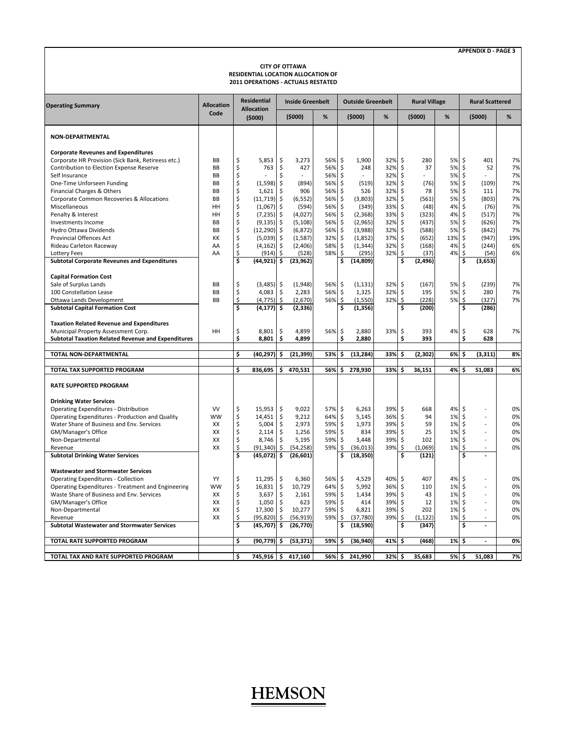**APPENDIX D - PAGE 3**

**CITY OF OTTAWA**
**RESIDENTIAL LOCATION ALLOCATION OF**
**2011 OPERATIONS - ACTUALS RESTATED**

| Operating Summary | Allocation Code | Residential Allocation | Inside Greenbelt | | Outside Greenbelt | | Rural Village | | Rural Scattered | |
|---|---|---|---|---|---|---|---|---|---|---|
| | | ($000) | ($000) | % | ($000) | % | ($000) | % | ($000) | % |
| **NON-DEPARTMENTAL** | | | | | | | | | | |
| **Corporate Reveunes and Expenditures** | | | | | | | | | | |
| Corporate HR Provision (Sick Bank, Retireess etc.) | BB | $ 5,853 | $ 3,273 | 56% | $ 1,900 | 32% | $ 280 | 5% | $ 401 | 7% |
| Contribution to Election Expense Reserve | BB | $ 763 | $ 427 | 56% | $ 248 | 32% | $ 37 | 5% | $ 52 | 7% |
| Self Insurance | BB | $ - | $ - | 56% | $ - | 32% | $ - | 5% | $ - | 7% |
| One-Time Unforseen Funding | BB | $ (1,598) | $ (894) | 56% | $ (519) | 32% | $ (76) | 5% | $ (109) | 7% |
| Financial Charges & Others | BB | $ 1,621 | $ 906 | 56% | $ 526 | 32% | $ 78 | 5% | $ 111 | 7% |
| Corporate Common Recoveries & Allocations | BB | $ (11,719) | $ (6,552) | 56% | $ (3,803) | 32% | $ (561) | 5% | $ (803) | 7% |
| Miscellaneous | HH | $ (1,067) | $ (594) | 56% | $ (349) | 33% | $ (48) | 4% | $ (76) | 7% |
| Penalty & Interest | HH | $ (7,235) | $ (4,027) | 56% | $ (2,368) | 33% | $ (323) | 4% | $ (517) | 7% |
| Investments Income | BB | $ (9,135) | $ (5,108) | 56% | $ (2,965) | 32% | $ (437) | 5% | $ (626) | 7% |
| Hydro Ottawa Dividends | BB | $ (12,290) | $ (6,872) | 56% | $ (3,988) | 32% | $ (588) | 5% | $ (842) | 7% |
| Provincial Offences Act | KK | $ (5,039) | $ (1,587) | 32% | $ (1,852) | 37% | $ (652) | 13% | $ (947) | 19% |
| Rideau Carleton Raceway | AA | $ (4,162) | $ (2,406) | 58% | $ (1,344) | 32% | $ (168) | 4% | $ (244) | 6% |
| Lottery Fees | AA | $ (914) | $ (528) | 58% | $ (295) | 32% | $ (37) | 4% | $ (54) | 6% |
| **Subtotal Corporate Reveunes and Expenditures** | | **$ (44,921)** | **$ (23,962)** | | **$ (14,809)** | | **$ (2,496)** | | **$ (3,653)** | |
| **Capital Formation Cost** | | | | | | | | | | |
| Sale of Surplus Lands | BB | $ (3,485) | $ (1,948) | 56% | $ (1,131) | 32% | $ (167) | 5% | $ (239) | 7% |
| 100 Constellation Lease | BB | $ 4,083 | $ 2,283 | 56% | $ 1,325 | 32% | $ 195 | 5% | $ 280 | 7% |
| Ottawa Lands Development | BB | $ (4,775) | $ (2,670) | 56% | $ (1,550) | 32% | $ (228) | 5% | $ (327) | 7% |
| **Subtotal Capital Formation Cost** | | **$ (4,177)** | **$ (2,336)** | | **$ (1,356)** | | **$ (200)** | | **$ (286)** | |
| **Taxation Related Revenue and Expenditures** | | | | | | | | | | |
| Municipal Property Assessment Corp. | HH | $ 8,801 | $ 4,899 | 56% | $ 2,880 | 33% | $ 393 | 4% | $ 628 | 7% |
| **Subtotal Taxation Related Revenue and Expenditures** | | **$ 8,801** | **$ 4,899** | | **$ 2,880** | | **$ 393** | | **$ 628** | |
| **TOTAL NON-DEPARTMENTAL** | | **$ (40,297)** | **$ (21,399)** | **53%** | **$ (13,284)** | **33%** | **$ (2,302)** | **6%** | **$ (3,311)** | **8%** |
| **TOTAL TAX SUPPORTED PROGRAM** | | **$ 836,695** | **$ 470,531** | **56%** | **$ 278,930** | **33%** | **$ 36,151** | **4%** | **$ 51,083** | **6%** |
| **RATE SUPPORTED PROGRAM** | | | | | | | | | | |
| **Drinking Water Services** | | | | | | | | | | |
| Operating Expenditures - Distribution | VV | $ 15,953 | $ 9,022 | 57% | $ 6,263 | 39% | $ 668 | 4% | $ - | 0% |
| Operating Expenditures - Production and Quality | WW | $ 14,451 | $ 9,212 | 64% | $ 5,145 | 36% | $ 94 | 1% | $ - | 0% |
| Water Share of Business and Env. Services | XX | $ 5,004 | $ 2,973 | 59% | $ 1,973 | 39% | $ 59 | 1% | $ - | 0% |
| GM/Manager's Office | XX | $ 2,114 | $ 1,256 | 59% | $ 834 | 39% | $ 25 | 1% | $ - | 0% |
| Non-Departmental | XX | $ 8,746 | $ 5,195 | 59% | $ 3,448 | 39% | $ 102 | 1% | $ - | 0% |
| Revenue | XX | $ (91,340) | $ (54,258) | 59% | $ (36,013) | 39% | $ (1,069) | 1% | $ - | 0% |
| **Subtotal Drinking Water Services** | | **$ (45,072)** | **$ (26,601)** | | **$ (18,350)** | | **$ (121)** | | **$ -** | |
| **Wastewater and Stormwater Services** | | | | | | | | | | |
| Operating Expenditures - Collection | YY | $ 11,295 | $ 6,360 | 56% | $ 4,529 | 40% | $ 407 | 4% | $ - | 0% |
| Operating Expenditures - Treatment and Engineering | WW | $ 16,831 | $ 10,729 | 64% | $ 5,992 | 36% | $ 110 | 1% | $ - | 0% |
| Waste Share of Business and Env. Services | XX | $ 3,637 | $ 2,161 | 59% | $ 1,434 | 39% | $ 43 | 1% | $ - | 0% |
| GM/Manager's Office | XX | $ 1,050 | $ 623 | 59% | $ 414 | 39% | $ 12 | 1% | $ - | 0% |
| Non-Departmental | XX | $ 17,300 | $ 10,277 | 59% | $ 6,821 | 39% | $ 202 | 1% | $ - | 0% |
| Revenue | XX | $ (95,820) | $ (56,919) | 59% | $ (37,780) | 39% | $ (1,122) | 1% | $ - | 0% |
| **Subtotal Wastewater and Stormwater Services** | | **$ (45,707)** | **$ (26,770)** | | **$ (18,590)** | | **$ (347)** | | **$ -** | |
| **TOTAL RATE SUPPORTED PROGRAM** | | **$ (90,779)** | **$ (53,371)** | **59%** | **$ (36,940)** | **41%** | **$ (468)** | **1%** | **$ -** | **0%** |
| **TOTAL TAX AND RATE SUPPORTED PROGRAM** | | **$ 745,916** | **$ 417,160** | **56%** | **$ 241,990** | **32%** | **$ 35,683** | **5%** | **$ 51,083** | **7%** |

HEMSON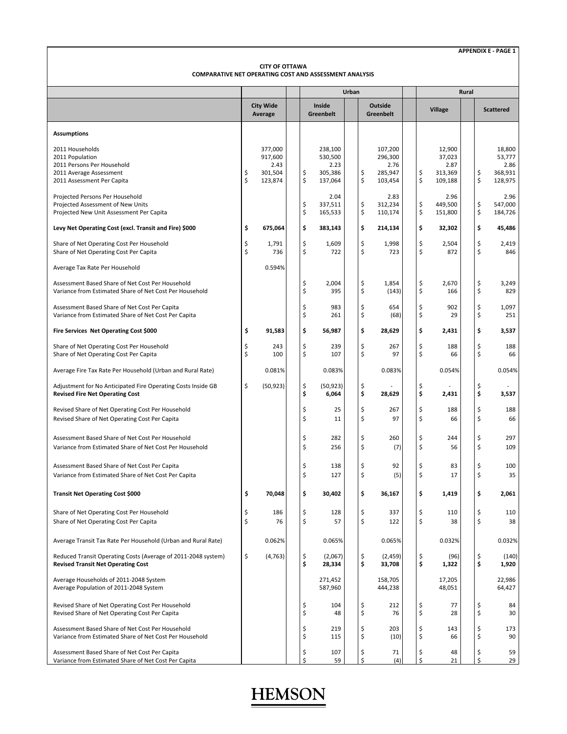**APPENDIX E - PAGE 1**

**CITY OF OTTAWA**
**COMPARATIVE NET OPERATING COST AND ASSESSMENT ANALYSIS**

| | | Urban | | Rural | |
|---|---|---|---|---|---|
| | **City Wide Average** | **Inside Greenbelt** | **Outside Greenbelt** | **Village** | **Scattered** |
| **Assumptions** | | | | | |
| 2011 Households | 377,000 | 238,100 | 107,200 | 12,900 | 18,800 |
| 2011 Population | 917,600 | 530,500 | 296,300 | 37,023 | 53,777 |
| 2011 Persons Per Household | 2.43 | 2.23 | 2.76 | 2.87 | 2.86 |
| 2011 Average Assessment | $ 301,504 | $ 305,386 | $ 285,947 | $ 313,369 | $ 368,931 |
| 2011 Assessment Per Capita | $ 123,874 | $ 137,064 | $ 103,454 | $ 109,188 | $ 128,975 |
| Projected Persons Per Household | | 2.04 | 2.83 | 2.96 | 2.96 |
| Projected Assessment of New Units | | $ 337,511 | $ 312,234 | $ 449,500 | $ 547,000 |
| Projected New Unit Assessment Per Capita | | $ 165,533 | $ 110,174 | $ 151,800 | $ 184,726 |
| **Levy Net Operating Cost (excl. Transit and Fire) $000** | **$ 675,064** | **$ 383,143** | **$ 214,134** | **$ 32,302** | **$ 45,486** |
| Share of Net Operating Cost Per Household | $ 1,791 | $ 1,609 | $ 1,998 | $ 2,504 | $ 2,419 |
| Share of Net Operating Cost Per Capita | $ 736 | $ 722 | $ 723 | $ 872 | $ 846 |
| Average Tax Rate Per Household | 0.594% | | | | |
| Assessment Based Share of Net Cost Per Household | | $ 2,004 | $ 1,854 | $ 2,670 | $ 3,249 |
| Variance from Estimated Share of Net Cost Per Household | | $ 395 | $ (143) | $ 166 | $ 829 |
| Assessment Based Share of Net Cost Per Capita | | $ 983 | $ 654 | $ 902 | $ 1,097 |
| Variance from Estimated Share of Net Cost Per Capita | | $ 261 | $ (68) | $ 29 | $ 251 |
| **Fire Services Net Operating Cost $000** | **$ 91,583** | **$ 56,987** | **$ 28,629** | **$ 2,431** | **$ 3,537** |
| Share of Net Operating Cost Per Household | $ 243 | $ 239 | $ 267 | $ 188 | $ 188 |
| Share of Net Operating Cost Per Capita | $ 100 | $ 107 | $ 97 | $ 66 | $ 66 |
| Average Fire Tax Rate Per Household (Urban and Rural Rate) | 0.081% | 0.083% | 0.083% | 0.054% | 0.054% |
| Adjustment for No Anticipated Fire Operating Costs Inside GB | $ (50,923) | $ (50,923) | $ - | $ - | $ - |
| **Revised Fire Net Operating Cost** | | **$ 6,064** | **$ 28,629** | **$ 2,431** | **$ 3,537** |
| Revised Share of Net Operating Cost Per Household | | $ 25 | $ 267 | $ 188 | $ 188 |
| Revised Share of Net Operating Cost Per Capita | | $ 11 | $ 97 | $ 66 | $ 66 |
| Assessment Based Share of Net Cost Per Household | | $ 282 | $ 260 | $ 244 | $ 297 |
| Variance from Estimated Share of Net Cost Per Household | | $ 256 | $ (7) | $ 56 | $ 109 |
| Assessment Based Share of Net Cost Per Capita | | $ 138 | $ 92 | $ 83 | $ 100 |
| Variance from Estimated Share of Net Cost Per Capita | | $ 127 | $ (5) | $ 17 | $ 35 |
| **Transit Net Operating Cost $000** | **$ 70,048** | **$ 30,402** | **$ 36,167** | **$ 1,419** | **$ 2,061** |
| Share of Net Operating Cost Per Household | $ 186 | $ 128 | $ 337 | $ 110 | $ 110 |
| Share of Net Operating Cost Per Capita | $ 76 | $ 57 | $ 122 | $ 38 | $ 38 |
| Average Transit Tax Rate Per Household (Urban and Rural Rate) | 0.062% | 0.065% | 0.065% | 0.032% | 0.032% |
| Reduced Transit Operating Costs (Average of 2011-2048 system) | $ (4,763) | $ (2,067) | $ (2,459) | $ (96) | $ (140) |
| **Revised Transit Net Operating Cost** | | **$ 28,334** | **$ 33,708** | **$ 1,322** | **$ 1,920** |
| Average Households of 2011-2048 System | | 271,452 | 158,705 | 17,205 | 22,986 |
| Average Population of 2011-2048 System | | 587,960 | 444,238 | 48,051 | 64,427 |
| Revised Share of Net Operating Cost Per Household | | $ 104 | $ 212 | $ 77 | $ 84 |
| Revised Share of Net Operating Cost Per Capita | | $ 48 | $ 76 | $ 28 | $ 30 |
| Assessment Based Share of Net Cost Per Household | | $ 219 | $ 203 | $ 143 | $ 173 |
| Variance from Estimated Share of Net Cost Per Household | | $ 115 | $ (10) | $ 66 | $ 90 |
| Assessment Based Share of Net Cost Per Capita | | $ 107 | $ 71 | $ 48 | $ 59 |
| Variance from Estimated Share of Net Cost Per Capita | | $ 59 | $ (4) | $ 21 | $ 29 |

HEMSON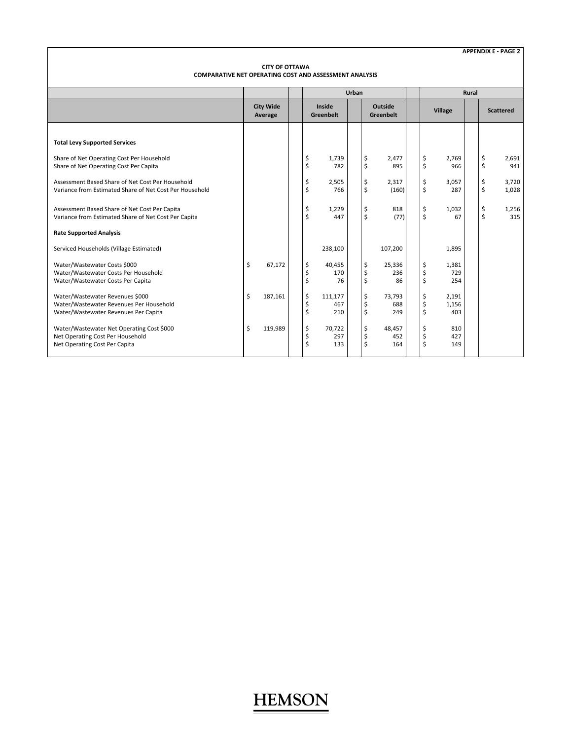**APPENDIX E - PAGE 2**

**CITY OF OTTAWA**
**COMPARATIVE NET OPERATING COST AND ASSESSMENT ANALYSIS**

| | | Urban | | Rural | |
|---|---|---|---|---|---|
| | **City Wide Average** | **Inside Greenbelt** | **Outside Greenbelt** | **Village** | **Scattered** |
| **Total Levy Supported Services** | | | | | |
| Share of Net Operating Cost Per Household | | $ 1,739 | $ 2,477 | $ 2,769 | $ 2,691 |
| Share of Net Operating Cost Per Capita | | $ 782 | $ 895 | $ 966 | $ 941 |
| Assessment Based Share of Net Cost Per Household | | $ 2,505 | $ 2,317 | $ 3,057 | $ 3,720 |
| Variance from Estimated Share of Net Cost Per Household | | $ 766 | $ (160) | $ 287 | $ 1,028 |
| Assessment Based Share of Net Cost Per Capita | | $ 1,229 | $ 818 | $ 1,032 | $ 1,256 |
| Variance from Estimated Share of Net Cost Per Capita | | $ 447 | $ (77) | $ 67 | $ 315 |
| **Rate Supported Analysis** | | | | | |
| Serviced Households (Village Estimated) | | 238,100 | 107,200 | 1,895 | |
| Water/Wastewater Costs $000 | $ 67,172 | $ 40,455 | $ 25,336 | $ 1,381 | |
| Water/Wastewater Costs Per Household | | $ 170 | $ 236 | $ 729 | |
| Water/Wastewater Costs Per Capita | | $ 76 | $ 86 | $ 254 | |
| Water/Wastewater Revenues $000 | $ 187,161 | $ 111,177 | $ 73,793 | $ 2,191 | |
| Water/Wastewater Revenues Per Household | | $ 467 | $ 688 | $ 1,156 | |
| Water/Wastewater Revenues Per Capita | | $ 210 | $ 249 | $ 403 | |
| Water/Wastewater Net Operating Cost $000 | $ 119,989 | $ 70,722 | $ 48,457 | $ 810 | |
| Net Operating Cost Per Household | | $ 297 | $ 452 | $ 427 | |
| Net Operating Cost Per Capita | | $ 133 | $ 164 | $ 149 | |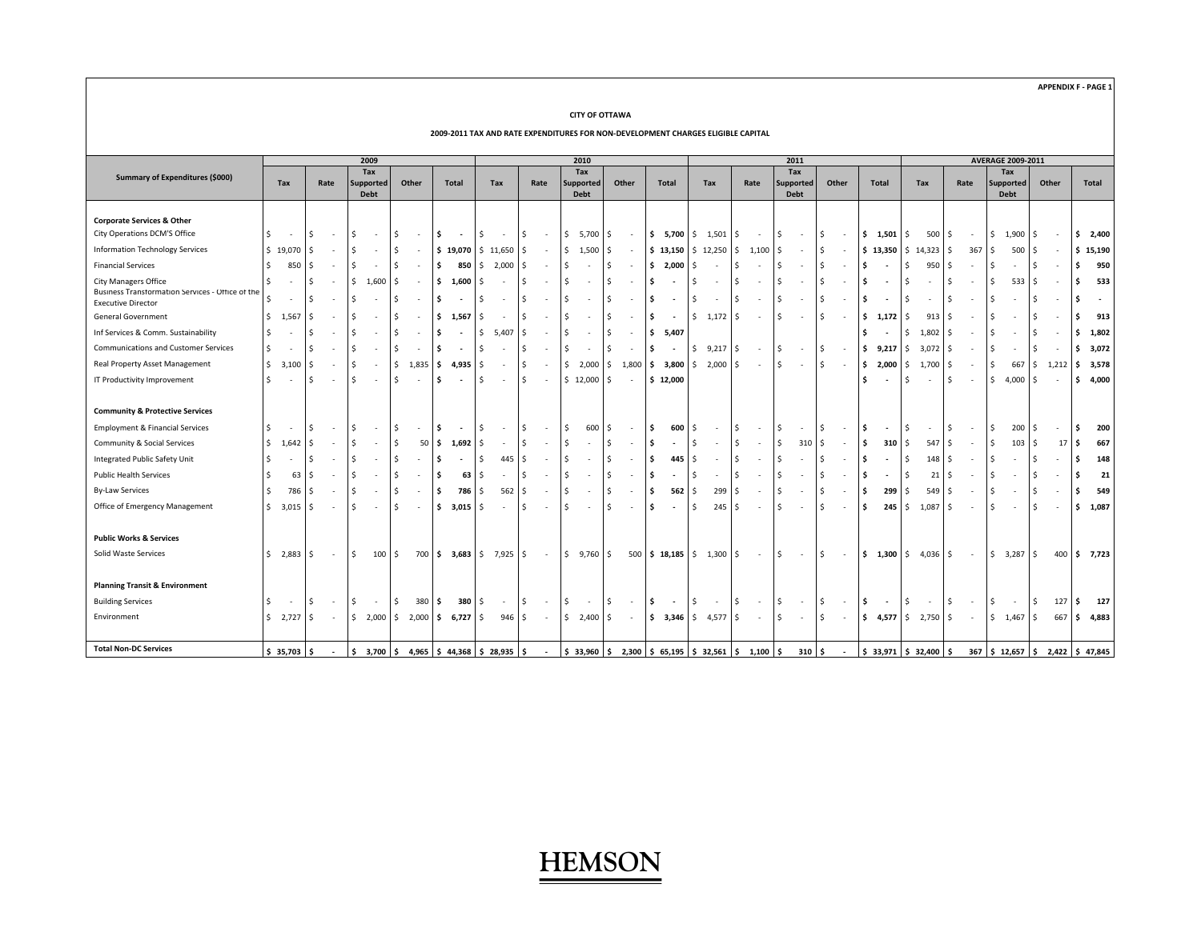APPENDIX F - PAGE 1

**CITY OF OTTAWA**

**2009-2011 TAX AND RATE EXPENDITURES FOR NON-DEVELOPMENT CHARGES ELIGIBLE CAPITAL**

| Summary of Expenditures ($000) | 2009 | | | | | 2010 | | | | | 2011 | | | | | AVERAGE 2009-2011 | | | | |
|---|---|---|---|---|---|---|---|---|---|---|---|---|---|---|---|---|---|---|---|---|
| | Tax | Rate | Tax Supported Debt | Other | Total | Tax | Rate | Tax Supported Debt | Other | Total | Tax | Rate | Tax Supported Debt | Other | Total | Tax | Rate | Tax Supported Debt | Other | Total |
| **Corporate Services & Other** | | | | | | | | | | | | | | | | | | | | |
| City Operations DCM'S Office | $ - | $ - | $ - | $ - | **$ -** | $ - | $ - | $ 5,700 | $ - | **$ 5,700** | $ 1,501 | $ - | $ - | $ - | **$ 1,501** | $ 500 | $ - | $ 1,900 | $ - | **$ 2,400** |
| Information Technology Services | $ 19,070 | $ - | $ - | $ - | **$ 19,070** | $ 11,650 | $ - | $ 1,500 | $ - | **$ 13,150** | $ 12,250 | $ 1,100 | $ - | $ - | **$ 13,350** | $ 14,323 | $ 367 | $ 500 | $ - | **$ 15,190** |
| Financial Services | $ 850 | $ - | $ - | $ - | **$ 850** | $ 2,000 | $ - | $ - | $ - | **$ 2,000** | $ - | $ - | $ - | $ - | **$ -** | $ 950 | $ - | $ - | $ - | **$ 950** |
| City Managers Office | $ - | $ - | $ 1,600 | $ - | **$ 1,600** | $ - | $ - | $ - | $ - | **$ -** | $ - | $ - | $ - | $ - | **$ -** | $ - | $ - | $ 533 | $ - | **$ 533** |
| Business Transformation Services - Office of the Executive Director | $ - | $ - | $ - | $ - | **$ -** | $ - | $ - | $ - | $ - | **$ -** | $ - | $ - | $ - | $ - | **$ -** | $ - | $ - | $ - | $ - | **$ -** |
| General Government | $ 1,567 | $ - | $ - | $ - | **$ 1,567** | $ - | $ - | $ - | $ - | **$ -** | $ 1,172 | $ - | $ - | $ - | **$ 1,172** | $ 913 | $ - | $ - | $ - | **$ 913** |
| Inf Services & Comm. Sustainability | $ - | $ - | $ - | $ - | **$ -** | $ 5,407 | $ - | $ - | $ - | **$ 5,407** | | | | | **$ -** | $ 1,802 | $ - | $ - | $ - | **$ 1,802** |
| Communications and Customer Services | $ - | $ - | $ - | $ - | **$ -** | $ - | $ - | $ - | $ - | **$ -** | $ 9,217 | $ - | $ - | $ - | **$ 9,217** | $ 3,072 | $ - | $ - | $ - | **$ 3,072** |
| Real Property Asset Management | $ 3,100 | $ - | $ - | $ 1,835 | **$ 4,935** | $ - | $ - | $ 2,000 | $ 1,800 | **$ 3,800** | $ 2,000 | $ - | $ - | $ - | **$ 2,000** | $ 1,700 | $ - | $ 667 | $ 1,212 | **$ 3,578** |
| IT Productivity Improvement | $ - | $ - | $ - | $ - | **$ -** | $ - | $ - | $ 12,000 | $ - | **$ 12,000** | | | | | **$ -** | $ - | $ - | $ 4,000 | $ - | **$ 4,000** |
| **Community & Protective Services** | | | | | | | | | | | | | | | | | | | | |
| Employment & Financial Services | $ - | $ - | $ - | $ - | **$ -** | $ - | $ - | $ 600 | $ - | **$ 600** | $ - | $ - | $ - | $ - | **$ -** | $ - | $ - | $ 200 | $ - | **$ 200** |
| Community & Social Services | $ 1,642 | $ - | $ - | $ 50 | **$ 1,692** | $ - | $ - | $ - | $ - | **$ -** | $ - | $ - | $ 310 | $ - | **$ 310** | $ 547 | $ - | $ 103 | $ 17 | **$ 667** |
| Integrated Public Safety Unit | $ - | $ - | $ - | $ - | **$ -** | $ 445 | $ - | $ - | $ - | **$ 445** | $ - | $ - | $ - | $ - | **$ -** | $ 148 | $ - | $ - | $ - | **$ 148** |
| Public Health Services | $ 63 | $ - | $ - | $ - | **$ 63** | $ - | $ - | $ - | $ - | **$ -** | $ - | $ - | $ - | $ - | **$ -** | $ 21 | $ - | $ - | $ - | **$ 21** |
| By-Law Services | $ 786 | $ - | $ - | $ - | **$ 786** | $ 562 | $ - | $ - | $ - | **$ 562** | $ 299 | $ - | $ - | $ - | **$ 299** | $ 549 | $ - | $ - | $ - | **$ 549** |
| Office of Emergency Management | $ 3,015 | $ - | $ - | $ - | **$ 3,015** | $ - | $ - | $ - | $ - | **$ -** | $ 245 | $ - | $ - | $ - | **$ 245** | $ 1,087 | $ - | $ - | $ - | **$ 1,087** |
| **Public Works & Services** | | | | | | | | | | | | | | | | | | | | |
| Solid Waste Services | $ 2,883 | $ - | $ 100 | $ 700 | **$ 3,683** | $ 7,925 | $ - | $ 9,760 | $ 500 | **$ 18,185** | $ 1,300 | $ - | $ - | $ - | **$ 1,300** | $ 4,036 | $ - | $ 3,287 | $ 400 | **$ 7,723** |
| **Planning Transit & Environment** | | | | | | | | | | | | | | | | | | | | |
| Building Services | $ - | $ - | $ - | $ 380 | **$ 380** | $ - | $ - | $ - | $ - | **$ -** | $ - | $ - | $ - | $ - | **$ -** | $ - | $ - | $ - | $ 127 | **$ 127** |
| Environment | $ 2,727 | $ - | $ 2,000 | $ 2,000 | **$ 6,727** | $ 946 | $ - | $ 2,400 | $ - | **$ 3,346** | $ 4,577 | $ - | $ - | $ - | **$ 4,577** | $ 2,750 | $ - | $ 1,467 | $ 667 | **$ 4,883** |
| **Total Non-DC Services** | **$ 35,703** | **$ -** | **$ 3,700** | **$ 4,965** | **$ 44,368** | **$ 28,935** | **$ -** | **$ 33,960** | **$ 2,300** | **$ 65,195** | **$ 32,561** | **$ 1,100** | **$ 310** | **$ -** | **$ 33,971** | **$ 32,400** | **$ 367** | **$ 12,657** | **$ 2,422** | **$ 47,845** |

HEMSON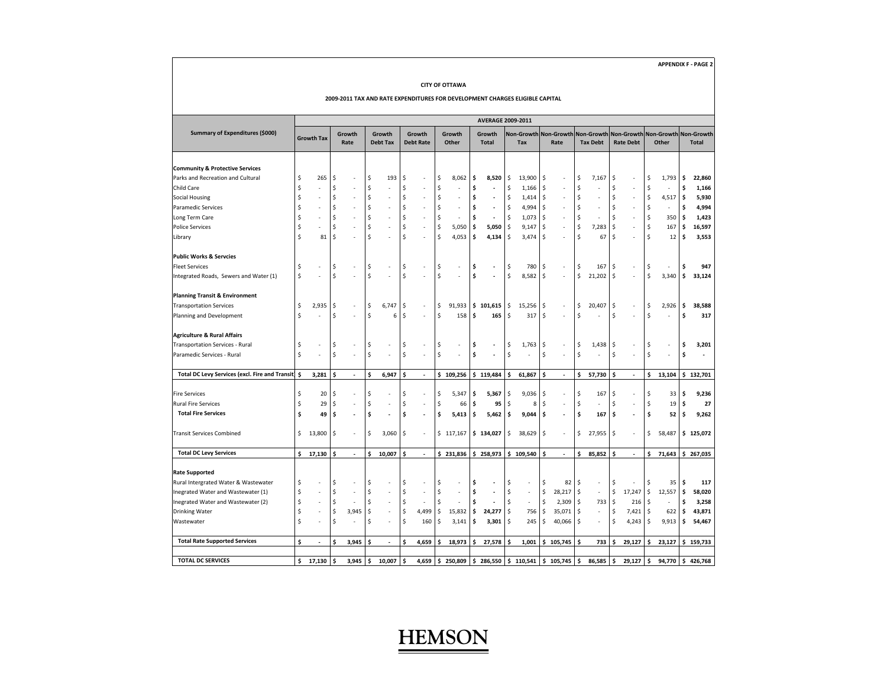APPENDIX F - PAGE 2

**CITY OF OTTAWA**

**2009-2011 TAX AND RATE EXPENDITURES FOR DEVELOPMENT CHARGES ELIGIBLE CAPITAL**

| Summary of Expenditures ($000) | AVERAGE 2009-2011 | | | | | | | | | | | |
|---|---|---|---|---|---|---|---|---|---|---|---|---|
| | Growth Tax | Growth Rate | Growth Debt Tax | Growth Debt Rate | Growth Other | Growth Total | Non-Growth Tax | Non-Growth Rate | Non-Growth Tax Debt | Non-Growth Rate Debt | Non-Growth Other | Non-Growth Total |
| **Community & Protective Services** | | | | | | | | | | | | |
| Parks and Recreation and Cultural | $ 265 | $ - | $ 193 | $ - | $ 8,062 | **$ 8,520** | $ 13,900 | $ - | $ 7,167 | $ - | $ 1,793 | **$ 22,860** |
| Child Care | $ - | $ - | $ - | $ - | $ - | **$ -** | $ 1,166 | $ - | $ - | $ - | $ - | **$ 1,166** |
| Social Housing | $ - | $ - | $ - | $ - | $ - | **$ -** | $ 1,414 | $ - | $ - | $ - | $ 4,517 | **$ 5,930** |
| Paramedic Services | $ - | $ - | $ - | $ - | $ - | **$ -** | $ 4,994 | $ - | $ - | $ - | $ - | **$ 4,994** |
| Long Term Care | $ - | $ - | $ - | $ - | $ - | **$ -** | $ 1,073 | $ - | $ - | $ - | $ 350 | **$ 1,423** |
| Police Services | $ - | $ - | $ - | $ - | $ 5,050 | **$ 5,050** | $ 9,147 | $ - | $ 7,283 | $ - | $ 167 | **$ 16,597** |
| Library | $ 81 | $ - | $ - | $ - | $ 4,053 | **$ 4,134** | $ 3,474 | $ - | $ 67 | $ - | $ 12 | **$ 3,553** |
| **Public Works & Servcies** | | | | | | | | | | | | |
| Fleet Services | $ - | $ - | $ - | $ - | $ - | **$ -** | $ 780 | $ - | $ 167 | $ - | $ - | **$ 947** |
| Integrated Roads, Sewers and Water (1) | $ - | $ - | $ - | $ - | $ - | **$ -** | $ 8,582 | $ - | $ 21,202 | $ - | $ 3,340 | **$ 33,124** |
| **Planning Transit & Environment** | | | | | | | | | | | | |
| Transportation Services | $ 2,935 | $ - | $ 6,747 | $ - | $ 91,933 | **$ 101,615** | $ 15,256 | $ - | $ 20,407 | $ - | $ 2,926 | **$ 38,588** |
| Planning and Development | $ - | $ - | $ 6 | $ - | $ 158 | **$ 165** | $ 317 | $ - | $ - | $ - | $ - | **$ 317** |
| **Agriculture & Rural Affairs** | | | | | | | | | | | | |
| Transportation Services - Rural | $ - | $ - | $ - | $ - | $ - | **$ -** | $ 1,763 | $ - | $ 1,438 | $ - | $ - | **$ 3,201** |
| Paramedic Services - Rural | $ - | $ - | $ - | $ - | $ - | **$ -** | $ - | $ - | $ - | $ - | $ - | **$ -** |
| **Total DC Levy Services (excl. Fire and Transit)** | **$ 3,281** | **$ -** | **$ 6,947** | **$ -** | **$ 109,256** | **$ 119,484** | **$ 61,867** | **$ -** | **$ 57,730** | **$ -** | **$ 13,104** | **$ 132,701** |
| Fire Services | $ 20 | $ - | $ - | $ - | $ 5,347 | **$ 5,367** | $ 9,036 | $ - | $ 167 | $ - | $ 33 | **$ 9,236** |
| Rural Fire Services | $ 29 | $ - | $ - | $ - | $ 66 | **$ 95** | $ 8 | $ - | $ - | $ - | $ 19 | **$ 27** |
| **Total Fire Services** | **$ 49** | **$ -** | **$ -** | **$ -** | **$ 5,413** | **$ 5,462** | **$ 9,044** | **$ -** | **$ 167** | **$ -** | **$ 52** | **$ 9,262** |
| Transit Services Combined | $ 13,800 | $ - | $ 3,060 | $ - | $ 117,167 | **$ 134,027** | $ 38,629 | $ - | $ 27,955 | $ - | $ 58,487 | **$ 125,072** |
| **Total DC Levy Services** | **$ 17,130** | **$ -** | **$ 10,007** | **$ -** | **$ 231,836** | **$ 258,973** | **$ 109,540** | **$ -** | **$ 85,852** | **$ -** | **$ 71,643** | **$ 267,035** |
| **Rate Supported** | | | | | | | | | | | | |
| Rural Intergrated Water & Wastewater | $ - | $ - | $ - | $ - | $ - | **$ -** | $ - | $ 82 | $ - | $ - | $ 35 | **$ 117** |
| Inegrated Water and Wastewater (1) | $ - | $ - | $ - | $ - | $ - | **$ -** | $ - | $ 28,217 | $ - | $ 17,247 | $ 12,557 | **$ 58,020** |
| Inegrated Water and Wastewater (2) | $ - | $ - | $ - | $ - | $ - | **$ -** | $ - | $ 2,309 | $ 733 | $ 216 | $ - | **$ 3,258** |
| Drinking Water | $ - | $ 3,945 | $ - | $ 4,499 | $ 15,832 | **$ 24,277** | $ 756 | $ 35,071 | $ - | $ 7,421 | $ 622 | **$ 43,871** |
| Wastewater | $ - | $ - | $ - | $ 160 | $ 3,141 | **$ 3,301** | $ 245 | $ 40,066 | $ - | $ 4,243 | $ 9,913 | **$ 54,467** |
| **Total Rate Supported Services** | **$ -** | **$ 3,945** | **$ -** | **$ 4,659** | **$ 18,973** | **$ 27,578** | **$ 1,001** | **$ 105,745** | **$ 733** | **$ 29,127** | **$ 23,127** | **$ 159,733** |
| **TOTAL DC SERVICES** | **$ 17,130** | **$ 3,945** | **$ 10,007** | **$ 4,659** | **$ 250,809** | **$ 286,550** | **$ 110,541** | **$ 105,745** | **$ 86,585** | **$ 29,127** | **$ 94,770** | **$ 426,768** |

HEMSON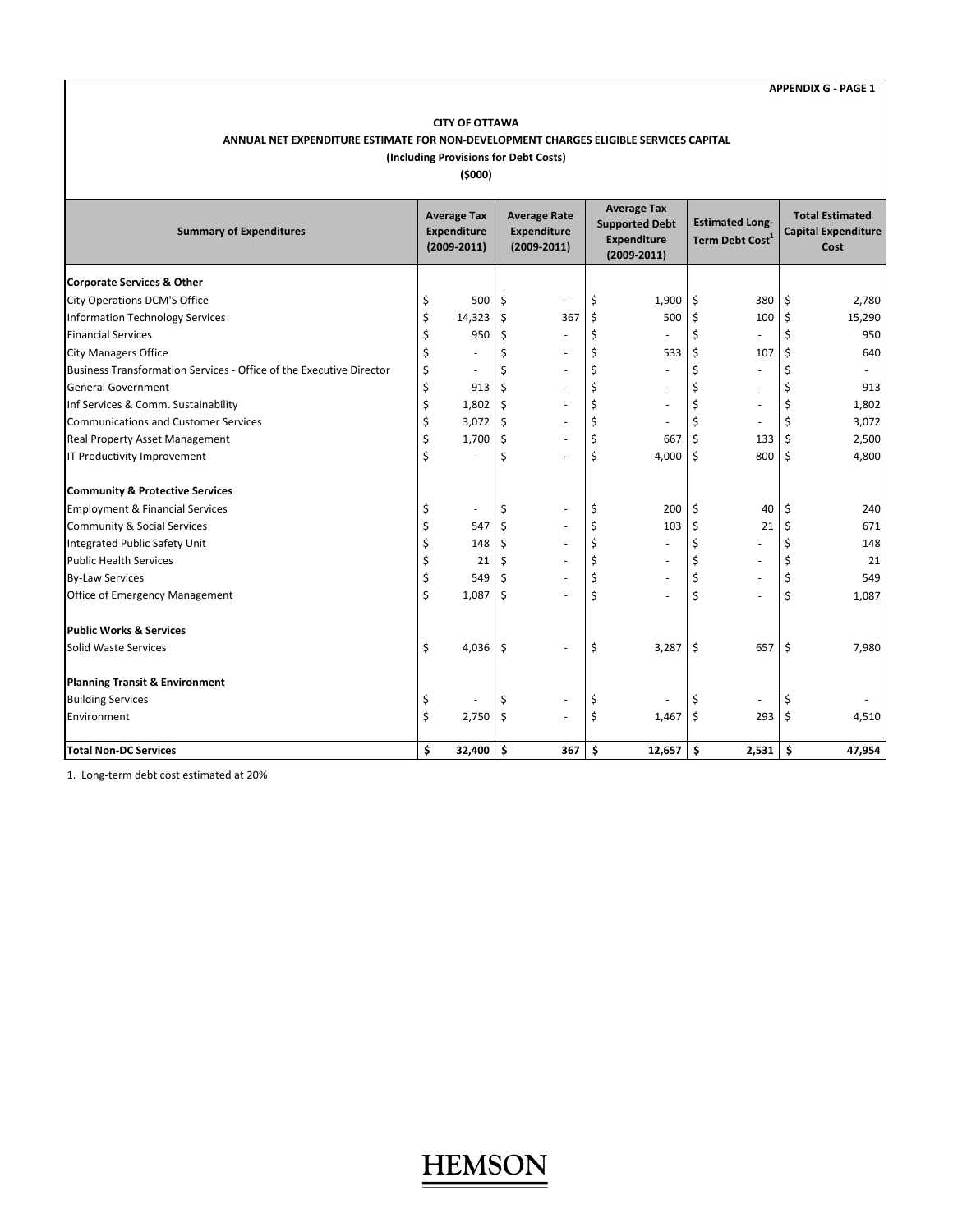APPENDIX G - PAGE 1

**CITY OF OTTAWA**
**ANNUAL NET EXPENDITURE ESTIMATE FOR NON-DEVELOPMENT CHARGES ELIGIBLE SERVICES CAPITAL**
**(Including Provisions for Debt Costs)**
**($000)**

| Summary of Expenditures | Average Tax Expenditure (2009-2011) | Average Rate Expenditure (2009-2011) | Average Tax Supported Debt Expenditure (2009-2011) | Estimated Long-Term Debt Cost[1] | Total Estimated Capital Expenditure Cost |
|---|---|---|---|---|---|
| **Corporate Services & Other** | | | | | |
| City Operations DCM'S Office | $ 500 | $ - | $ 1,900 | $ 380 | $ 2,780 |
| Information Technology Services | $ 14,323 | $ 367 | $ 500 | $ 100 | $ 15,290 |
| Financial Services | $ 950 | $ - | $ - | $ - | $ 950 |
| City Managers Office | $ - | $ - | $ 533 | $ 107 | $ 640 |
| Business Transformation Services - Office of the Executive Director | $ - | $ - | $ - | $ - | $ - |
| General Government | $ 913 | $ - | $ - | $ - | $ 913 |
| Inf Services & Comm. Sustainability | $ 1,802 | $ - | $ - | $ - | $ 1,802 |
| Communications and Customer Services | $ 3,072 | $ - | $ - | $ - | $ 3,072 |
| Real Property Asset Management | $ 1,700 | $ - | $ 667 | $ 133 | $ 2,500 |
| IT Productivity Improvement | $ - | $ - | $ 4,000 | $ 800 | $ 4,800 |
| **Community & Protective Services** | | | | | |
| Employment & Financial Services | $ - | $ - | $ 200 | $ 40 | $ 240 |
| Community & Social Services | $ 547 | $ - | $ 103 | $ 21 | $ 671 |
| Integrated Public Safety Unit | $ 148 | $ - | $ - | $ - | $ 148 |
| Public Health Services | $ 21 | $ - | $ - | $ - | $ 21 |
| By-Law Services | $ 549 | $ - | $ - | $ - | $ 549 |
| Office of Emergency Management | $ 1,087 | $ - | $ - | $ - | $ 1,087 |
| **Public Works & Services** | | | | | |
| Solid Waste Services | $ 4,036 | $ - | $ 3,287 | $ 657 | $ 7,980 |
| **Planning Transit & Environment** | | | | | |
| Building Services | $ - | $ - | $ - | $ - | $ - |
| Environment | $ 2,750 | $ - | $ 1,467 | $ 293 | $ 4,510 |
| **Total Non-DC Services** | **$ 32,400** | **$ 367** | **$ 12,657** | **$ 2,531** | **$ 47,954** |

1. Long-term debt cost estimated at 20%

HEMSON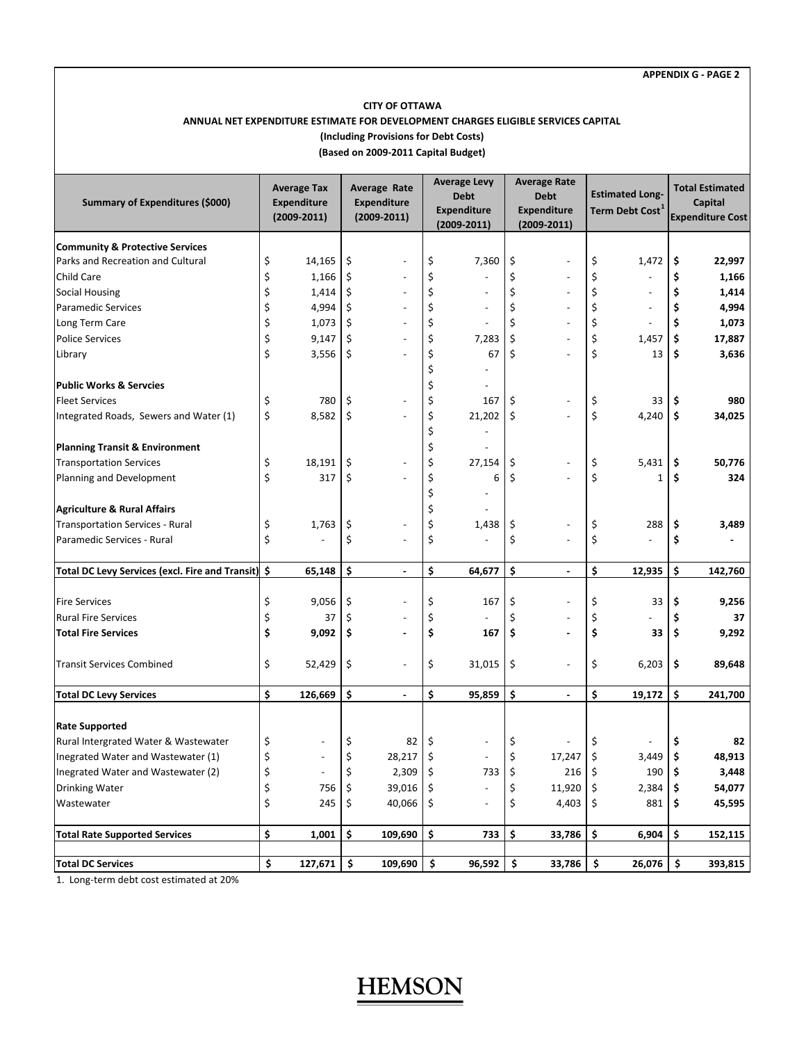APPENDIX G - PAGE 2

**CITY OF OTTAWA**
**ANNUAL NET EXPENDITURE ESTIMATE FOR DEVELOPMENT CHARGES ELIGIBLE SERVICES CAPITAL**
**(Including Provisions for Debt Costs)**
**(Based on 2009-2011 Capital Budget)**

| Summary of Expenditures ($000) | Average Tax Expenditure (2009-2011) | Average Rate Expenditure (2009-2011) | Average Levy Debt Expenditure (2009-2011) | Average Rate Debt Expenditure (2009-2011) | Estimated Long-Term Debt Cost[1] | Total Estimated Capital Expenditure Cost |
|---|---|---|---|---|---|---|
| **Community & Protective Services** | | | | | | |
| Parks and Recreation and Cultural | $ 14,165 | $ - | $ 7,360 | $ - | $ 1,472 | **$ 22,997** |
| Child Care | $ 1,166 | $ - | $ - | $ - | $ - | **$ 1,166** |
| Social Housing | $ 1,414 | $ - | $ - | $ - | $ - | **$ 1,414** |
| Paramedic Services | $ 4,994 | $ - | $ - | $ - | $ - | **$ 4,994** |
| Long Term Care | $ 1,073 | $ - | $ - | $ - | $ - | **$ 1,073** |
| Police Services | $ 9,147 | $ - | $ 7,283 | $ - | $ 1,457 | **$ 17,887** |
| Library | $ 3,556 | $ - | $ 67 | $ - | $ 13 | **$ 3,636** |
| | | | $ - | | | |
| **Public Works & Servcies** | | | $ - | | | |
| Fleet Services | $ 780 | $ - | $ 167 | $ - | $ 33 | **$ 980** |
| Integrated Roads, Sewers and Water (1) | $ 8,582 | $ - | $ 21,202 | $ - | $ 4,240 | **$ 34,025** |
| | | | $ - | | | |
| **Planning Transit & Environment** | | | $ - | | | |
| Transportation Services | $ 18,191 | $ - | $ 27,154 | $ - | $ 5,431 | **$ 50,776** |
| Planning and Development | $ 317 | $ - | $ 6 | $ - | $ 1 | **$ 324** |
| | | | $ - | | | |
| **Agriculture & Rural Affairs** | | | $ - | | | |
| Transportation Services - Rural | $ 1,763 | $ - | $ 1,438 | $ - | $ 288 | **$ 3,489** |
| Paramedic Services - Rural | $ - | $ - | $ - | $ - | $ - | **$ -** |
| **Total DC Levy Services (excl. Fire and Transit)** | **$ 65,148** | **$ -** | **$ 64,677** | **$ -** | **$ 12,935** | **$ 142,760** |
| Fire Services | $ 9,056 | $ - | $ 167 | $ - | $ 33 | **$ 9,256** |
| Rural Fire Services | $ 37 | $ - | $ - | $ - | $ - | **$ 37** |
| **Total Fire Services** | **$ 9,092** | **$ -** | **$ 167** | **$ -** | **$ 33** | **$ 9,292** |
| Transit Services Combined | $ 52,429 | $ - | $ 31,015 | $ - | $ 6,203 | **$ 89,648** |
| **Total DC Levy Services** | **$ 126,669** | **$ -** | **$ 95,859** | **$ -** | **$ 19,172** | **$ 241,700** |
| **Rate Supported** | | | | | | |
| Rural Intergrated Water & Wastewater | $ - | $ 82 | $ - | $ - | $ - | **$ 82** |
| Inegrated Water and Wastewater (1) | $ - | $ 28,217 | $ - | $ 17,247 | $ 3,449 | **$ 48,913** |
| Inegrated Water and Wastewater (2) | $ - | $ 2,309 | $ 733 | $ 216 | $ 190 | **$ 3,448** |
| Drinking Water | $ 756 | $ 39,016 | $ - | $ 11,920 | $ 2,384 | **$ 54,077** |
| Wastewater | $ 245 | $ 40,066 | $ - | $ 4,403 | $ 881 | **$ 45,595** |
| **Total Rate Supported Services** | **$ 1,001** | **$ 109,690** | **$ 733** | **$ 33,786** | **$ 6,904** | **$ 152,115** |
| **Total DC Services** | **$ 127,671** | **$ 109,690** | **$ 96,592** | **$ 33,786** | **$ 26,076** | **$ 393,815** |

1. Long-term debt cost estimated at 20%

HEMSON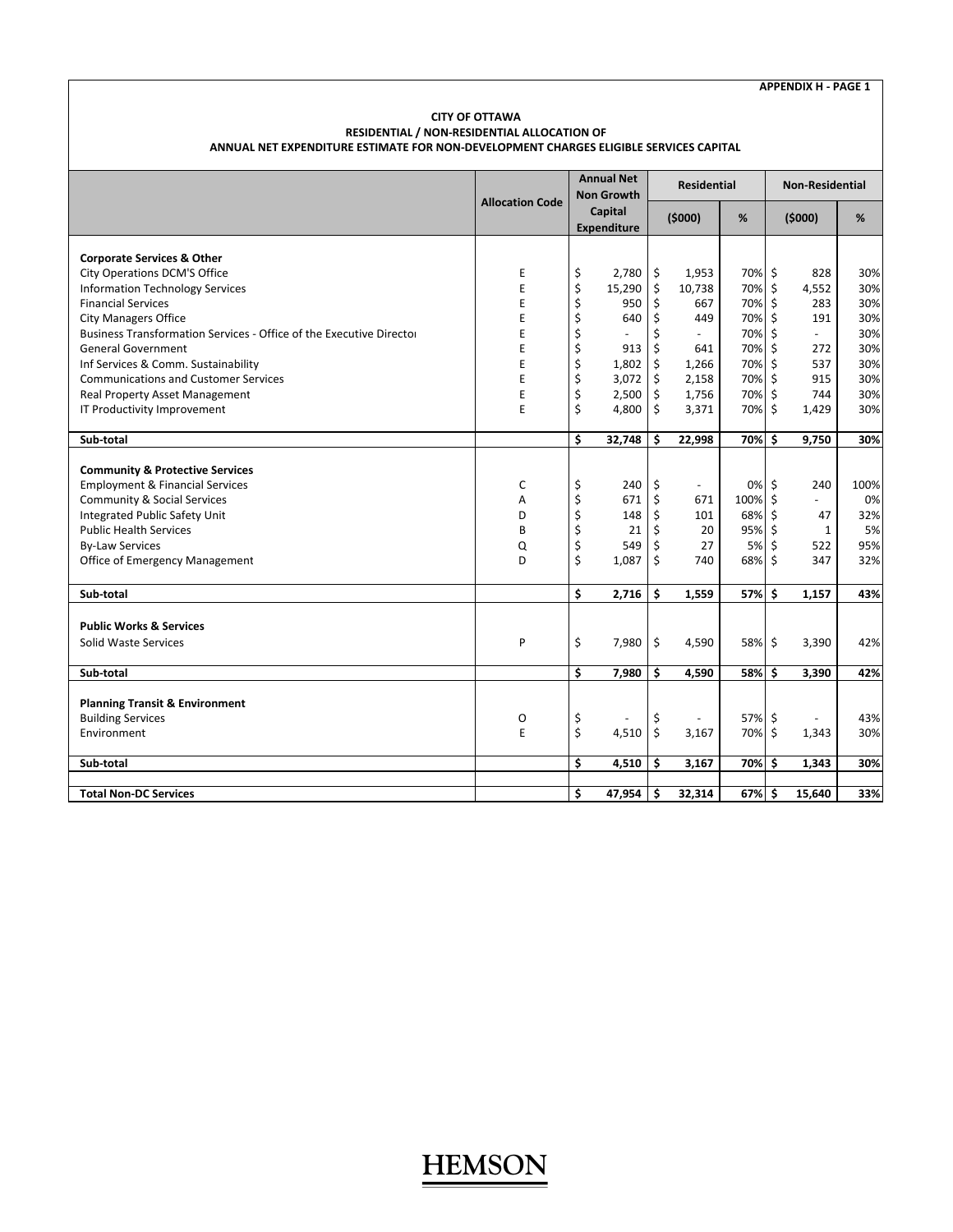APPENDIX H - PAGE 1

**CITY OF OTTAWA**
**RESIDENTIAL / NON-RESIDENTIAL ALLOCATION OF**
**ANNUAL NET EXPENDITURE ESTIMATE FOR NON-DEVELOPMENT CHARGES ELIGIBLE SERVICES CAPITAL**

| | Allocation Code | Annual Net Non Growth Capital Expenditure | Residential | | Non-Residential | |
|---|---|---|---|---|---|---|
| | | | ($000) | % | ($000) | % |
| **Corporate Services & Other** | | | | | | |
| City Operations DCM'S Office | E | $ 2,780 | $ 1,953 | 70% | $ 828 | 30% |
| Information Technology Services | E | $ 15,290 | $ 10,738 | 70% | $ 4,552 | 30% |
| Financial Services | E | $ 950 | $ 667 | 70% | $ 283 | 30% |
| City Managers Office | E | $ 640 | $ 449 | 70% | $ 191 | 30% |
| Business Transformation Services - Office of the Executive Director | E | $ - | $ - | 70% | $ - | 30% |
| General Government | E | $ 913 | $ 641 | 70% | $ 272 | 30% |
| Inf Services & Comm. Sustainability | E | $ 1,802 | $ 1,266 | 70% | $ 537 | 30% |
| Communications and Customer Services | E | $ 3,072 | $ 2,158 | 70% | $ 915 | 30% |
| Real Property Asset Management | E | $ 2,500 | $ 1,756 | 70% | $ 744 | 30% |
| IT Productivity Improvement | E | $ 4,800 | $ 3,371 | 70% | $ 1,429 | 30% |
| **Sub-total** | | **$ 32,748** | **$ 22,998** | **70%** | **$ 9,750** | **30%** |
| **Community & Protective Services** | | | | | | |
| Employment & Financial Services | C | $ 240 | $ - | 0% | $ 240 | 100% |
| Community & Social Services | A | $ 671 | $ 671 | 100% | $ - | 0% |
| Integrated Public Safety Unit | D | $ 148 | $ 101 | 68% | $ 47 | 32% |
| Public Health Services | B | $ 21 | $ 20 | 95% | $ 1 | 5% |
| By-Law Services | Q | $ 549 | $ 27 | 5% | $ 522 | 95% |
| Office of Emergency Management | D | $ 1,087 | $ 740 | 68% | $ 347 | 32% |
| **Sub-total** | | **$ 2,716** | **$ 1,559** | **57%** | **$ 1,157** | **43%** |
| **Public Works & Services** | | | | | | |
| Solid Waste Services | P | $ 7,980 | $ 4,590 | 58% | $ 3,390 | 42% |
| **Sub-total** | | **$ 7,980** | **$ 4,590** | **58%** | **$ 3,390** | **42%** |
| **Planning Transit & Environment** | | | | | | |
| Building Services | O | $ - | $ - | 57% | $ - | 43% |
| Environment | E | $ 4,510 | $ 3,167 | 70% | $ 1,343 | 30% |
| **Sub-total** | | **$ 4,510** | **$ 3,167** | **70%** | **$ 1,343** | **30%** |
| **Total Non-DC Services** | | **$ 47,954** | **$ 32,314** | **67%** | **$ 15,640** | **33%** |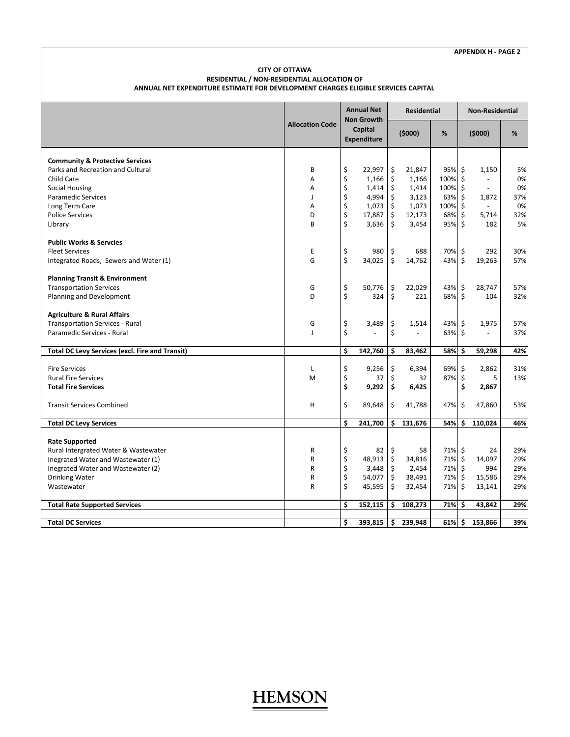APPENDIX H - PAGE 2

**CITY OF OTTAWA**
**RESIDENTIAL / NON-RESIDENTIAL ALLOCATION OF**
**ANNUAL NET EXPENDITURE ESTIMATE FOR DEVELOPMENT CHARGES ELIGIBLE SERVICES CAPITAL**

| | Allocation Code | Annual Net Non Growth Capital Expenditure | Residential | | Non-Residential | |
|---|---|---|---|---|---|---|
| | | | ($000) | % | ($000) | % |
| **Community & Protective Services** | | | | | | |
| Parks and Recreation and Cultural | B | $ 22,997 | $ 21,847 | 95% | $ 1,150 | 5% |
| Child Care | A | $ 1,166 | $ 1,166 | 100% | $ - | 0% |
| Social Housing | A | $ 1,414 | $ 1,414 | 100% | $ - | 0% |
| Paramedic Services | J | $ 4,994 | $ 3,123 | 63% | $ 1,872 | 37% |
| Long Term Care | A | $ 1,073 | $ 1,073 | 100% | $ - | 0% |
| Police Services | D | $ 17,887 | $ 12,173 | 68% | $ 5,714 | 32% |
| Library | B | $ 3,636 | $ 3,454 | 95% | $ 182 | 5% |
| **Public Works & Servcies** | | | | | | |
| Fleet Services | E | $ 980 | $ 688 | 70% | $ 292 | 30% |
| Integrated Roads, Sewers and Water (1) | G | $ 34,025 | $ 14,762 | 43% | $ 19,263 | 57% |
| **Planning Transit & Environment** | | | | | | |
| Transportation Services | G | $ 50,776 | $ 22,029 | 43% | $ 28,747 | 57% |
| Planning and Development | D | $ 324 | $ 221 | 68% | $ 104 | 32% |
| **Agriculture & Rural Affairs** | | | | | | |
| Transportation Services - Rural | G | $ 3,489 | $ 1,514 | 43% | $ 1,975 | 57% |
| Paramedic Services - Rural | J | $ - | $ - | 63% | $ - | 37% |
| **Total DC Levy Services (excl. Fire and Transit)** | | **$ 142,760** | **$ 83,462** | **58%** | **$ 59,298** | **42%** |
| Fire Services | L | $ 9,256 | $ 6,394 | 69% | $ 2,862 | 31% |
| Rural Fire Services | M | $ 37 | $ 32 | 87% | $ 5 | 13% |
| **Total Fire Services** | | **$ 9,292** | **$ 6,425** | | **$ 2,867** | |
| Transit Services Combined | H | $ 89,648 | $ 41,788 | 47% | $ 47,860 | 53% |
| **Total DC Levy Services** | | **$ 241,700** | **$ 131,676** | **54%** | **$ 110,024** | **46%** |
| **Rate Supported** | | | | | | |
| Rural Intergrated Water & Wastewater | R | $ 82 | $ 58 | 71% | $ 24 | 29% |
| Inegrated Water and Wastewater (1) | R | $ 48,913 | $ 34,816 | 71% | $ 14,097 | 29% |
| Inegrated Water and Wastewater (2) | R | $ 3,448 | $ 2,454 | 71% | $ 994 | 29% |
| Drinking Water | R | $ 54,077 | $ 38,491 | 71% | $ 15,586 | 29% |
| Wastewater | R | $ 45,595 | $ 32,454 | 71% | $ 13,141 | 29% |
| **Total Rate Supported Services** | | **$ 152,115** | **$ 108,273** | **71%** | **$ 43,842** | **29%** |
| **Total DC Services** | | **$ 393,815** | **$ 239,948** | **61%** | **$ 153,866** | **39%** |

HEMSON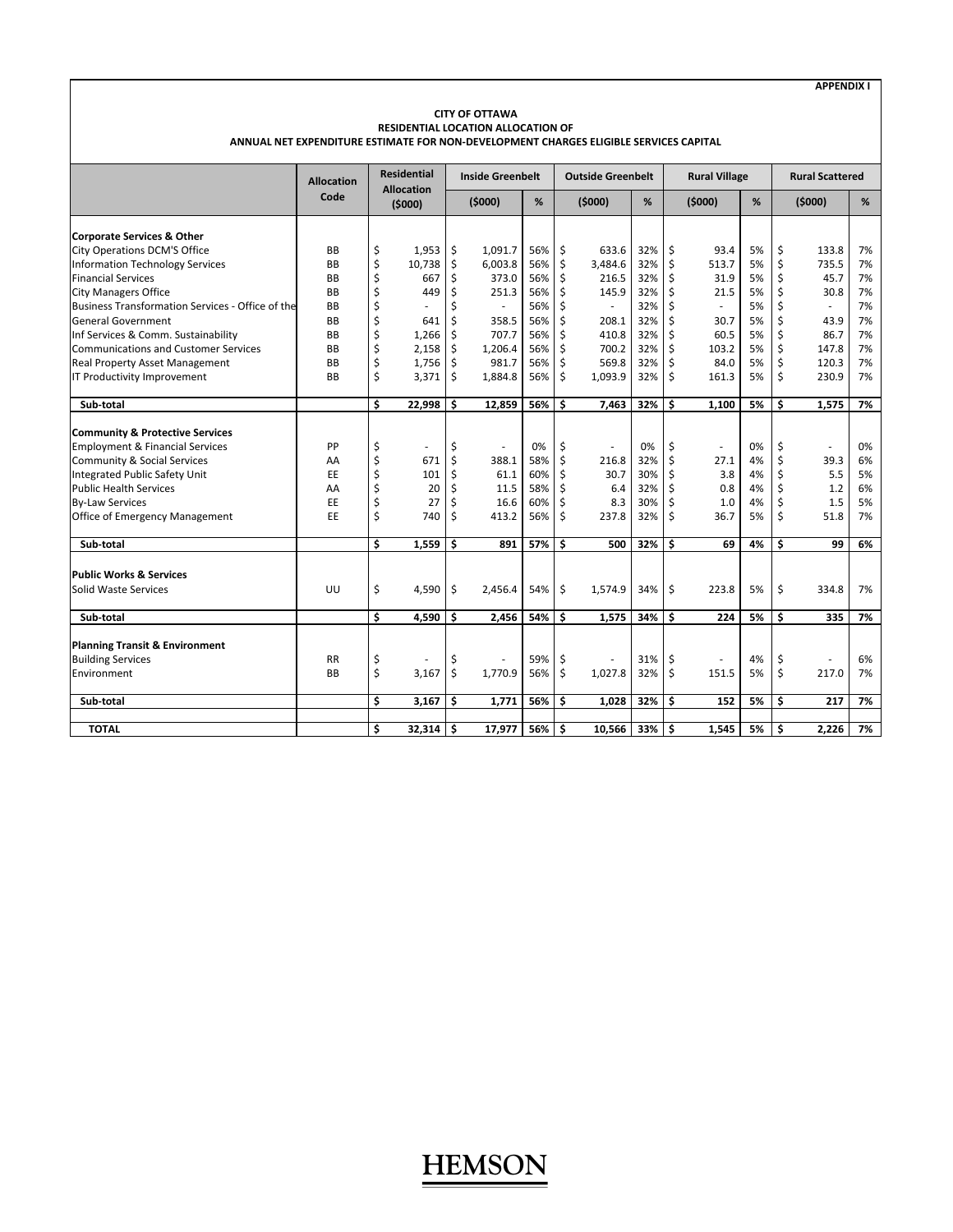**APPENDIX I**

**CITY OF OTTAWA**
**RESIDENTIAL LOCATION ALLOCATION OF**
**ANNUAL NET EXPENDITURE ESTIMATE FOR NON-DEVELOPMENT CHARGES ELIGIBLE SERVICES CAPITAL**

| | Allocation Code | Residential Allocation ($000) | Inside Greenbelt ($000) | % | Outside Greenbelt ($000) | % | Rural Village ($000) | % | Rural Scattered ($000) | % |
|---|---|---|---|---|---|---|---|---|---|---|
| **Corporate Services & Other** | | | | | | | | | | |
| City Operations DCM'S Office | BB | $ 1,953 | $ 1,091.7 | 56% | $ 633.6 | 32% | $ 93.4 | 5% | $ 133.8 | 7% |
| Information Technology Services | BB | $ 10,738 | $ 6,003.8 | 56% | $ 3,484.6 | 32% | $ 513.7 | 5% | $ 735.5 | 7% |
| Financial Services | BB | $ 667 | $ 373.0 | 56% | $ 216.5 | 32% | $ 31.9 | 5% | $ 45.7 | 7% |
| City Managers Office | BB | $ 449 | $ 251.3 | 56% | $ 145.9 | 32% | $ 21.5 | 5% | $ 30.8 | 7% |
| Business Transformation Services - Office of the | BB | $ - | $ - | 56% | $ - | 32% | $ - | 5% | $ - | 7% |
| General Government | BB | $ 641 | $ 358.5 | 56% | $ 208.1 | 32% | $ 30.7 | 5% | $ 43.9 | 7% |
| Inf Services & Comm. Sustainability | BB | $ 1,266 | $ 707.7 | 56% | $ 410.8 | 32% | $ 60.5 | 5% | $ 86.7 | 7% |
| Communications and Customer Services | BB | $ 2,158 | $ 1,206.4 | 56% | $ 700.2 | 32% | $ 103.2 | 5% | $ 147.8 | 7% |
| Real Property Asset Management | BB | $ 1,756 | $ 981.7 | 56% | $ 569.8 | 32% | $ 84.0 | 5% | $ 120.3 | 7% |
| IT Productivity Improvement | BB | $ 3,371 | $ 1,884.8 | 56% | $ 1,093.9 | 32% | $ 161.3 | 5% | $ 230.9 | 7% |
| **Sub-total** | | **$ 22,998** | **$ 12,859** | **56%** | **$ 7,463** | **32%** | **$ 1,100** | **5%** | **$ 1,575** | **7%** |
| **Community & Protective Services** | | | | | | | | | | |
| Employment & Financial Services | PP | $ - | $ - | 0% | $ - | 0% | $ - | 0% | $ - | 0% |
| Community & Social Services | AA | $ 671 | $ 388.1 | 58% | $ 216.8 | 32% | $ 27.1 | 4% | $ 39.3 | 6% |
| Integrated Public Safety Unit | EE | $ 101 | $ 61.1 | 60% | $ 30.7 | 30% | $ 3.8 | 4% | $ 5.5 | 5% |
| Public Health Services | AA | $ 20 | $ 11.5 | 58% | $ 6.4 | 32% | $ 0.8 | 4% | $ 1.2 | 6% |
| By-Law Services | EE | $ 27 | $ 16.6 | 60% | $ 8.3 | 30% | $ 1.0 | 4% | $ 1.5 | 5% |
| Office of Emergency Management | EE | $ 740 | $ 413.2 | 56% | $ 237.8 | 32% | $ 36.7 | 5% | $ 51.8 | 7% |
| **Sub-total** | | **$ 1,559** | **$ 891** | **57%** | **$ 500** | **32%** | **$ 69** | **4%** | **$ 99** | **6%** |
| **Public Works & Services** | | | | | | | | | | |
| Solid Waste Services | UU | $ 4,590 | $ 2,456.4 | 54% | $ 1,574.9 | 34% | $ 223.8 | 5% | $ 334.8 | 7% |
| **Sub-total** | | **$ 4,590** | **$ 2,456** | **54%** | **$ 1,575** | **34%** | **$ 224** | **5%** | **$ 335** | **7%** |
| **Planning Transit & Environment** | | | | | | | | | | |
| Building Services | RR | $ - | $ - | 59% | $ - | 31% | $ - | 4% | $ - | 6% |
| Environment | BB | $ 3,167 | $ 1,770.9 | 56% | $ 1,027.8 | 32% | $ 151.5 | 5% | $ 217.0 | 7% |
| **Sub-total** | | **$ 3,167** | **$ 1,771** | **56%** | **$ 1,028** | **32%** | **$ 152** | **5%** | **$ 217** | **7%** |
| **TOTAL** | | **$ 32,314** | **$ 17,977** | **56%** | **$ 10,566** | **33%** | **$ 1,545** | **5%** | **$ 2,226** | **7%** |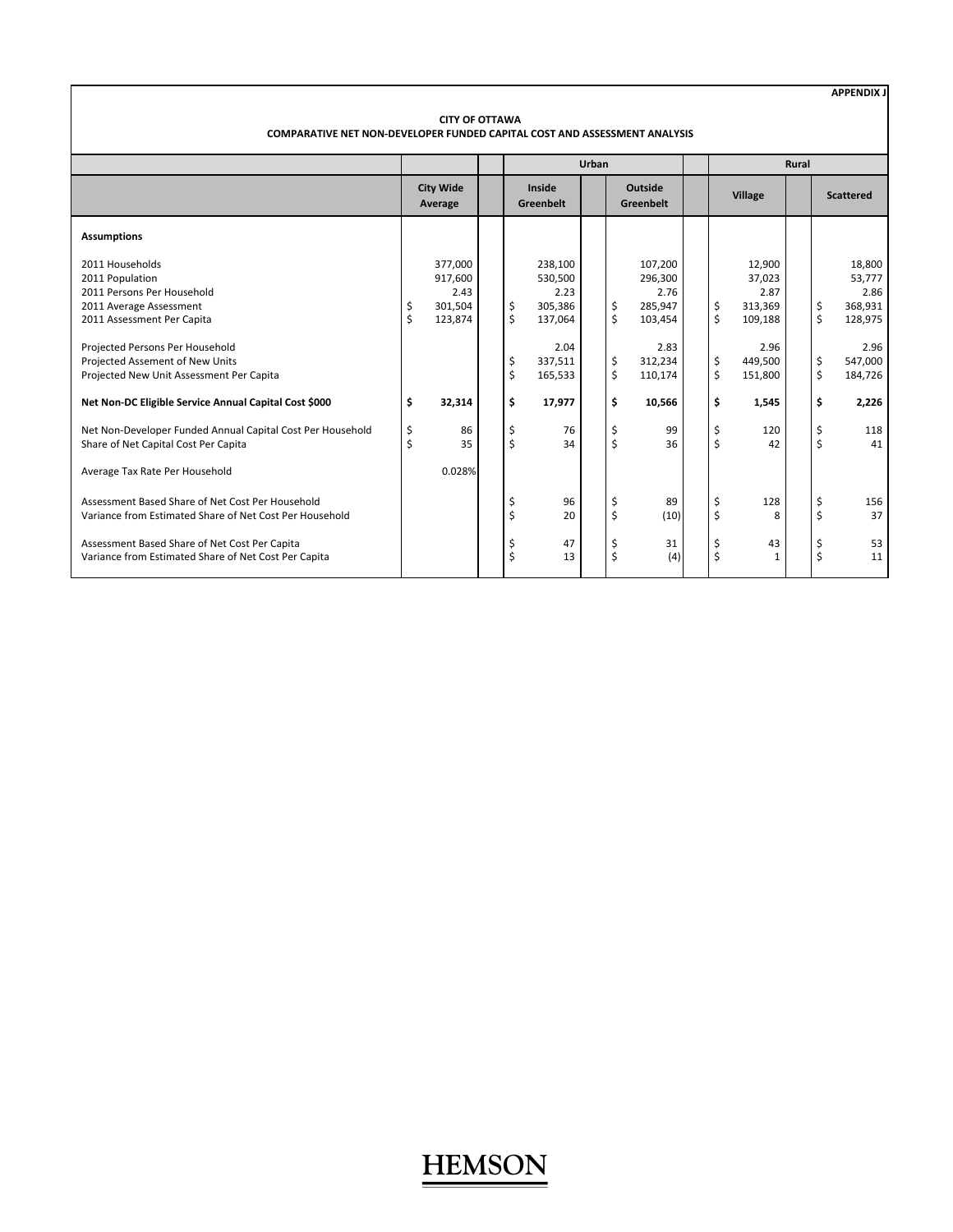APPENDIX J

**CITY OF OTTAWA**
**COMPARATIVE NET NON-DEVELOPER FUNDED CAPITAL COST AND ASSESSMENT ANALYSIS**

| | | Urban | | Rural | |
|---|---|---|---|---|---|
| | **City Wide Average** | **Inside Greenbelt** | **Outside Greenbelt** | **Village** | **Scattered** |
| **Assumptions** | | | | | |
| 2011 Households | 377,000 | 238,100 | 107,200 | 12,900 | 18,800 |
| 2011 Population | 917,600 | 530,500 | 296,300 | 37,023 | 53,777 |
| 2011 Persons Per Household | 2.43 | 2.23 | 2.76 | 2.87 | 2.86 |
| 2011 Average Assessment | $ 301,504 | $ 305,386 | $ 285,947 | $ 313,369 | $ 368,931 |
| 2011 Assessment Per Capita | $ 123,874 | $ 137,064 | $ 103,454 | $ 109,188 | $ 128,975 |
| Projected Persons Per Household | | 2.04 | 2.83 | 2.96 | 2.96 |
| Projected Assement of New Units | | $ 337,511 | $ 312,234 | $ 449,500 | $ 547,000 |
| Projected New Unit Assessment Per Capita | | $ 165,533 | $ 110,174 | $ 151,800 | $ 184,726 |
| **Net Non-DC Eligible Service Annual Capital Cost $000** | **$ 32,314** | **$ 17,977** | **$ 10,566** | **$ 1,545** | **$ 2,226** |
| Net Non-Developer Funded Annual Capital Cost Per Household | $ 86 | $ 76 | $ 99 | $ 120 | $ 118 |
| Share of Net Capital Cost Per Capita | $ 35 | $ 34 | $ 36 | $ 42 | $ 41 |
| Average Tax Rate Per Household | 0.028% | | | | |
| Assessment Based Share of Net Cost Per Household | | $ 96 | $ 89 | $ 128 | $ 156 |
| Variance from Estimated Share of Net Cost Per Household | | $ 20 | $ (10) | $ 8 | $ 37 |
| Assessment Based Share of Net Cost Per Capita | | $ 47 | $ 31 | $ 43 | $ 53 |
| Variance from Estimated Share of Net Cost Per Capita | | $ 13 | $ (4) | $ 1 | $ 11 |

HEMSON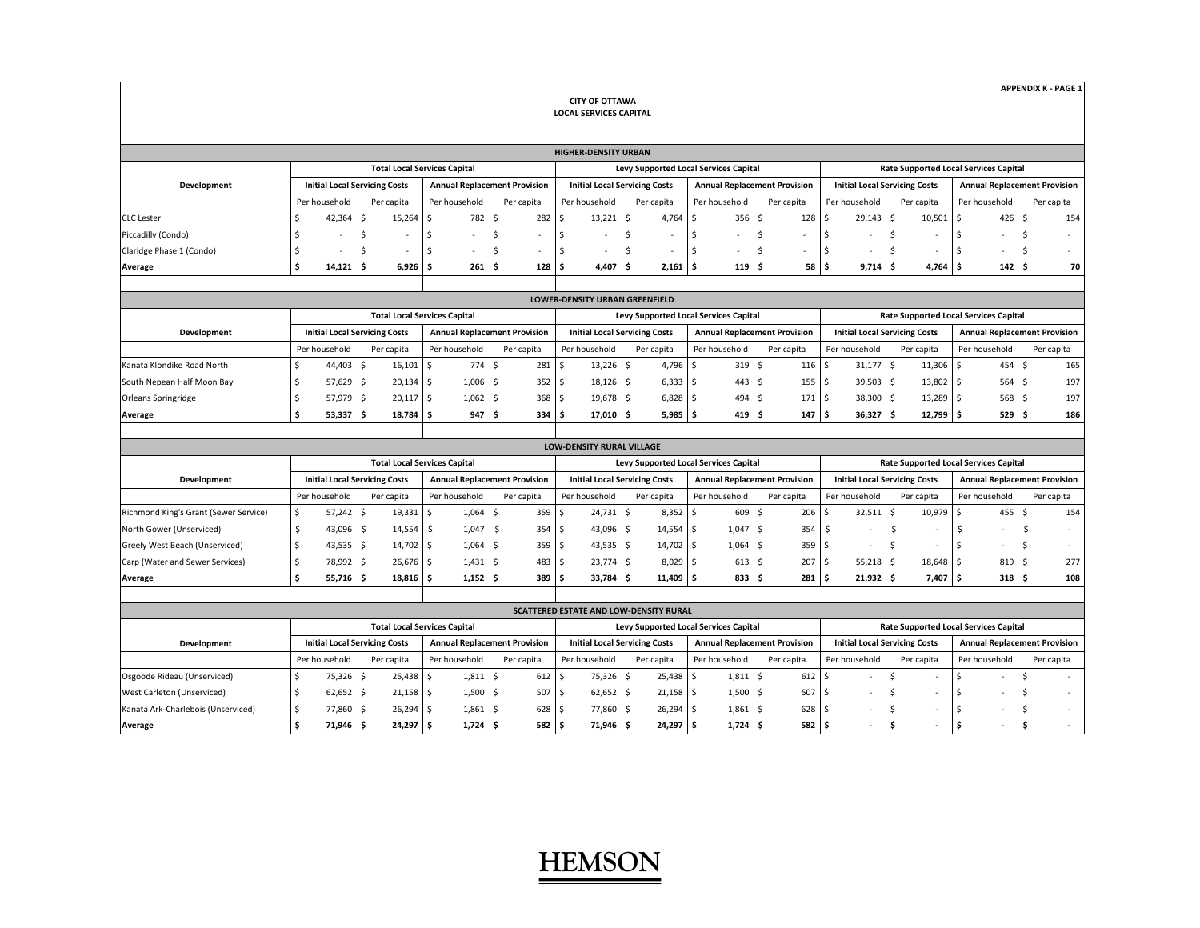APPENDIX K - PAGE 1

**CITY OF OTTAWA**
**LOCAL SERVICES CAPITAL**

| Development | Total Local Services Capital | | | | Levy Supported Local Services Capital | | | | Rate Supported Local Services Capital | | | |
|---|---|---|---|---|---|---|---|---|---|---|---|---|
| | Initial Local Servicing Costs | | Annual Replacement Provision | | Initial Local Servicing Costs | | Annual Replacement Provision | | Initial Local Servicing Costs | | Annual Replacement Provision | |
| | Per household | Per capita | Per household | Per capita | Per household | Per capita | Per household | Per capita | Per household | Per capita | Per household | Per capita |
| **HIGHER-DENSITY URBAN** | | | | | | | | | | | | |
| CLC Lester | $ 42,364 | $ 15,264 | $ 782 | $ 282 | $ 13,221 | $ 4,764 | $ 356 | $ 128 | $ 29,143 | $ 10,501 | $ 426 | $ 154 |
| Piccadilly (Condo) | $ - | $ - | $ - | $ - | $ - | $ - | $ - | $ - | $ - | $ - | $ - | $ - |
| Claridge Phase 1 (Condo) | $ - | $ - | $ - | $ - | $ - | $ - | $ - | $ - | $ - | $ - | $ - | $ - |
| **Average** | **$ 14,121** | **$ 6,926** | **$ 261** | **$ 128** | **$ 4,407** | **$ 2,161** | **$ 119** | **$ 58** | **$ 9,714** | **$ 4,764** | **$ 142** | **$ 70** |
| **LOWER-DENSITY URBAN GREENFIELD** | | | | | | | | | | | | |
| Kanata Klondike Road North | $ 44,403 | $ 16,101 | $ 774 | $ 281 | $ 13,226 | $ 4,796 | $ 319 | $ 116 | $ 31,177 | $ 11,306 | $ 454 | $ 165 |
| South Nepean Half Moon Bay | $ 57,629 | $ 20,134 | $ 1,006 | $ 352 | $ 18,126 | $ 6,333 | $ 443 | $ 155 | $ 39,503 | $ 13,802 | $ 564 | $ 197 |
| Orleans Springridge | $ 57,979 | $ 20,117 | $ 1,062 | $ 368 | $ 19,678 | $ 6,828 | $ 494 | $ 171 | $ 38,300 | $ 13,289 | $ 568 | $ 197 |
| **Average** | **$ 53,337** | **$ 18,784** | **$ 947** | **$ 334** | **$ 17,010** | **$ 5,985** | **$ 419** | **$ 147** | **$ 36,327** | **$ 12,799** | **$ 529** | **$ 186** |
| **LOW-DENSITY RURAL VILLAGE** | | | | | | | | | | | | |
| Richmond King's Grant (Sewer Service) | $ 57,242 | $ 19,331 | $ 1,064 | $ 359 | $ 24,731 | $ 8,352 | $ 609 | $ 206 | $ 32,511 | $ 10,979 | $ 455 | $ 154 |
| North Gower (Unserviced) | $ 43,096 | $ 14,554 | $ 1,047 | $ 354 | $ 43,096 | $ 14,554 | $ 1,047 | $ 354 | $ - | $ - | $ - | $ - |
| Greely West Beach (Unserviced) | $ 43,535 | $ 14,702 | $ 1,064 | $ 359 | $ 43,535 | $ 14,702 | $ 1,064 | $ 359 | $ - | $ - | $ - | $ - |
| Carp (Water and Sewer Services) | $ 78,992 | $ 26,676 | $ 1,431 | $ 483 | $ 23,774 | $ 8,029 | $ 613 | $ 207 | $ 55,218 | $ 18,648 | $ 819 | $ 277 |
| **Average** | **$ 55,716** | **$ 18,816** | **$ 1,152** | **$ 389** | **$ 33,784** | **$ 11,409** | **$ 833** | **$ 281** | **$ 21,932** | **$ 7,407** | **$ 318** | **$ 108** |
| **SCATTERED ESTATE AND LOW-DENSITY RURAL** | | | | | | | | | | | | |
| Osgoode Rideau (Unserviced) | $ 75,326 | $ 25,438 | $ 1,811 | $ 612 | $ 75,326 | $ 25,438 | $ 1,811 | $ 612 | $ - | $ - | $ - | $ - |
| West Carleton (Unserviced) | $ 62,652 | $ 21,158 | $ 1,500 | $ 507 | $ 62,652 | $ 21,158 | $ 1,500 | $ 507 | $ - | $ - | $ - | $ - |
| Kanata Ark-Charlebois (Unserviced) | $ 77,860 | $ 26,294 | $ 1,861 | $ 628 | $ 77,860 | $ 26,294 | $ 1,861 | $ 628 | $ - | $ - | $ - | $ - |
| **Average** | **$ 71,946** | **$ 24,297** | **$ 1,724** | **$ 582** | **$ 71,946** | **$ 24,297** | **$ 1,724** | **$ 582** | **$ -** | **$ -** | **$ -** | **$ -** |

HEMSON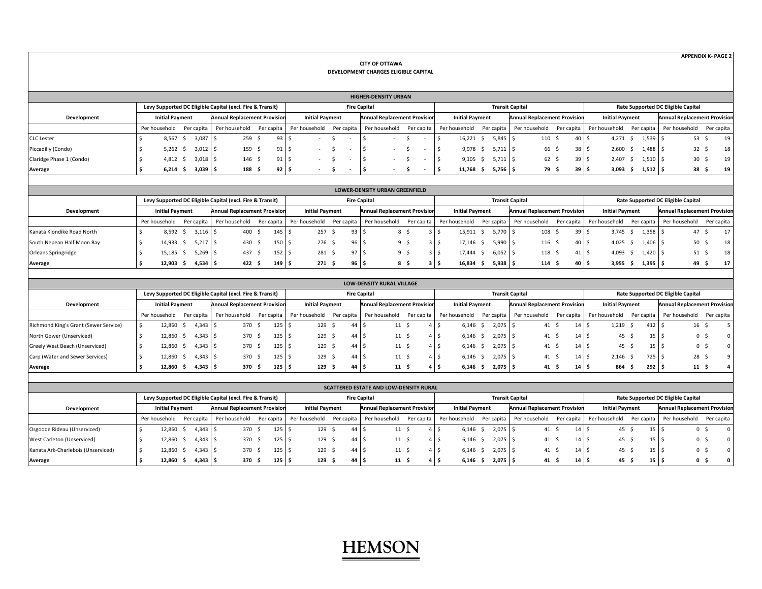APPENDIX K- PAGE 2

**CITY OF OTTAWA**
**DEVELOPMENT CHARGES ELIGIBLE CAPITAL**

| HIGHER-DENSITY URBAN | | | | | | | | | | | | | | | | |
|---|---|---|---|---|---|---|---|---|---|---|---|---|---|---|---|---|
| | Levy Supported DC Eligible Capital (excl. Fire & Transit) | | | | Fire Capital | | | | Transit Capital | | | | Rate Supported DC Eligible Capital | | | |
| Development | Initial Payment | | Annual Replacement Provision | | Initial Payment | | Annual Replacement Provision | | Initial Payment | | Annual Replacement Provision | | Initial Payment | | Annual Replacement Provision | |
| | Per household | Per capita | Per household | Per capita | Per household | Per capita | Per household | Per capita | Per household | Per capita | Per household | Per capita | Per household | Per capita | Per household | Per capita |
| CLC Lester | $ 8,567 | $ 3,087 | $ 259 | $ 93 | $ - | $ - | $ - | $ - | $ 16,221 | $ 5,845 | $ 110 | $ 40 | $ 4,271 | $ 1,539 | $ 53 | $ 19 |
| Piccadilly (Condo) | $ 5,262 | $ 3,012 | $ 159 | $ 91 | $ - | $ - | $ - | $ - | $ 9,978 | $ 5,711 | $ 66 | $ 38 | $ 2,600 | $ 1,488 | $ 32 | $ 18 |
| Claridge Phase 1 (Condo) | $ 4,812 | $ 3,018 | $ 146 | $ 91 | $ - | $ - | $ - | $ - | $ 9,105 | $ 5,711 | $ 62 | $ 39 | $ 2,407 | $ 1,510 | $ 30 | $ 19 |
| **Average** | **$ 6,214** | **$ 3,039** | **$ 188** | **$ 92** | **$ -** | **$ -** | **$ -** | **$ -** | **$ 11,768** | **$ 5,756** | **$ 79** | **$ 39** | **$ 3,093** | **$ 1,512** | **$ 38** | **$ 19** |

| LOWER-DENSITY URBAN GREENFIELD | | | | | | | | | | | | | | | | |
|---|---|---|---|---|---|---|---|---|---|---|---|---|---|---|---|---|
| | Levy Supported DC Eligible Capital (excl. Fire & Transit) | | | | Fire Capital | | | | Transit Capital | | | | Rate Supported DC Eligible Capital | | | |
| Development | Initial Payment | | Annual Replacement Provision | | Initial Payment | | Annual Replacement Provision | | Initial Payment | | Annual Replacement Provision | | Initial Payment | | Annual Replacement Provision | |
| | Per household | Per capita | Per household | Per capita | Per household | Per capita | Per household | Per capita | Per household | Per capita | Per household | Per capita | Per household | Per capita | Per household | Per capita |
| Kanata Klondike Road North | $ 8,592 | $ 3,116 | $ 400 | $ 145 | $ 257 | $ 93 | $ 8 | $ 3 | $ 15,911 | $ 5,770 | $ 108 | $ 39 | $ 3,745 | $ 1,358 | $ 47 | $ 17 |
| South Nepean Half Moon Bay | $ 14,933 | $ 5,217 | $ 430 | $ 150 | $ 276 | $ 96 | $ 9 | $ 3 | $ 17,146 | $ 5,990 | $ 116 | $ 40 | $ 4,025 | $ 1,406 | $ 50 | $ 18 |
| Orleans Springridge | $ 15,185 | $ 5,269 | $ 437 | $ 152 | $ 281 | $ 97 | $ 9 | $ 3 | $ 17,444 | $ 6,052 | $ 118 | $ 41 | $ 4,093 | $ 1,420 | $ 51 | $ 18 |
| **Average** | **$ 12,903** | **$ 4,534** | **$ 422** | **$ 149** | **$ 271** | **$ 96** | **$ 8** | **$ 3** | **$ 16,834** | **$ 5,938** | **$ 114** | **$ 40** | **$ 3,955** | **$ 1,395** | **$ 49** | **$ 17** |

| LOW-DENSITY RURAL VILLAGE | | | | | | | | | | | | | | | | |
|---|---|---|---|---|---|---|---|---|---|---|---|---|---|---|---|---|
| | Levy Supported DC Eligible Capital (excl. Fire & Transit) | | | | Fire Capital | | | | Transit Capital | | | | Rate Supported DC Eligible Capital | | | |
| Development | Initial Payment | | Annual Replacement Provision | | Initial Payment | | Annual Replacement Provision | | Initial Payment | | Annual Replacement Provision | | Initial Payment | | Annual Replacement Provision | |
| | Per household | Per capita | Per household | Per capita | Per household | Per capita | Per household | Per capita | Per household | Per capita | Per household | Per capita | Per household | Per capita | Per household | Per capita |
| Richmond King's Grant (Sewer Service) | $ 12,860 | $ 4,343 | $ 370 | $ 125 | $ 129 | $ 44 | $ 11 | $ 4 | $ 6,146 | $ 2,075 | $ 41 | $ 14 | $ 1,219 | $ 412 | $ 16 | $ 5 |
| North Gower (Unserviced) | $ 12,860 | $ 4,343 | $ 370 | $ 125 | $ 129 | $ 44 | $ 11 | $ 4 | $ 6,146 | $ 2,075 | $ 41 | $ 14 | $ 45 | $ 15 | $ 0 | $ 0 |
| Greely West Beach (Unserviced) | $ 12,860 | $ 4,343 | $ 370 | $ 125 | $ 129 | $ 44 | $ 11 | $ 4 | $ 6,146 | $ 2,075 | $ 41 | $ 14 | $ 45 | $ 15 | $ 0 | $ 0 |
| Carp (Water and Sewer Services) | $ 12,860 | $ 4,343 | $ 370 | $ 125 | $ 129 | $ 44 | $ 11 | $ 4 | $ 6,146 | $ 2,075 | $ 41 | $ 14 | $ 2,146 | $ 725 | $ 28 | $ 9 |
| **Average** | **$ 12,860** | **$ 4,343** | **$ 370** | **$ 125** | **$ 129** | **$ 44** | **$ 11** | **$ 4** | **$ 6,146** | **$ 2,075** | **$ 41** | **$ 14** | **$ 864** | **$ 292** | **$ 11** | **$ 4** |

| SCATTERED ESTATE AND LOW-DENSITY RURAL | | | | | | | | | | | | | | | | |
|---|---|---|---|---|---|---|---|---|---|---|---|---|---|---|---|---|
| | Levy Supported DC Eligible Capital (excl. Fire & Transit) | | | | Fire Capital | | | | Transit Capital | | | | Rate Supported DC Eligible Capital | | | |
| Development | Initial Payment | | Annual Replacement Provision | | Initial Payment | | Annual Replacement Provision | | Initial Payment | | Annual Replacement Provision | | Initial Payment | | Annual Replacement Provision | |
| | Per household | Per capita | Per household | Per capita | Per household | Per capita | Per household | Per capita | Per household | Per capita | Per household | Per capita | Per household | Per capita | Per household | Per capita |
| Osgoode Rideau (Unserviced) | $ 12,860 | $ 4,343 | $ 370 | $ 125 | $ 129 | $ 44 | $ 11 | $ 4 | $ 6,146 | $ 2,075 | $ 41 | $ 14 | $ 45 | $ 15 | $ 0 | $ 0 |
| West Carleton (Unserviced) | $ 12,860 | $ 4,343 | $ 370 | $ 125 | $ 129 | $ 44 | $ 11 | $ 4 | $ 6,146 | $ 2,075 | $ 41 | $ 14 | $ 45 | $ 15 | $ 0 | $ 0 |
| Kanata Ark-Charlebois (Unserviced) | $ 12,860 | $ 4,343 | $ 370 | $ 125 | $ 129 | $ 44 | $ 11 | $ 4 | $ 6,146 | $ 2,075 | $ 41 | $ 14 | $ 45 | $ 15 | $ 0 | $ 0 |
| **Average** | **$ 12,860** | **$ 4,343** | **$ 370** | **$ 125** | **$ 129** | **$ 44** | **$ 11** | **$ 4** | **$ 6,146** | **$ 2,075** | **$ 41** | **$ 14** | **$ 45** | **$ 15** | **$ 0** | **$ 0** |

HEMSON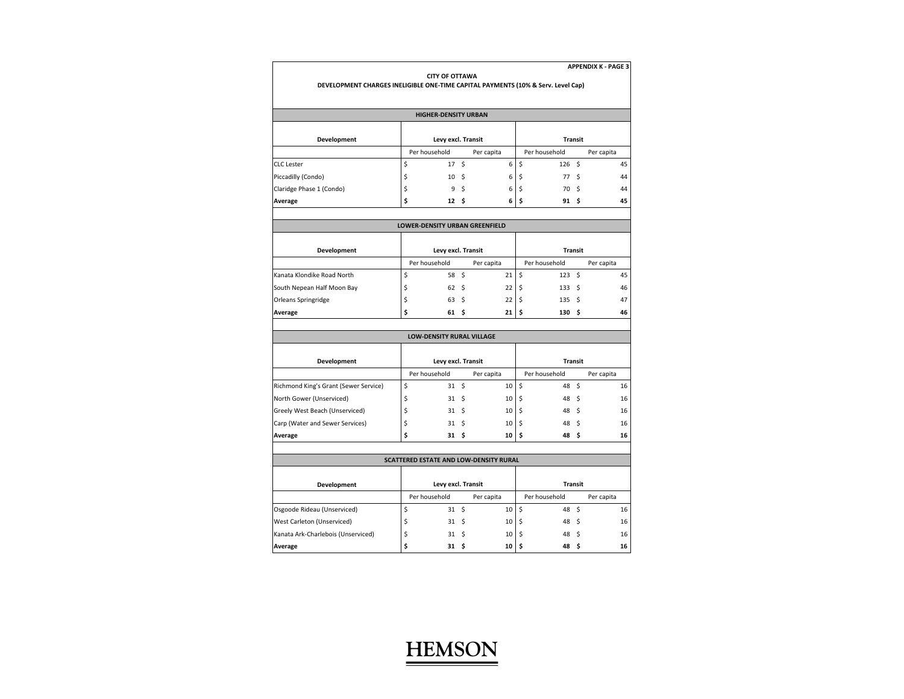APPENDIX K - PAGE 3

**CITY OF OTTAWA**

**DEVELOPMENT CHARGES INELIGIBLE ONE-TIME CAPITAL PAYMENTS (10% & Serv. Level Cap)**

**HIGHER-DENSITY URBAN**

| Development | Levy excl. Transit | | Transit | |
|---|---|---|---|---|
| | Per household | Per capita | Per household | Per capita |
| CLC Lester | $ 17 | $ 6 | $ 126 | $ 45 |
| Piccadilly (Condo) | $ 10 | $ 6 | $ 77 | $ 44 |
| Claridge Phase 1 (Condo) | $ 9 | $ 6 | $ 70 | $ 44 |
| **Average** | **$ 12** | **$ 6** | **$ 91** | **$ 45** |

**LOWER-DENSITY URBAN GREENFIELD**

| Development | Levy excl. Transit | | Transit | |
|---|---|---|---|---|
| | Per household | Per capita | Per household | Per capita |
| Kanata Klondike Road North | $ 58 | $ 21 | $ 123 | $ 45 |
| South Nepean Half Moon Bay | $ 62 | $ 22 | $ 133 | $ 46 |
| Orleans Springridge | $ 63 | $ 22 | $ 135 | $ 47 |
| **Average** | **$ 61** | **$ 21** | **$ 130** | **$ 46** |

**LOW-DENSITY RURAL VILLAGE**

| Development | Levy excl. Transit | | Transit | |
|---|---|---|---|---|
| | Per household | Per capita | Per household | Per capita |
| Richmond King's Grant (Sewer Service) | $ 31 | $ 10 | $ 48 | $ 16 |
| North Gower (Unserviced) | $ 31 | $ 10 | $ 48 | $ 16 |
| Greely West Beach (Unserviced) | $ 31 | $ 10 | $ 48 | $ 16 |
| Carp (Water and Sewer Services) | $ 31 | $ 10 | $ 48 | $ 16 |
| **Average** | **$ 31** | **$ 10** | **$ 48** | **$ 16** |

**SCATTERED ESTATE AND LOW-DENSITY RURAL**

| Development | Levy excl. Transit | | Transit | |
|---|---|---|---|---|
| | Per household | Per capita | Per household | Per capita |
| Osgoode Rideau (Unserviced) | $ 31 | $ 10 | $ 48 | $ 16 |
| West Carleton (Unserviced) | $ 31 | $ 10 | $ 48 | $ 16 |
| Kanata Ark-Charlebois (Unserviced) | $ 31 | $ 10 | $ 48 | $ 16 |
| **Average** | **$ 31** | **$ 10** | **$ 48** | **$ 16** |

HEMSON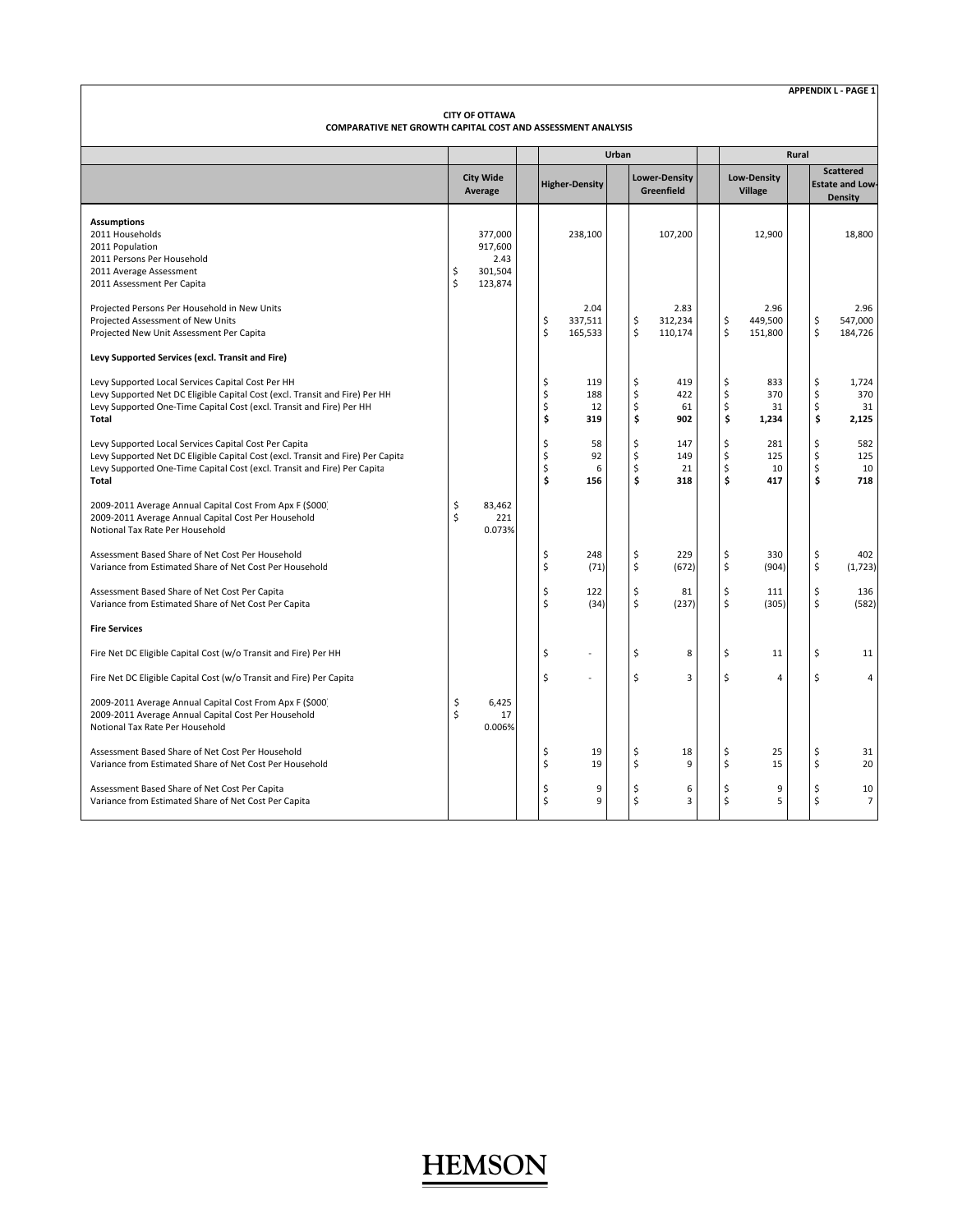**APPENDIX L - PAGE 1**

**CITY OF OTTAWA**
**COMPARATIVE NET GROWTH CAPITAL COST AND ASSESSMENT ANALYSIS**

| | | Urban | | Rural | |
|---|---|---|---|---|---|
| | **City Wide Average** | **Higher-Density** | **Lower-Density Greenfield** | **Low-Density Village** | **Scattered Estate and Low-Density** |
| **Assumptions** | | | | | |
| 2011 Households | 377,000 | 238,100 | 107,200 | 12,900 | 18,800 |
| 2011 Population | 917,600 | | | | |
| 2011 Persons Per Household | 2.43 | | | | |
| 2011 Average Assessment | $ 301,504 | | | | |
| 2011 Assessment Per Capita | $ 123,874 | | | | |
| Projected Persons Per Household in New Units | | 2.04 | 2.83 | 2.96 | 2.96 |
| Projected Assessment of New Units | | $ 337,511 | $ 312,234 | $ 449,500 | $ 547,000 |
| Projected New Unit Assessment Per Capita | | $ 165,533 | $ 110,174 | $ 151,800 | $ 184,726 |
| **Levy Supported Services (excl. Transit and Fire)** | | | | | |
| Levy Supported Local Services Capital Cost Per HH | | $ 119 | $ 419 | $ 833 | $ 1,724 |
| Levy Supported Net DC Eligible Capital Cost (excl. Transit and Fire) Per HH | | $ 188 | $ 422 | $ 370 | $ 370 |
| Levy Supported One-Time Capital Cost (excl. Transit and Fire) Per HH | | $ 12 | $ 61 | $ 31 | $ 31 |
| **Total** | | **$ 319** | **$ 902** | **$ 1,234** | **$ 2,125** |
| Levy Supported Local Services Capital Cost Per Capita | | $ 58 | $ 147 | $ 281 | $ 582 |
| Levy Supported Net DC Eligible Capital Cost (excl. Transit and Fire) Per Capita | | $ 92 | $ 149 | $ 125 | $ 125 |
| Levy Supported One-Time Capital Cost (excl. Transit and Fire) Per Capita | | $ 6 | $ 21 | $ 10 | $ 10 |
| **Total** | | **$ 156** | **$ 318** | **$ 417** | **$ 718** |
| 2009-2011 Average Annual Capital Cost From Apx F ($000) | $ 83,462 | | | | |
| 2009-2011 Average Annual Capital Cost Per Household | $ 221 | | | | |
| Notional Tax Rate Per Household | 0.073% | | | | |
| Assessment Based Share of Net Cost Per Household | | $ 248 | $ 229 | $ 330 | $ 402 |
| Variance from Estimated Share of Net Cost Per Household | | $ (71) | $ (672) | $ (904) | $ (1,723) |
| Assessment Based Share of Net Cost Per Capita | | $ 122 | $ 81 | $ 111 | $ 136 |
| Variance from Estimated Share of Net Cost Per Capita | | $ (34) | $ (237) | $ (305) | $ (582) |
| **Fire Services** | | | | | |
| Fire Net DC Eligible Capital Cost (w/o Transit and Fire) Per HH | | $ - | $ 8 | $ 11 | $ 11 |
| Fire Net DC Eligible Capital Cost (w/o Transit and Fire) Per Capita | | $ - | $ 3 | $ 4 | $ 4 |
| 2009-2011 Average Annual Capital Cost From Apx F ($000) | $ 6,425 | | | | |
| 2009-2011 Average Annual Capital Cost Per Household | $ 17 | | | | |
| Notional Tax Rate Per Household | 0.006% | | | | |
| Assessment Based Share of Net Cost Per Household | | $ 19 | $ 18 | $ 25 | $ 31 |
| Variance from Estimated Share of Net Cost Per Household | | $ 19 | $ 9 | $ 15 | $ 20 |
| Assessment Based Share of Net Cost Per Capita | | $ 9 | $ 6 | $ 9 | $ 10 |
| Variance from Estimated Share of Net Cost Per Capita | | $ 9 | $ 3 | $ 5 | $ 7 |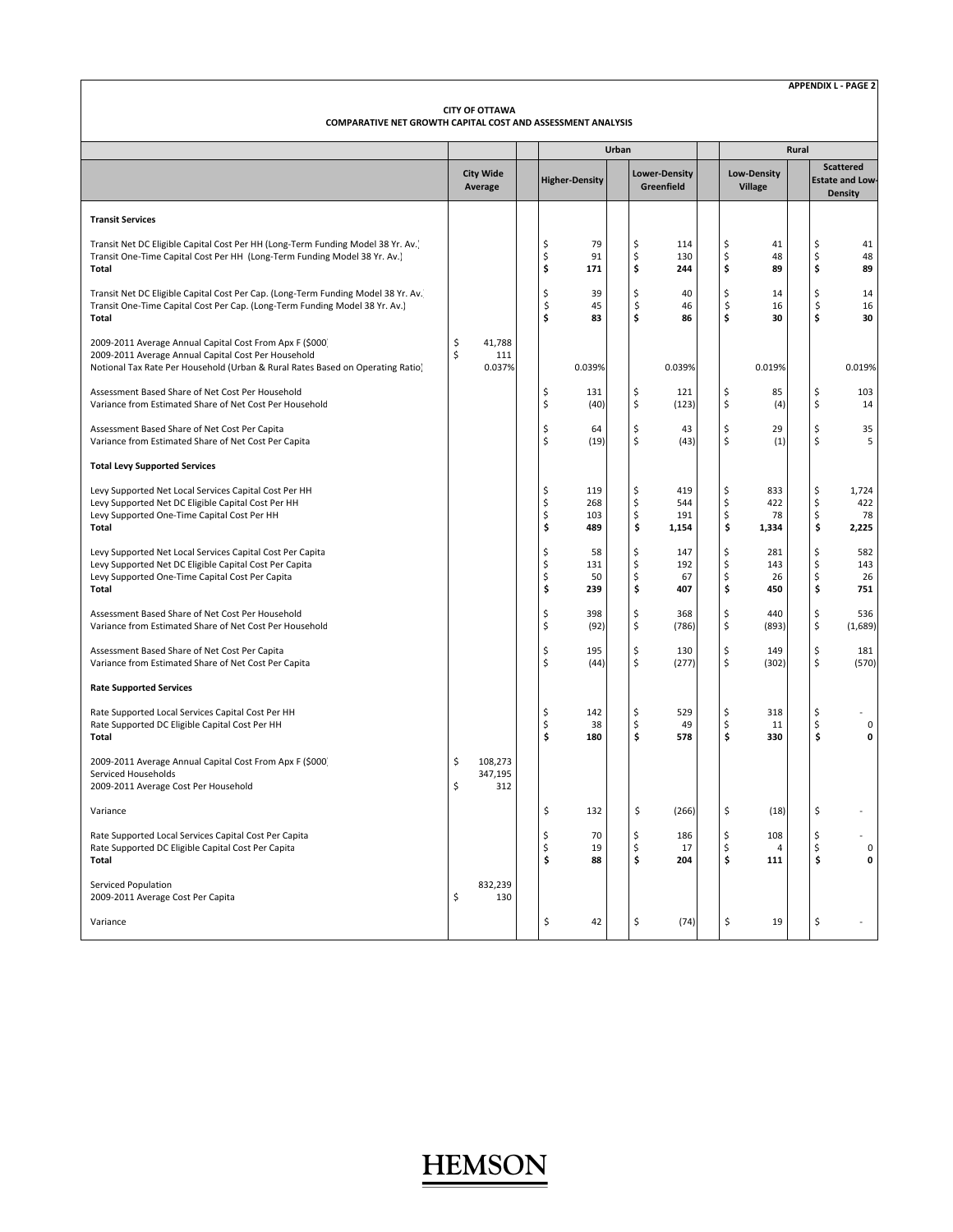**APPENDIX L - PAGE 2**

**CITY OF OTTAWA**
**COMPARATIVE NET GROWTH CAPITAL COST AND ASSESSMENT ANALYSIS**

| | | Urban | | Rural | |
|---|---|---|---|---|---|
| | **City Wide Average** | **Higher-Density** | **Lower-Density Greenfield** | **Low-Density Village** | **Scattered Estate and Low-Density** |
| **Transit Services** | | | | | |
| Transit Net DC Eligible Capital Cost Per HH (Long-Term Funding Model 38 Yr. Av.) | | $ 79 | $ 114 | $ 41 | $ 41 |
| Transit One-Time Capital Cost Per HH (Long-Term Funding Model 38 Yr. Av.) | | $ 91 | $ 130 | $ 48 | $ 48 |
| **Total** | | **$ 171** | **$ 244** | **$ 89** | **$ 89** |
| Transit Net DC Eligible Capital Cost Per Cap. (Long-Term Funding Model 38 Yr. Av. | | $ 39 | $ 40 | $ 14 | $ 14 |
| Transit One-Time Capital Cost Per Cap. (Long-Term Funding Model 38 Yr. Av.) | | $ 45 | $ 46 | $ 16 | $ 16 |
| **Total** | | **$ 83** | **$ 86** | **$ 30** | **$ 30** |
| 2009-2011 Average Annual Capital Cost From Apx F ($000) | $ 41,788 | | | | |
| 2009-2011 Average Annual Capital Cost Per Household | $ 111 | | | | |
| Notional Tax Rate Per Household (Urban & Rural Rates Based on Operating Ratio) | 0.037% | 0.039% | 0.039% | 0.019% | 0.019% |
| Assessment Based Share of Net Cost Per Household | | $ 131 | $ 121 | $ 85 | $ 103 |
| Variance from Estimated Share of Net Cost Per Household | | $ (40) | $ (123) | $ (4) | $ 14 |
| Assessment Based Share of Net Cost Per Capita | | $ 64 | $ 43 | $ 29 | $ 35 |
| Variance from Estimated Share of Net Cost Per Capita | | $ (19) | $ (43) | $ (1) | $ 5 |
| **Total Levy Supported Services** | | | | | |
| Levy Supported Net Local Services Capital Cost Per HH | | $ 119 | $ 419 | $ 833 | $ 1,724 |
| Levy Supported Net DC Eligible Capital Cost Per HH | | $ 268 | $ 544 | $ 422 | $ 422 |
| Levy Supported One-Time Capital Cost Per HH | | $ 103 | $ 191 | $ 78 | $ 78 |
| **Total** | | **$ 489** | **$ 1,154** | **$ 1,334** | **$ 2,225** |
| Levy Supported Net Local Services Capital Cost Per Capita | | $ 58 | $ 147 | $ 281 | $ 582 |
| Levy Supported Net DC Eligible Capital Cost Per Capita | | $ 131 | $ 192 | $ 143 | $ 143 |
| Levy Supported One-Time Capital Cost Per Capita | | $ 50 | $ 67 | $ 26 | $ 26 |
| **Total** | | **$ 239** | **$ 407** | **$ 450** | **$ 751** |
| Assessment Based Share of Net Cost Per Household | | $ 398 | $ 368 | $ 440 | $ 536 |
| Variance from Estimated Share of Net Cost Per Household | | $ (92) | $ (786) | $ (893) | $ (1,689) |
| Assessment Based Share of Net Cost Per Capita | | $ 195 | $ 130 | $ 149 | $ 181 |
| Variance from Estimated Share of Net Cost Per Capita | | $ (44) | $ (277) | $ (302) | $ (570) |
| **Rate Supported Services** | | | | | |
| Rate Supported Local Services Capital Cost Per HH | | $ 142 | $ 529 | $ 318 | $ - |
| Rate Supported DC Eligible Capital Cost Per HH | | $ 38 | $ 49 | $ 11 | $ 0 |
| **Total** | | **$ 180** | **$ 578** | **$ 330** | **$ 0** |
| 2009-2011 Average Annual Capital Cost From Apx F ($000) | $ 108,273 | | | | |
| Serviced Households | 347,195 | | | | |
| 2009-2011 Average Cost Per Household | $ 312 | | | | |
| Variance | | $ 132 | $ (266) | $ (18) | $ - |
| Rate Supported Local Services Capital Cost Per Capita | | $ 70 | $ 186 | $ 108 | $ - |
| Rate Supported DC Eligible Capital Cost Per Capita | | $ 19 | $ 17 | $ 4 | $ 0 |
| **Total** | | **$ 88** | **$ 204** | **$ 111** | **$ 0** |
| Serviced Population | 832,239 | | | | |
| 2009-2011 Average Cost Per Capita | $ 130 | | | | |
| Variance | | $ 42 | $ (74) | $ 19 | $ - |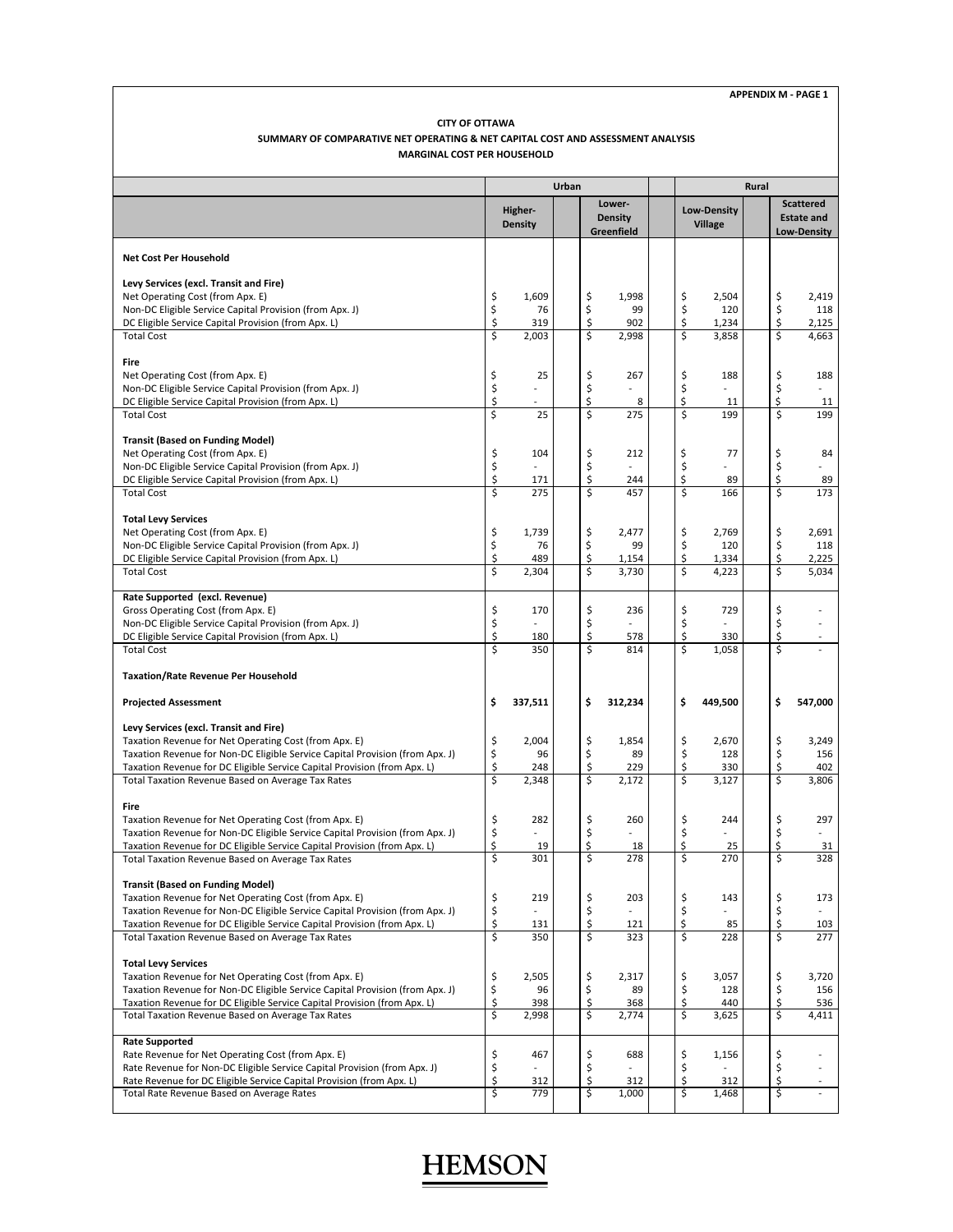**APPENDIX M - PAGE 1**

**CITY OF OTTAWA**
**SUMMARY OF COMPARATIVE NET OPERATING & NET CAPITAL COST AND ASSESSMENT ANALYSIS**
**MARGINAL COST PER HOUSEHOLD**

| | Urban | | Rural | |
|---|---|---|---|---|
| | Higher-Density | Lower-Density Greenfield | Low-Density Village | Scattered Estate and Low-Density |
| **Net Cost Per Household** | | | | |
| **Levy Services (excl. Transit and Fire)** | | | | |
| Net Operating Cost (from Apx. E) | $ 1,609 | $ 1,998 | $ 2,504 | $ 2,419 |
| Non-DC Eligible Service Capital Provision (from Apx. J) | $ 76 | $ 99 | $ 120 | $ 118 |
| DC Eligible Service Capital Provision (from Apx. L) | $ 319 | $ 902 | $ 1,234 | $ 2,125 |
| Total Cost | $ 2,003 | $ 2,998 | $ 3,858 | $ 4,663 |
| **Fire** | | | | |
| Net Operating Cost (from Apx. E) | $ 25 | $ 267 | $ 188 | $ 188 |
| Non-DC Eligible Service Capital Provision (from Apx. J) | $ - | $ - | $ - | $ - |
| DC Eligible Service Capital Provision (from Apx. L) | $ - | $ 8 | $ 11 | $ 11 |
| Total Cost | $ 25 | $ 275 | $ 199 | $ 199 |
| **Transit (Based on Funding Model)** | | | | |
| Net Operating Cost (from Apx. E) | $ 104 | $ 212 | $ 77 | $ 84 |
| Non-DC Eligible Service Capital Provision (from Apx. J) | $ - | $ - | $ - | $ - |
| DC Eligible Service Capital Provision (from Apx. L) | $ 171 | $ 244 | $ 89 | $ 89 |
| Total Cost | $ 275 | $ 457 | $ 166 | $ 173 |
| **Total Levy Services** | | | | |
| Net Operating Cost (from Apx. E) | $ 1,739 | $ 2,477 | $ 2,769 | $ 2,691 |
| Non-DC Eligible Service Capital Provision (from Apx. J) | $ 76 | $ 99 | $ 120 | $ 118 |
| DC Eligible Service Capital Provision (from Apx. L) | $ 489 | $ 1,154 | $ 1,334 | $ 2,225 |
| Total Cost | $ 2,304 | $ 3,730 | $ 4,223 | $ 5,034 |
| **Rate Supported (excl. Revenue)** | | | | |
| Gross Operating Cost (from Apx. E) | $ 170 | $ 236 | $ 729 | $ - |
| Non-DC Eligible Service Capital Provision (from Apx. J) | $ - | $ - | $ - | $ - |
| DC Eligible Service Capital Provision (from Apx. L) | $ 180 | $ 578 | $ 330 | $ - |
| Total Cost | $ 350 | $ 814 | $ 1,058 | $ - |
| **Taxation/Rate Revenue Per Household** | | | | |
| **Projected Assessment** | **$ 337,511** | **$ 312,234** | **$ 449,500** | **$ 547,000** |
| **Levy Services (excl. Transit and Fire)** | | | | |
| Taxation Revenue for Net Operating Cost (from Apx. E) | $ 2,004 | $ 1,854 | $ 2,670 | $ 3,249 |
| Taxation Revenue for Non-DC Eligible Service Capital Provision (from Apx. J) | $ 96 | $ 89 | $ 128 | $ 156 |
| Taxation Revenue for DC Eligible Service Capital Provision (from Apx. L) | $ 248 | $ 229 | $ 330 | $ 402 |
| Total Taxation Revenue Based on Average Tax Rates | $ 2,348 | $ 2,172 | $ 3,127 | $ 3,806 |
| **Fire** | | | | |
| Taxation Revenue for Net Operating Cost (from Apx. E) | $ 282 | $ 260 | $ 244 | $ 297 |
| Taxation Revenue for Non-DC Eligible Service Capital Provision (from Apx. J) | $ - | $ - | $ - | $ - |
| Taxation Revenue for DC Eligible Service Capital Provision (from Apx. L) | $ 19 | $ 18 | $ 25 | $ 31 |
| Total Taxation Revenue Based on Average Tax Rates | $ 301 | $ 278 | $ 270 | $ 328 |
| **Transit (Based on Funding Model)** | | | | |
| Taxation Revenue for Net Operating Cost (from Apx. E) | $ 219 | $ 203 | $ 143 | $ 173 |
| Taxation Revenue for Non-DC Eligible Service Capital Provision (from Apx. J) | $ - | $ - | $ - | $ - |
| Taxation Revenue for DC Eligible Service Capital Provision (from Apx. L) | $ 131 | $ 121 | $ 85 | $ 103 |
| Total Taxation Revenue Based on Average Tax Rates | $ 350 | $ 323 | $ 228 | $ 277 |
| **Total Levy Services** | | | | |
| Taxation Revenue for Net Operating Cost (from Apx. E) | $ 2,505 | $ 2,317 | $ 3,057 | $ 3,720 |
| Taxation Revenue for Non-DC Eligible Service Capital Provision (from Apx. J) | $ 96 | $ 89 | $ 128 | $ 156 |
| Taxation Revenue for DC Eligible Service Capital Provision (from Apx. L) | $ 398 | $ 368 | $ 440 | $ 536 |
| Total Taxation Revenue Based on Average Tax Rates | $ 2,998 | $ 2,774 | $ 3,625 | $ 4,411 |
| **Rate Supported** | | | | |
| Rate Revenue for Net Operating Cost (from Apx. E) | $ 467 | $ 688 | $ 1,156 | $ - |
| Rate Revenue for Non-DC Eligible Service Capital Provision (from Apx. J) | $ - | $ - | $ - | $ - |
| Rate Revenue for DC Eligible Service Capital Provision (from Apx. L) | $ 312 | $ 312 | $ 312 | $ - |
| Total Rate Revenue Based on Average Rates | $ 779 | $ 1,000 | $ 1,468 | $ - |

HEMSON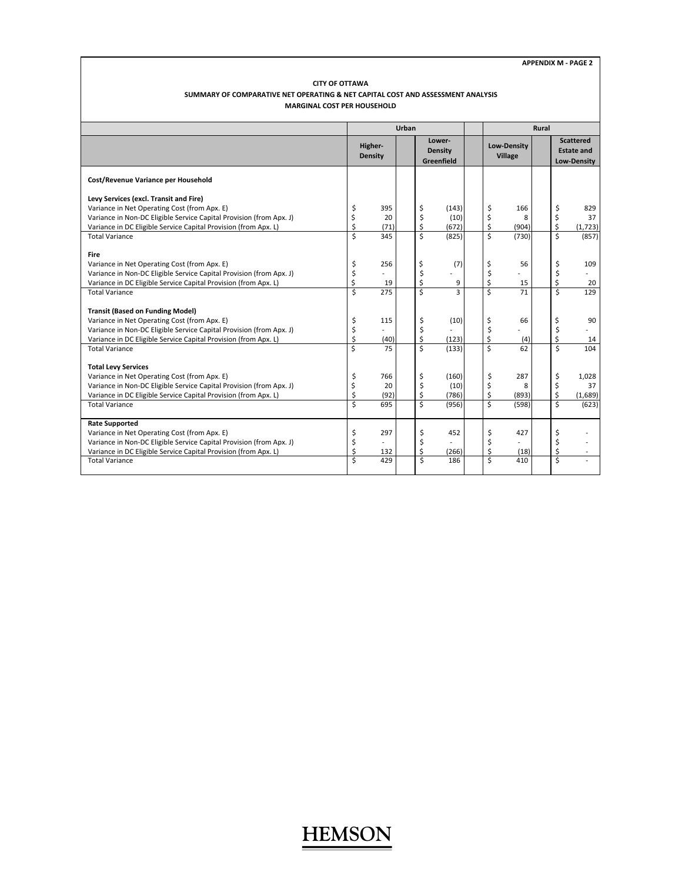**APPENDIX M - PAGE 2**

**CITY OF OTTAWA**
**SUMMARY OF COMPARATIVE NET OPERATING & NET CAPITAL COST AND ASSESSMENT ANALYSIS**
**MARGINAL COST PER HOUSEHOLD**

| | Urban | | Rural | |
|---|---|---|---|---|
| | **Higher-Density** | **Lower-Density Greenfield** | **Low-Density Village** | **Scattered Estate and Low-Density** |
| **Cost/Revenue Variance per Household** | | | | |
| **Levy Services (excl. Transit and Fire)** | | | | |
| Variance in Net Operating Cost (from Apx. E) | $ 395 | $ (143) | $ 166 | $ 829 |
| Variance in Non-DC Eligible Service Capital Provision (from Apx. J) | $ 20 | $ (10) | $ 8 | $ 37 |
| Variance in DC Eligible Service Capital Provision (from Apx. L) | $ (71) | $ (672) | $ (904) | $ (1,723) |
| Total Variance | $ 345 | $ (825) | $ (730) | $ (857) |
| **Fire** | | | | |
| Variance in Net Operating Cost (from Apx. E) | $ 256 | $ (7) | $ 56 | $ 109 |
| Variance in Non-DC Eligible Service Capital Provision (from Apx. J) | $ - | $ - | $ - | $ - |
| Variance in DC Eligible Service Capital Provision (from Apx. L) | $ 19 | $ 9 | $ 15 | $ 20 |
| Total Variance | $ 275 | $ 3 | $ 71 | $ 129 |
| **Transit (Based on Funding Model)** | | | | |
| Variance in Net Operating Cost (from Apx. E) | $ 115 | $ (10) | $ 66 | $ 90 |
| Variance in Non-DC Eligible Service Capital Provision (from Apx. J) | $ - | $ - | $ - | $ - |
| Variance in DC Eligible Service Capital Provision (from Apx. L) | $ (40) | $ (123) | $ (4) | $ 14 |
| Total Variance | $ 75 | $ (133) | $ 62 | $ 104 |
| **Total Levy Services** | | | | |
| Variance in Net Operating Cost (from Apx. E) | $ 766 | $ (160) | $ 287 | $ 1,028 |
| Variance in Non-DC Eligible Service Capital Provision (from Apx. J) | $ 20 | $ (10) | $ 8 | $ 37 |
| Variance in DC Eligible Service Capital Provision (from Apx. L) | $ (92) | $ (786) | $ (893) | $ (1,689) |
| Total Variance | $ 695 | $ (956) | $ (598) | $ (623) |
| **Rate Supported** | | | | |
| Variance in Net Operating Cost (from Apx. E) | $ 297 | $ 452 | $ 427 | $ - |
| Variance in Non-DC Eligible Service Capital Provision (from Apx. J) | $ - | $ - | $ - | $ - |
| Variance in DC Eligible Service Capital Provision (from Apx. L) | $ 132 | $ (266) | $ (18) | $ - |
| Total Variance | $ 429 | $ 186 | $ 410 | $ - |

HEMSON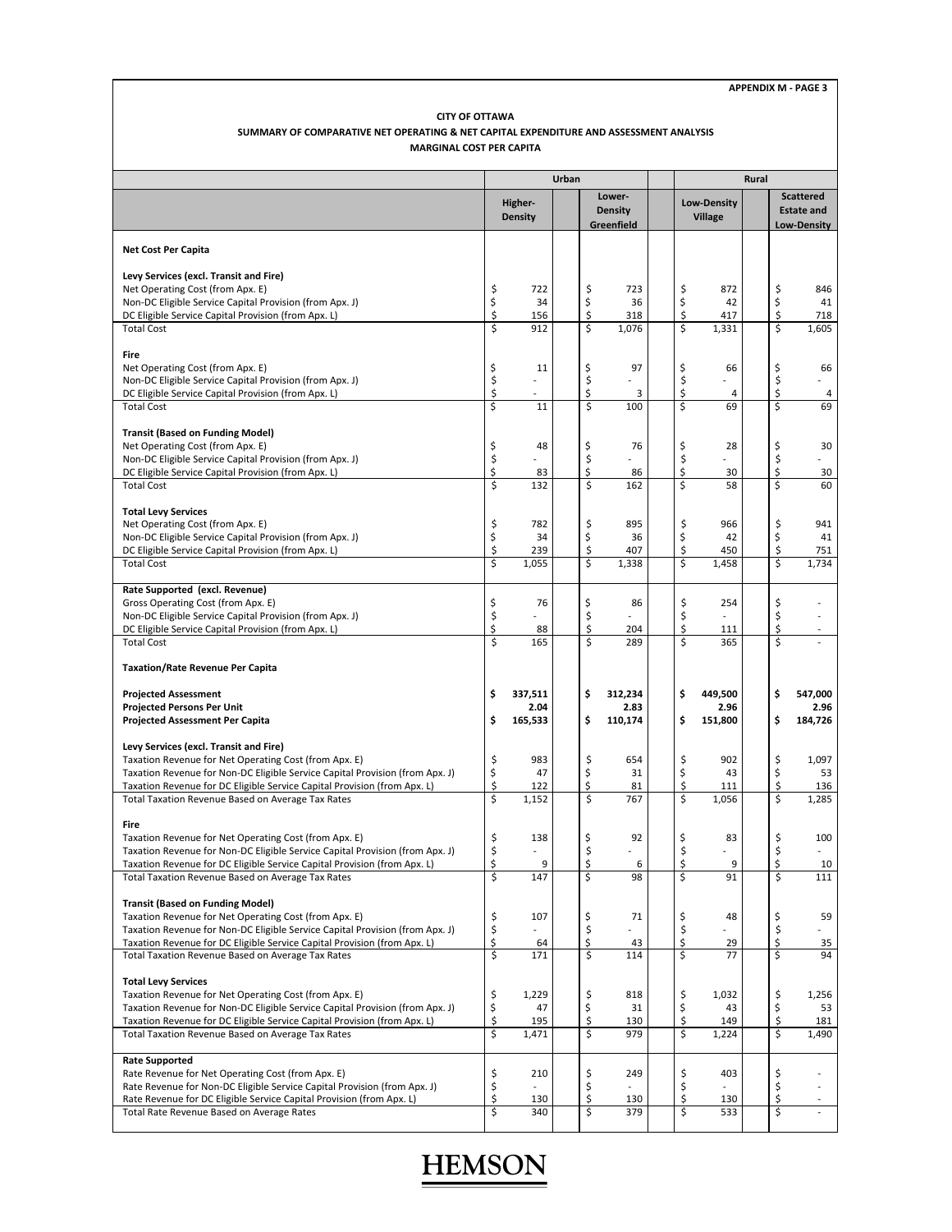**APPENDIX M - PAGE 3**

**CITY OF OTTAWA**
**SUMMARY OF COMPARATIVE NET OPERATING & NET CAPITAL EXPENDITURE AND ASSESSMENT ANALYSIS**
**MARGINAL COST PER CAPITA**

| | Urban | | Rural | |
|---|---|---|---|---|
| | **Higher-Density** | **Lower-Density Greenfield** | **Low-Density Village** | **Scattered Estate and Low-Density** |
| **Net Cost Per Capita** | | | | |
| **Levy Services (excl. Transit and Fire)** | | | | |
| Net Operating Cost (from Apx. E) | $ 722 | $ 723 | $ 872 | $ 846 |
| Non-DC Eligible Service Capital Provision (from Apx. J) | $ 34 | $ 36 | $ 42 | $ 41 |
| DC Eligible Service Capital Provision (from Apx. L) | $ 156 | $ 318 | $ 417 | $ 718 |
| Total Cost | $ 912 | $ 1,076 | $ 1,331 | $ 1,605 |
| **Fire** | | | | |
| Net Operating Cost (from Apx. E) | $ 11 | $ 97 | $ 66 | $ 66 |
| Non-DC Eligible Service Capital Provision (from Apx. J) | $ - | $ - | $ - | $ - |
| DC Eligible Service Capital Provision (from Apx. L) | $ - | $ 3 | $ 4 | $ 4 |
| Total Cost | $ 11 | $ 100 | $ 69 | $ 69 |
| **Transit (Based on Funding Model)** | | | | |
| Net Operating Cost (from Apx. E) | $ 48 | $ 76 | $ 28 | $ 30 |
| Non-DC Eligible Service Capital Provision (from Apx. J) | $ - | $ - | $ - | $ - |
| DC Eligible Service Capital Provision (from Apx. L) | $ 83 | $ 86 | $ 30 | $ 30 |
| Total Cost | $ 132 | $ 162 | $ 58 | $ 60 |
| **Total Levy Services** | | | | |
| Net Operating Cost (from Apx. E) | $ 782 | $ 895 | $ 966 | $ 941 |
| Non-DC Eligible Service Capital Provision (from Apx. J) | $ 34 | $ 36 | $ 42 | $ 41 |
| DC Eligible Service Capital Provision (from Apx. L) | $ 239 | $ 407 | $ 450 | $ 751 |
| Total Cost | $ 1,055 | $ 1,338 | $ 1,458 | $ 1,734 |
| **Rate Supported (excl. Revenue)** | | | | |
| Gross Operating Cost (from Apx. E) | $ 76 | $ 86 | $ 254 | $ - |
| Non-DC Eligible Service Capital Provision (from Apx. J) | $ - | $ - | $ - | $ - |
| DC Eligible Service Capital Provision (from Apx. L) | $ 88 | $ 204 | $ 111 | $ - |
| Total Cost | $ 165 | $ 289 | $ 365 | $ - |
| **Taxation/Rate Revenue Per Capita** | | | | |
| **Projected Assessment** | **$ 337,511** | **$ 312,234** | **$ 449,500** | **$ 547,000** |
| **Projected Persons Per Unit** | **2.04** | **2.83** | **2.96** | **2.96** |
| **Projected Assessment Per Capita** | **$ 165,533** | **$ 110,174** | **$ 151,800** | **$ 184,726** |
| **Levy Services (excl. Transit and Fire)** | | | | |
| Taxation Revenue for Net Operating Cost (from Apx. E) | $ 983 | $ 654 | $ 902 | $ 1,097 |
| Taxation Revenue for Non-DC Eligible Service Capital Provision (from Apx. J) | $ 47 | $ 31 | $ 43 | $ 53 |
| Taxation Revenue for DC Eligible Service Capital Provision (from Apx. L) | $ 122 | $ 81 | $ 111 | $ 136 |
| Total Taxation Revenue Based on Average Tax Rates | $ 1,152 | $ 767 | $ 1,056 | $ 1,285 |
| **Fire** | | | | |
| Taxation Revenue for Net Operating Cost (from Apx. E) | $ 138 | $ 92 | $ 83 | $ 100 |
| Taxation Revenue for Non-DC Eligible Service Capital Provision (from Apx. J) | $ - | $ - | $ - | $ - |
| Taxation Revenue for DC Eligible Service Capital Provision (from Apx. L) | $ 9 | $ 6 | $ 9 | $ 10 |
| Total Taxation Revenue Based on Average Tax Rates | $ 147 | $ 98 | $ 91 | $ 111 |
| **Transit (Based on Funding Model)** | | | | |
| Taxation Revenue for Net Operating Cost (from Apx. E) | $ 107 | $ 71 | $ 48 | $ 59 |
| Taxation Revenue for Non-DC Eligible Service Capital Provision (from Apx. J) | $ - | $ - | $ - | $ - |
| Taxation Revenue for DC Eligible Service Capital Provision (from Apx. L) | $ 64 | $ 43 | $ 29 | $ 35 |
| Total Taxation Revenue Based on Average Tax Rates | $ 171 | $ 114 | $ 77 | $ 94 |
| **Total Levy Services** | | | | |
| Taxation Revenue for Net Operating Cost (from Apx. E) | $ 1,229 | $ 818 | $ 1,032 | $ 1,256 |
| Taxation Revenue for Non-DC Eligible Service Capital Provision (from Apx. J) | $ 47 | $ 31 | $ 43 | $ 53 |
| Taxation Revenue for DC Eligible Service Capital Provision (from Apx. L) | $ 195 | $ 130 | $ 149 | $ 181 |
| Total Taxation Revenue Based on Average Tax Rates | $ 1,471 | $ 979 | $ 1,224 | $ 1,490 |
| **Rate Supported** | | | | |
| Rate Revenue for Net Operating Cost (from Apx. E) | $ 210 | $ 249 | $ 403 | $ - |
| Rate Revenue for Non-DC Eligible Service Capital Provision (from Apx. J) | $ - | $ - | $ - | $ - |
| Rate Revenue for DC Eligible Service Capital Provision (from Apx. L) | $ 130 | $ 130 | $ 130 | $ - |
| Total Rate Revenue Based on Average Rates | $ 340 | $ 379 | $ 533 | $ - |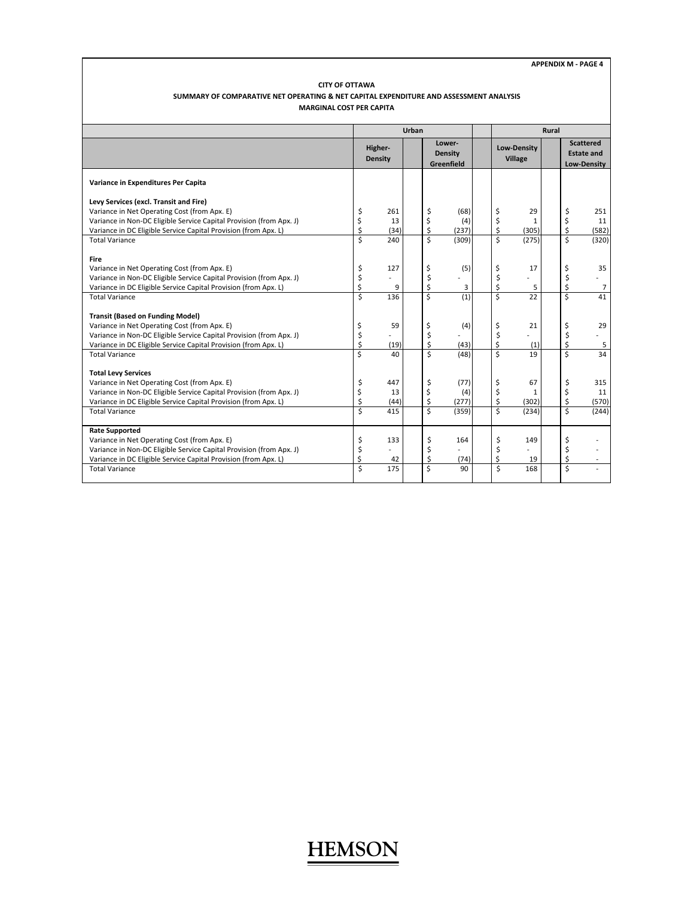**APPENDIX M - PAGE 4**

**CITY OF OTTAWA**
**SUMMARY OF COMPARATIVE NET OPERATING & NET CAPITAL EXPENDITURE AND ASSESSMENT ANALYSIS**
**MARGINAL COST PER CAPITA**

| | Urban | | Rural | |
|---|---|---|---|---|
| | Higher-Density | Lower-Density Greenfield | Low-Density Village | Scattered Estate and Low-Density |
| **Variance in Expenditures Per Capita** | | | | |
| **Levy Services (excl. Transit and Fire)** | | | | |
| Variance in Net Operating Cost (from Apx. E) | $ 261 | $ (68) | $ 29 | $ 251 |
| Variance in Non-DC Eligible Service Capital Provision (from Apx. J) | $ 13 | $ (4) | $ 1 | $ 11 |
| Variance in DC Eligible Service Capital Provision (from Apx. L) | $ (34) | $ (237) | $ (305) | $ (582) |
| Total Variance | $ 240 | $ (309) | $ (275) | $ (320) |
| **Fire** | | | | |
| Variance in Net Operating Cost (from Apx. E) | $ 127 | $ (5) | $ 17 | $ 35 |
| Variance in Non-DC Eligible Service Capital Provision (from Apx. J) | $ - | $ - | $ - | $ - |
| Variance in DC Eligible Service Capital Provision (from Apx. L) | $ 9 | $ 3 | $ 5 | $ 7 |
| Total Variance | $ 136 | $ (1) | $ 22 | $ 41 |
| **Transit (Based on Funding Model)** | | | | |
| Variance in Net Operating Cost (from Apx. E) | $ 59 | $ (4) | $ 21 | $ 29 |
| Variance in Non-DC Eligible Service Capital Provision (from Apx. J) | $ - | $ - | $ - | $ - |
| Variance in DC Eligible Service Capital Provision (from Apx. L) | $ (19) | $ (43) | $ (1) | $ 5 |
| Total Variance | $ 40 | $ (48) | $ 19 | $ 34 |
| **Total Levy Services** | | | | |
| Variance in Net Operating Cost (from Apx. E) | $ 447 | $ (77) | $ 67 | $ 315 |
| Variance in Non-DC Eligible Service Capital Provision (from Apx. J) | $ 13 | $ (4) | $ 1 | $ 11 |
| Variance in DC Eligible Service Capital Provision (from Apx. L) | $ (44) | $ (277) | $ (302) | $ (570) |
| Total Variance | $ 415 | $ (359) | $ (234) | $ (244) |
| **Rate Supported** | | | | |
| Variance in Net Operating Cost (from Apx. E) | $ 133 | $ 164 | $ 149 | $ - |
| Variance in Non-DC Eligible Service Capital Provision (from Apx. J) | $ - | $ - | $ - | $ - |
| Variance in DC Eligible Service Capital Provision (from Apx. L) | $ 42 | $ (74) | $ 19 | $ - |
| Total Variance | $ 175 | $ 90 | $ 168 | $ - |

HEMSON